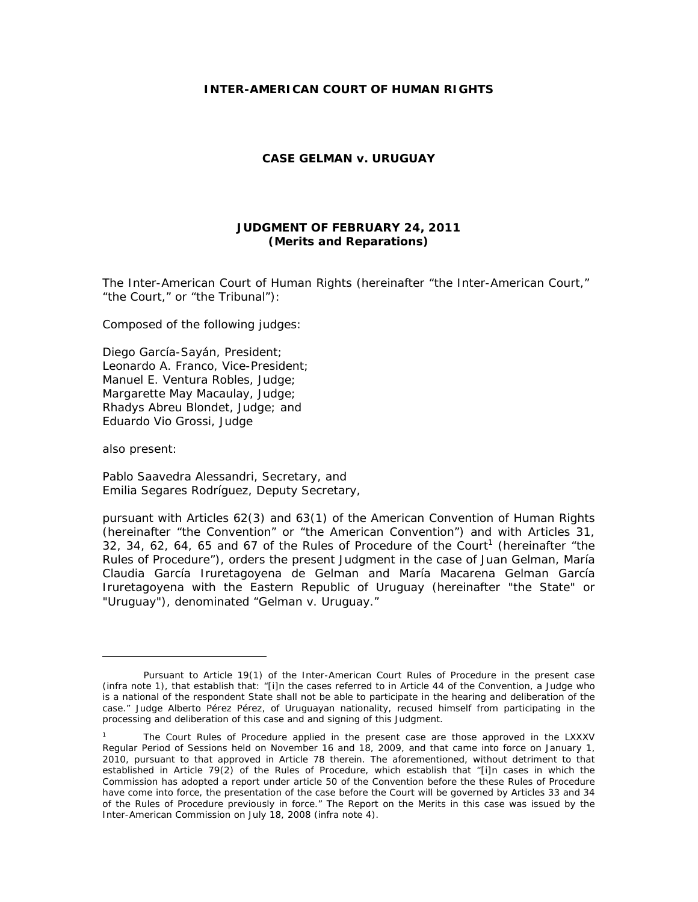**INTER-AMERICAN COURT OF HUMAN RIGHTS**

**CASE GELMAN v. URUGUAY**

**JUDGMENT OF FEBRUARY 24, 2011**
**(Merits and Reparations)**

The Inter-American Court of Human Rights (hereinafter "the Inter-American Court," "the Court," or "the Tribunal"):

Composed of the following judges:

Diego García-Sayán, President;
Leonardo A. Franco, Vice-President;
Manuel E. Ventura Robles, Judge;
Margarette May Macaulay, Judge;
Rhadys Abreu Blondet, Judge; and
Eduardo Vio Grossi, Judge

also present:

Pablo Saavedra Alessandri, Secretary, and
Emilia Segares Rodríguez, Deputy Secretary,

pursuant with Articles 62(3) and 63(1) of the American Convention of Human Rights (hereinafter "the Convention" or "the American Convention") and with Articles 31, 32, 34, 62, 64, 65 and 67 of the Rules of Procedure of the Court[1] (hereinafter "the Rules of Procedure"), orders the present Judgment in the case of Juan Gelman, María Claudia García Iruretagoyena de Gelman and María Macarena Gelman García Iruretagoyena with the Eastern Republic of Uruguay (hereinafter "the State" or "Uruguay"), denominated "Gelman v. Uruguay."

---

Pursuant to Article 19(1) of the Inter-American Court Rules of Procedure in the present case (infra note 1), that establish that: "[i]n the cases referred to in Article 44 of the Convention, a Judge who is a national of the respondent State shall not be able to participate in the hearing and deliberation of the case." Judge Alberto Pérez Pérez, of Uruguayan nationality, recused himself from participating in the processing and deliberation of this case and and signing of this Judgment.

[1] The Court Rules of Procedure applied in the present case are those approved in the LXXXV Regular Period of Sessions held on November 16 and 18, 2009, and that came into force on January 1, 2010, pursuant to that approved in Article 78 therein. The aforementioned, without detriment to that established in Article 79(2) of the Rules of Procedure, which establish that "[i]n cases in which the Commission has adopted a report under article 50 of the Convention before the these Rules of Procedure have come into force, the presentation of the case before the Court will be governed by Articles 33 and 34 of the Rules of Procedure previously in force." The Report on the Merits in this case was issued by the Inter-American Commission on July 18, 2008 (infra note 4).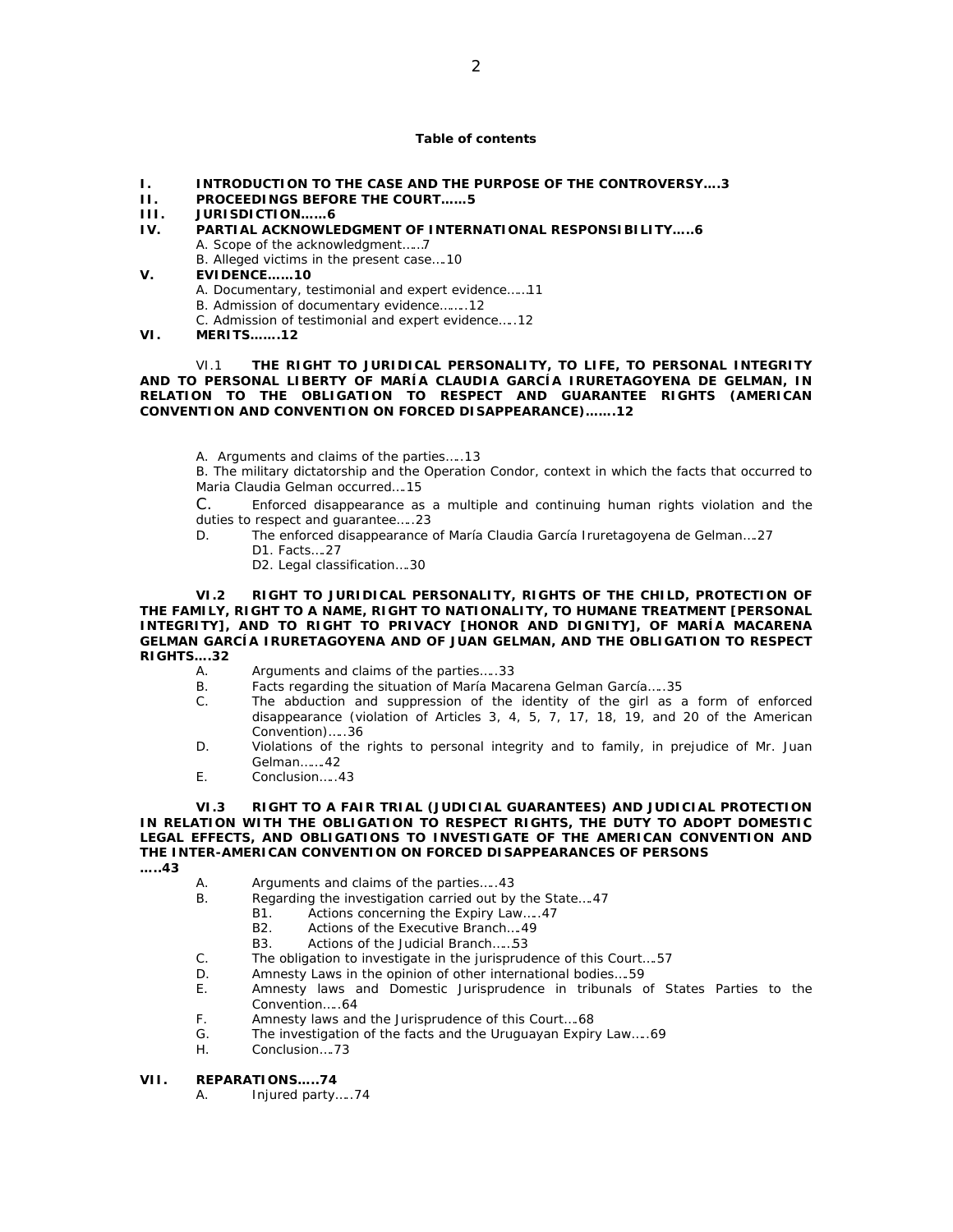**Table of contents**

**I. INTRODUCTION TO THE CASE AND THE PURPOSE OF THE CONTROVERSY….3**

**II. PROCEEDINGS BEFORE THE COURT……5**

**III. JURISDICTION……6**

**IV. PARTIAL ACKNOWLEDGMENT OF INTERNATIONAL RESPONSIBILITY…..6**

A. Scope of the acknowledgment……7

B. Alleged victims in the present case….10

**V. EVIDENCE……10**

A. Documentary, testimonial and expert evidence……11

B. Admission of documentary evidence…….12

C. Admission of testimonial and expert evidence…..12

**VI. MERITS…….12**

VI.1 **THE RIGHT TO JURIDICAL PERSONALITY, TO LIFE, TO PERSONAL INTEGRITY AND TO PERSONAL LIBERTY OF MARÍA CLAUDIA GARCÍA IRURETAGOYENA DE GELMAN, IN RELATION TO THE OBLIGATION TO RESPECT AND GUARANTEE RIGHTS (AMERICAN CONVENTION AND CONVENTION ON FORCED DISAPPEARANCE)…….12**

A. Arguments and claims of the parties…..13

B. The military dictatorship and the Operation Condor, context in which the facts that occurred to Maria Claudia Gelman occurred….15

C. Enforced disappearance as a multiple and continuing human rights violation and the duties to respect and guarantee…..23

D. The enforced disappearance of María Claudia García Iruretagoyena de Gelman….27

- D1. Facts….27
- D2. Legal classification….30

**VI.2 RIGHT TO JURIDICAL PERSONALITY, RIGHTS OF THE CHILD, PROTECTION OF THE FAMILY, RIGHT TO A NAME, RIGHT TO NATIONALITY, TO HUMANE TREATMENT [PERSONAL INTEGRITY], AND TO RIGHT TO PRIVACY [HONOR AND DIGNITY], OF MARÍA MACARENA GELMAN GARCÍA IRURETAGOYENA AND OF JUAN GELMAN, AND THE OBLIGATION TO RESPECT RIGHTS….32**

A. Arguments and claims of the parties…..33

B. Facts regarding the situation of María Macarena Gelman García…..35

C. The abduction and suppression of the identity of the girl as a form of enforced disappearance (violation of Articles 3, 4, 5, 7, 17, 18, 19, and 20 of the American Convention)…..36

D. Violations of the rights to personal integrity and to family, in prejudice of Mr. Juan Gelman……42

E. Conclusion…..43

**VI.3 RIGHT TO A FAIR TRIAL (JUDICIAL GUARANTEES) AND JUDICIAL PROTECTION IN RELATION WITH THE OBLIGATION TO RESPECT RIGHTS, THE DUTY TO ADOPT DOMESTIC LEGAL EFFECTS, AND OBLIGATIONS TO INVESTIGATE OF THE AMERICAN CONVENTION AND THE INTER-AMERICAN CONVENTION ON FORCED DISAPPEARANCES OF PERSONS …..43**

A. Arguments and claims of the parties…..43

B. Regarding the investigation carried out by the State….47

- B1. Actions concerning the Expiry Law…..47
- B2. Actions of the Executive Branch….49
- B3. Actions of the Judicial Branch…..53

C. The obligation to investigate in the jurisprudence of this Court….57

D. Amnesty Laws in the opinion of other international bodies….59

E. Amnesty laws and Domestic Jurisprudence in tribunals of States Parties to the Convention…..64

F. Amnesty laws and the Jurisprudence of this Court….68

G. The investigation of the facts and the Uruguayan Expiry Law…..69

H. Conclusion….73

**VII. REPARATIONS…..74**

A. Injured party…..74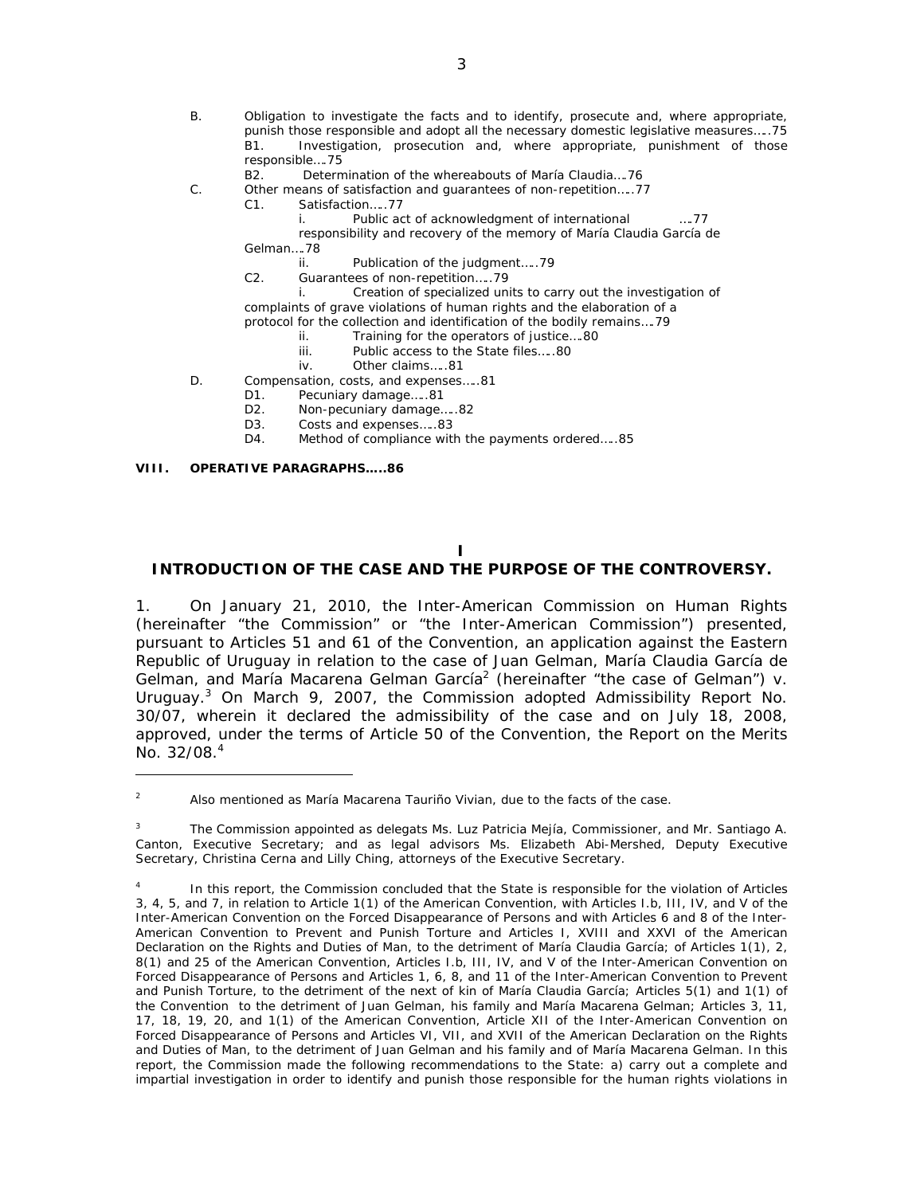B. Obligation to investigate the facts and to identify, prosecute and, where appropriate, punish those responsible and adopt all the necessary domestic legislative measures…..75
   - B1. Investigation, prosecution and, where appropriate, punishment of those responsible….75
   - B2. Determination of the whereabouts of María Claudia….76

C. Other means of satisfaction and guarantees of non-repetition…..77
   - C1. Satisfaction…..77
     - i. Public act of acknowledgment of international ….77 responsibility and recovery of the memory of María Claudia García de Gelman….78
     - ii. Publication of the judgment…..79
   - C2. Guarantees of non-repetition…..79
     - i. Creation of specialized units to carry out the investigation of complaints of grave violations of human rights and the elaboration of a protocol for the collection and identification of the bodily remains….79
     - ii. Training for the operators of justice….80
     - iii. Public access to the State files…..80
     - iv. Other claims…..81

D. Compensation, costs, and expenses…..81
   - D1. Pecuniary damage…..81
   - D2. Non-pecuniary damage…..82
   - D3. Costs and expenses…..83
   - D4. Method of compliance with the payments ordered…..85

**VIII. OPERATIVE PARAGRAPHS…..86**

# I
# INTRODUCTION OF THE CASE AND THE PURPOSE OF THE CONTROVERSY.

1. On January 21, 2010, the Inter-American Commission on Human Rights (hereinafter "the Commission" or "the Inter-American Commission") presented, pursuant to Articles 51 and 61 of the Convention, an application against the Eastern Republic of Uruguay in relation to the case of Juan Gelman, María Claudia García de Gelman, and María Macarena Gelman García[2] (hereinafter "the case of Gelman") v. Uruguay.[3] On March 9, 2007, the Commission adopted Admissibility Report No. 30/07, wherein it declared the admissibility of the case and on July 18, 2008, approved, under the terms of Article 50 of the Convention, the Report on the Merits No. 32/08.[4]

---

[2] Also mentioned as María Macarena Tauriño Vivian, due to the facts of the case.

[3] The Commission appointed as delegats Ms. Luz Patricia Mejía, Commissioner, and Mr. Santiago A. Canton, Executive Secretary; and as legal advisors Ms. Elizabeth Abi-Mershed, Deputy Executive Secretary, Christina Cerna and Lilly Ching, attorneys of the Executive Secretary.

[4] In this report, the Commission concluded that the State is responsible for the violation of Articles 3, 4, 5, and 7, in relation to Article 1(1) of the American Convention, with Articles I.b, III, IV, and V of the Inter-American Convention on the Forced Disappearance of Persons and with Articles 6 and 8 of the Inter-American Convention to Prevent and Punish Torture and Articles I, XVIII and XXVI of the American Declaration on the Rights and Duties of Man, to the detriment of María Claudia García; of Articles 1(1), 2, 8(1) and 25 of the American Convention, Articles I.b, III, IV, and V of the Inter-American Convention on Forced Disappearance of Persons and Articles 1, 6, 8, and 11 of the Inter-American Convention to Prevent and Punish Torture, to the detriment of the next of kin of María Claudia García; Articles 5(1) and 1(1) of the Convention to the detriment of Juan Gelman, his family and María Macarena Gelman; Articles 3, 11, 17, 18, 19, 20, and 1(1) of the American Convention, Article XII of the Inter-American Convention on Forced Disappearance of Persons and Articles VI, VII, and XVII of the American Declaration on the Rights and Duties of Man, to the detriment of Juan Gelman and his family and of María Macarena Gelman. In this report, the Commission made the following recommendations to the State: a) carry out a complete and impartial investigation in order to identify and punish those responsible for the human rights violations in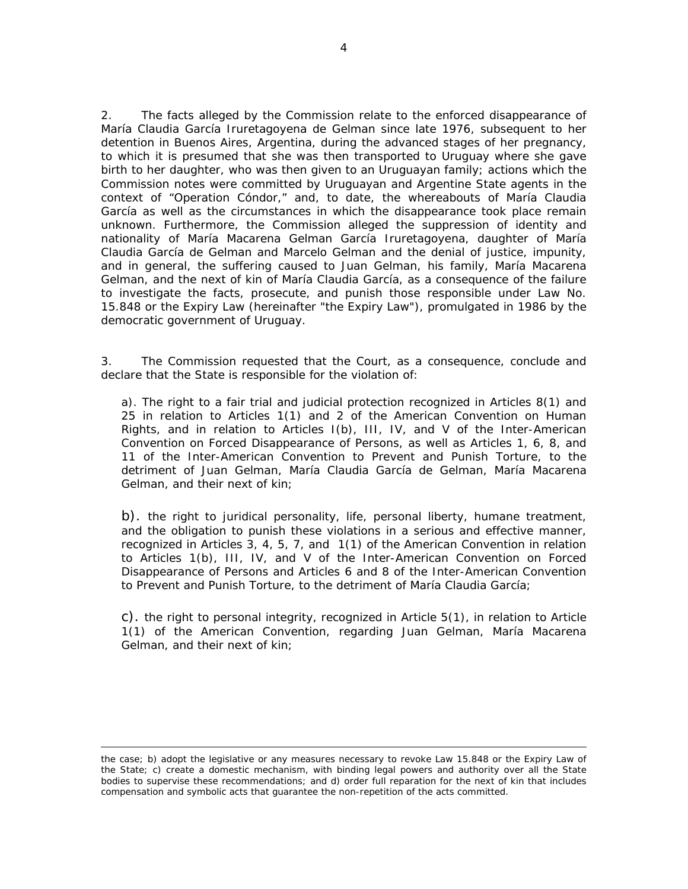2. The facts alleged by the Commission relate to the enforced disappearance of María Claudia García Iruretagoyena de Gelman since late 1976, subsequent to her detention in Buenos Aires, Argentina, during the advanced stages of her pregnancy, to which it is presumed that she was then transported to Uruguay where she gave birth to her daughter, who was then given to an Uruguayan family; actions which the Commission notes were committed by Uruguayan and Argentine State agents in the context of "Operation Cóndor," and, to date, the whereabouts of María Claudia García as well as the circumstances in which the disappearance took place remain unknown. Furthermore, the Commission alleged the suppression of identity and nationality of María Macarena Gelman García Iruretagoyena, daughter of María Claudia García de Gelman and Marcelo Gelman and the denial of justice, impunity, and in general, the suffering caused to Juan Gelman, his family, María Macarena Gelman, and the next of kin of María Claudia García, as a consequence of the failure to investigate the facts, prosecute, and punish those responsible under Law No. 15.848 or the Expiry Law (hereinafter "the Expiry Law"), promulgated in 1986 by the democratic government of Uruguay.

3. The Commission requested that the Court, as a consequence, conclude and declare that the State is responsible for the violation of:

a). The right to a fair trial and judicial protection recognized in Articles 8(1) and 25 in relation to Articles 1(1) and 2 of the American Convention on Human Rights, and in relation to Articles I(b), III, IV, and V of the Inter-American Convention on Forced Disappearance of Persons, as well as Articles 1, 6, 8, and 11 of the Inter-American Convention to Prevent and Punish Torture, to the detriment of Juan Gelman, María Claudia García de Gelman, María Macarena Gelman, and their next of kin;

b). the right to juridical personality, life, personal liberty, humane treatment, and the obligation to punish these violations in a serious and effective manner, recognized in Articles 3, 4, 5, 7, and 1(1) of the American Convention in relation to Articles 1(b), III, IV, and V of the Inter-American Convention on Forced Disappearance of Persons and Articles 6 and 8 of the Inter-American Convention to Prevent and Punish Torture, to the detriment of María Claudia García;

c). the right to personal integrity, recognized in Article 5(1), in relation to Article 1(1) of the American Convention, regarding Juan Gelman, María Macarena Gelman, and their next of kin;

---

the case; b) adopt the legislative or any measures necessary to revoke Law 15.848 or the Expiry Law of the State; c) create a domestic mechanism, with binding legal powers and authority over all the State bodies to supervise these recommendations; and d) order full reparation for the next of kin that includes compensation and symbolic acts that guarantee the non-repetition of the acts committed.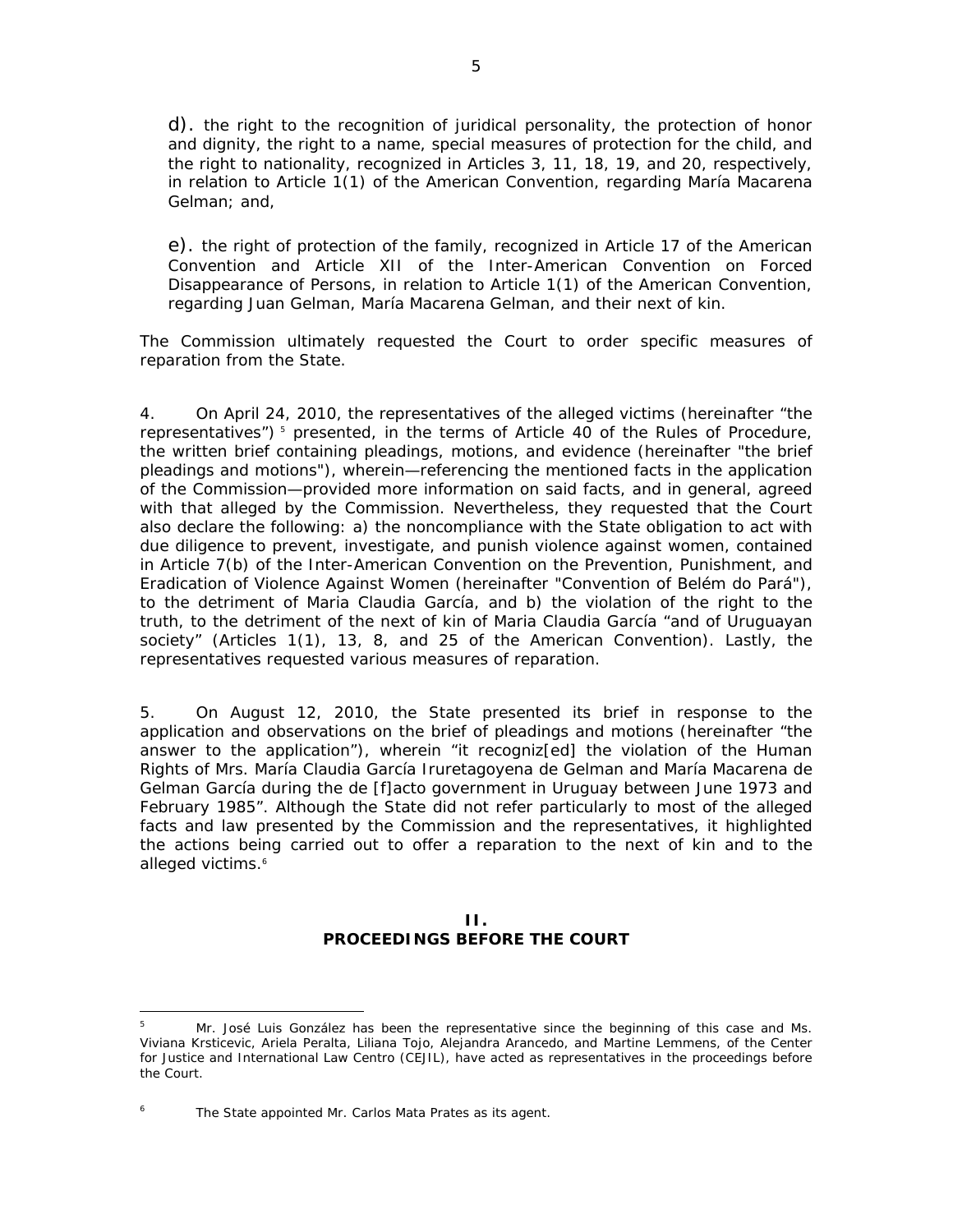d). the right to the recognition of juridical personality, the protection of honor and dignity, the right to a name, special measures of protection for the child, and the right to nationality, recognized in Articles 3, 11, 18, 19, and 20, respectively, in relation to Article 1(1) of the American Convention, regarding María Macarena Gelman; and,

e). the right of protection of the family, recognized in Article 17 of the American Convention and Article XII of the Inter-American Convention on Forced Disappearance of Persons, in relation to Article 1(1) of the American Convention, regarding Juan Gelman, María Macarena Gelman, and their next of kin.

The Commission ultimately requested the Court to order specific measures of reparation from the State.

4. On April 24, 2010, the representatives of the alleged victims (hereinafter "the representatives") [5] presented, in the terms of Article 40 of the Rules of Procedure, the written brief containing pleadings, motions, and evidence (hereinafter "the brief pleadings and motions"), wherein—referencing the mentioned facts in the application of the Commission—provided more information on said facts, and in general, agreed with that alleged by the Commission. Nevertheless, they requested that the Court also declare the following: a) the noncompliance with the State obligation to act with due diligence to prevent, investigate, and punish violence against women, contained in Article 7(b) of the Inter-American Convention on the Prevention, Punishment, and Eradication of Violence Against Women (hereinafter "Convention of Belém do Pará"), to the detriment of Maria Claudia García, and b) the violation of the right to the truth, to the detriment of the next of kin of Maria Claudia García "and of Uruguayan society" (Articles 1(1), 13, 8, and 25 of the American Convention). Lastly, the representatives requested various measures of reparation.

5. On August 12, 2010, the State presented its brief in response to the application and observations on the brief of pleadings and motions (hereinafter "the answer to the application"), wherein "it recogniz[ed] the violation of the Human Rights of Mrs. María Claudia García Iruretagoyena de Gelman and María Macarena de Gelman García during the de [f]acto government in Uruguay between June 1973 and February 1985". Although the State did not refer particularly to most of the alleged facts and law presented by the Commission and the representatives, it highlighted the actions being carried out to offer a reparation to the next of kin and to the alleged victims.[6]

## II. PROCEEDINGS BEFORE THE COURT

---

[5] Mr. José Luis González has been the representative since the beginning of this case and Ms. Viviana Krsticevic, Ariela Peralta, Liliana Tojo, Alejandra Arancedo, and Martine Lemmens, of the Center for Justice and International Law Centro (CEJIL), have acted as representatives in the proceedings before the Court.

[6] The State appointed Mr. Carlos Mata Prates as its agent.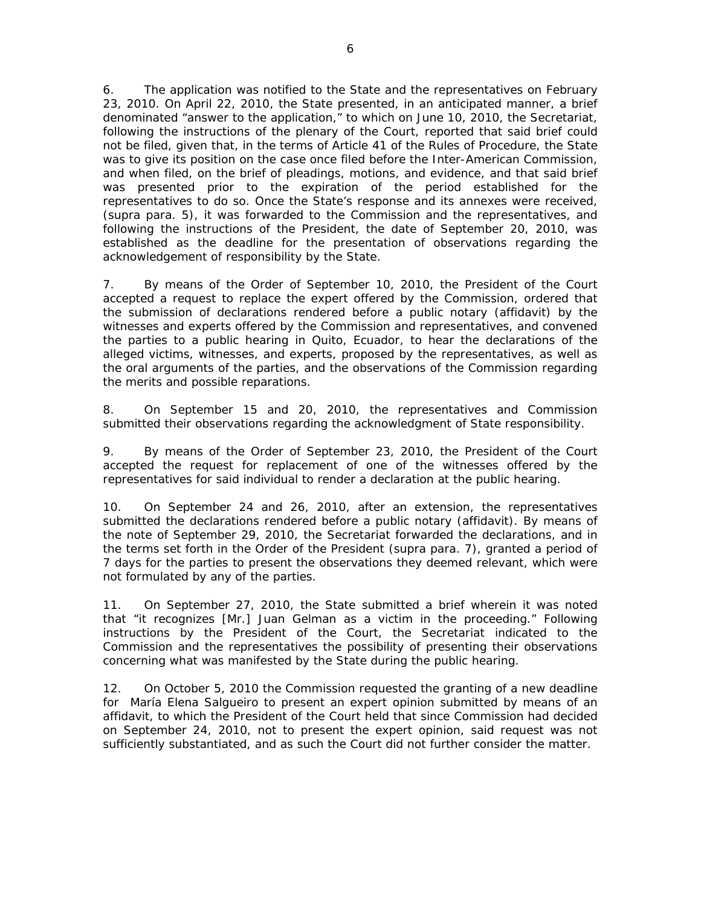6. The application was notified to the State and the representatives on February 23, 2010. On April 22, 2010, the State presented, in an anticipated manner, a brief denominated "answer to the application," to which on June 10, 2010, the Secretariat, following the instructions of the plenary of the Court, reported that said brief could not be filed, given that, in the terms of Article 41 of the Rules of Procedure, the State was to give its position on the case once filed before the Inter-American Commission, and when filed, on the brief of pleadings, motions, and evidence, and that said brief was presented prior to the expiration of the period established for the representatives to do so. Once the State's response and its annexes were received, (supra para. 5), it was forwarded to the Commission and the representatives, and following the instructions of the President, the date of September 20, 2010, was established as the deadline for the presentation of observations regarding the acknowledgement of responsibility by the State.

7. By means of the Order of September 10, 2010, the President of the Court accepted a request to replace the expert offered by the Commission, ordered that the submission of declarations rendered before a public notary (affidavit) by the witnesses and experts offered by the Commission and representatives, and convened the parties to a public hearing in Quito, Ecuador, to hear the declarations of the alleged victims, witnesses, and experts, proposed by the representatives, as well as the oral arguments of the parties, and the observations of the Commission regarding the merits and possible reparations.

8. On September 15 and 20, 2010, the representatives and Commission submitted their observations regarding the acknowledgment of State responsibility.

9. By means of the Order of September 23, 2010, the President of the Court accepted the request for replacement of one of the witnesses offered by the representatives for said individual to render a declaration at the public hearing.

10. On September 24 and 26, 2010, after an extension, the representatives submitted the declarations rendered before a public notary (affidavit). By means of the note of September 29, 2010, the Secretariat forwarded the declarations, and in the terms set forth in the Order of the President (supra para. 7), granted a period of 7 days for the parties to present the observations they deemed relevant, which were not formulated by any of the parties.

11. On September 27, 2010, the State submitted a brief wherein it was noted that "it recognizes [Mr.] Juan Gelman as a victim in the proceeding." Following instructions by the President of the Court, the Secretariat indicated to the Commission and the representatives the possibility of presenting their observations concerning what was manifested by the State during the public hearing.

12. On October 5, 2010 the Commission requested the granting of a new deadline for María Elena Salgueiro to present an expert opinion submitted by means of an affidavit, to which the President of the Court held that since Commission had decided on September 24, 2010, not to present the expert opinion, said request was not sufficiently substantiated, and as such the Court did not further consider the matter.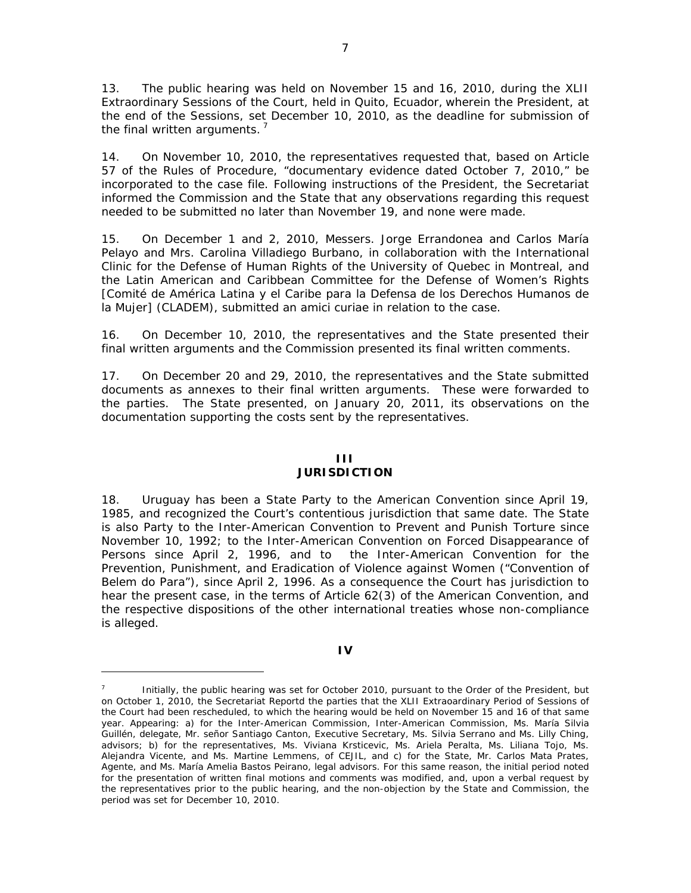13. The public hearing was held on November 15 and 16, 2010, during the XLII Extraordinary Sessions of the Court, held in Quito, Ecuador, wherein the President, at the end of the Sessions, set December 10, 2010, as the deadline for submission of the final written arguments. [7]

14. On November 10, 2010, the representatives requested that, based on Article 57 of the Rules of Procedure, "documentary evidence dated October 7, 2010," be incorporated to the case file. Following instructions of the President, the Secretariat informed the Commission and the State that any observations regarding this request needed to be submitted no later than November 19, and none were made.

15. On December 1 and 2, 2010, Messers. Jorge Errandonea and Carlos María Pelayo and Mrs. Carolina Villadiego Burbano, in collaboration with the International Clinic for the Defense of Human Rights of the University of Quebec in Montreal, and the Latin American and Caribbean Committee for the Defense of Women's Rights [Comité de América Latina y el Caribe para la Defensa de los Derechos Humanos de la Mujer] (CLADEM), submitted an amici curiae in relation to the case.

16. On December 10, 2010, the representatives and the State presented their final written arguments and the Commission presented its final written comments.

17. On December 20 and 29, 2010, the representatives and the State submitted documents as annexes to their final written arguments. These were forwarded to the parties. The State presented, on January 20, 2011, its observations on the documentation supporting the costs sent by the representatives.

## III
## JURISDICTION

18. Uruguay has been a State Party to the American Convention since April 19, 1985, and recognized the Court's contentious jurisdiction that same date. The State is also Party to the Inter-American Convention to Prevent and Punish Torture since November 10, 1992; to the Inter-American Convention on Forced Disappearance of Persons since April 2, 1996, and to the Inter-American Convention for the Prevention, Punishment, and Eradication of Violence against Women ("Convention of Belem do Para"), since April 2, 1996. As a consequence the Court has jurisdiction to hear the present case, in the terms of Article 62(3) of the American Convention, and the respective dispositions of the other international treaties whose non-compliance is alleged.

## IV

[7] Initially, the public hearing was set for October 2010, pursuant to the Order of the President, but on October 1, 2010, the Secretariat Reportd the parties that the XLII Extraoardinary Period of Sessions of the Court had been rescheduled, to which the hearing would be held on November 15 and 16 of that same year. Appearing: a) for the Inter-American Commission, Inter-American Commission, Ms. María Silvia Guillén, delegate, Mr. señor Santiago Canton, Executive Secretary, Ms. Silvia Serrano and Ms. Lilly Ching, advisors; b) for the representatives, Ms. Viviana Krsticevic, Ms. Ariela Peralta, Ms. Liliana Tojo, Ms. Alejandra Vicente, and Ms. Martine Lemmens, of CEJIL, and c) for the State, Mr. Carlos Mata Prates, Agente, and Ms. María Amelia Bastos Peirano, legal advisors. For this same reason, the initial period noted for the presentation of written final motions and comments was modified, and, upon a verbal request by the representatives prior to the public hearing, and the non-objection by the State and Commission, the period was set for December 10, 2010.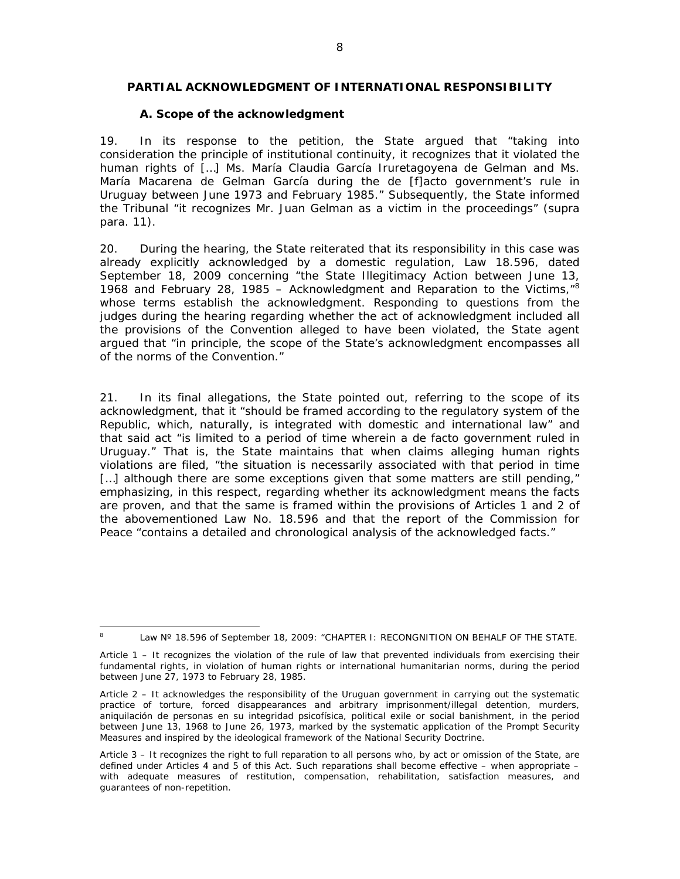## PARTIAL ACKNOWLEDGMENT OF INTERNATIONAL RESPONSIBILITY

### A. Scope of the acknowledgment

19. In its response to the petition, the State argued that "taking into consideration the principle of institutional continuity, it recognizes that it violated the human rights of […] Ms. María Claudia García Iruretagoyena de Gelman and Ms. María Macarena de Gelman García during the de [f]acto government's rule in Uruguay between June 1973 and February 1985." Subsequently, the State informed the Tribunal "it recognizes Mr. Juan Gelman as a victim in the proceedings" (*supra* para. 11).

20. During the hearing, the State reiterated that its responsibility in this case was already explicitly acknowledged by a domestic regulation, Law 18.596, dated September 18, 2009 concerning "the State Illegitimacy Action between June 13, 1968 and February 28, 1985 – Acknowledgment and Reparation to the Victims,"[8] whose terms establish the acknowledgment. Responding to questions from the judges during the hearing regarding whether the act of acknowledgment included all the provisions of the Convention alleged to have been violated, the State agent argued that "in principle, the scope of the State's acknowledgment encompasses all of the norms of the Convention."

21. In its final allegations, the State pointed out, referring to the scope of its acknowledgment, that it "should be framed according to the regulatory system of the Republic, which, naturally, is integrated with domestic and international law" and that said act "is limited to a period of time wherein a de facto government ruled in Uruguay." That is, the State maintains that when claims alleging human rights violations are filed, "the situation is necessarily associated with that period in time […] although there are some exceptions given that some matters are still pending," emphasizing, in this respect, regarding whether its acknowledgment means the facts are proven, and that the same is framed within the provisions of Articles 1 and 2 of the abovementioned Law No. 18.596 and that the report of the Commission for Peace "contains a detailed and chronological analysis of the acknowledged facts."

---

[8] Law Nº 18.596 of September 18, 2009: "CHAPTER I: RECOGNITION ON BEHALF OF THE STATE.

Article 1 – It recognizes the violation of the rule of law that prevented individuals from exercising their fundamental rights, in violation of human rights or international humanitarian norms, during the period between June 27, 1973 to February 28, 1985.

Article 2 – It acknowledges the responsibility of the Uruguayan government in carrying out the systematic practice of torture, forced disappearances and arbitrary imprisonment/illegal detention, murders, *aniquilación de personas en su integridad psicofísica*, political exile or social banishment, in the period between June 13, 1968 to June 26, 1973, marked by the systematic application of the Prompt Security Measures and inspired by the ideological framework of the National Security Doctrine.

Article 3 – It recognizes the right to full reparation to all persons who, by act or omission of the State, are defined under Articles 4 and 5 of this Act. Such reparations shall become effective – when appropriate – with adequate measures of restitution, compensation, rehabilitation, satisfaction measures, and guarantees of non-repetition.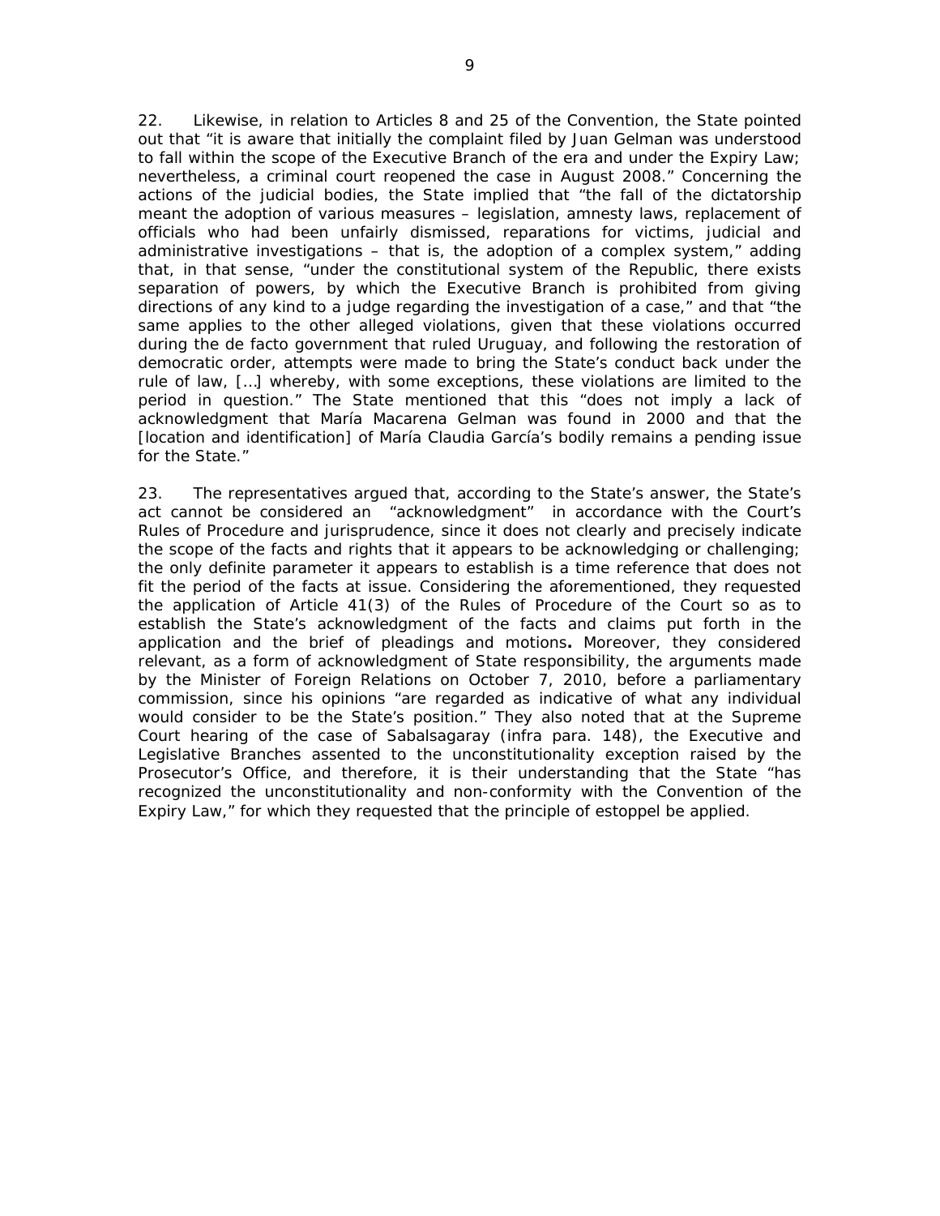22. Likewise, in relation to Articles 8 and 25 of the Convention, the State pointed out that "it is aware that initially the complaint filed by Juan Gelman was understood to fall within the scope of the Executive Branch of the era and under the Expiry Law; nevertheless, a criminal court reopened the case in August 2008." Concerning the actions of the judicial bodies, the State implied that "the fall of the dictatorship meant the adoption of various measures – legislation, amnesty laws, replacement of officials who had been unfairly dismissed, reparations for victims, judicial and administrative investigations – that is, the adoption of a complex system," adding that, in that sense, "under the constitutional system of the Republic, there exists separation of powers, by which the Executive Branch is prohibited from giving directions of any kind to a judge regarding the investigation of a case," and that "the same applies to the other alleged violations, given that these violations occurred during the de facto government that ruled Uruguay, and following the restoration of democratic order, attempts were made to bring the State's conduct back under the rule of law, […] whereby, with some exceptions, these violations are limited to the period in question." The State mentioned that this "does not imply a lack of acknowledgment that María Macarena Gelman was found in 2000 and that the [location and identification] of María Claudia García's bodily remains a pending issue for the State."

23. The representatives argued that, according to the State's answer, the State's act cannot be considered an "acknowledgment" in accordance with the Court's Rules of Procedure and jurisprudence, since it does not clearly and precisely indicate the scope of the facts and rights that it appears to be acknowledging or challenging; the only definite parameter it appears to establish is a time reference that does not fit the period of the facts at issue. Considering the aforementioned, they requested the application of Article 41(3) of the Rules of Procedure of the Court so as to establish the State's acknowledgment of the facts and claims put forth in the application and the brief of pleadings and motions**.** Moreover, they considered relevant, as a form of acknowledgment of State responsibility, the arguments made by the Minister of Foreign Relations on October 7, 2010, before a parliamentary commission, since his opinions "are regarded as indicative of what any individual would consider to be the State's position." They also noted that at the Supreme Court hearing of the case of Sabalsagaray (infra para. 148), the Executive and Legislative Branches assented to the unconstitutionality exception raised by the Prosecutor's Office, and therefore, it is their understanding that the State "has recognized the unconstitutionality and non-conformity with the Convention of the Expiry Law," for which they requested that the principle of estoppel be applied.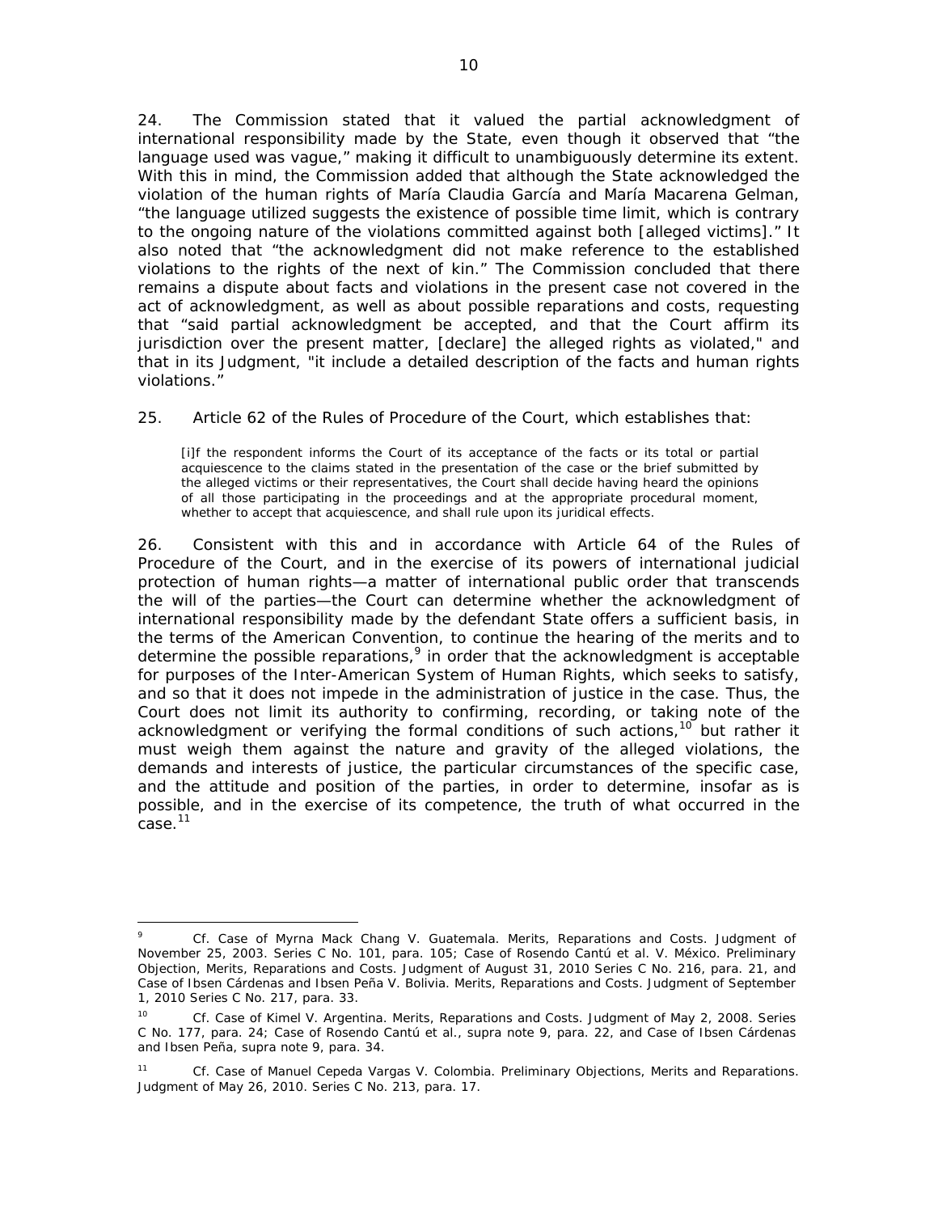24. The Commission stated that it valued the partial acknowledgment of international responsibility made by the State, even though it observed that "the language used was vague," making it difficult to unambiguously determine its extent. With this in mind, the Commission added that although the State acknowledged the violation of the human rights of María Claudia García and María Macarena Gelman, "the language utilized suggests the existence of possible time limit, which is contrary to the ongoing nature of the violations committed against both [alleged victims]." It also noted that "the acknowledgment did not make reference to the established violations to the rights of the next of kin." The Commission concluded that there remains a dispute about facts and violations in the present case not covered in the act of acknowledgment, as well as about possible reparations and costs, requesting that "said partial acknowledgment be accepted, and that the Court affirm its jurisdiction over the present matter, [declare] the alleged rights as violated," and that in its Judgment, "it include a detailed description of the facts and human rights violations."

25. Article 62 of the Rules of Procedure of the Court, which establishes that:

> [i]f the respondent informs the Court of its acceptance of the facts or its total or partial acquiescence to the claims stated in the presentation of the case or the brief submitted by the alleged victims or their representatives, the Court shall decide having heard the opinions of all those participating in the proceedings and at the appropriate procedural moment, whether to accept that acquiescence, and shall rule upon its juridical effects.

26. Consistent with this and in accordance with Article 64 of the Rules of Procedure of the Court, and in the exercise of its powers of international judicial protection of human rights—a matter of international public order that transcends the will of the parties—the Court can determine whether the acknowledgment of international responsibility made by the defendant State offers a sufficient basis, in the terms of the American Convention, to continue the hearing of the merits and to determine the possible reparations,[9] in order that the acknowledgment is acceptable for purposes of the Inter-American System of Human Rights, which seeks to satisfy, and so that it does not impede in the administration of justice in the case. Thus, the Court does not limit its authority to confirming, recording, or taking note of the acknowledgment or verifying the formal conditions of such actions,[10] but rather it must weigh them against the nature and gravity of the alleged violations, the demands and interests of justice, the particular circumstances of the specific case, and the attitude and position of the parties, in order to determine, insofar as is possible, and in the exercise of its competence, the truth of what occurred in the case.[11]

---

[9] *Cf. Case of Myrna Mack Chang V. Guatemala. Merits, Reparations and Costs.* Judgment of November 25, 2003. Series C No. 101, para. 105; *Case of Rosendo Cantú et al. V. México. Preliminary Objection, Merits, Reparations and Costs.* Judgment of August 31, 2010 Series C No. 216, para. 21, and *Case of Ibsen Cárdenas and Ibsen Peña V. Bolivia. Merits, Reparations and Costs.* Judgment of September 1, 2010 Series C No. 217, para. 33.

[10] *Cf. Case of Kimel V. Argentina. Merits, Reparations and Costs.* Judgment of May 2, 2008. Series C No. 177, para. 24; *Case of Rosendo Cantú et al., supra* note 9, para. 22, and *Case of Ibsen Cárdenas and Ibsen Peña, supra* note 9, para. 34.

[11] *Cf. Case of Manuel Cepeda Vargas V. Colombia. Preliminary Objections, Merits and Reparations.* Judgment of May 26, 2010. Series C No. 213, para. 17.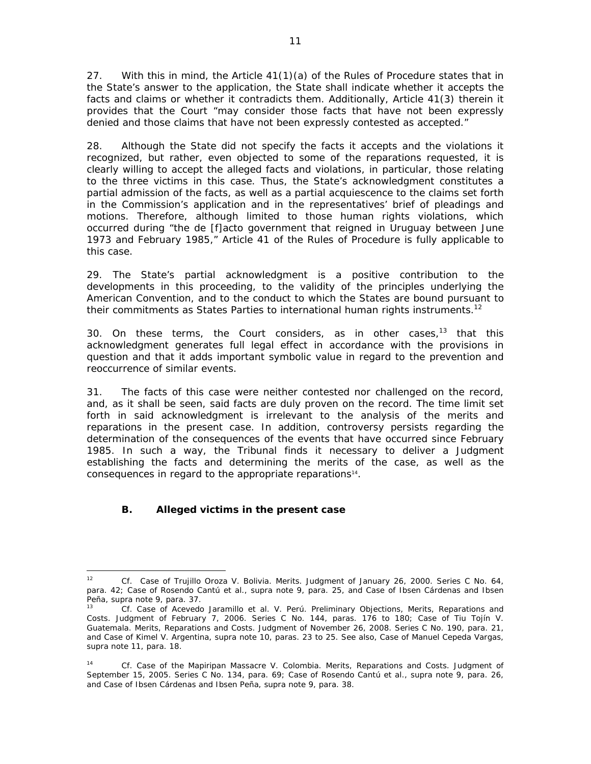27. With this in mind, the Article 41(1)(a) of the Rules of Procedure states that in the State's answer to the application, the State shall indicate whether it accepts the facts and claims or whether it contradicts them. Additionally, Article 41(3) therein it provides that the Court "may consider those facts that have not been expressly denied and those claims that have not been expressly contested as accepted."

28. Although the State did not specify the facts it accepts and the violations it recognized, but rather, even objected to some of the reparations requested, it is clearly willing to accept the alleged facts and violations, in particular, those relating to the three victims in this case. Thus, the State's acknowledgment constitutes a partial admission of the facts, as well as a partial acquiescence to the claims set forth in the Commission's application and in the representatives' brief of pleadings and motions. Therefore, although limited to those human rights violations, which occurred during "the de [f]acto government that reigned in Uruguay between June 1973 and February 1985," Article 41 of the Rules of Procedure is fully applicable to this case.

29. The State's partial acknowledgment is a positive contribution to the developments in this proceeding, to the validity of the principles underlying the American Convention, and to the conduct to which the States are bound pursuant to their commitments as States Parties to international human rights instruments.[12]

30. On these terms, the Court considers, as in other cases,[13] that this acknowledgment generates full legal effect in accordance with the provisions in question and that it adds important symbolic value in regard to the prevention and reoccurrence of similar events.

31. The facts of this case were neither contested nor challenged on the record, and, as it shall be seen, said facts are duly proven on the record. The time limit set forth in said acknowledgment is irrelevant to the analysis of the merits and reparations in the present case. In addition, controversy persists regarding the determination of the consequences of the events that have occurred since February 1985. In such a way, the Tribunal finds it necessary to deliver a Judgment establishing the facts and determining the merits of the case, as well as the consequences in regard to the appropriate reparations[14].

### B. Alleged victims in the present case

---

[12] Cf. Case of Trujillo Oroza V. Bolivia. Merits. Judgment of January 26, 2000. Series C No. 64, para. 42; Case of Rosendo Cantú et al., supra note 9, para. 25, and Case of Ibsen Cárdenas and Ibsen Peña, supra note 9, para. 37.

[13] Cf. Case of Acevedo Jaramillo et al. V. Perú. Preliminary Objections, Merits, Reparations and Costs. Judgment of February 7, 2006. Series C No. 144, paras. 176 to 180; Case of Tiu Tojín V. Guatemala. Merits, Reparations and Costs. Judgment of November 26, 2008. Series C No. 190, para. 21, and Case of Kimel V. Argentina, supra note 10, paras. 23 to 25. See also, Case of Manuel Cepeda Vargas, supra note 11, para. 18.

[14] Cf. Case of the Mapiripan Massacre V. Colombia. Merits, Reparations and Costs. Judgment of September 15, 2005. Series C No. 134, para. 69; Case of Rosendo Cantú et al., supra note 9, para. 26, and Case of Ibsen Cárdenas and Ibsen Peña, supra note 9, para. 38.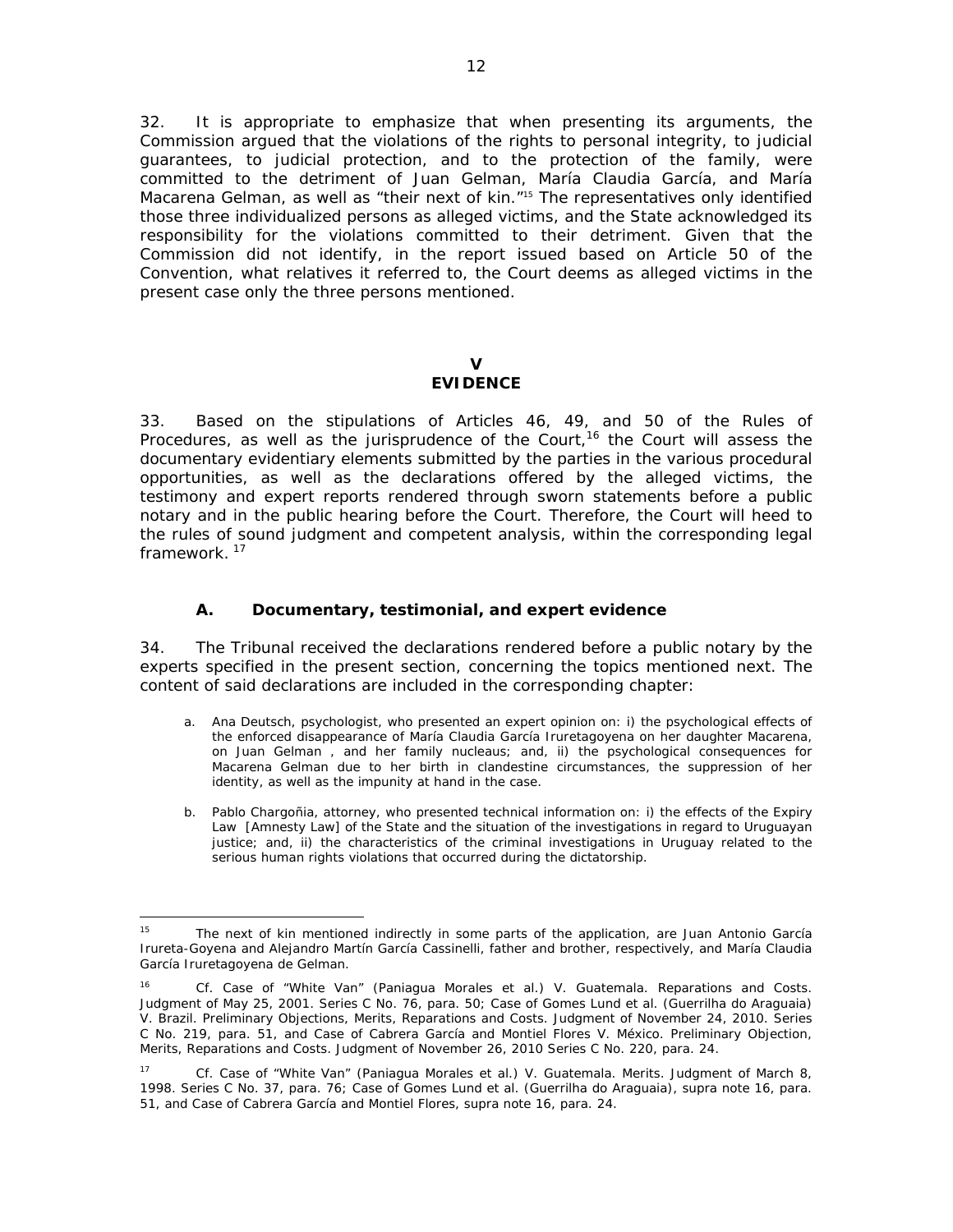32. It is appropriate to emphasize that when presenting its arguments, the Commission argued that the violations of the rights to personal integrity, to judicial guarantees, to judicial protection, and to the protection of the family, were committed to the detriment of Juan Gelman, María Claudia García, and María Macarena Gelman, as well as "their next of kin."[15] The representatives only identified those three individualized persons as alleged victims, and the State acknowledged its responsibility for the violations committed to their detriment. Given that the Commission did not identify, in the report issued based on Article 50 of the Convention, what relatives it referred to, the Court deems as alleged victims in the present case only the three persons mentioned.

# V
# EVIDENCE

33. Based on the stipulations of Articles 46, 49, and 50 of the Rules of Procedures, as well as the jurisprudence of the Court,[16] the Court will assess the documentary evidentiary elements submitted by the parties in the various procedural opportunities, as well as the declarations offered by the alleged victims, the testimony and expert reports rendered through sworn statements before a public notary and in the public hearing before the Court. Therefore, the Court will heed to the rules of sound judgment and competent analysis, within the corresponding legal framework.[17]

## A. Documentary, testimonial, and expert evidence

34. The Tribunal received the declarations rendered before a public notary by the experts specified in the present section, concerning the topics mentioned next. The content of said declarations are included in the corresponding chapter:

a. Ana Deutsch, psychologist, who presented an expert opinion on: i) the psychological effects of the enforced disappearance of María Claudia García Iruretagoyena on her daughter Macarena, on Juan Gelman , and her family nucleaus; and, ii) the psychological consequences for Macarena Gelman due to her birth in clandestine circumstances, the suppression of her identity, as well as the impunity at hand in the case.

b. Pablo Chargoñia, attorney, who presented technical information on: i) the effects of the Expiry Law [Amnesty Law] of the State and the situation of the investigations in regard to Uruguayan justice; and, ii) the characteristics of the criminal investigations in Uruguay related to the serious human rights violations that occurred during the dictatorship.

---

[15] The next of kin mentioned indirectly in some parts of the application, are Juan Antonio García Irureta-Goyena and Alejandro Martín García Cassinelli, father and brother, respectively, and María Claudia García Iruretagoyena de Gelman.

[16] *Cf. Case of "White Van" (Paniagua Morales et al.) V. Guatemala. Reparations and Costs.* Judgment of May 25, 2001. Series C No. 76, para. 50; *Case of Gomes Lund et al. (Guerrilha do Araguaia) V. Brazil. Preliminary Objections, Merits, Reparations and Costs.* Judgment of November 24, 2010. Series C No. 219, para. 51, and *Case of Cabrera García and Montiel Flores V. México. Preliminary Objection, Merits, Reparations and Costs.* Judgment of November 26, 2010 Series C No. 220, para. 24.

[17] *Cf. Case of "White Van" (Paniagua Morales et al.) V. Guatemala. Merits.* Judgment of March 8, 1998. Series C No. 37, para. 76; *Case of Gomes Lund et al. (Guerrilha do Araguaia), supra* note 16, para. 51, and *Case of Cabrera García and Montiel Flores, supra* note 16, para. 24.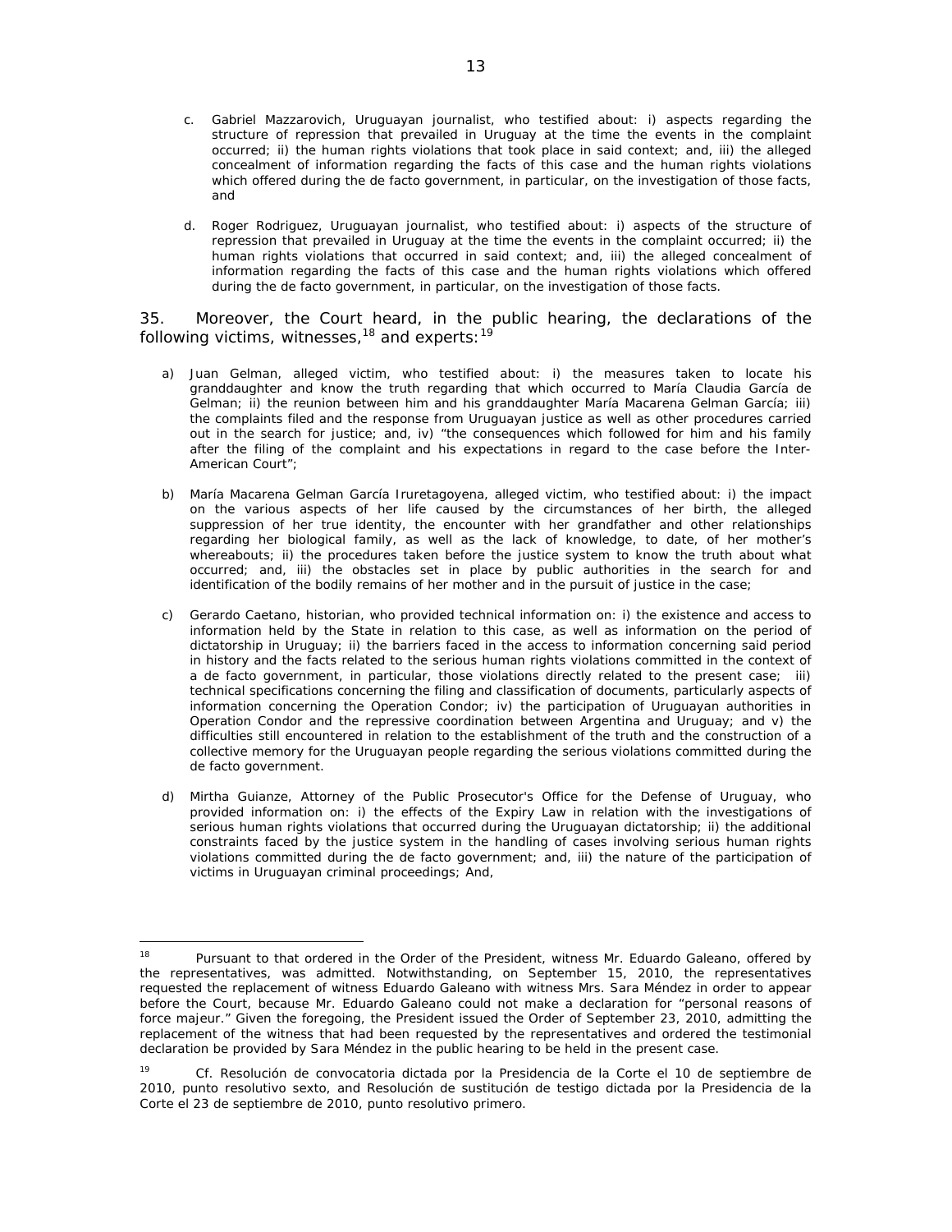c. Gabriel Mazzarovich, Uruguayan journalist, who testified about: i) aspects regarding the structure of repression that prevailed in Uruguay at the time the events in the complaint occurred; ii) the human rights violations that took place in said context; and, iii) the alleged concealment of information regarding the facts of this case and the human rights violations which offered during the de facto government, in particular, on the investigation of those facts, and

d. Roger Rodriguez, Uruguayan journalist, who testified about: i) aspects of the structure of repression that prevailed in Uruguay at the time the events in the complaint occurred; ii) the human rights violations that occurred in said context; and, iii) the alleged concealment of information regarding the facts of this case and the human rights violations which offered during the de facto government, in particular, on the investigation of those facts.

35. Moreover, the Court heard, in the public hearing, the declarations of the following victims, witnesses,[18] and experts:[19]

a) Juan Gelman, alleged victim, who testified about: i) the measures taken to locate his granddaughter and know the truth regarding that which occurred to María Claudia García de Gelman; ii) the reunion between him and his granddaughter María Macarena Gelman García; iii) the complaints filed and the response from Uruguayan justice as well as other procedures carried out in the search for justice; and, iv) "the consequences which followed for him and his family after the filing of the complaint and his expectations in regard to the case before the Inter-American Court";

b) María Macarena Gelman García Iruretagoyena, alleged victim, who testified about: i) the impact on the various aspects of her life caused by the circumstances of her birth, the alleged suppression of her true identity, the encounter with her grandfather and other relationships regarding her biological family, as well as the lack of knowledge, to date, of her mother's whereabouts; ii) the procedures taken before the justice system to know the truth about what occurred; and, iii) the obstacles set in place by public authorities in the search for and identification of the bodily remains of her mother and in the pursuit of justice in the case;

c) Gerardo Caetano, historian, who provided technical information on: i) the existence and access to information held by the State in relation to this case, as well as information on the period of dictatorship in Uruguay; ii) the barriers faced in the access to information concerning said period in history and the facts related to the serious human rights violations committed in the context of a de facto government, in particular, those violations directly related to the present case; iii) technical specifications concerning the filing and classification of documents, particularly aspects of information concerning the Operation Condor; iv) the participation of Uruguayan authorities in Operation Condor and the repressive coordination between Argentina and Uruguay; and v) the difficulties still encountered in relation to the establishment of the truth and the construction of a collective memory for the Uruguayan people regarding the serious violations committed during the de facto government.

d) Mirtha Guianze, Attorney of the Public Prosecutor's Office for the Defense of Uruguay, who provided information on: i) the effects of the Expiry Law in relation with the investigations of serious human rights violations that occurred during the Uruguayan dictatorship; ii) the additional constraints faced by the justice system in the handling of cases involving serious human rights violations committed during the de facto government; and, iii) the nature of the participation of victims in Uruguayan criminal proceedings; And,

---

[18] Pursuant to that ordered in the Order of the President, witness Mr. Eduardo Galeano, offered by the representatives, was admitted. Notwithstanding, on September 15, 2010, the representatives requested the replacement of witness Eduardo Galeano with witness Mrs. Sara Méndez in order to appear before the Court, because Mr. Eduardo Galeano could not make a declaration for "personal reasons of force majeur." Given the foregoing, the President issued the Order of September 23, 2010, admitting the replacement of the witness that had been requested by the representatives and ordered the testimonial declaration be provided by Sara Méndez in the public hearing to be held in the present case.

[19] Cf. Resolución de convocatoria dictada por la Presidencia de la Corte el 10 de septiembre de 2010, punto resolutivo sexto, and Resolución de sustitución de testigo dictada por la Presidencia de la Corte el 23 de septiembre de 2010, punto resolutivo primero.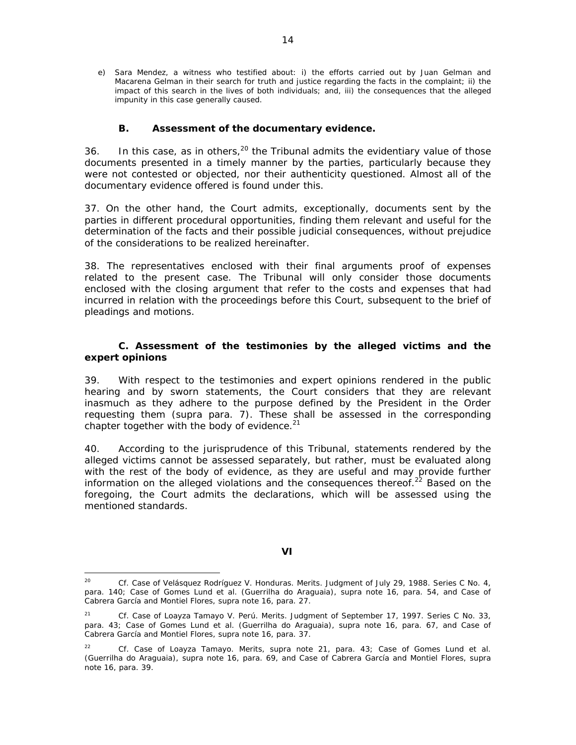e) Sara Mendez, a witness who testified about: i) the efforts carried out by Juan Gelman and Macarena Gelman in their search for truth and justice regarding the facts in the complaint; ii) the impact of this search in the lives of both individuals; and, iii) the consequences that the alleged impunity in this case generally caused.

### B. Assessment of the documentary evidence.

36. In this case, as in others,[20] the Tribunal admits the evidentiary value of those documents presented in a timely manner by the parties, particularly because they were not contested or objected, nor their authenticity questioned. Almost all of the documentary evidence offered is found under this.

37. On the other hand, the Court admits, exceptionally, documents sent by the parties in different procedural opportunities, finding them relevant and useful for the determination of the facts and their possible judicial consequences, without prejudice of the considerations to be realized hereinafter.

38. The representatives enclosed with their final arguments proof of expenses related to the present case. The Tribunal will only consider those documents enclosed with the closing argument that refer to the costs and expenses that had incurred in relation with the proceedings before this Court, subsequent to the brief of pleadings and motions.

### C. Assessment of the testimonies by the alleged victims and the expert opinions

39. With respect to the testimonies and expert opinions rendered in the public hearing and by sworn statements, the Court considers that they are relevant inasmuch as they adhere to the purpose defined by the President in the Order requesting them (supra para. 7). These shall be assessed in the corresponding chapter together with the body of evidence.[21]

40. According to the jurisprudence of this Tribunal, statements rendered by the alleged victims cannot be assessed separately, but rather, must be evaluated along with the rest of the body of evidence, as they are useful and may provide further information on the alleged violations and the consequences thereof.[22] Based on the foregoing, the Court admits the declarations, which will be assessed using the mentioned standards.

## VI

---

[20] *Cf. Case of Velásquez Rodríguez V. Honduras. Merits.* Judgment of July 29, 1988. Series C No. 4, para. 140; *Case of Gomes Lund et al. (Guerrilha do Araguaia), supra* note 16, para. 54, and *Case of Cabrera García and Montiel Flores, supra* note 16, para. 27.

[21] *Cf. Case of Loayza Tamayo V. Perú. Merits.* Judgment of September 17, 1997. Series C No. 33, para. 43; *Case of Gomes Lund et al. (Guerrilha do Araguaia), supra* note 16, para. 67, and *Case of Cabrera García and Montiel Flores, supra* note 16, para. 37.

[22] *Cf. Case of Loayza Tamayo. Merits, supra* note 21, para. 43; *Case of Gomes Lund et al. (Guerrilha do Araguaia), supra* note 16, para. 69, and *Case of Cabrera García and Montiel Flores, supra* note 16, para. 39.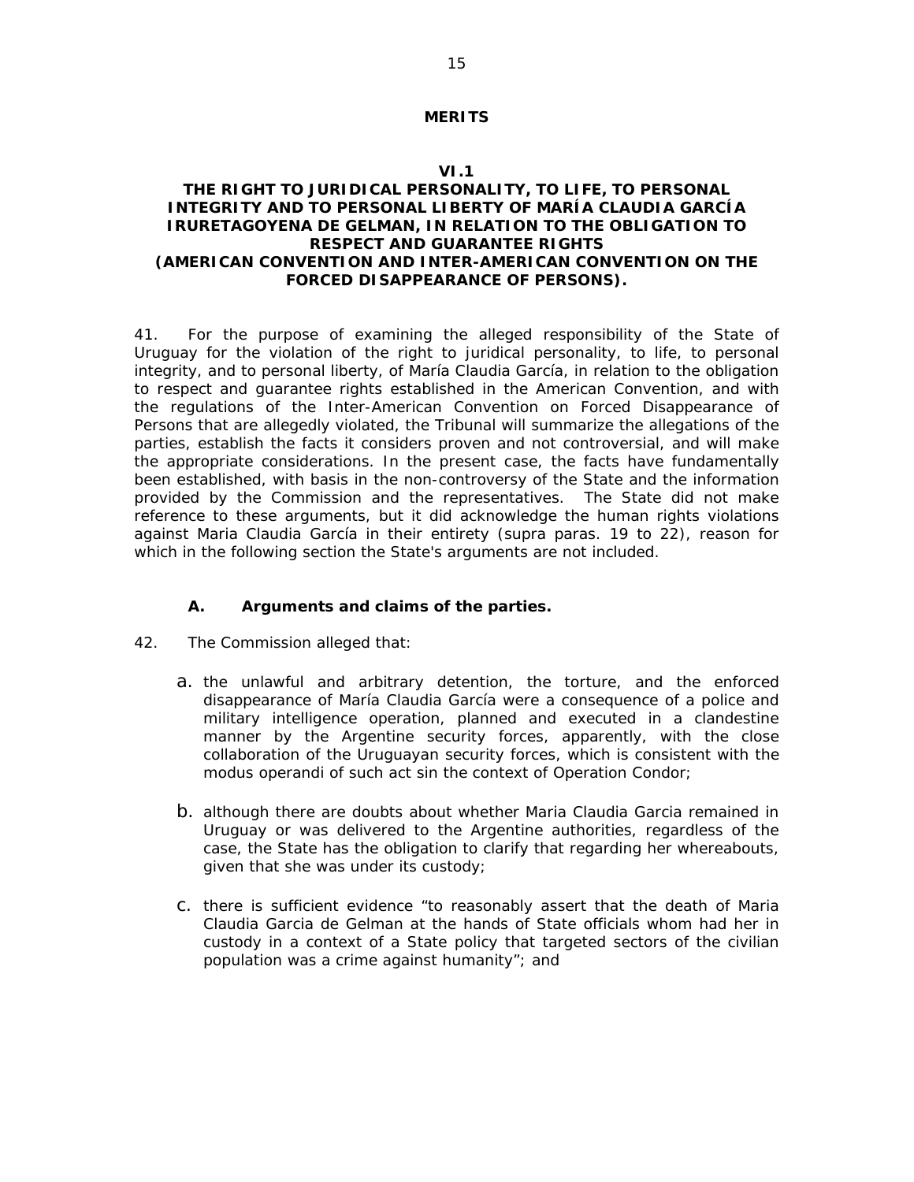# MERITS

## VI.1
## THE RIGHT TO JURIDICAL PERSONALITY, TO LIFE, TO PERSONAL INTEGRITY AND TO PERSONAL LIBERTY OF MARÍA CLAUDIA GARCÍA IRURETAGOYENA DE GELMAN, IN RELATION TO THE OBLIGATION TO RESPECT AND GUARANTEE RIGHTS (AMERICAN CONVENTION AND INTER-AMERICAN CONVENTION ON THE FORCED DISAPPEARANCE OF PERSONS).

41. For the purpose of examining the alleged responsibility of the State of Uruguay for the violation of the right to juridical personality, to life, to personal integrity, and to personal liberty, of María Claudia García, in relation to the obligation to respect and guarantee rights established in the American Convention, and with the regulations of the Inter-American Convention on Forced Disappearance of Persons that are allegedly violated, the Tribunal will summarize the allegations of the parties, establish the facts it considers proven and not controversial, and will make the appropriate considerations. In the present case, the facts have fundamentally been established, with basis in the non-controversy of the State and the information provided by the Commission and the representatives. The State did not make reference to these arguments, but it did acknowledge the human rights violations against Maria Claudia García in their entirety (supra paras. 19 to 22), reason for which in the following section the State's arguments are not included.

### A. Arguments and claims of the parties.

42. The Commission alleged that:

a. the unlawful and arbitrary detention, the torture, and the enforced disappearance of María Claudia García were a consequence of a police and military intelligence operation, planned and executed in a clandestine manner by the Argentine security forces, apparently, with the close collaboration of the Uruguayan security forces, which is consistent with the modus operandi of such act sin the context of Operation Condor;

b. although there are doubts about whether Maria Claudia Garcia remained in Uruguay or was delivered to the Argentine authorities, regardless of the case, the State has the obligation to clarify that regarding her whereabouts, given that she was under its custody;

c. there is sufficient evidence "to reasonably assert that the death of Maria Claudia Garcia de Gelman at the hands of State officials whom had her in custody in a context of a State policy that targeted sectors of the civilian population was a crime against humanity"; and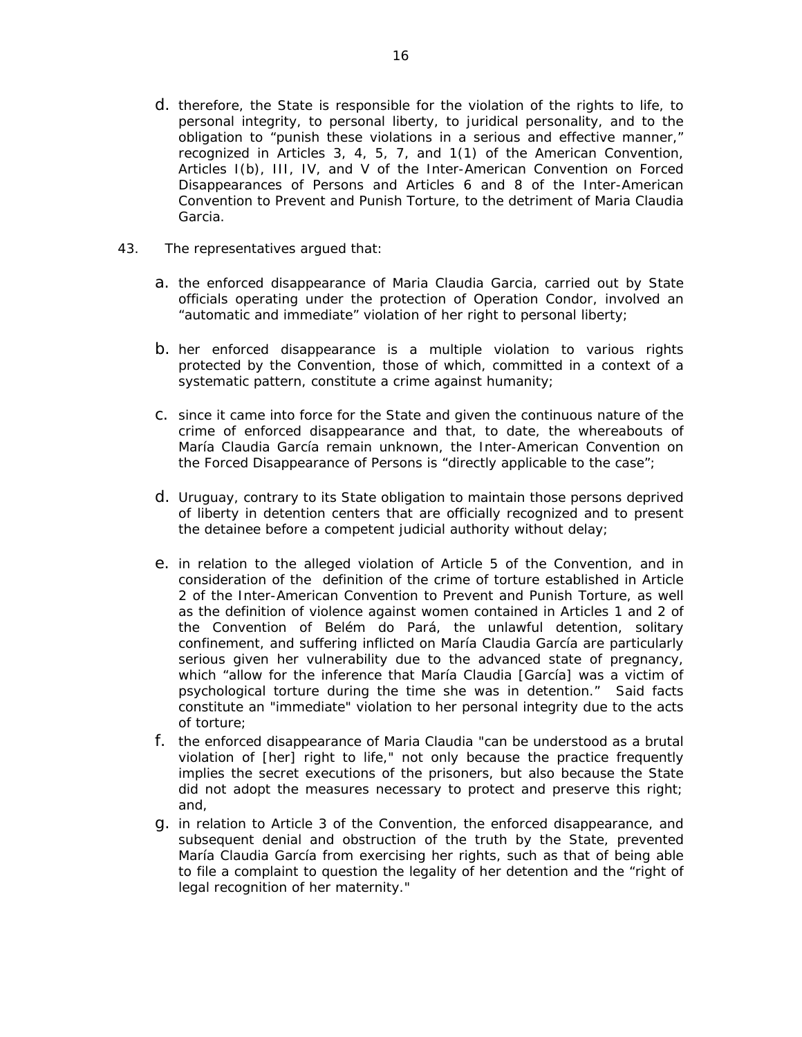d. therefore, the State is responsible for the violation of the rights to life, to personal integrity, to personal liberty, to juridical personality, and to the obligation to "punish these violations in a serious and effective manner," recognized in Articles 3, 4, 5, 7, and 1(1) of the American Convention, Articles I(b), III, IV, and V of the Inter-American Convention on Forced Disappearances of Persons and Articles 6 and 8 of the Inter-American Convention to Prevent and Punish Torture, to the detriment of Maria Claudia Garcia.

43. The representatives argued that:

a. the enforced disappearance of Maria Claudia Garcia, carried out by State officials operating under the protection of Operation Condor, involved an "automatic and immediate" violation of her right to personal liberty;

b. her enforced disappearance is a multiple violation to various rights protected by the Convention, those of which, committed in a context of a systematic pattern, constitute a crime against humanity;

c. since it came into force for the State and given the continuous nature of the crime of enforced disappearance and that, to date, the whereabouts of María Claudia García remain unknown, the Inter-American Convention on the Forced Disappearance of Persons is "directly applicable to the case";

d. Uruguay, contrary to its State obligation to maintain those persons deprived of liberty in detention centers that are officially recognized and to present the detainee before a competent judicial authority without delay;

e. in relation to the alleged violation of Article 5 of the Convention, and in consideration of the definition of the crime of torture established in Article 2 of the Inter-American Convention to Prevent and Punish Torture, as well as the definition of violence against women contained in Articles 1 and 2 of the Convention of Belém do Pará, the unlawful detention, solitary confinement, and suffering inflicted on María Claudia García are particularly serious given her vulnerability due to the advanced state of pregnancy, which "allow for the inference that María Claudia [García] was a victim of psychological torture during the time she was in detention." Said facts constitute an "immediate" violation to her personal integrity due to the acts of torture;

f. the enforced disappearance of Maria Claudia "can be understood as a brutal violation of [her] right to life," not only because the practice frequently implies the secret executions of the prisoners, but also because the State did not adopt the measures necessary to protect and preserve this right; and,

g. in relation to Article 3 of the Convention, the enforced disappearance, and subsequent denial and obstruction of the truth by the State, prevented María Claudia García from exercising her rights, such as that of being able to file a complaint to question the legality of her detention and the "right of legal recognition of her maternity."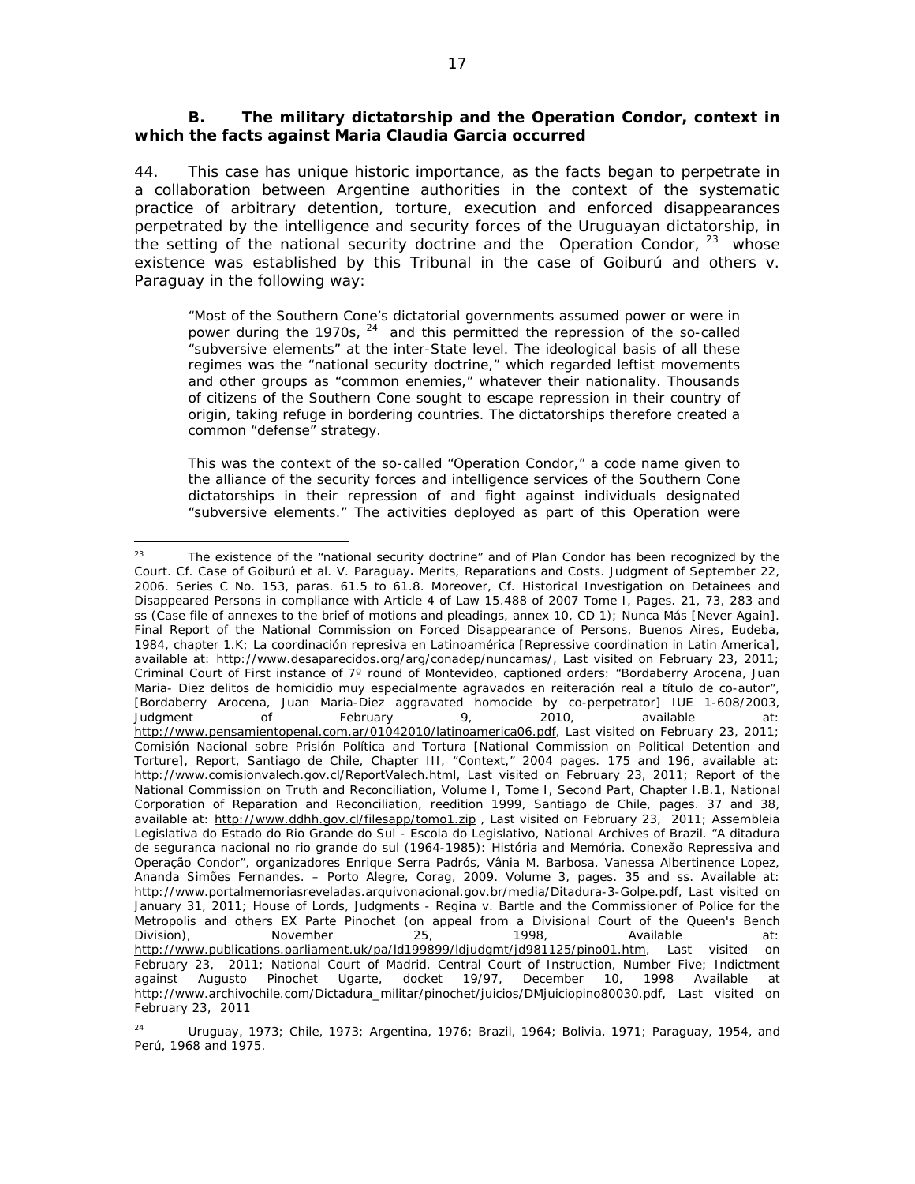### B. The military dictatorship and the Operation Condor, context in which the facts against Maria Claudia Garcia occurred

44. This case has unique historic importance, as the facts began to perpetrate in a collaboration between Argentine authorities in the context of the systematic practice of arbitrary detention, torture, execution and enforced disappearances perpetrated by the intelligence and security forces of the Uruguayan dictatorship, in the setting of the national security doctrine and the Operation Condor, [23] whose existence was established by this Tribunal in the case of Goiburú and others v. Paraguay in the following way:

> "Most of the Southern Cone's dictatorial governments assumed power or were in power during the 1970s, [24] and this permitted the repression of the so-called "subversive elements" at the inter-State level. The ideological basis of all these regimes was the "national security doctrine," which regarded leftist movements and other groups as "common enemies," whatever their nationality. Thousands of citizens of the Southern Cone sought to escape repression in their country of origin, taking refuge in bordering countries. The dictatorships therefore created a common "defense" strategy.
>
> This was the context of the so-called "Operation Condor," a code name given to the alliance of the security forces and intelligence services of the Southern Cone dictatorships in their repression of and fight against individuals designated "subversive elements." The activities deployed as part of this Operation were

---

[23] The existence of the "national security doctrine" and of Plan Condor has been recognized by the Court. Cf. Case of Goiburú et al. V. Paraguay**.** Merits, Reparations and Costs. Judgment of September 22, 2006. Series C No. 153, paras. 61.5 to 61.8. Moreover, Cf. Historical Investigation on Detainees and Disappeared Persons in compliance with Article 4 of Law 15.488 of 2007 Tome I, Pages. 21, 73, 283 and ss (Case file of annexes to the brief of motions and pleadings, annex 10, CD 1); Nunca Más [Never Again]. Final Report of the National Commission on Forced Disappearance of Persons, Buenos Aires, Eudeba, 1984, chapter 1.K; La coordinación represiva en Latinoamérica [Repressive coordination in Latin America], available at: http://www.desaparecidos.org/arg/conadep/nuncamas/, Last visited on February 23, 2011; Criminal Court of First instance of 7º round of Montevideo, captioned orders: "Bordaberry Arocena, Juan Maria- Diez delitos de homicidio muy especialmente agravados en reiteración real a título de co-autor", [Bordaberry Arocena, Juan Maria-Diez aggravated homicide by co-perpetrator] IUE 1-608/2003, Judgment of February 9, 2010, available at: http://www.pensamientopenal.com.ar/01042010/latinoamerica06.pdf, Last visited on February 23, 2011; Comisión Nacional sobre Prisión Política and Tortura [National Commission on Political Detention and Torture], Report, Santiago de Chile, Chapter III, "Context," 2004 pages. 175 and 196, available at: http://www.comisionvalech.gov.cl/ReportValech.html, Last visited on February 23, 2011; Report of the National Commission on Truth and Reconciliation, Volume I, Tome I, Second Part, Chapter I.B.1, National Corporation of Reparation and Reconciliation, reedition 1999, Santiago de Chile, pages. 37 and 38, available at: http://www.ddhh.gov.cl/filesapp/tomo1.zip , Last visited on February 23, 2011; Assembleia Legislativa do Estado do Rio Grande do Sul - Escola do Legislativo, National Archives of Brazil. "A ditadura de seguranca nacional no rio grande do sul (1964-1985): História and Memória. Conexão Repressiva and Operação Condor", organizadores Enrique Serra Padrós, Vânia M. Barbosa, Vanessa Albertinence Lopez, Ananda Simões Fernandes. – Porto Alegre, Corag, 2009. Volume 3, pages. 35 and ss. Available at: http://www.portalmemoriasreveladas.arquivonacional.gov.br/media/Ditadura-3-Golpe.pdf, Last visited on January 31, 2011; House of Lords, Judgments - Regina v. Bartle and the Commissioner of Police for the Metropolis and others EX Parte Pinochet (on appeal from a Divisional Court of the Queen's Bench Division), November 25, 1998, Available at: http://www.publications.parliament.uk/pa/ld199899/ldjudgmt/jd981125/pino01.htm, Last visited on February 23, 2011; National Court of Madrid, Central Court of Instruction, Number Five; Indictment against Augusto Pinochet Ugarte, docket 19/97, December 10, 1998 Available at http://www.archivochile.com/Dictadura_militar/pinochet/juicios/DMjuiciopino80030.pdf, Last visited on February 23, 2011

[24] Uruguay, 1973; Chile, 1973; Argentina, 1976; Brazil, 1964; Bolivia, 1971; Paraguay, 1954, and Perú, 1968 and 1975.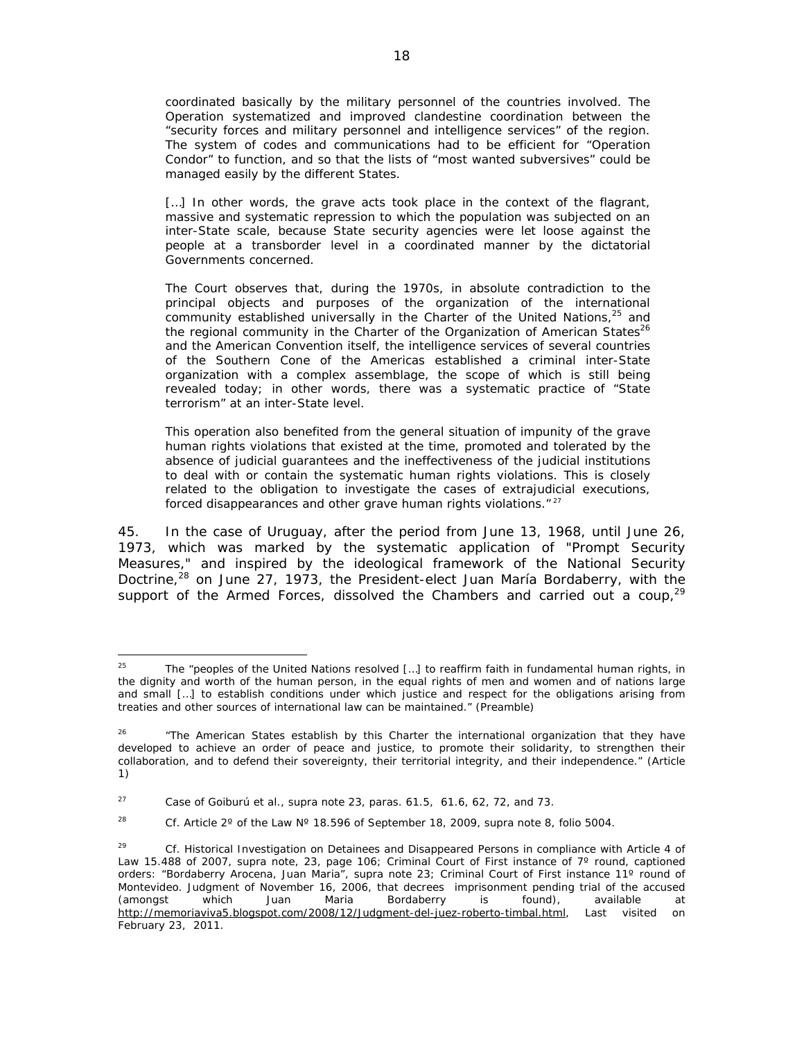coordinated basically by the military personnel of the countries involved. The Operation systematized and improved clandestine coordination between the "security forces and military personnel and intelligence services" of the region. The system of codes and communications had to be efficient for "Operation Condor" to function, and so that the lists of "most wanted subversives" could be managed easily by the different States.

[…] In other words, the grave acts took place in the context of the flagrant, massive and systematic repression to which the population was subjected on an inter-State scale, because State security agencies were let loose against the people at a transborder level in a coordinated manner by the dictatorial Governments concerned.

The Court observes that, during the 1970s, in absolute contradiction to the principal objects and purposes of the organization of the international community established universally in the Charter of the United Nations,[25] and the regional community in the Charter of the Organization of American States[26] and the American Convention itself, the intelligence services of several countries of the Southern Cone of the Americas established a criminal inter-State organization with a complex assemblage, the scope of which is still being revealed today; in other words, there was a systematic practice of "State terrorism" at an inter-State level.

This operation also benefited from the general situation of impunity of the grave human rights violations that existed at the time, promoted and tolerated by the absence of judicial guarantees and the ineffectiveness of the judicial institutions to deal with or contain the systematic human rights violations. This is closely related to the obligation to investigate the cases of extrajudicial executions, forced disappearances and other grave human rights violations."[27]

45. In the case of Uruguay, after the period from June 13, 1968, until June 26, 1973, which was marked by the systematic application of "Prompt Security Measures," and inspired by the ideological framework of the National Security Doctrine,[28] on June 27, 1973, the President-elect Juan María Bordaberry, with the support of the Armed Forces, dissolved the Chambers and carried out a coup,[29]

---

[25] The "peoples of the United Nations resolved […] to reaffirm faith in fundamental human rights, in the dignity and worth of the human person, in the equal rights of men and women and of nations large and small […] to establish conditions under which justice and respect for the obligations arising from treaties and other sources of international law can be maintained." (Preamble)

[26] "The American States establish by this Charter the international organization that they have developed to achieve an order of peace and justice, to promote their solidarity, to strengthen their collaboration, and to defend their sovereignty, their territorial integrity, and their independence." (Article 1)

[27] *Case of Goiburú et al., supra* note 23, paras. 61.5, 61.6, 62, 72, and 73.

[28] *Cf.* Article 2º of the Law Nº 18.596 of September 18, 2009, *supra* note 8, folio 5004.

[29] *Cf.* Historical Investigation on Detainees and Disappeared Persons in compliance with Article 4 of Law 15.488 of 2007, *supra* note, 23, page 106; Criminal Court of First instance of 7º round, captioned orders: "Bordaberry Arocena, Juan Maria", *supra* note 23; Criminal Court of First instance 11º round of Montevideo. Judgment of November 16, 2006, that decrees imprisonment pending trial of the accused (amongst which Juan Maria Bordaberry is found), available at http://memoriaviva5.blogspot.com/2008/12/Judgment-del-juez-roberto-timbal.html, Last visited on February 23, 2011.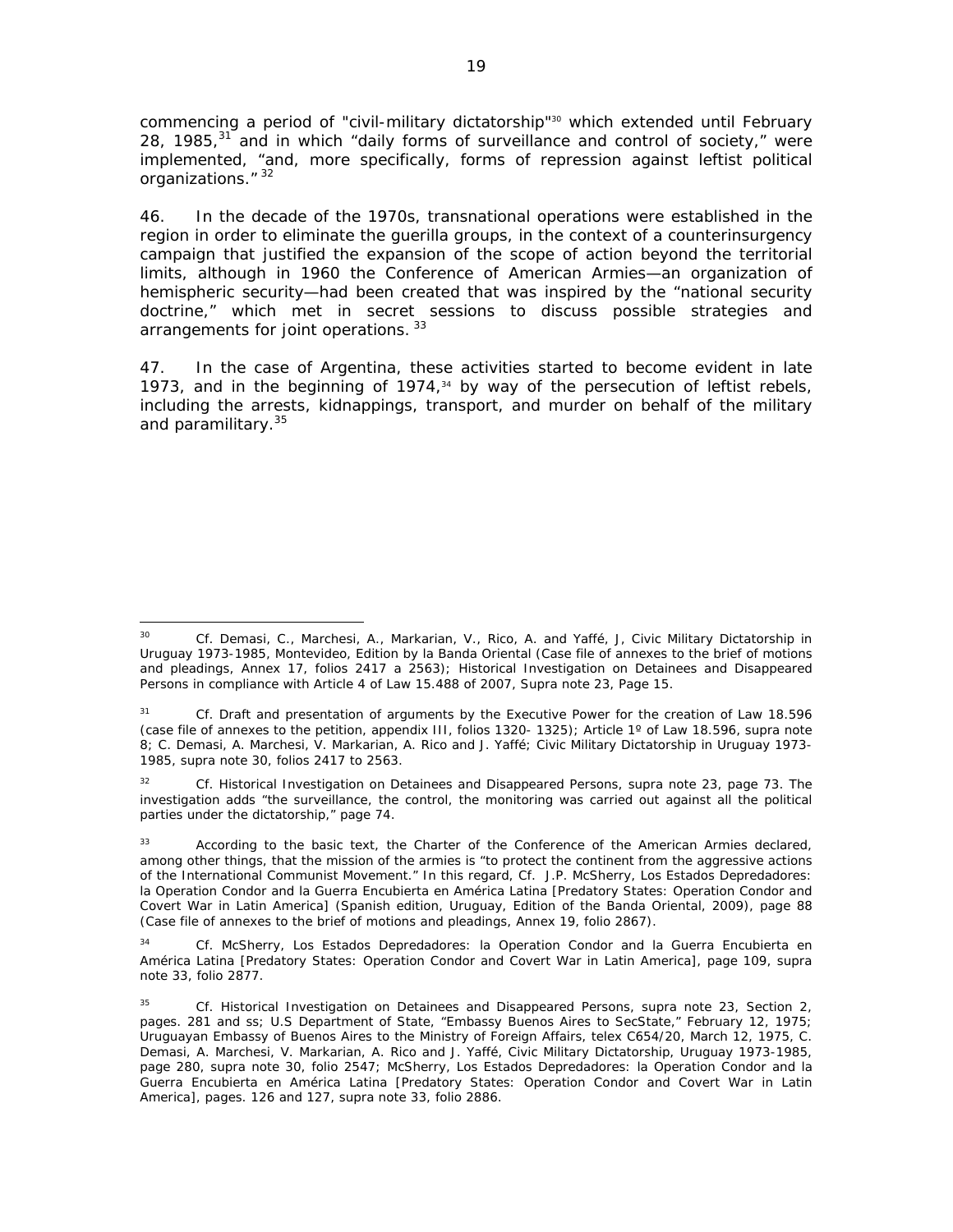commencing a period of "civil-military dictatorship"[30] which extended until February 28, 1985,[31] and in which "daily forms of surveillance and control of society," were implemented, "and, more specifically, forms of repression against leftist political organizations."[32]

46. In the decade of the 1970s, transnational operations were established in the region in order to eliminate the guerilla groups, in the context of a counterinsurgency campaign that justified the expansion of the scope of action beyond the territorial limits, although in 1960 the Conference of American Armies—an organization of hemispheric security—had been created that was inspired by the "national security doctrine," which met in secret sessions to discuss possible strategies and arrangements for joint operations.[33]

47. In the case of Argentina, these activities started to become evident in late 1973, and in the beginning of 1974,[34] by way of the persecution of leftist rebels, including the arrests, kidnappings, transport, and murder on behalf of the military and paramilitary.[35]

---

[30] Cf. Demasi, C., Marchesi, A., Markarian, V., Rico, A. and Yaffé, J, *Civic Military Dictatorship in Uruguay 1973-1985*, Montevideo, Edition by la Banda Oriental (Case file of annexes to the brief of motions and pleadings, Annex 17, folios 2417 a 2563); Historical Investigation on Detainees and Disappeared Persons in compliance with Article 4 of Law 15.488 of 2007, Supra note 23, Page 15.

[31] Cf. Draft and presentation of arguments by the Executive Power for the creation of Law 18.596 (case file of annexes to the petition, appendix III, folios 1320- 1325); Article 1º of Law 18.596, supra note 8; C. Demasi, A. Marchesi, V. Markarian, A. Rico and J. Yaffé; *Civic Military Dictatorship in Uruguay 1973-1985*, supra note 30, folios 2417 to 2563.

[32] Cf. Historical Investigation on Detainees and Disappeared Persons, supra note 23, page 73. The investigation adds "the surveillance, the control, the monitoring was carried out against all the political parties under the dictatorship," page 74.

[33] According to the basic text, the Charter of the Conference of the American Armies declared, among other things, that the mission of the armies is "to protect the continent from the aggressive actions of the International Communist Movement." In this regard, Cf. J.P. McSherry, *Los Estados Depredadores: la Operation Condor and la Guerra Encubierta en América Latina* [Predatory States: Operation Condor and Covert War in Latin America] (Spanish edition, Uruguay, Edition of the Banda Oriental, 2009), page 88 (Case file of annexes to the brief of motions and pleadings, Annex 19, folio 2867).

[34] Cf. McSherry, *Los Estados Depredadores: la Operation Condor and la Guerra Encubierta en América Latina* [Predatory States: Operation Condor and Covert War in Latin America], page 109, supra note 33, folio 2877.

[35] Cf. Historical Investigation on Detainees and Disappeared Persons, supra note 23, Section 2, pages. 281 and ss; U.S Department of State, "Embassy Buenos Aires to SecState," February 12, 1975; Uruguayan Embassy of Buenos Aires to the Ministry of Foreign Affairs, telex C654/20, March 12, 1975, C. Demasi, A. Marchesi, V. Markarian, A. Rico and J. Yaffé, *Civic Military Dictatorship, Uruguay 1973-1985*, page 280, supra note 30, folio 2547; McSherry, *Los Estados Depredadores: la Operation Condor and la Guerra Encubierta en América Latina* [Predatory States: Operation Condor and Covert War in Latin America], pages. 126 and 127, supra note 33, folio 2886.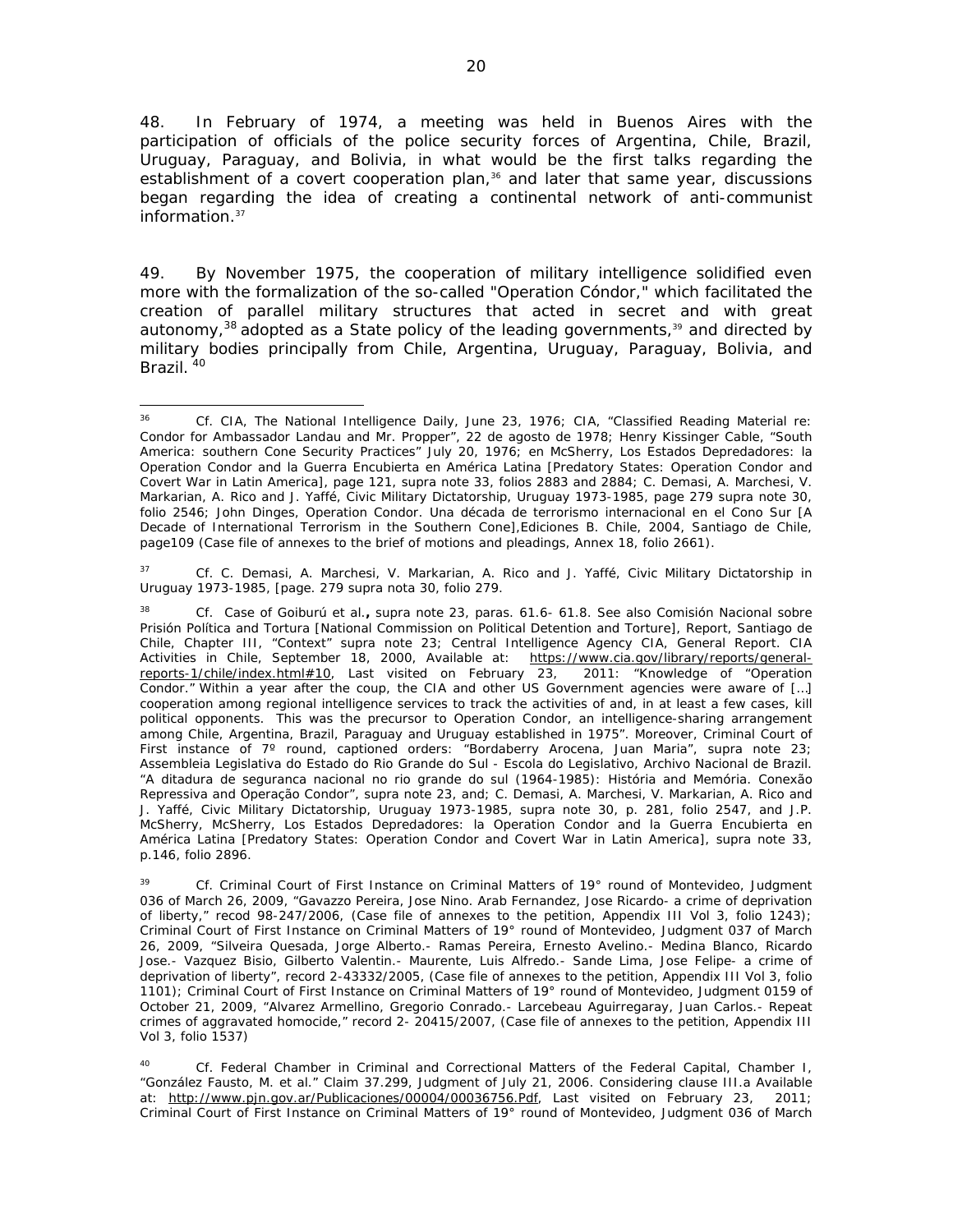48. In February of 1974, a meeting was held in Buenos Aires with the participation of officials of the police security forces of Argentina, Chile, Brazil, Uruguay, Paraguay, and Bolivia, in what would be the first talks regarding the establishment of a covert cooperation plan,[36] and later that same year, discussions began regarding the idea of creating a continental network of anti-communist information.[37]

49. By November 1975, the cooperation of military intelligence solidified even more with the formalization of the so-called "Operation Cóndor," which facilitated the creation of parallel military structures that acted in secret and with great autonomy,[38] adopted as a State policy of the leading governments,[39] and directed by military bodies principally from Chile, Argentina, Uruguay, Paraguay, Bolivia, and Brazil. [40]

---

[36] Cf. CIA, The National Intelligence Daily, June 23, 1976; CIA, "Classified Reading Material re: Condor for Ambassador Landau and Mr. Propper", 22 de agosto de 1978; Henry Kissinger Cable, "South America: southern Cone Security Practices" July 20, 1976; en McSherry, Los Estados Depredadores: la Operation Condor and la Guerra Encubierta en América Latina [Predatory States: Operation Condor and Covert War in Latin America], page 121, supra note 33, folios 2883 and 2884; C. Demasi, A. Marchesi, V. Markarian, A. Rico and J. Yaffé, Civic Military Dictatorship, Uruguay 1973-1985, page 279 supra note 30, folio 2546; John Dinges, Operation Condor. Una década de terrorismo internacional en el Cono Sur [A Decade of International Terrorism in the Southern Cone],Ediciones B. Chile, 2004, Santiago de Chile, page109 (Case file of annexes to the brief of motions and pleadings, Annex 18, folio 2661).

[37] Cf. C. Demasi, A. Marchesi, V. Markarian, A. Rico and J. Yaffé, Civic Military Dictatorship in Uruguay 1973-1985, [page. 279 supra nota 30, folio 279.

[38] Cf. *Case of Goiburú et al.*, supra note 23, paras. 61.6- 61.8. See also Comisión Nacional sobre Prisión Política and Tortura [National Commission on Political Detention and Torture], Report, Santiago de Chile, Chapter III, "Context" supra note 23; Central Intelligence Agency CIA, General Report. CIA Activities in Chile, September 18, 2000, Available at: https://www.cia.gov/library/reports/general-reports-1/chile/index.html#10, Last visited on February 23, 2011: "Knowledge of "Operation Condor." Within a year after the coup, the CIA and other US Government agencies were aware of […] cooperation among regional intelligence services to track the activities of and, in at least a few cases, kill political opponents. This was the precursor to Operation Condor, an intelligence-sharing arrangement among Chile, Argentina, Brazil, Paraguay and Uruguay established in 1975". Moreover, Criminal Court of First instance of 7º round, captioned orders: "Bordaberry Arocena, Juan Maria", supra note 23; Assembleia Legislativa do Estado do Rio Grande do Sul - Escola do Legislativo, Archivo Nacional de Brazil. "A ditadura de seguranca nacional no rio grande do sul (1964-1985): História and Memória. Conexão Repressiva and Operação Condor", supra note 23, and; C. Demasi, A. Marchesi, V. Markarian, A. Rico and J. Yaffé, Civic Military Dictatorship, Uruguay 1973-1985, supra note 30, p. 281, folio 2547, and J.P. McSherry, McSherry, Los Estados Depredadores: la Operation Condor and la Guerra Encubierta en América Latina [Predatory States: Operation Condor and Covert War in Latin America], supra note 33, p.146, folio 2896.

[39] Cf. Criminal Court of First Instance on Criminal Matters of 19° round of Montevideo, Judgment 036 of March 26, 2009, "Gavazzo Pereira, Jose Nino. Arab Fernandez, Jose Ricardo- a crime of deprivation of liberty," recod 98-247/2006, (Case file of annexes to the petition, Appendix III Vol 3, folio 1243); Criminal Court of First Instance on Criminal Matters of 19° round of Montevideo, Judgment 037 of March 26, 2009, "Silveira Quesada, Jorge Alberto.- Ramas Pereira, Ernesto Avelino.- Medina Blanco, Ricardo Jose.- Vazquez Bisio, Gilberto Valentin.- Maurente, Luis Alfredo.- Sande Lima, Jose Felipe- a crime of deprivation of liberty", record 2-43332/2005, (Case file of annexes to the petition, Appendix III Vol 3, folio 1101); Criminal Court of First Instance on Criminal Matters of 19° round of Montevideo, Judgment 0159 of October 21, 2009, "Alvarez Armellino, Gregorio Conrado.- Larcebeau Aguirregaray, Juan Carlos.- Repeat crimes of aggravated homocide," record 2- 20415/2007, (Case file of annexes to the petition, Appendix III Vol 3, folio 1537)

[40] Cf. Federal Chamber in Criminal and Correctional Matters of the Federal Capital, Chamber I, "González Fausto, M. et al." Claim 37.299, Judgment of July 21, 2006. Considering clause III.a Available at: http://www.pjn.gov.ar/Publicaciones/00004/00036756.Pdf, Last visited on February 23, 2011; Criminal Court of First Instance on Criminal Matters of 19° round of Montevideo, Judgment 036 of March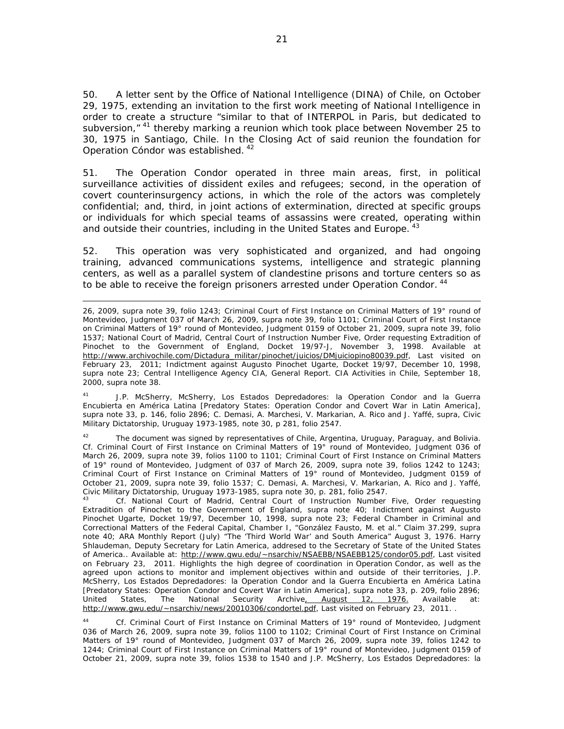50. A letter sent by the Office of National Intelligence (DINA) of Chile, on October 29, 1975, extending an invitation to the first work meeting of National Intelligence in order to create a structure "similar to that of INTERPOL in Paris, but dedicated to subversion," [41] thereby marking a reunion which took place between November 25 to 30, 1975 in Santiago, Chile. In the Closing Act of said reunion the foundation for Operation Cóndor was established. [42]

51. The Operation Condor operated in three main areas, first, in political surveillance activities of dissident exiles and refugees; second, in the operation of covert counterinsurgency actions, in which the role of the actors was completely confidential; and, third, in joint actions of extermination, directed at specific groups or individuals for which special teams of assassins were created, operating within and outside their countries, including in the United States and Europe. [43]

52. This operation was very sophisticated and organized, and had ongoing training, advanced communications systems, intelligence and strategic planning centers, as well as a parallel system of clandestine prisons and torture centers so as to be able to receive the foreign prisoners arrested under Operation Condor. [44]

---

26, 2009, supra note 39, folio 1243; Criminal Court of First Instance on Criminal Matters of 19° round of Montevideo, Judgment 037 of March 26, 2009, supra note 39, folio 1101; Criminal Court of First Instance on Criminal Matters of 19° round of Montevideo, Judgment 0159 of October 21, 2009, supra note 39, folio 1537; National Court of Madrid, Central Court of Instruction Number Five, Order requesting Extradition of Pinochet to the Government of England, Docket 19/97-J, November 3, 1998. Available at http://www.archivochile.com/Dictadura_militar/pinochet/juicios/DMjuiciopino80039.pdf, Last visited on February 23, 2011; Indictment against Augusto Pinochet Ugarte, Docket 19/97, December 10, 1998, supra note 23; Central Intelligence Agency CIA, General Report. CIA Activities in Chile, September 18, 2000, supra note 38.

[41] J.P. McSherry, McSherry, Los Estados Depredadores: la Operation Condor and la Guerra Encubierta en América Latina [Predatory States: Operation Condor and Covert War in Latin America], supra note 33, p. 146, folio 2896; C. Demasi, A. Marchesi, V. Markarian, A. Rico and J. Yaffé, supra, Civic Military Dictatorship, Uruguay 1973-1985, note 30, p 281, folio 2547.

[42] The document was signed by representatives of Chile, Argentina, Uruguay, Paraguay, and Bolivia. Cf. Criminal Court of First Instance on Criminal Matters of 19° round of Montevideo, Judgment 036 of March 26, 2009, supra note 39, folios 1100 to 1101; Criminal Court of First Instance on Criminal Matters of 19° round of Montevideo, Judgment of 037 of March 26, 2009, supra note 39, folios 1242 to 1243; Criminal Court of First Instance on Criminal Matters of 19° round of Montevideo, Judgment 0159 of October 21, 2009, supra note 39, folio 1537; C. Demasi, A. Marchesi, V. Markarian, A. Rico and J. Yaffé, Civic Military Dictatorship, Uruguay 1973-1985, supra note 30, p. 281, folio 2547.

[43] Cf. National Court of Madrid, Central Court of Instruction Number Five, Order requesting Extradition of Pinochet to the Government of England, supra note 40; Indictment against Augusto Pinochet Ugarte, Docket 19/97, December 10, 1998, supra note 23; Federal Chamber in Criminal and Correctional Matters of the Federal Capital, Chamber I, "González Fausto, M. et al." Claim 37.299, supra note 40; ARA Monthly Report (July) "The 'Third World War' and South America" August 3, 1976. Harry Shlaudeman, Deputy Secretary for Latin America, addresed to the Secretary of State of the United States of America.. Available at: http://www.gwu.edu/~nsarchiv/NSAEBB/NSAEBB125/condor05.pdf, Last visited on February 23, 2011. Highlights the high degree of coordination in Operation Condor, as well as the agreed upon actions to monitor and implement objectives within and outside of their territories, J.P. McSherry, Los Estados Depredadores: la Operation Condor and la Guerra Encubierta en América Latina [Predatory States: Operation Condor and Covert War in Latin America], supra note 33, p. 209, folio 2896; United States, The National Security Archive, August 12, 1976. Available at: http://www.gwu.edu/~nsarchiv/news/20010306/condortel.pdf, Last visited on February 23, 2011. .

[44] Cf. Criminal Court of First Instance on Criminal Matters of 19° round of Montevideo, Judgment 036 of March 26, 2009, supra note 39, folios 1100 to 1102; Criminal Court of First Instance on Criminal Matters of 19° round of Montevideo, Judgment 037 of March 26, 2009, supra note 39, folios 1242 to 1244; Criminal Court of First Instance on Criminal Matters of 19° round of Montevideo, Judgment 0159 of October 21, 2009, supra note 39, folios 1538 to 1540 and J.P. McSherry, Los Estados Depredadores: la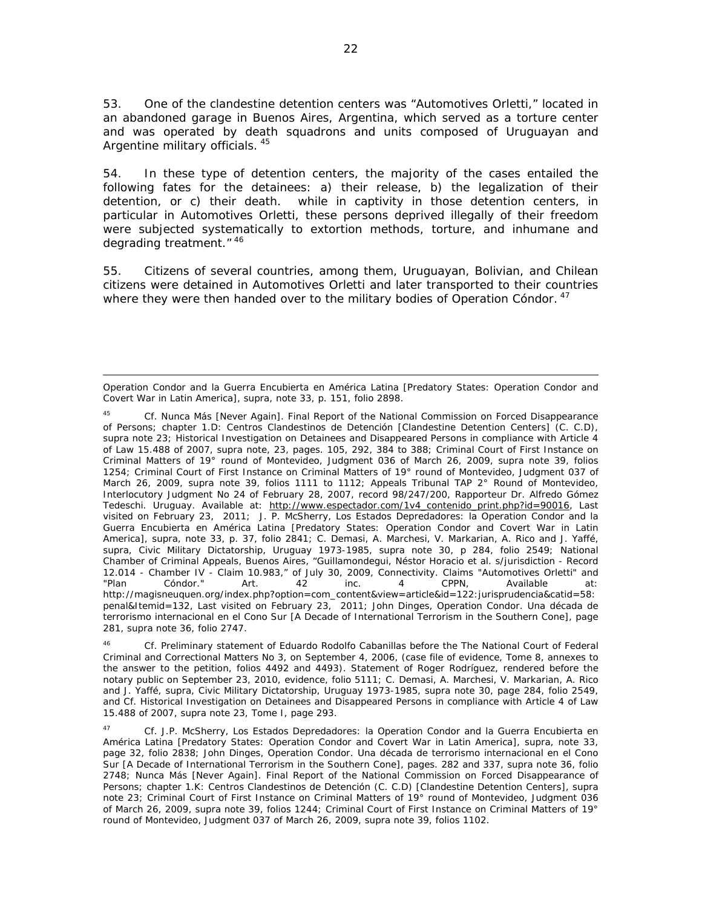53. One of the clandestine detention centers was "Automotives Orletti," located in an abandoned garage in Buenos Aires, Argentina, which served as a torture center and was operated by death squadrons and units composed of Uruguayan and Argentine military officials. [45]

54. In these type of detention centers, the majority of the cases entailed the following fates for the detainees: a) their release, b) the legalization of their detention, or c) their death. while in captivity in those detention centers, in particular in Automotives Orletti, these persons deprived illegally of their freedom were subjected systematically to extortion methods, torture, and inhumane and degrading treatment." [46]

55. Citizens of several countries, among them, Uruguayan, Bolivian, and Chilean citizens were detained in Automotives Orletti and later transported to their countries where they were then handed over to the military bodies of Operation Cóndor. [47]

---

Operation Condor and la Guerra Encubierta en América Latina [Predatory States: Operation Condor and Covert War in Latin America], supra, note 33, p. 151, folio 2898.

[45] Cf. Nunca Más [Never Again]. Final Report of the National Commission on Forced Disappearance of Persons; chapter 1.D: Centros Clandestinos de Detención [Clandestine Detention Centers] (C. C.D), supra note 23; Historical Investigation on Detainees and Disappeared Persons in compliance with Article 4 of Law 15.488 of 2007, supra note, 23, pages. 105, 292, 384 to 388; Criminal Court of First Instance on Criminal Matters of 19° round of Montevideo, Judgment 036 of March 26, 2009, supra note 39, folios 1254; Criminal Court of First Instance on Criminal Matters of 19° round of Montevideo, Judgment 037 of March 26, 2009, supra note 39, folios 1111 to 1112; Appeals Tribunal TAP 2° Round of Montevideo, Interlocutory Judgment No 24 of February 28, 2007, record 98/247/200, Rapporteur Dr. Alfredo Gómez Tedeschi. Uruguay. Available at: http://www.espectador.com/1v4_contenido_print.php?id=90016, Last visited on February 23, 2011; J. P. McSherry, Los Estados Depredadores: la Operation Condor and la Guerra Encubierta en América Latina [Predatory States: Operation Condor and Covert War in Latin America], supra, note 33, p. 37, folio 2841; C. Demasi, A. Marchesi, V. Markarian, A. Rico and J. Yaffé, supra, Civic Military Dictatorship, Uruguay 1973-1985, supra note 30, p 284, folio 2549; National Chamber of Criminal Appeals, Buenos Aires, "Guillamondegui, Néstor Horacio et al. s/jurisdiction - Record 12.014 - Chamber IV - Claim 10.983," of July 30, 2009, Connectivity. Claims "Automotives Orletti" and "Plan Cóndor." Art. 42 inc. 4 CPPN, Available at: http://magisneuquen.org/index.php?option=com_content&view=article&id=122:jurisprudencia&catid=58:penal&Itemid=132, Last visited on February 23, 2011; John Dinges, Operation Condor. Una década de terrorismo internacional en el Cono Sur [A Decade of International Terrorism in the Southern Cone], page 281, supra note 36, folio 2747.

[46] Cf. Preliminary statement of Eduardo Rodolfo Cabanillas before the The National Court of Federal Criminal and Correctional Matters No 3, on September 4, 2006, (case file of evidence, Tome 8, annexes to the answer to the petition, folios 4492 and 4493). Statement of Roger Rodríguez, rendered before the notary public on September 23, 2010, evidence, folio 5111; C. Demasi, A. Marchesi, V. Markarian, A. Rico and J. Yaffé, supra, Civic Military Dictatorship, Uruguay 1973-1985, supra note 30, page 284, folio 2549, and Cf. Historical Investigation on Detainees and Disappeared Persons in compliance with Article 4 of Law 15.488 of 2007, supra note 23, Tome I, page 293.

[47] Cf. J.P. McSherry, Los Estados Depredadores: la Operation Condor and la Guerra Encubierta en América Latina [Predatory States: Operation Condor and Covert War in Latin America], supra, note 33, page 32, folio 2838; John Dinges, Operation Condor. Una década de terrorismo internacional en el Cono Sur [A Decade of International Terrorism in the Southern Cone], pages. 282 and 337, supra note 36, folio 2748; Nunca Más [Never Again]. Final Report of the National Commission on Forced Disappearance of Persons; chapter 1.K: Centros Clandestinos de Detención (C. C.D) [Clandestine Detention Centers], supra note 23; Criminal Court of First Instance on Criminal Matters of 19° round of Montevideo, Judgment 036 of March 26, 2009, supra note 39, folios 1244; Criminal Court of First Instance on Criminal Matters of 19° round of Montevideo, Judgment 037 of March 26, 2009, supra note 39, folios 1102.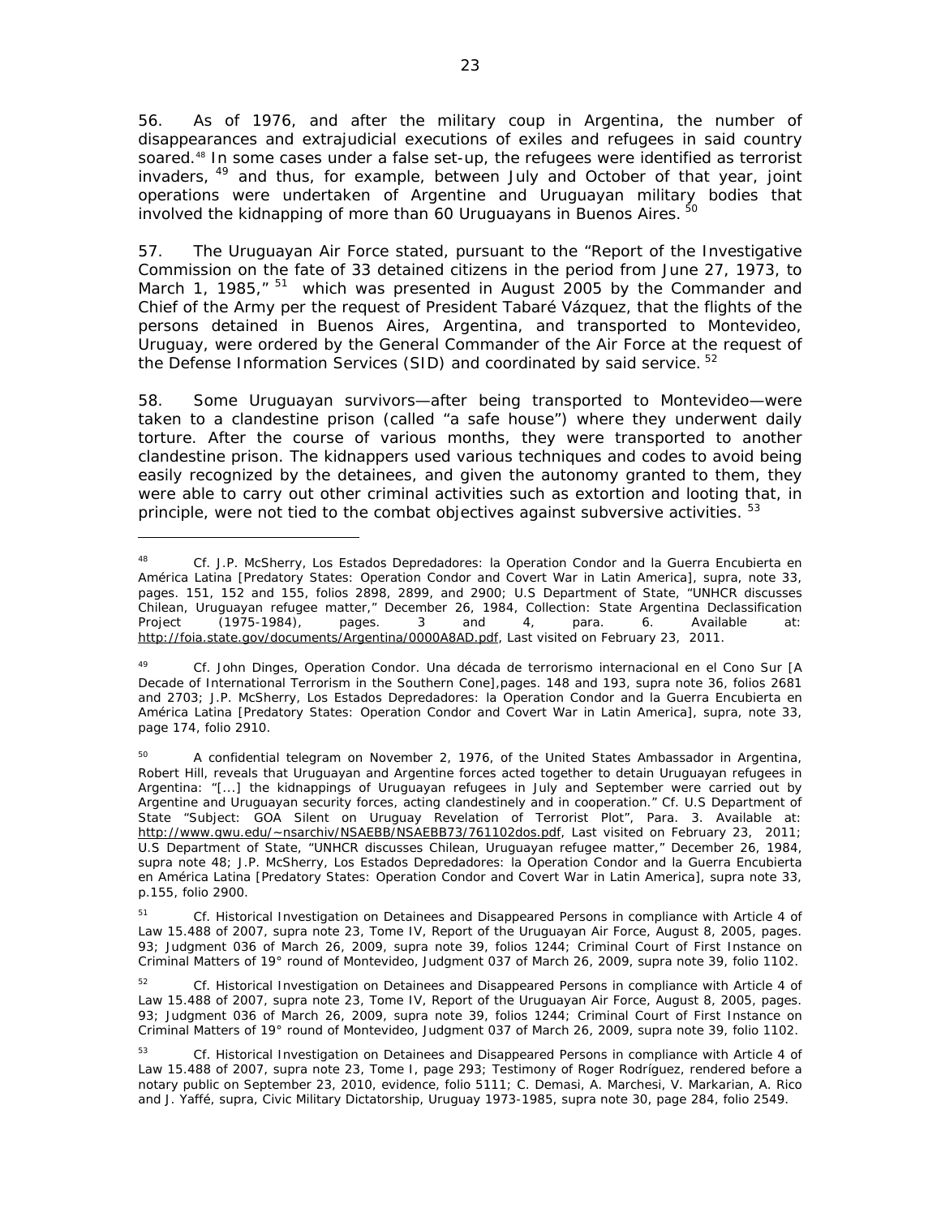56. As of 1976, and after the military coup in Argentina, the number of disappearances and extrajudicial executions of exiles and refugees in said country soared.[48] In some cases under a false set-up, the refugees were identified as terrorist invaders,[49] and thus, for example, between July and October of that year, joint operations were undertaken of Argentine and Uruguayan military bodies that involved the kidnapping of more than 60 Uruguayans in Buenos Aires.[50]

57. The Uruguayan Air Force stated, pursuant to the "Report of the Investigative Commission on the fate of 33 detained citizens in the period from June 27, 1973, to March 1, 1985,"[51] which was presented in August 2005 by the Commander and Chief of the Army per the request of President Tabaré Vázquez, that the flights of the persons detained in Buenos Aires, Argentina, and transported to Montevideo, Uruguay, were ordered by the General Commander of the Air Force at the request of the Defense Information Services (SID) and coordinated by said service.[52]

58. Some Uruguayan survivors—after being transported to Montevideo—were taken to a clandestine prison (called "a safe house") where they underwent daily torture. After the course of various months, they were transported to another clandestine prison. The kidnappers used various techniques and codes to avoid being easily recognized by the detainees, and given the autonomy granted to them, they were able to carry out other criminal activities such as extortion and looting that, in principle, were not tied to the combat objectives against subversive activities.[53]

---

[48] Cf. J.P. McSherry, *Los Estados Depredadores: la Operation Condor and la Guerra Encubierta en América Latina* [Predatory States: Operation Condor and Covert War in Latin America], supra, note 33, pages. 151, 152 and 155, folios 2898, 2899, and 2900; U.S Department of State, "UNHCR discusses Chilean, Uruguayan refugee matter," December 26, 1984, Collection: State Argentina Declassification Project (1975-1984), pages. 3 and 4, para. 6. Available at: http://foia.state.gov/documents/Argentina/0000A8AD.pdf, Last visited on February 23, 2011.

[49] Cf. John Dinges, *Operation Condor. Una década de terrorismo internacional en el Cono Sur* [A Decade of International Terrorism in the Southern Cone],pages. 148 and 193, supra note 36, folios 2681 and 2703; J.P. McSherry, *Los Estados Depredadores: la Operation Condor and la Guerra Encubierta en América Latina* [Predatory States: Operation Condor and Covert War in Latin America], supra, note 33, page 174, folio 2910.

[50] A confidential telegram on November 2, 1976, of the United States Ambassador in Argentina, Robert Hill, reveals that Uruguayan and Argentine forces acted together to detain Uruguayan refugees in Argentina: "[...] the kidnappings of Uruguayan refugees in July and September were carried out by Argentine and Uruguayan security forces, acting clandestinely and in cooperation." Cf. U.S Department of State "Subject: GOA Silent on Uruguay Revelation of Terrorist Plot", Para. 3. Available at: http://www.gwu.edu/~nsarchiv/NSAEBB/NSAEBB73/761102dos.pdf, Last visited on February 23, 2011; U.S Department of State, "UNHCR discusses Chilean, Uruguayan refugee matter," December 26, 1984, supra note 48; J.P. McSherry, *Los Estados Depredadores: la Operation Condor and la Guerra Encubierta en América Latina* [Predatory States: Operation Condor and Covert War in Latin America], supra note 33, p.155, folio 2900.

[51] Cf. Historical Investigation on Detainees and Disappeared Persons in compliance with Article 4 of Law 15.488 of 2007, supra note 23, Tome IV, Report of the Uruguayan Air Force, August 8, 2005, pages. 93; Judgment 036 of March 26, 2009, supra note 39, folios 1244; Criminal Court of First Instance on Criminal Matters of 19° round of Montevideo, Judgment 037 of March 26, 2009, supra note 39, folio 1102.

[52] Cf. Historical Investigation on Detainees and Disappeared Persons in compliance with Article 4 of Law 15.488 of 2007, supra note 23, Tome IV, Report of the Uruguayan Air Force, August 8, 2005, pages. 93; Judgment 036 of March 26, 2009, supra note 39, folios 1244; Criminal Court of First Instance on Criminal Matters of 19° round of Montevideo, Judgment 037 of March 26, 2009, supra note 39, folio 1102.

[53] Cf. Historical Investigation on Detainees and Disappeared Persons in compliance with Article 4 of Law 15.488 of 2007, supra note 23, Tome I, page 293; Testimony of Roger Rodríguez, rendered before a notary public on September 23, 2010, evidence, folio 5111; C. Demasi, A. Marchesi, V. Markarian, A. Rico and J. Yaffé, supra, *Civic Military Dictatorship, Uruguay 1973-1985*, supra note 30, page 284, folio 2549.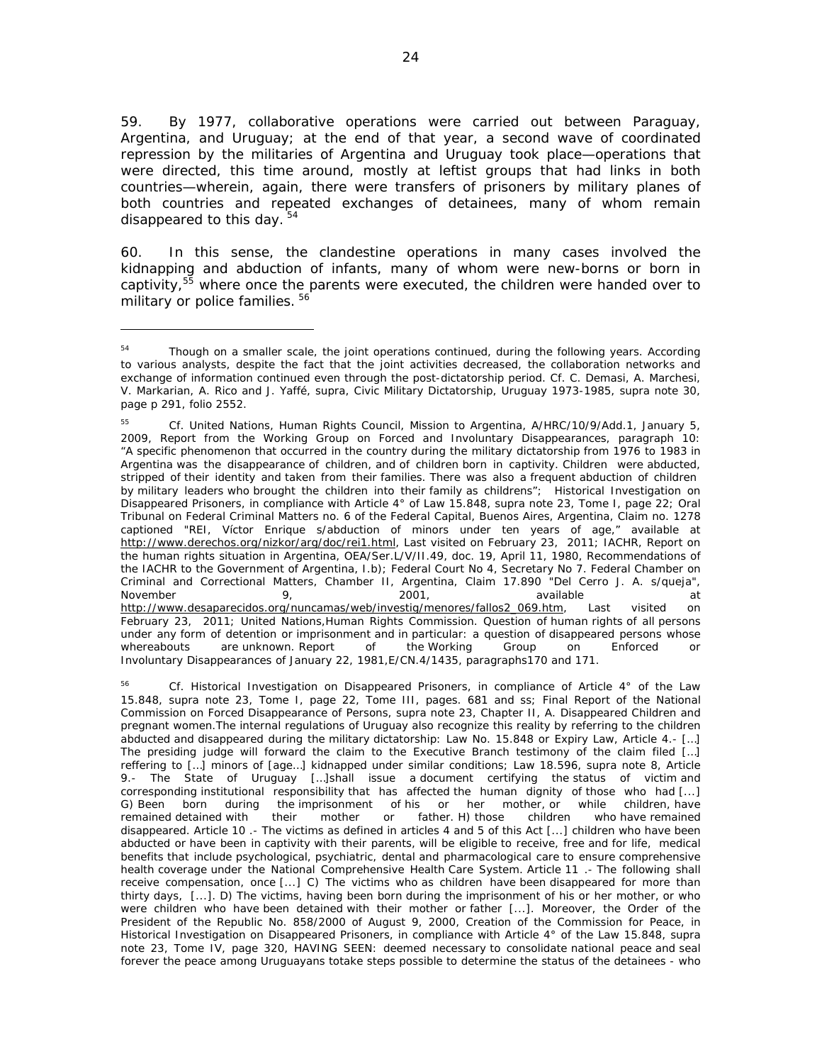59. By 1977, collaborative operations were carried out between Paraguay, Argentina, and Uruguay; at the end of that year, a second wave of coordinated repression by the militaries of Argentina and Uruguay took place—operations that were directed, this time around, mostly at leftist groups that had links in both countries—wherein, again, there were transfers of prisoners by military planes of both countries and repeated exchanges of detainees, many of whom remain disappeared to this day. [54]

60. In this sense, the clandestine operations in many cases involved the kidnapping and abduction of infants, many of whom were new-borns or born in captivity,[55] where once the parents were executed, the children were handed over to military or police families. [56]

---

[54] Though on a smaller scale, the joint operations continued, during the following years. According to various analysts, despite the fact that the joint activities decreased, the collaboration networks and exchange of information continued even through the post-dictatorship period. Cf. C. Demasi, A. Marchesi, V. Markarian, A. Rico and J. Yaffé, supra, Civic Military Dictatorship, Uruguay 1973-1985, supra note 30, page p 291, folio 2552.

[55] Cf. United Nations, Human Rights Council, Mission to Argentina, A/HRC/10/9/Add.1, January 5, 2009, Report from the Working Group on Forced and Involuntary Disappearances, paragraph 10: "A specific phenomenon that occurred in the country during the military dictatorship from 1976 to 1983 in Argentina was the disappearance of children, and of children born in captivity. Children were abducted, stripped of their identity and taken from their families. There was also a frequent abduction of children by military leaders who brought the children into their family as childrens"; Historical Investigation on Disappeared Prisoners, in compliance with Article 4° of Law 15.848, supra note 23, Tome I, page 22; Oral Tribunal on Federal Criminal Matters no. 6 of the Federal Capital, Buenos Aires, Argentina, Claim no. 1278 captioned "REI, Víctor Enrique s/abduction of minors under ten years of age," available at http://www.derechos.org/nizkor/arg/doc/rei1.html, Last visited on February 23, 2011; IACHR, Report on the human rights situation in Argentina, OEA/Ser.L/V/II.49, doc. 19, April 11, 1980, Recommendations of the IACHR to the Government of Argentina, I.b); Federal Court No 4, Secretary No 7. Federal Chamber on Criminal and Correctional Matters, Chamber II, Argentina, Claim 17.890 "Del Cerro J. A. s/queja", November 9, 2001, available at http://www.desaparecidos.org/nuncamas/web/investig/menores/fallos2_069.htm, Last visited on February 23, 2011; United Nations,Human Rights Commission. Question of human rights of all persons under any form of detention or imprisonment and in particular: a question of disappeared persons whose whereabouts are unknown. Report of the Working Group on Enforced or Involuntary Disappearances of January 22, 1981,E/CN.4/1435, paragraphs170 and 171.

[56] Cf. Historical Investigation on Disappeared Prisoners, in compliance of Article 4° of the Law 15.848, supra note 23, Tome I, page 22, Tome III, pages. 681 and ss; Final Report of the National Commission on Forced Disappearance of Persons, supra note 23, Chapter II, A. Disappeared Children and pregnant women.The internal regulations of Uruguay also recognize this reality by referring to the children abducted and disappeared during the military dictatorship: Law No. 15.848 or Expiry Law, Article 4.- […] The presiding judge will forward the claim to the Executive Branch testimony of the claim filed […] reffering to […] minors of [age…] kidnapped under similar conditions; Law 18.596, supra note 8, Article 9.- The State of Uruguay […]shall issue a document certifying the status of victim and corresponding institutional responsibility that has affected the human dignity of those who had [...] G) Been born during the imprisonment of his or her mother, or while children, have remained detained with their mother or father. H) those children who have remained disappeared. Article 10 .- The victims as defined in articles 4 and 5 of this Act [...] children who have been abducted or have been in captivity with their parents, will be eligible to receive, free and for life, medical benefits that include psychological, psychiatric, dental and pharmacological care to ensure comprehensive health coverage under the National Comprehensive Health Care System. Article 11 .- The following shall receive compensation, once [...] C) The victims who as children have been disappeared for more than thirty days, [...]. D) The victims, having been born during the imprisonment of his or her mother, or who were children who have been detained with their mother or father [...]. Moreover, the Order of the President of the Republic No. 858/2000 of August 9, 2000, Creation of the Commission for Peace, in Historical Investigation on Disappeared Prisoners, in compliance with Article 4° of the Law 15.848, supra note 23, Tome IV, page 320, HAVING SEEN: deemed necessary to consolidate national peace and seal forever the peace among Uruguayans totake steps possible to determine the status of the detainees - who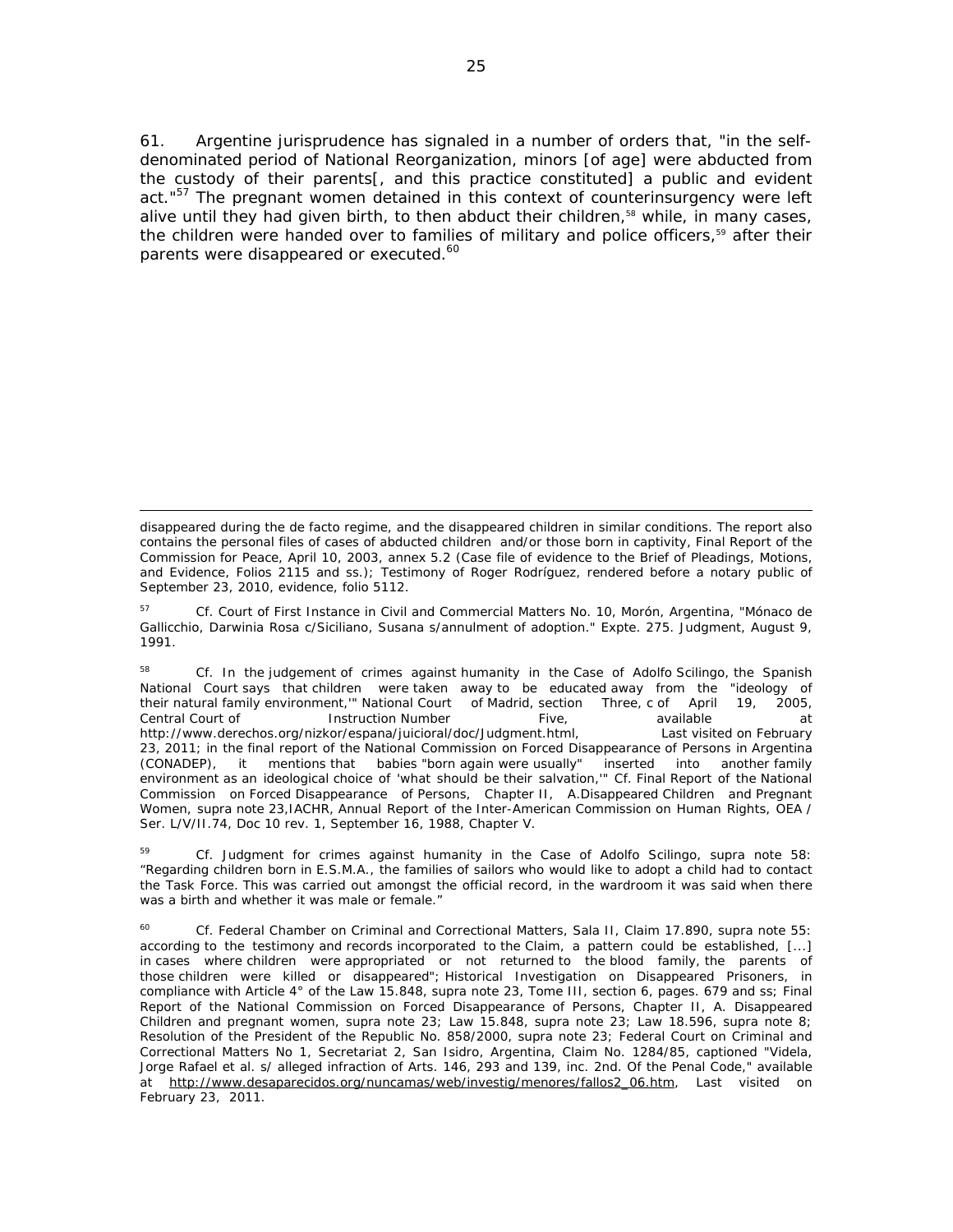61. Argentine jurisprudence has signaled in a number of orders that, "in the self-denominated period of National Reorganization, minors [of age] were abducted from the custody of their parents[, and this practice constituted] a public and evident act."[57] The pregnant women detained in this context of counterinsurgency were left alive until they had given birth, to then abduct their children,[58] while, in many cases, the children were handed over to families of military and police officers,[59] after their parents were disappeared or executed.[60]

---

disappeared during the de facto regime, and the disappeared children in similar conditions. The report also contains the personal files of cases of abducted children and/or those born in captivity, Final Report of the Commission for Peace, April 10, 2003, annex 5.2 (Case file of evidence to the Brief of Pleadings, Motions, and Evidence, Folios 2115 and ss.); Testimony of Roger Rodríguez, rendered before a notary public of September 23, 2010, evidence, folio 5112.

[57] Cf. Court of First Instance in Civil and Commercial Matters No. 10, Morón, Argentina, "Mónaco de Gallicchio, Darwinia Rosa c/Siciliano, Susana s/annulment of adoption." Expte. 275. Judgment, August 9, 1991.

[58] Cf. In the judgement of crimes against humanity in the Case of Adolfo Scilingo, the Spanish National Court says that children were taken away to be educated away from the "ideology of their natural family environment,'" National Court of Madrid, section Three, c of April 19, 2005, Central Court of Instruction Number Five, available at http://www.derechos.org/nizkor/espana/juicioral/doc/Judgment.html, Last visited on February 23, 2011; in the final report of the National Commission on Forced Disappearance of Persons in Argentina (CONADEP), it mentions that babies "born again were usually" inserted into another family environment as an ideological choice of 'what should be their salvation,'" Cf. Final Report of the National Commission on Forced Disappearance of Persons, Chapter II, A.Disappeared Children and Pregnant Women, supra note 23,IACHR, Annual Report of the Inter-American Commission on Human Rights, OEA / Ser. L/V/II.74, Doc 10 rev. 1, September 16, 1988, Chapter V.

[59] Cf. Judgment for crimes against humanity in the Case of Adolfo Scilingo, supra note 58: "Regarding children born in E.S.M.A., the families of sailors who would like to adopt a child had to contact the Task Force. This was carried out amongst the official record, in the wardroom it was said when there was a birth and whether it was male or female."

[60] Cf. Federal Chamber on Criminal and Correctional Matters, Sala II, Claim 17.890, supra note 55: according to the testimony and records incorporated to the Claim, a pattern could be established, [...] in cases where children were appropriated or not returned to the blood family, the parents of those children were killed or disappeared"; Historical Investigation on Disappeared Prisoners, in compliance with Article 4° of the Law 15.848, supra note 23, Tome III, section 6, pages. 679 and ss; Final Report of the National Commission on Forced Disappearance of Persons, Chapter II, A. Disappeared Children and pregnant women, supra note 23; Law 15.848, supra note 23; Law 18.596, supra note 8; Resolution of the President of the Republic No. 858/2000, supra note 23; Federal Court on Criminal and Correctional Matters No 1, Secretariat 2, San Isidro, Argentina, Claim No. 1284/85, captioned "Videla, Jorge Rafael et al. s/ alleged infraction of Arts. 146, 293 and 139, inc. 2nd. Of the Penal Code," available at http://www.desaparecidos.org/nuncamas/web/investig/menores/fallos2_06.htm, Last visited on February 23, 2011.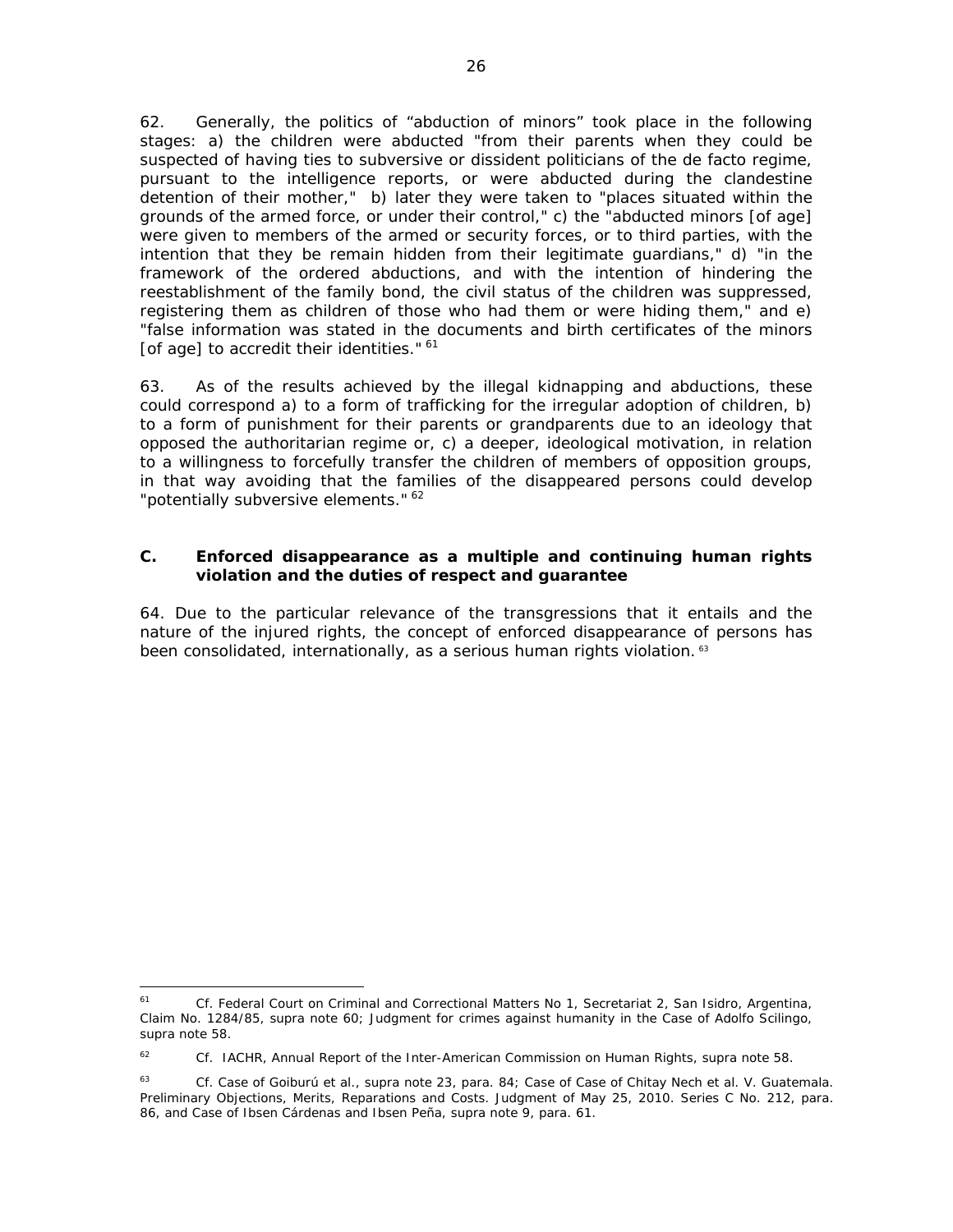62. Generally, the politics of "abduction of minors" took place in the following stages: a) the children were abducted "from their parents when they could be suspected of having ties to subversive or dissident politicians of the de facto regime, pursuant to the intelligence reports, or were abducted during the clandestine detention of their mother," b) later they were taken to "places situated within the grounds of the armed force, or under their control," c) the "abducted minors [of age] were given to members of the armed or security forces, or to third parties, with the intention that they be remain hidden from their legitimate guardians," d) "in the framework of the ordered abductions, and with the intention of hindering the reestablishment of the family bond, the civil status of the children was suppressed, registering them as children of those who had them or were hiding them," and e) "false information was stated in the documents and birth certificates of the minors [of age] to accredit their identities." [61]

63. As of the results achieved by the illegal kidnapping and abductions, these could correspond a) to a form of trafficking for the irregular adoption of children, b) to a form of punishment for their parents or grandparents due to an ideology that opposed the authoritarian regime or, c) a deeper, ideological motivation, in relation to a willingness to forcefully transfer the children of members of opposition groups, in that way avoiding that the families of the disappeared persons could develop "potentially subversive elements." [62]

### C. Enforced disappearance as a multiple and continuing human rights violation and the duties of respect and guarantee

64. Due to the particular relevance of the transgressions that it entails and the nature of the injured rights, the concept of enforced disappearance of persons has been consolidated, internationally, as a serious human rights violation. [63]

---

[61] Cf. Federal Court on Criminal and Correctional Matters No 1, Secretariat 2, San Isidro, Argentina, Claim No. 1284/85, *supra* note 60; Judgment for crimes against humanity in the Case of Adolfo Scilingo, *supra* note 58.

[62] Cf. IACHR, Annual Report of the Inter-American Commission on Human Rights, *supra* note 58.

[63] Cf. *Case of Goiburú et al., supra* note 23, para. 84; *Case of Case of Chitay Nech et al. V. Guatemala. Preliminary Objections, Merits, Reparations and Costs.* Judgment of May 25, 2010. Series C No. 212, para. 86, and *Case of Ibsen Cárdenas and Ibsen Peña, supra* note 9, para. 61.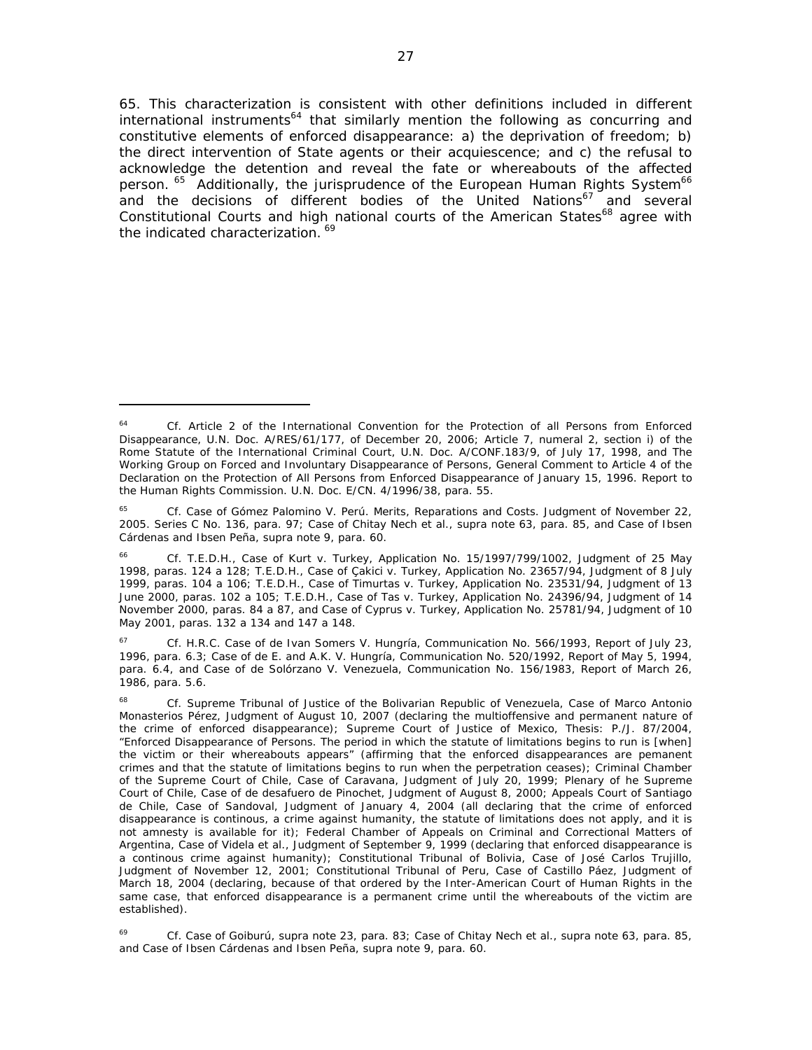65. This characterization is consistent with other definitions included in different international instruments[64] that similarly mention the following as concurring and constitutive elements of enforced disappearance: a) the deprivation of freedom; b) the direct intervention of State agents or their acquiescence; and c) the refusal to acknowledge the detention and reveal the fate or whereabouts of the affected person. [65] Additionally, the jurisprudence of the European Human Rights System[66] and the decisions of different bodies of the United Nations[67] and several Constitutional Courts and high national courts of the American States[68] agree with the indicated characterization. [69]

---

[64] Cf. Article 2 of the International Convention for the Protection of all Persons from Enforced Disappearance, U.N. Doc. A/RES/61/177, of December 20, 2006; Article 7, numeral 2, section i) of the Rome Statute of the International Criminal Court, U.N. Doc. A/CONF.183/9, of July 17, 1998, and The Working Group on Forced and Involuntary Disappearance of Persons, General Comment to Article 4 of the Declaration on the Protection of All Persons from Enforced Disappearance of January 15, 1996. Report to the Human Rights Commission. U.N. Doc. E/CN. 4/1996/38, para. 55.

[65] Cf. Case of Gómez Palomino V. Perú. Merits, Reparations and Costs. Judgment of November 22, 2005. Series C No. 136, para. 97; Case of Chitay Nech et al., supra note 63, para. 85, and Case of Ibsen Cárdenas and Ibsen Peña, supra note 9, para. 60.

[66] Cf. T.E.D.H., Case of Kurt v. Turkey, Application No. 15/1997/799/1002, Judgment of 25 May 1998, paras. 124 a 128; T.E.D.H., Case of Çakici v. Turkey, Application No. 23657/94, Judgment of 8 July 1999, paras. 104 a 106; T.E.D.H., Case of Timurtas v. Turkey, Application No. 23531/94, Judgment of 13 June 2000, paras. 102 a 105; T.E.D.H., Case of Tas v. Turkey, Application No. 24396/94, Judgment of 14 November 2000, paras. 84 a 87, and Case of Cyprus v. Turkey, Application No. 25781/94, Judgment of 10 May 2001, paras. 132 a 134 and 147 a 148.

[67] Cf. H.R.C. Case of de Ivan Somers V. Hungría, Communication No. 566/1993, Report of July 23, 1996, para. 6.3; Case of de E. and A.K. V. Hungría, Communication No. 520/1992, Report of May 5, 1994, para. 6.4, and Case of de Solórzano V. Venezuela, Communication No. 156/1983, Report of March 26, 1986, para. 5.6.

[68] Cf. Supreme Tribunal of Justice of the Bolivarian Republic of Venezuela, Case of Marco Antonio Monasterios Pérez, Judgment of August 10, 2007 (declaring the multioffensive and permanent nature of the crime of enforced disappearance); Supreme Court of Justice of Mexico, Thesis: P./J. 87/2004, "Enforced Disappearance of Persons. The period in which the statute of limitations begins to run is [when] the victim or their whereabouts appears" (affirming that the enforced disappearances are pemanent crimes and that the statute of limitations begins to run when the perpetration ceases); Criminal Chamber of the Supreme Court of Chile, Case of Caravana, Judgment of July 20, 1999; Plenary of he Supreme Court of Chile, Case of de desafuero de Pinochet, Judgment of August 8, 2000; Appeals Court of Santiago de Chile, Case of Sandoval, Judgment of January 4, 2004 (all declaring that the crime of enforced disappearance is continous, a crime against humanity, the statute of limitations does not apply, and it is not amnesty is available for it); Federal Chamber of Appeals on Criminal and Correctional Matters of Argentina, Case of Videla et al., Judgment of September 9, 1999 (declaring that enforced disappearance is a continous crime against humanity); Constitutional Tribunal of Bolivia, Case of José Carlos Trujillo, Judgment of November 12, 2001; Constitutional Tribunal of Peru, Case of Castillo Páez, Judgment of March 18, 2004 (declaring, because of that ordered by the Inter-American Court of Human Rights in the same case, that enforced disappearance is a permanent crime until the whereabouts of the victim are established).

[69] Cf. Case of Goiburú, supra note 23, para. 83; Case of Chitay Nech et al., supra note 63, para. 85, and Case of Ibsen Cárdenas and Ibsen Peña, supra note 9, para. 60.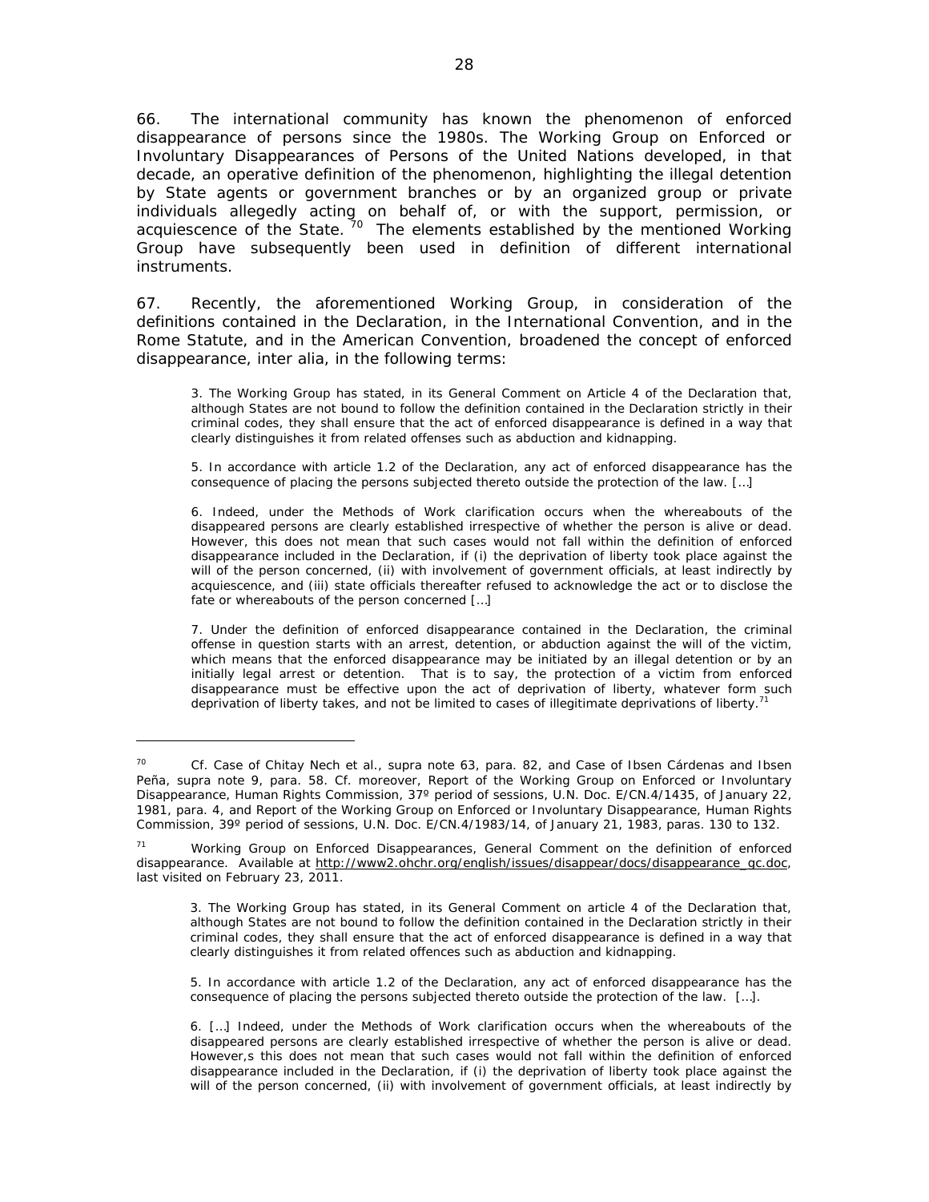66. The international community has known the phenomenon of enforced disappearance of persons since the 1980s. The Working Group on Enforced or Involuntary Disappearances of Persons of the United Nations developed, in that decade, an operative definition of the phenomenon, highlighting the illegal detention by State agents or government branches or by an organized group or private individuals allegedly acting on behalf of, or with the support, permission, or acquiescence of the State.[70] The elements established by the mentioned Working Group have subsequently been used in definition of different international instruments.

67. Recently, the aforementioned Working Group, in consideration of the definitions contained in the Declaration, in the International Convention, and in the Rome Statute, and in the American Convention, broadened the concept of enforced disappearance, inter alia, in the following terms:

> 3. The Working Group has stated, in its General Comment on Article 4 of the Declaration that, although States are not bound to follow the definition contained in the Declaration strictly in their criminal codes, they shall ensure that the act of enforced disappearance is defined in a way that clearly distinguishes it from related offenses such as abduction and kidnapping.
>
> 5. In accordance with article 1.2 of the Declaration, any act of enforced disappearance has the consequence of placing the persons subjected thereto outside the protection of the law. […]
>
> 6. Indeed, under the Methods of Work clarification occurs when the whereabouts of the disappeared persons are clearly established irrespective of whether the person is alive or dead. However, this does not mean that such cases would not fall within the definition of enforced disappearance included in the Declaration, if (i) the deprivation of liberty took place against the will of the person concerned, (ii) with involvement of government officials, at least indirectly by acquiescence, and (iii) state officials thereafter refused to acknowledge the act or to disclose the fate or whereabouts of the person concerned […]
>
> 7. Under the definition of enforced disappearance contained in the Declaration, the criminal offense in question starts with an arrest, detention, or abduction against the will of the victim, which means that the enforced disappearance may be initiated by an illegal detention or by an initially legal arrest or detention. That is to say, the protection of a victim from enforced disappearance must be effective upon the act of deprivation of liberty, whatever form such deprivation of liberty takes, and not be limited to cases of illegitimate deprivations of liberty.[71]

---

[70] *Cf. Case of Chitay Nech et al., supra* note 63, para. 82, and *Case of Ibsen Cárdenas and Ibsen Peña, supra* note 9, para. 58. *Cf.* moreover, Report of the Working Group on Enforced or Involuntary Disappearance, Human Rights Commission, 37º period of sessions, U.N. Doc. E/CN.4/1435, of January 22, 1981, para. 4, and Report of the Working Group on Enforced or Involuntary Disappearance, Human Rights Commission, 39º period of sessions, U.N. Doc. E/CN.4/1983/14, of January 21, 1983, paras. 130 to 132.

[71] Working Group on Enforced Disappearances, General Comment on the definition of enforced disappearance. Available at http://www2.ohchr.org/english/issues/disappear/docs/disappearance_gc.doc, last visited on February 23, 2011.

> 3. The Working Group has stated, in its General Comment on article 4 of the Declaration that, although States are not bound to follow the definition contained in the Declaration strictly in their criminal codes, they shall ensure that the act of enforced disappearance is defined in a way that clearly distinguishes it from related offences such as abduction and kidnapping.
>
> 5. In accordance with article 1.2 of the Declaration, any act of enforced disappearance has the consequence of placing the persons subjected thereto outside the protection of the law. […].
>
> 6. […] Indeed, under the Methods of Work clarification occurs when the whereabouts of the disappeared persons are clearly established irrespective of whether the person is alive or dead. However,s this does not mean that such cases would not fall within the definition of enforced disappearance included in the Declaration, if (i) the deprivation of liberty took place against the will of the person concerned, (ii) with involvement of government officials, at least indirectly by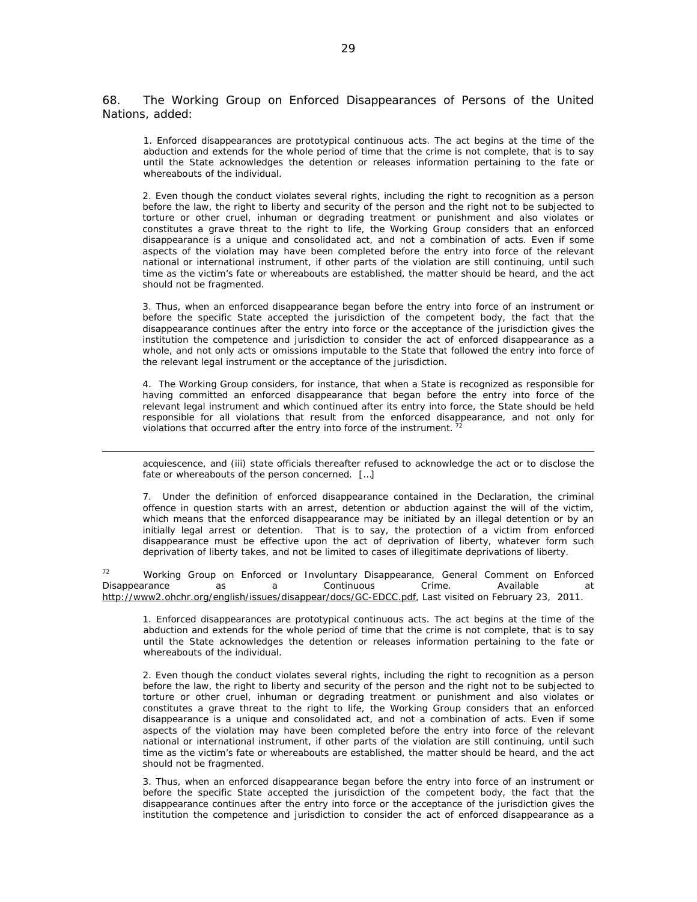68. The Working Group on Enforced Disappearances of Persons of the United Nations, added:

> 1. Enforced disappearances are prototypical continuous acts. The act begins at the time of the abduction and extends for the whole period of time that the crime is not complete, that is to say until the State acknowledges the detention or releases information pertaining to the fate or whereabouts of the individual.
>
> 2. Even though the conduct violates several rights, including the right to recognition as a person before the law, the right to liberty and security of the person and the right not to be subjected to torture or other cruel, inhuman or degrading treatment or punishment and also violates or constitutes a grave threat to the right to life, the Working Group considers that an enforced disappearance is a unique and consolidated act, and not a combination of acts. Even if some aspects of the violation may have been completed before the entry into force of the relevant national or international instrument, if other parts of the violation are still continuing, until such time as the victim's fate or whereabouts are established, the matter should be heard, and the act should not be fragmented.
>
> 3. Thus, when an enforced disappearance began before the entry into force of an instrument or before the specific State accepted the jurisdiction of the competent body, the fact that the disappearance continues after the entry into force or the acceptance of the jurisdiction gives the institution the competence and jurisdiction to consider the act of enforced disappearance as a whole, and not only acts or omissions imputable to the State that followed the entry into force of the relevant legal instrument or the acceptance of the jurisdiction.
>
> 4. The Working Group considers, for instance, that when a State is recognized as responsible for having committed an enforced disappearance that began before the entry into force of the relevant legal instrument and which continued after its entry into force, the State should be held responsible for all violations that result from the enforced disappearance, and not only for violations that occurred after the entry into force of the instrument.[72]

---

> acquiescence, and (iii) state officials thereafter refused to acknowledge the act or to disclose the fate or whereabouts of the person concerned. […]
>
> 7. Under the definition of enforced disappearance contained in the Declaration, the criminal offence in question starts with an arrest, detention or abduction against the will of the victim, which means that the enforced disappearance may be initiated by an illegal detention or by an initially legal arrest or detention. That is to say, the protection of a victim from enforced disappearance must be effective upon the act of deprivation of liberty, whatever form such deprivation of liberty takes, and not be limited to cases of illegitimate deprivations of liberty.

[72] Working Group on Enforced or Involuntary Disappearance, General Comment on Enforced Disappearance as a Continuous Crime. Available at http://www2.ohchr.org/english/issues/disappear/docs/GC-EDCC.pdf, Last visited on February 23, 2011.

> 1. Enforced disappearances are prototypical continuous acts. The act begins at the time of the abduction and extends for the whole period of time that the crime is not complete, that is to say until the State acknowledges the detention or releases information pertaining to the fate or whereabouts of the individual.
>
> 2. Even though the conduct violates several rights, including the right to recognition as a person before the law, the right to liberty and security of the person and the right not to be subjected to torture or other cruel, inhuman or degrading treatment or punishment and also violates or constitutes a grave threat to the right to life, the Working Group considers that an enforced disappearance is a unique and consolidated act, and not a combination of acts. Even if some aspects of the violation may have been completed before the entry into force of the relevant national or international instrument, if other parts of the violation are still continuing, until such time as the victim's fate or whereabouts are established, the matter should be heard, and the act should not be fragmented.
>
> 3. Thus, when an enforced disappearance began before the entry into force of an instrument or before the specific State accepted the jurisdiction of the competent body, the fact that the disappearance continues after the entry into force or the acceptance of the jurisdiction gives the institution the competence and jurisdiction to consider the act of enforced disappearance as a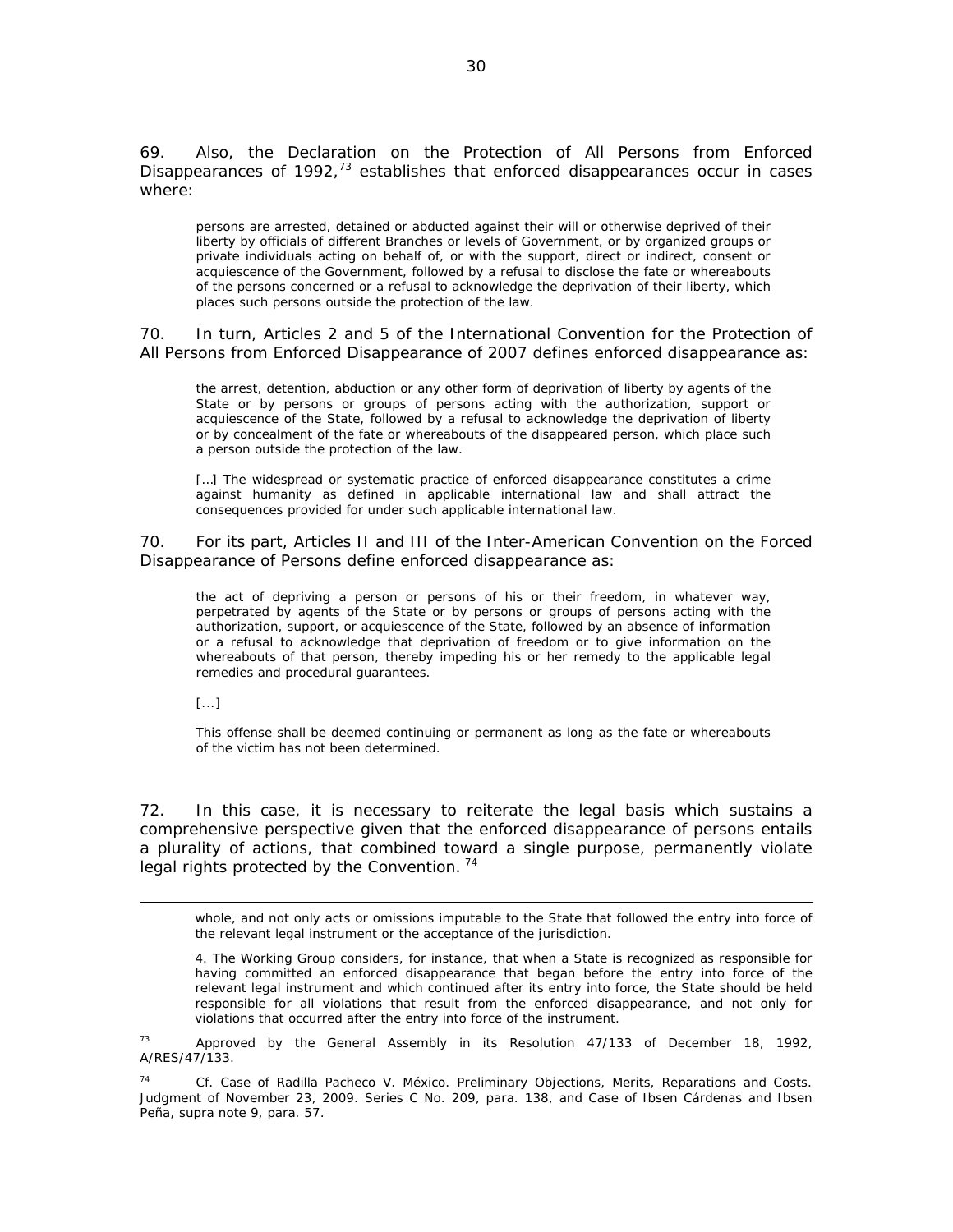69. Also, the Declaration on the Protection of All Persons from Enforced Disappearances of 1992,[73] establishes that enforced disappearances occur in cases where:

> persons are arrested, detained or abducted against their will or otherwise deprived of their liberty by officials of different Branches or levels of Government, or by organized groups or private individuals acting on behalf of, or with the support, direct or indirect, consent or acquiescence of the Government, followed by a refusal to disclose the fate or whereabouts of the persons concerned or a refusal to acknowledge the deprivation of their liberty, which places such persons outside the protection of the law.

70. In turn, Articles 2 and 5 of the International Convention for the Protection of All Persons from Enforced Disappearance of 2007 defines enforced disappearance as:

> the arrest, detention, abduction or any other form of deprivation of liberty by agents of the State or by persons or groups of persons acting with the authorization, support or acquiescence of the State, followed by a refusal to acknowledge the deprivation of liberty or by concealment of the fate or whereabouts of the disappeared person, which place such a person outside the protection of the law.
>
> […] The widespread or systematic practice of enforced disappearance constitutes a crime against humanity as defined in applicable international law and shall attract the consequences provided for under such applicable international law.

70. For its part, Articles II and III of the Inter-American Convention on the Forced Disappearance of Persons define enforced disappearance as:

> the act of depriving a person or persons of his or their freedom, in whatever way, perpetrated by agents of the State or by persons or groups of persons acting with the authorization, support, or acquiescence of the State, followed by an absence of information or a refusal to acknowledge that deprivation of freedom or to give information on the whereabouts of that person, thereby impeding his or her remedy to the applicable legal remedies and procedural guarantees.
>
> [...]
>
> This offense shall be deemed continuing or permanent as long as the fate or whereabouts of the victim has not been determined.

72. In this case, it is necessary to reiterate the legal basis which sustains a comprehensive perspective given that the enforced disappearance of persons entails a plurality of actions, that combined toward a single purpose, permanently violate legal rights protected by the Convention.[74]

---

> whole, and not only acts or omissions imputable to the State that followed the entry into force of the relevant legal instrument or the acceptance of the jurisdiction.
>
> 4. The Working Group considers, for instance, that when a State is recognized as responsible for having committed an enforced disappearance that began before the entry into force of the relevant legal instrument and which continued after its entry into force, the State should be held responsible for all violations that result from the enforced disappearance, and not only for violations that occurred after the entry into force of the instrument.

[73] Approved by the General Assembly in its Resolution 47/133 of December 18, 1992, A/RES/47/133.

[74] Cf. Case of Radilla Pacheco V. México. Preliminary Objections, Merits, Reparations and Costs. Judgment of November 23, 2009. Series C No. 209, para. 138, and Case of Ibsen Cárdenas and Ibsen Peña, supra note 9, para. 57.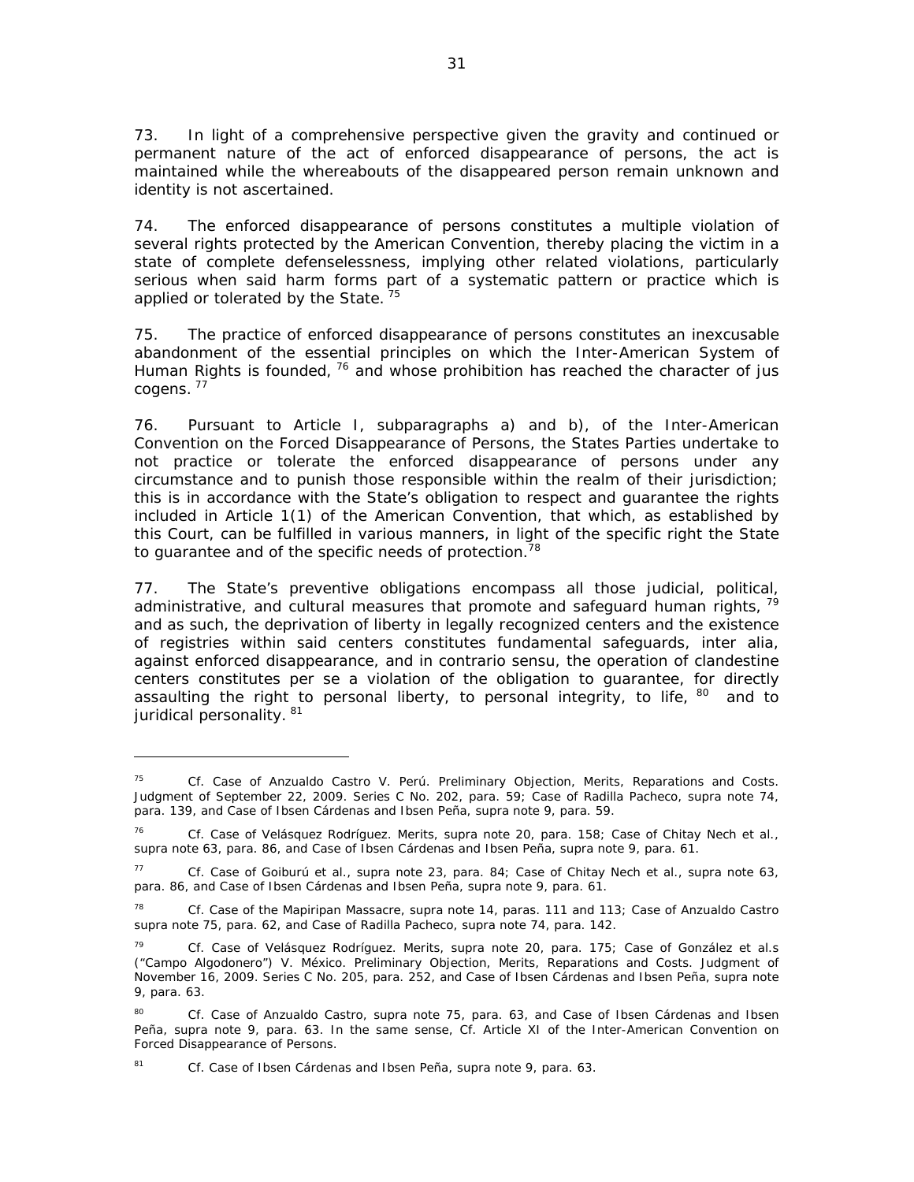73. In light of a comprehensive perspective given the gravity and continued or permanent nature of the act of enforced disappearance of persons, the act is maintained while the whereabouts of the disappeared person remain unknown and identity is not ascertained.

74. The enforced disappearance of persons constitutes a multiple violation of several rights protected by the American Convention, thereby placing the victim in a state of complete defenselessness, implying other related violations, particularly serious when said harm forms part of a systematic pattern or practice which is applied or tolerated by the State. [75]

75. The practice of enforced disappearance of persons constitutes an inexcusable abandonment of the essential principles on which the Inter-American System of Human Rights is founded, [76] and whose prohibition has reached the character of jus cogens. [77]

76. Pursuant to Article I, subparagraphs a) and b), of the Inter-American Convention on the Forced Disappearance of Persons, the States Parties undertake to not practice or tolerate the enforced disappearance of persons under any circumstance and to punish those responsible within the realm of their jurisdiction; this is in accordance with the State's obligation to respect and guarantee the rights included in Article 1(1) of the American Convention, that which, as established by this Court, can be fulfilled in various manners, in light of the specific right the State to guarantee and of the specific needs of protection.[78]

77. The State's preventive obligations encompass all those judicial, political, administrative, and cultural measures that promote and safeguard human rights, [79] and as such, the deprivation of liberty in legally recognized centers and the existence of registries within said centers constitutes fundamental safeguards, inter alia, against enforced disappearance, and in contrario sensu, the operation of clandestine centers constitutes per se a violation of the obligation to guarantee, for directly assaulting the right to personal liberty, to personal integrity, to life, [80] and to juridical personality. [81]

---

[75] Cf. *Case of Anzualdo Castro V. Perú. Preliminary Objection, Merits, Reparations and Costs.* Judgment of September 22, 2009. Series C No. 202, para. 59; *Case of Radilla Pacheco, supra* note 74, para. 139, and *Case of Ibsen Cárdenas and Ibsen Peña, supra* note 9, para. 59.

[76] Cf. *Case of Velásquez Rodríguez. Merits, supra* note 20, para. 158; *Case of Chitay Nech et al., supra* note 63, para. 86, and *Case of Ibsen Cárdenas and Ibsen Peña, supra* note 9, para. 61.

[77] Cf. *Case of Goiburú et al., supra* note 23, para. 84; *Case of Chitay Nech et al., supra* note 63, para. 86, and *Case of Ibsen Cárdenas and Ibsen Peña, supra* note 9, para. 61.

[78] Cf. *Case of the Mapiripan Massacre, supra* note 14, paras. 111 and 113; *Case of Anzualdo Castro supra* note 75, para. 62, and *Case of Radilla Pacheco, supra* note 74, para. 142.

[79] Cf. *Case of Velásquez Rodríguez. Merits, supra* note 20, para. 175; *Case of González et al.s ("Campo Algodonero") V. México. Preliminary Objection, Merits, Reparations and Costs.* Judgment of November 16, 2009. Series C No. 205, para. 252, and *Case of Ibsen Cárdenas and Ibsen Peña, supra* note 9, para. 63.

[80] Cf. *Case of Anzualdo Castro, supra* note 75, para. 63, and *Case of Ibsen Cárdenas and Ibsen Peña, supra* note 9, para. 63. In the same sense, Cf. Article XI of the Inter-American Convention on Forced Disappearance of Persons.

[81] Cf. *Case of Ibsen Cárdenas and Ibsen Peña, supra* note 9, para. 63.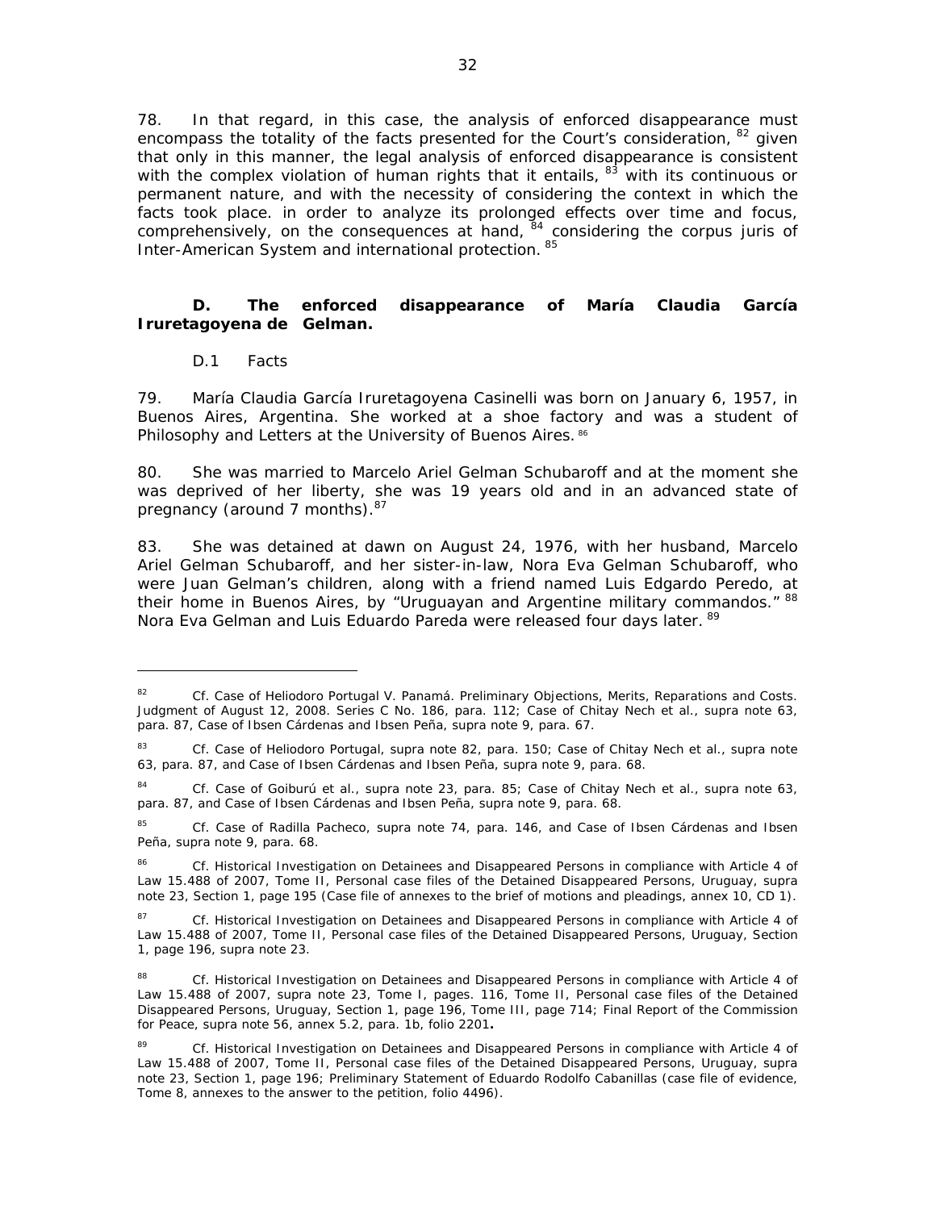78. In that regard, in this case, the analysis of enforced disappearance must encompass the totality of the facts presented for the Court's consideration, [82] given that only in this manner, the legal analysis of enforced disappearance is consistent with the complex violation of human rights that it entails, [83] with its continuous or permanent nature, and with the necessity of considering the context in which the facts took place. in order to analyze its prolonged effects over time and focus, comprehensively, on the consequences at hand, [84] considering the corpus juris of Inter-American System and international protection. [85]

### D. The enforced disappearance of María Claudia García Iruretagoyena de Gelman.

D.1 Facts

79. María Claudia García Iruretagoyena Casinelli was born on January 6, 1957, in Buenos Aires, Argentina. She worked at a shoe factory and was a student of Philosophy and Letters at the University of Buenos Aires. [86]

80. She was married to Marcelo Ariel Gelman Schubaroff and at the moment she was deprived of her liberty, she was 19 years old and in an advanced state of pregnancy (around 7 months). [87]

83. She was detained at dawn on August 24, 1976, with her husband, Marcelo Ariel Gelman Schubaroff, and her sister-in-law, Nora Eva Gelman Schubaroff, who were Juan Gelman's children, along with a friend named Luis Edgardo Peredo, at their home in Buenos Aires, by "Uruguayan and Argentine military commandos." [88] Nora Eva Gelman and Luis Eduardo Pareda were released four days later. [89]

---

[82] *Cf. Case of Heliodoro Portugal V. Panamá. Preliminary Objections, Merits, Reparations and Costs.* Judgment of August 12, 2008. Series C No. 186, para. 112; *Case of Chitay Nech et al., supra* note 63, para. 87, *Case of Ibsen Cárdenas and Ibsen Peña, supra* note 9, para. 67.

[83] *Cf. Case of Heliodoro Portugal, supra* note 82, para. 150; *Case of Chitay Nech et al., supra* note 63, para. 87, and *Case of Ibsen Cárdenas and Ibsen Peña, supra* note 9, para. 68.

[84] *Cf. Case of Goiburú et al., supra* note 23, para. 85; *Case of Chitay Nech et al., supra* note 63, para. 87, and *Case of Ibsen Cárdenas and Ibsen Peña, supra* note 9, para. 68.

[85] *Cf. Case of Radilla Pacheco, supra* note 74, para. 146, and *Case of Ibsen Cárdenas and Ibsen Peña, supra* note 9, para. 68.

[86] *Cf.* Historical Investigation on Detainees and Disappeared Persons in compliance with Article 4 of Law 15.488 of 2007, Tome II, Personal case files of the Detained Disappeared Persons, Uruguay, *supra* note 23, Section 1, page 195 (Case file of annexes to the brief of motions and pleadings, annex 10, CD 1).

[87] *Cf.* Historical Investigation on Detainees and Disappeared Persons in compliance with Article 4 of Law 15.488 of 2007, Tome II, Personal case files of the Detained Disappeared Persons, Uruguay, Section 1, page 196, *supra* note 23.

[88] *Cf.* Historical Investigation on Detainees and Disappeared Persons in compliance with Article 4 of Law 15.488 of 2007, *supra* note 23, Tome I, pages. 116, Tome II, Personal case files of the Detained Disappeared Persons, Uruguay, Section 1, page 196, Tome III, page 714; Final Report of the Commission for Peace, *supra* note 56, annex 5.2, para. 1b, folio 2201**.**

[89] *Cf.* Historical Investigation on Detainees and Disappeared Persons in compliance with Article 4 of Law 15.488 of 2007, Tome II, Personal case files of the Detained Disappeared Persons, Uruguay, *supra* note 23, Section 1, page 196; Preliminary Statement of Eduardo Rodolfo Cabanillas (case file of evidence, Tome 8, annexes to the answer to the petition, folio 4496).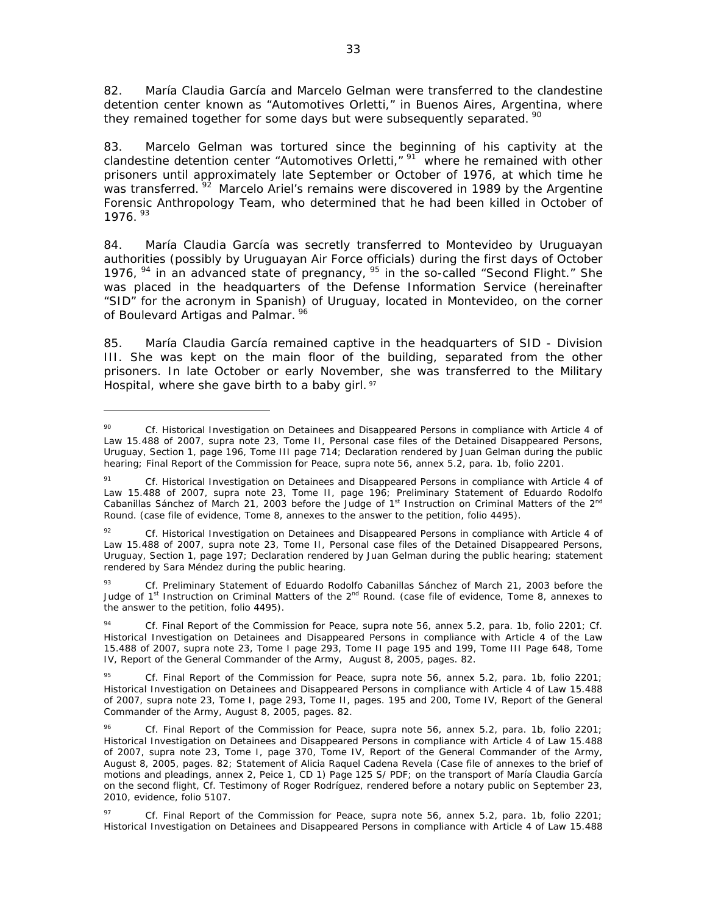82. María Claudia García and Marcelo Gelman were transferred to the clandestine detention center known as "Automotives Orletti," in Buenos Aires, Argentina, where they remained together for some days but were subsequently separated. [90]

83. Marcelo Gelman was tortured since the beginning of his captivity at the clandestine detention center "Automotives Orletti," [91] where he remained with other prisoners until approximately late September or October of 1976, at which time he was transferred. [92] Marcelo Ariel's remains were discovered in 1989 by the Argentine Forensic Anthropology Team, who determined that he had been killed in October of 1976. [93]

84. María Claudia García was secretly transferred to Montevideo by Uruguayan authorities (possibly by Uruguayan Air Force officials) during the first days of October 1976, [94] in an advanced state of pregnancy, [95] in the so-called "Second Flight." She was placed in the headquarters of the Defense Information Service (hereinafter "SID" for the acronym in Spanish) of Uruguay, located in Montevideo, on the corner of Boulevard Artigas and Palmar. [96]

85. María Claudia García remained captive in the headquarters of SID - Division III. She was kept on the main floor of the building, separated from the other prisoners. In late October or early November, she was transferred to the Military Hospital, where she gave birth to a baby girl. [97]

---

[90] *Cf.* Historical Investigation on Detainees and Disappeared Persons in compliance with Article 4 of Law 15.488 of 2007, *supra* note 23, Tome II, Personal case files of the Detained Disappeared Persons, Uruguay, Section 1, page 196, Tome III page 714; Declaration rendered by Juan Gelman during the public hearing; Final Report of the Commission for Peace, *supra* note 56, annex 5.2, para. 1b, folio 2201.

[91] *Cf.* Historical Investigation on Detainees and Disappeared Persons in compliance with Article 4 of Law 15.488 of 2007, *supra* note 23, Tome II, page 196; Preliminary Statement of Eduardo Rodolfo Cabanillas Sánchez of March 21, 2003 before the Judge of 1st Instruction on Criminal Matters of the 2nd Round. (case file of evidence, Tome 8, annexes to the answer to the petition, folio 4495).

[92] *Cf.* Historical Investigation on Detainees and Disappeared Persons in compliance with Article 4 of Law 15.488 of 2007, *supra* note 23, Tome II, Personal case files of the Detained Disappeared Persons, Uruguay, Section 1, page 197; Declaration rendered by Juan Gelman during the public hearing; statement rendered by Sara Méndez during the public hearing.

[93] *Cf.* Preliminary Statement of Eduardo Rodolfo Cabanillas Sánchez of March 21, 2003 before the Judge of 1st Instruction on Criminal Matters of the 2nd Round. (case file of evidence, Tome 8, annexes to the answer to the petition, folio 4495).

[94] *Cf.* Final Report of the Commission for Peace, *supra* note 56, annex 5.2, para. 1b, folio 2201; *Cf.* Historical Investigation on Detainees and Disappeared Persons in compliance with Article 4 of the Law 15.488 of 2007, *supra* note 23, Tome I page 293, Tome II page 195 and 199, Tome III Page 648, Tome IV, Report of the General Commander of the Army, August 8, 2005, pages. 82.

[95] *Cf.* Final Report of the Commission for Peace, *supra* note 56, annex 5.2, para. 1b, folio 2201; Historical Investigation on Detainees and Disappeared Persons in compliance with Article 4 of Law 15.488 of 2007, *supra* note 23, Tome I, page 293, Tome II, pages. 195 and 200, Tome IV, Report of the General Commander of the Army, August 8, 2005, pages. 82.

[96] *Cf.* Final Report of the Commission for Peace, *supra* note 56, annex 5.2, para. 1b, folio 2201; Historical Investigation on Detainees and Disappeared Persons in compliance with Article 4 of Law 15.488 of 2007, *supra* note 23, Tome I, page 370, Tome IV, Report of the General Commander of the Army, August 8, 2005, pages. 82; Statement of Alicia Raquel Cadena Revela (Case file of annexes to the brief of motions and pleadings, annex 2, Peice 1, CD 1) Page 125 S/ PDF; on the transport of María Claudia García on the second flight, *Cf.* Testimony of Roger Rodríguez, rendered before a notary public on September 23, 2010, evidence, folio 5107.

[97] *Cf.* Final Report of the Commission for Peace, *supra* note 56, annex 5.2, para. 1b, folio 2201; Historical Investigation on Detainees and Disappeared Persons in compliance with Article 4 of Law 15.488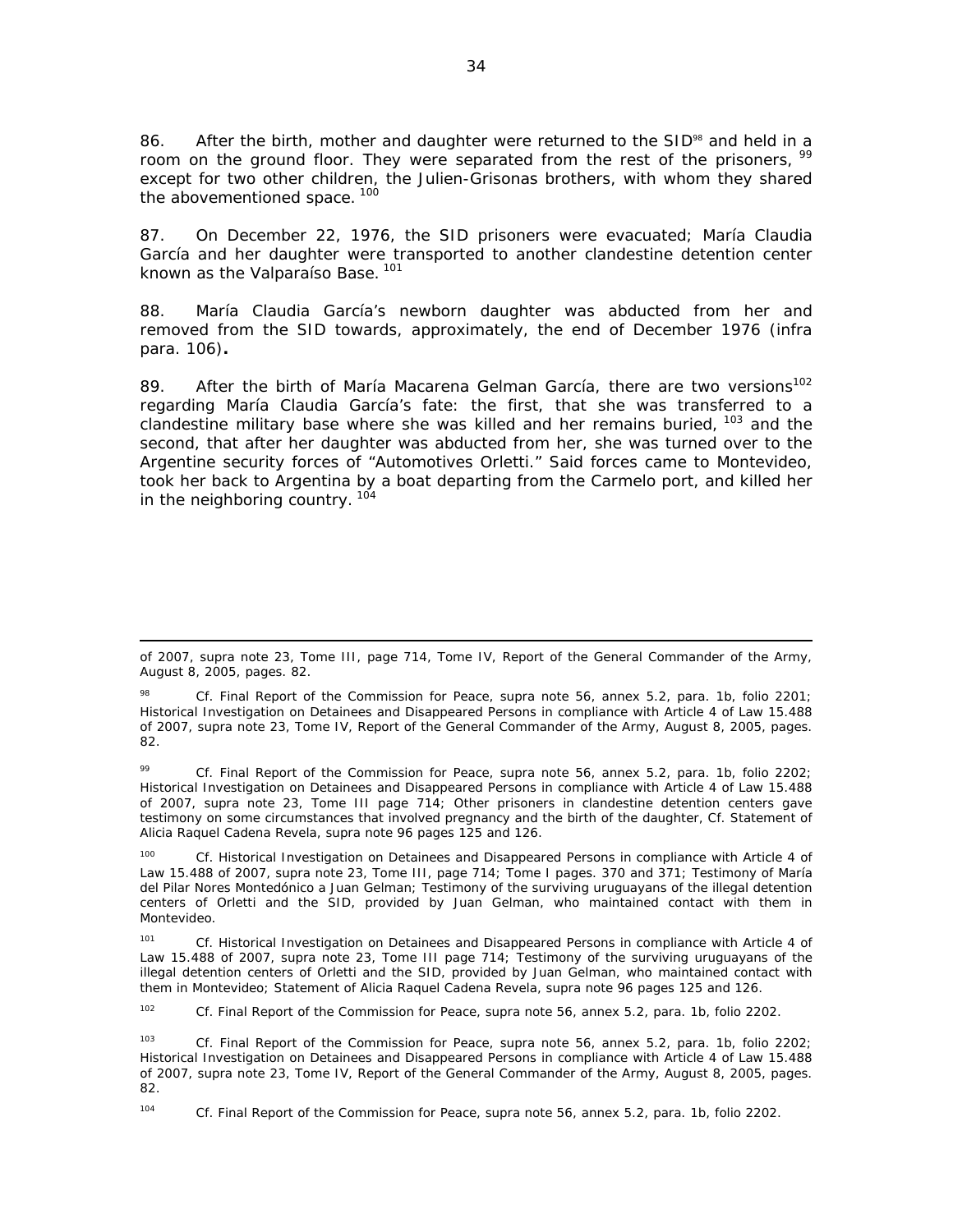86. After the birth, mother and daughter were returned to the SID[98] and held in a room on the ground floor. They were separated from the rest of the prisoners, [99] except for two other children, the Julien-Grisonas brothers, with whom they shared the abovementioned space. [100]

87. On December 22, 1976, the SID prisoners were evacuated; María Claudia García and her daughter were transported to another clandestine detention center known as the Valparaíso Base. [101]

88. María Claudia García's newborn daughter was abducted from her and removed from the SID towards, approximately, the end of December 1976 (*infra* para. 106)**.**

89. After the birth of María Macarena Gelman García, there are two versions[102] regarding María Claudia García's fate: the first, that she was transferred to a clandestine military base where she was killed and her remains buried, [103] and the second, that after her daughter was abducted from her, she was turned over to the Argentine security forces of "Automotives Orletti." Said forces came to Montevideo, took her back to Argentina by a boat departing from the Carmelo port, and killed her in the neighboring country. [104]

---

of 2007, *supra* note 23, Tome III, page 714, Tome IV, Report of the General Commander of the Army, August 8, 2005, pages. 82.

[98] Cf. Final Report of the Commission for Peace, *supra* note 56, annex 5.2, para. 1b, folio 2201; Historical Investigation on Detainees and Disappeared Persons in compliance with Article 4 of Law 15.488 of 2007, *supra* note 23, Tome IV, Report of the General Commander of the Army, August 8, 2005, pages. 82.

[99] Cf. Final Report of the Commission for Peace, *supra* note 56, annex 5.2, para. 1b, folio 2202; Historical Investigation on Detainees and Disappeared Persons in compliance with Article 4 of Law 15.488 of 2007, *supra* note 23, Tome III page 714; Other prisoners in clandestine detention centers gave testimony on some circumstances that involved pregnancy and the birth of the daughter, Cf. Statement of Alicia Raquel Cadena Revela, *supra* note 96 pages 125 and 126.

[100] Cf. Historical Investigation on Detainees and Disappeared Persons in compliance with Article 4 of Law 15.488 of 2007, *supra* note 23, Tome III, page 714; Tome I pages. 370 and 371; Testimony of María del Pilar Nores Montedónico a Juan Gelman; Testimony of the surviving uruguayans of the illegal detention centers of Orletti and the SID, provided by Juan Gelman, who maintained contact with them in Montevideo.

[101] Cf. Historical Investigation on Detainees and Disappeared Persons in compliance with Article 4 of Law 15.488 of 2007, *supra* note 23, Tome III page 714; Testimony of the surviving uruguayans of the illegal detention centers of Orletti and the SID, provided by Juan Gelman, who maintained contact with them in Montevideo; Statement of Alicia Raquel Cadena Revela, *supra* note 96 pages 125 and 126.

[102] Cf. Final Report of the Commission for Peace, *supra* note 56, annex 5.2, para. 1b, folio 2202.

[103] Cf. Final Report of the Commission for Peace, *supra* note 56, annex 5.2, para. 1b, folio 2202; Historical Investigation on Detainees and Disappeared Persons in compliance with Article 4 of Law 15.488 of 2007, *supra* note 23, Tome IV, Report of the General Commander of the Army, August 8, 2005, pages. 82.

[104] Cf. Final Report of the Commission for Peace, *supra* note 56, annex 5.2, para. 1b, folio 2202.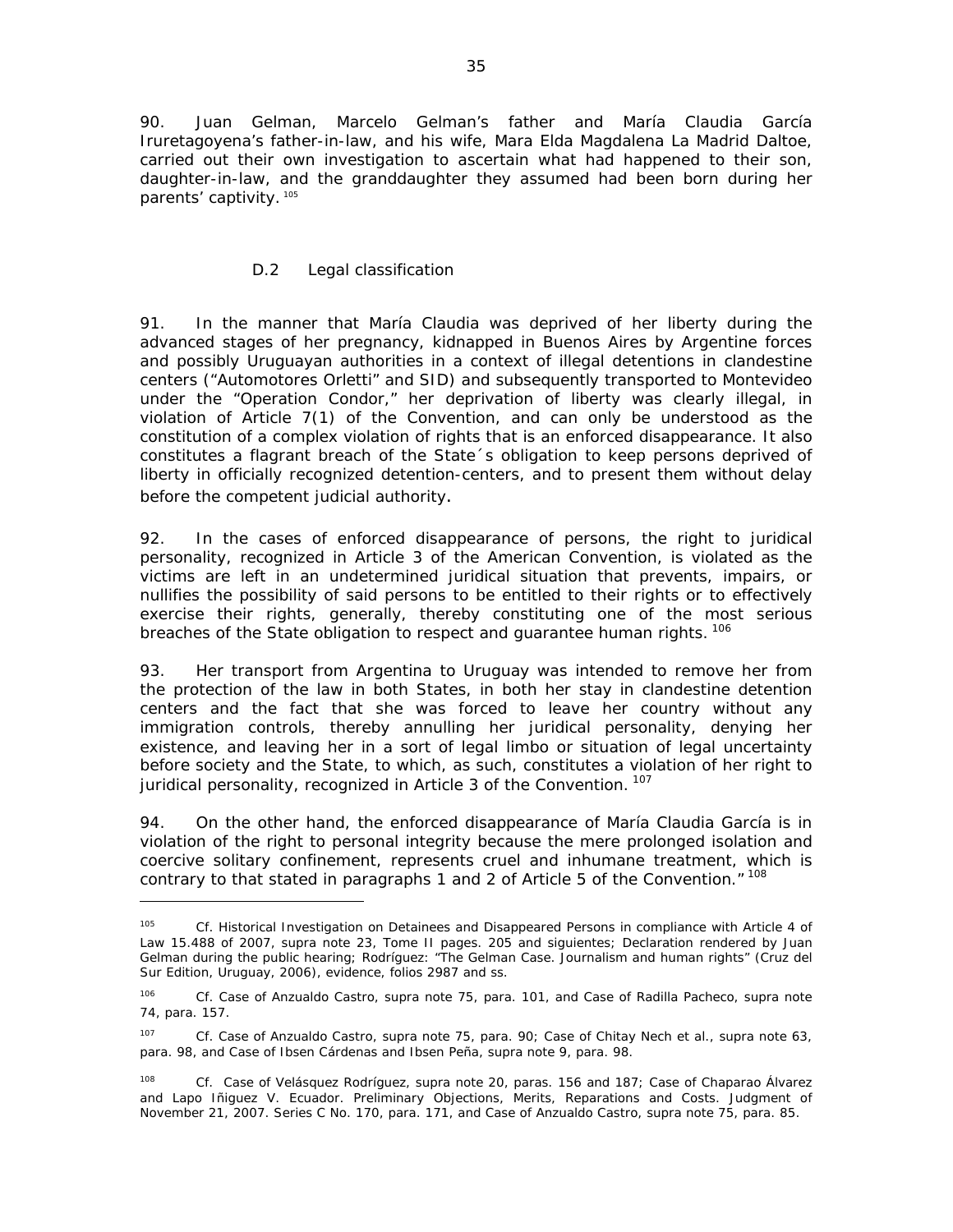90. Juan Gelman, Marcelo Gelman's father and María Claudia García Iruretagoyena's father-in-law, and his wife, Mara Elda Magdalena La Madrid Daltoe, carried out their own investigation to ascertain what had happened to their son, daughter-in-law, and the granddaughter they assumed had been born during her parents' captivity.[105]

### D.2 Legal classification

91. In the manner that María Claudia was deprived of her liberty during the advanced stages of her pregnancy, kidnapped in Buenos Aires by Argentine forces and possibly Uruguayan authorities in a context of illegal detentions in clandestine centers ("Automotores Orletti" and SID) and subsequently transported to Montevideo under the "Operation Condor," her deprivation of liberty was clearly illegal, in violation of Article 7(1) of the Convention, and can only be understood as the constitution of a complex violation of rights that is an enforced disappearance. It also constitutes a flagrant breach of the State´s obligation to keep persons deprived of liberty in officially recognized detention-centers, and to present them without delay before the competent judicial authority.

92. In the cases of enforced disappearance of persons, the right to juridical personality, recognized in Article 3 of the American Convention, is violated as the victims are left in an undetermined juridical situation that prevents, impairs, or nullifies the possibility of said persons to be entitled to their rights or to effectively exercise their rights, generally, thereby constituting one of the most serious breaches of the State obligation to respect and guarantee human rights.[106]

93. Her transport from Argentina to Uruguay was intended to remove her from the protection of the law in both States, in both her stay in clandestine detention centers and the fact that she was forced to leave her country without any immigration controls, thereby annulling her juridical personality, denying her existence, and leaving her in a sort of legal limbo or situation of legal uncertainty before society and the State, to which, as such, constitutes a violation of her right to juridical personality, recognized in Article 3 of the Convention.[107]

94. On the other hand, the enforced disappearance of María Claudia García is in violation of the right to personal integrity because the mere prolonged isolation and coercive solitary confinement, represents cruel and inhumane treatment, which is contrary to that stated in paragraphs 1 and 2 of Article 5 of the Convention."[108]

---

[105] Cf. Historical Investigation on Detainees and Disappeared Persons in compliance with Article 4 of Law 15.488 of 2007, *supra* note 23, Tome II pages. 205 and siguientes; Declaration rendered by Juan Gelman during the public hearing; Rodríguez: "The Gelman Case. Journalism and human rights" (Cruz del Sur Edition, Uruguay, 2006), evidence, folios 2987 and ss.

[106] Cf. *Case of Anzualdo Castro*, *supra* note 75, para. 101, and *Case of Radilla Pacheco*, *supra* note 74, para. 157.

[107] Cf. *Case of Anzualdo Castro*, *supra* note 75, para. 90; *Case of Chitay Nech et al.*, *supra* note 63, para. 98, and *Case of Ibsen Cárdenas and Ibsen Peña*, *supra* note 9, para. 98.

[108] Cf. *Case of Velásquez Rodríguez*, *supra* note 20, paras. 156 and 187; *Case of Chaparao Álvarez and Lapo Iñiguez V. Ecuador. Preliminary Objections, Merits, Reparations and Costs.* Judgment of November 21, 2007. Series C No. 170, para. 171, and *Case of Anzualdo Castro*, *supra* note 75, para. 85.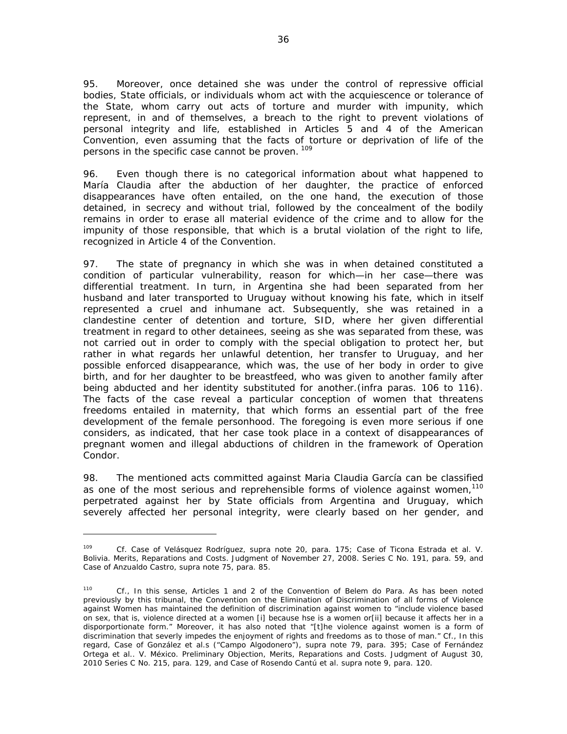95. Moreover, once detained she was under the control of repressive official bodies, State officials, or individuals whom act with the acquiescence or tolerance of the State, whom carry out acts of torture and murder with impunity, which represent, in and of themselves, a breach to the right to prevent violations of personal integrity and life, established in Articles 5 and 4 of the American Convention, even assuming that the facts of torture or deprivation of life of the persons in the specific case cannot be proven. [109]

96. Even though there is no categorical information about what happened to María Claudia after the abduction of her daughter, the practice of enforced disappearances have often entailed, on the one hand, the execution of those detained, in secrecy and without trial, followed by the concealment of the bodily remains in order to erase all material evidence of the crime and to allow for the impunity of those responsible, that which is a brutal violation of the right to life, recognized in Article 4 of the Convention.

97. The state of pregnancy in which she was in when detained constituted a condition of particular vulnerability, reason for which—in her case—there was differential treatment. In turn, in Argentina she had been separated from her husband and later transported to Uruguay without knowing his fate, which in itself represented a cruel and inhumane act. Subsequently, she was retained in a clandestine center of detention and torture, SID, where her given differential treatment in regard to other detainees, seeing as she was separated from these, was not carried out in order to comply with the special obligation to protect her, but rather in what regards her unlawful detention, her transfer to Uruguay, and her possible enforced disappearance, which was, the use of her body in order to give birth, and for her daughter to be breastfeed, who was given to another family after being abducted and her identity substituted for another.(*infra* paras. 106 to 116). The facts of the case reveal a particular conception of women that threatens freedoms entailed in maternity, that which forms an essential part of the free development of the female personhood. The foregoing is even more serious if one considers, as indicated, that her case took place in a context of disappearances of pregnant women and illegal abductions of children in the framework of Operation Condor.

98. The mentioned acts committed against Maria Claudia García can be classified as one of the most serious and reprehensible forms of violence against women,[110] perpetrated against her by State officials from Argentina and Uruguay, which severely affected her personal integrity, were clearly based on her gender, and

---

[109] *Cf.* *Case of Velásquez Rodríguez, supra* note 20, para. 175; *Case of Ticona Estrada et al. V. Bolivia. Merits, Reparations and Costs.* Judgment of November 27, 2008. Series C No. 191, para. 59, and *Case of Anzualdo Castro, supra* note 75, para. 85.

[110] *Cf.*, In this sense, Articles 1 and 2 of the Convention of Belem do Para. As has been noted previously by this tribunal, the Convention on the Elimination of Discrimination of all forms of Violence against Women has maintained the definition of discrimination against women to "include violence based on sex, that is, violence directed at a women [i] because hse is a women or[ii] because it affects her in a disporportionate form." Moreover, it has also noted that "[t]he violence against women is a form of discrimination that severly impedes the enjoyment of rights and freedoms as to those of man." *Cf.*, In this regard, *Case of González et al.s ("Campo Algodonero")*, *supra* note 79, para. 395; *Case of Fernández Ortega et al.. V. México. Preliminary Objection, Merits, Reparations and Costs.* Judgment of August 30, 2010 Series C No. 215, para. 129, and *Case of Rosendo Cantú et al. supra* note 9, para. 120.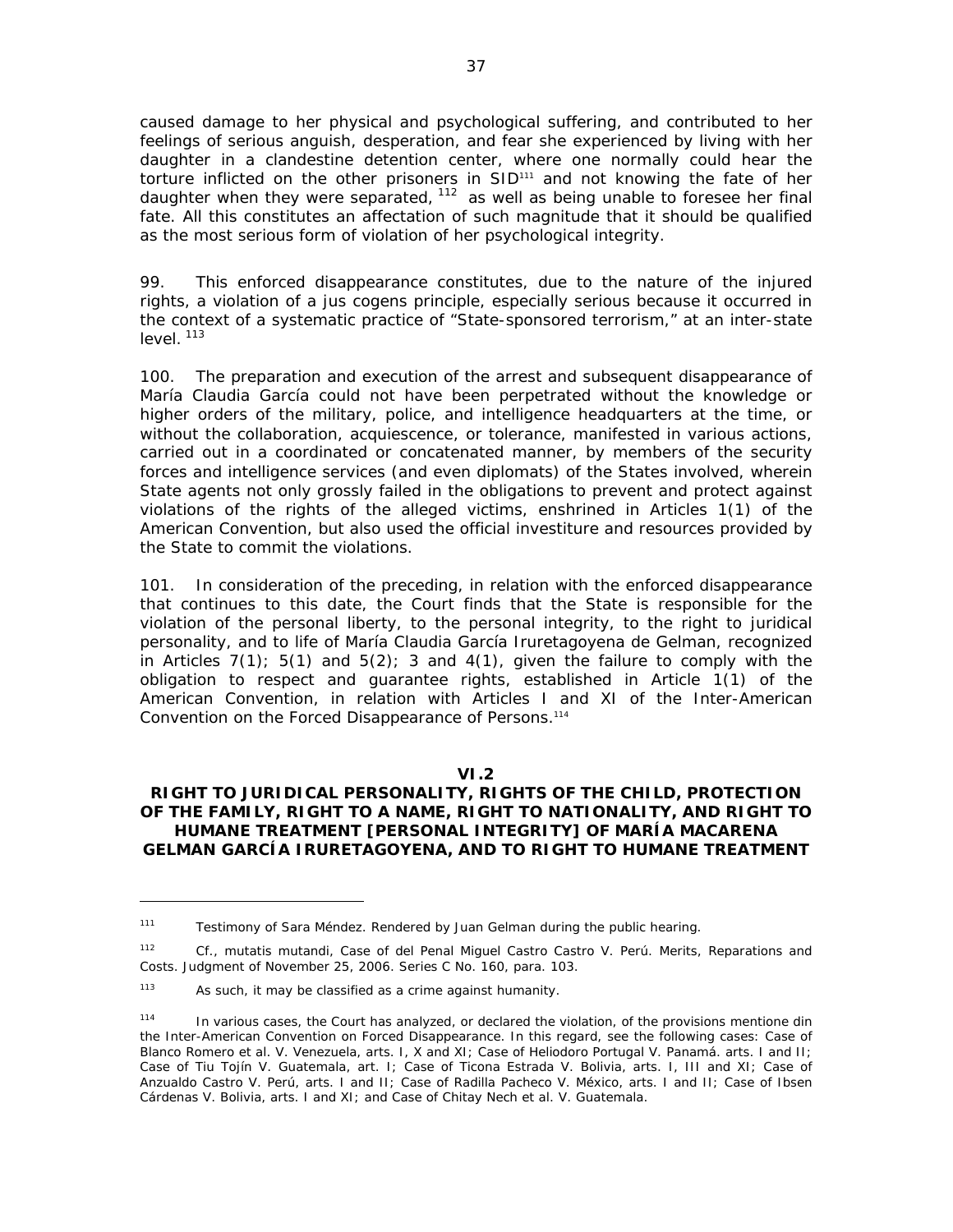caused damage to her physical and psychological suffering, and contributed to her feelings of serious anguish, desperation, and fear she experienced by living with her daughter in a clandestine detention center, where one normally could hear the torture inflicted on the other prisoners in SID[111] and not knowing the fate of her daughter when they were separated, [112] as well as being unable to foresee her final fate. All this constitutes an affectation of such magnitude that it should be qualified as the most serious form of violation of her psychological integrity.

99. This enforced disappearance constitutes, due to the nature of the injured rights, a violation of a jus cogens principle, especially serious because it occurred in the context of a systematic practice of "State-sponsored terrorism," at an inter-state level. [113]

100. The preparation and execution of the arrest and subsequent disappearance of María Claudia García could not have been perpetrated without the knowledge or higher orders of the military, police, and intelligence headquarters at the time, or without the collaboration, acquiescence, or tolerance, manifested in various actions, carried out in a coordinated or concatenated manner, by members of the security forces and intelligence services (and even diplomats) of the States involved, wherein State agents not only grossly failed in the obligations to prevent and protect against violations of the rights of the alleged victims, enshrined in Articles 1(1) of the American Convention, but also used the official investiture and resources provided by the State to commit the violations.

101. In consideration of the preceding, in relation with the enforced disappearance that continues to this date, the Court finds that the State is responsible for the violation of the personal liberty, to the personal integrity, to the right to juridical personality, and to life of María Claudia García Iruretagoyena de Gelman, recognized in Articles 7(1); 5(1) and 5(2); 3 and 4(1), given the failure to comply with the obligation to respect and guarantee rights, established in Article 1(1) of the American Convention, in relation with Articles I and XI of the Inter-American Convention on the Forced Disappearance of Persons.[114]

## VI.2
## RIGHT TO JURIDICAL PERSONALITY, RIGHTS OF THE CHILD, PROTECTION OF THE FAMILY, RIGHT TO A NAME, RIGHT TO NATIONALITY, AND RIGHT TO HUMANE TREATMENT [PERSONAL INTEGRITY] OF MARÍA MACARENA GELMAN GARCÍA IRURETAGOYENA, AND TO RIGHT TO HUMANE TREATMENT

---

[111] Testimony of Sara Méndez. Rendered by Juan Gelman during the public hearing.

[112] *Cf., mutatis mutandi, Case of del Penal Miguel Castro Castro V. Perú. Merits, Reparations and Costs.* Judgment of November 25, 2006. Series C No. 160, para. 103.

[113] As such, it may be classified as a crime against humanity.

[114] In various cases, the Court has analyzed, or declared the violation, of the provisions mentione din the Inter-American Convention on Forced Disappearance. In this regard, see the following cases: *Case of Blanco Romero et al. V. Venezuela*, arts. I, X and XI; *Case of Heliodoro Portugal V. Panamá.* arts. I and II; *Case of Tiu Tojín V. Guatemala*, art. I; *Case of Ticona Estrada V. Bolivia*, arts. I, III and XI; *Case of Anzualdo Castro V. Perú*, arts. I and II; *Case of Radilla Pacheco V. México*, arts. I and II; *Case of Ibsen Cárdenas V. Bolivia*, arts. I and XI; and *Case of Chitay Nech et al. V. Guatemala*.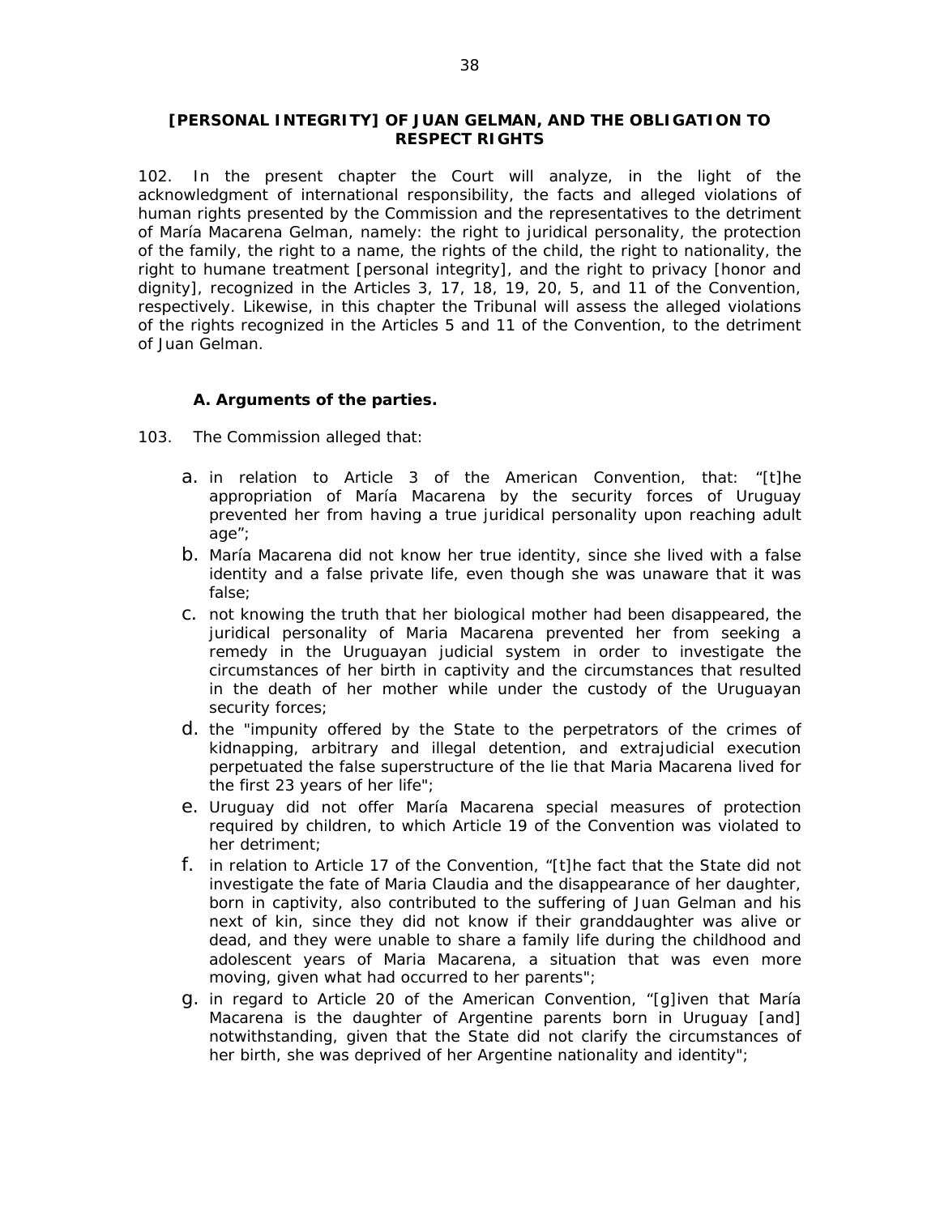**[PERSONAL INTEGRITY] OF JUAN GELMAN, AND THE OBLIGATION TO RESPECT RIGHTS**

102. In the present chapter the Court will analyze, in the light of the acknowledgment of international responsibility, the facts and alleged violations of human rights presented by the Commission and the representatives to the detriment of María Macarena Gelman, namely: the right to juridical personality, the protection of the family, the right to a name, the rights of the child, the right to nationality, the right to humane treatment [personal integrity], and the right to privacy [honor and dignity], recognized in the Articles 3, 17, 18, 19, 20, 5, and 11 of the Convention, respectively. Likewise, in this chapter the Tribunal will assess the alleged violations of the rights recognized in the Articles 5 and 11 of the Convention, to the detriment of Juan Gelman.

**A. Arguments of the parties.**

103. The Commission alleged that:

a. in relation to Article 3 of the American Convention, that: "[t]he appropriation of María Macarena by the security forces of Uruguay prevented her from having a true juridical personality upon reaching adult age";
b. María Macarena did not know her true identity, since she lived with a false identity and a false private life, even though she was unaware that it was false;
c. not knowing the truth that her biological mother had been disappeared, the juridical personality of Maria Macarena prevented her from seeking a remedy in the Uruguayan judicial system in order to investigate the circumstances of her birth in captivity and the circumstances that resulted in the death of her mother while under the custody of the Uruguayan security forces;
d. the "impunity offered by the State to the perpetrators of the crimes of kidnapping, arbitrary and illegal detention, and extrajudicial execution perpetuated the false superstructure of the lie that Maria Macarena lived for the first 23 years of her life";
e. Uruguay did not offer María Macarena special measures of protection required by children, to which Article 19 of the Convention was violated to her detriment;
f. in relation to Article 17 of the Convention, "[t]he fact that the State did not investigate the fate of Maria Claudia and the disappearance of her daughter, born in captivity, also contributed to the suffering of Juan Gelman and his next of kin, since they did not know if their granddaughter was alive or dead, and they were unable to share a family life during the childhood and adolescent years of Maria Macarena, a situation that was even more moving, given what had occurred to her parents";
g. in regard to Article 20 of the American Convention, "[g]iven that María Macarena is the daughter of Argentine parents born in Uruguay [and] notwithstanding, given that the State did not clarify the circumstances of her birth, she was deprived of her Argentine nationality and identity";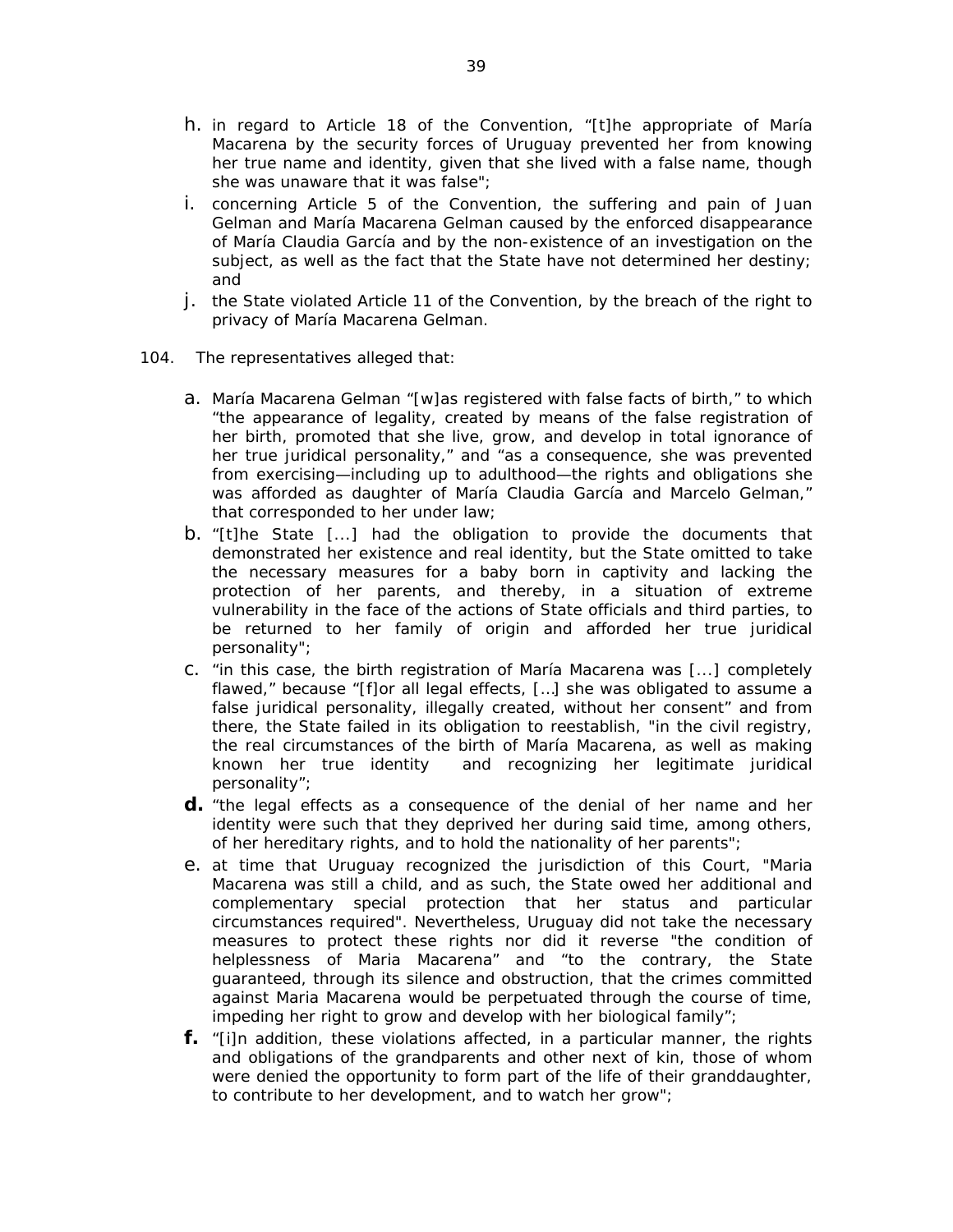h. in regard to Article 18 of the Convention, "[t]he appropriate of María Macarena by the security forces of Uruguay prevented her from knowing her true name and identity, given that she lived with a false name, though she was unaware that it was false";

i. concerning Article 5 of the Convention, the suffering and pain of Juan Gelman and María Macarena Gelman caused by the enforced disappearance of María Claudia García and by the non-existence of an investigation on the subject, as well as the fact that the State have not determined her destiny; and

j. the State violated Article 11 of the Convention, by the breach of the right to privacy of María Macarena Gelman.

104. The representatives alleged that:

a. María Macarena Gelman "[w]as registered with false facts of birth," to which "the appearance of legality, created by means of the false registration of her birth, promoted that she live, grow, and develop in total ignorance of her true juridical personality," and "as a consequence, she was prevented from exercising—including up to adulthood—the rights and obligations she was afforded as daughter of María Claudia García and Marcelo Gelman," that corresponded to her under law;

b. "[t]he State [...] had the obligation to provide the documents that demonstrated her existence and real identity, but the State omitted to take the necessary measures for a baby born in captivity and lacking the protection of her parents, and thereby, in a situation of extreme vulnerability in the face of the actions of State officials and third parties, to be returned to her family of origin and afforded her true juridical personality";

c. "in this case, the birth registration of María Macarena was [...] completely flawed," because "[f]or all legal effects, […] she was obligated to assume a false juridical personality, illegally created, without her consent" and from there, the State failed in its obligation to reestablish, "in the civil registry, the real circumstances of the birth of María Macarena, as well as making known her true identity and recognizing her legitimate juridical personality";

**d.** "the legal effects as a consequence of the denial of her name and her identity were such that they deprived her during said time, among others, of her hereditary rights, and to hold the nationality of her parents";

e. at time that Uruguay recognized the jurisdiction of this Court, "Maria Macarena was still a child, and as such, the State owed her additional and complementary special protection that her status and particular circumstances required". Nevertheless, Uruguay did not take the necessary measures to protect these rights nor did it reverse "the condition of helplessness of Maria Macarena" and "to the contrary, the State guaranteed, through its silence and obstruction, that the crimes committed against Maria Macarena would be perpetuated through the course of time, impeding her right to grow and develop with her biological family";

**f.** "[i]n addition, these violations affected, in a particular manner, the rights and obligations of the grandparents and other next of kin, those of whom were denied the opportunity to form part of the life of their granddaughter, to contribute to her development, and to watch her grow";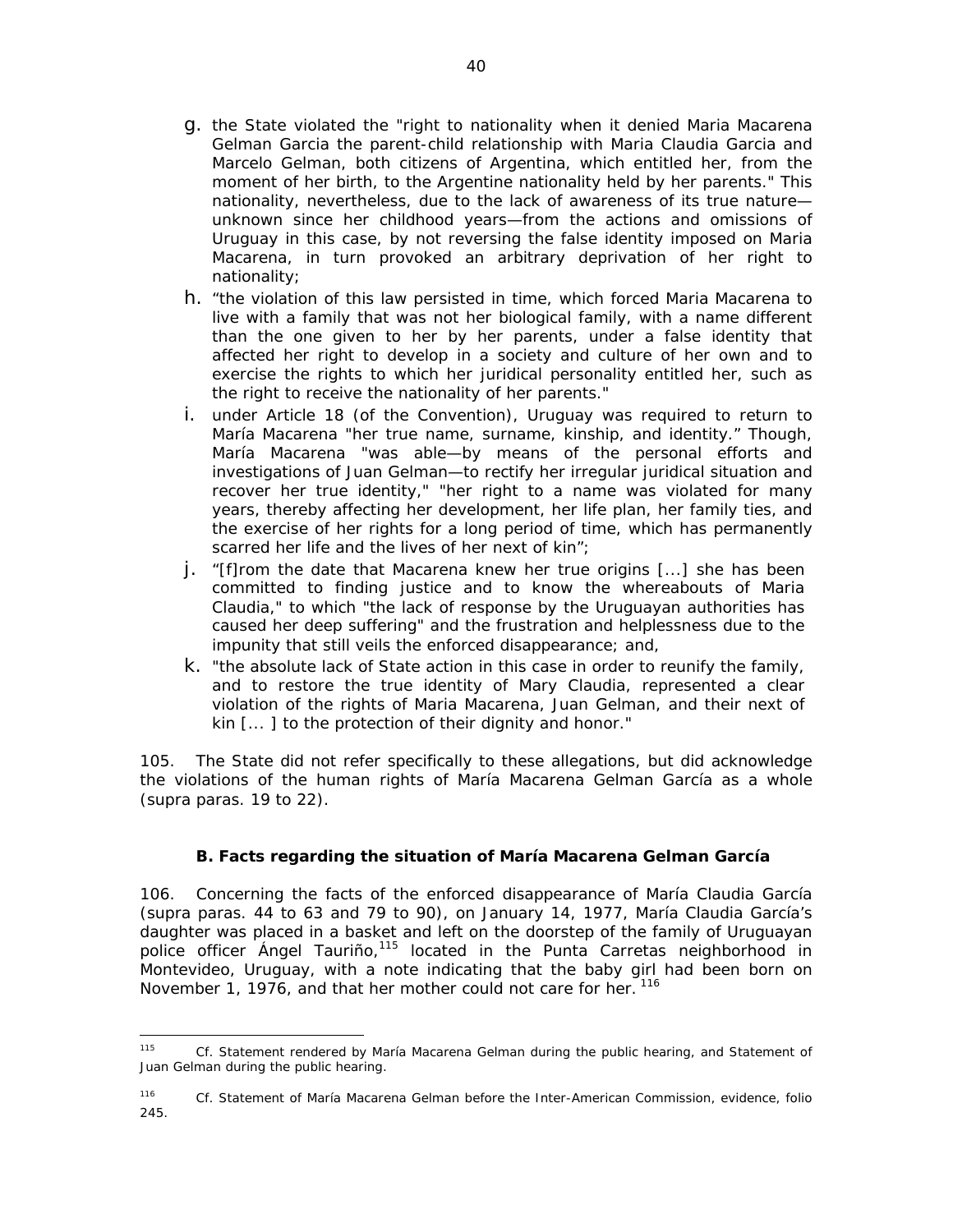g. the State violated the "right to nationality when it denied Maria Macarena Gelman Garcia the parent-child relationship with Maria Claudia Garcia and Marcelo Gelman, both citizens of Argentina, which entitled her, from the moment of her birth, to the Argentine nationality held by her parents." This nationality, nevertheless, due to the lack of awareness of its true nature—unknown since her childhood years—from the actions and omissions of Uruguay in this case, by not reversing the false identity imposed on Maria Macarena, in turn provoked an arbitrary deprivation of her right to nationality;

h. "the violation of this law persisted in time, which forced Maria Macarena to live with a family that was not her biological family, with a name different than the one given to her by her parents, under a false identity that affected her right to develop in a society and culture of her own and to exercise the rights to which her juridical personality entitled her, such as the right to receive the nationality of her parents."

i. under Article 18 (of the Convention), Uruguay was required to return to María Macarena "her true name, surname, kinship, and identity." Though, María Macarena "was able—by means of the personal efforts and investigations of Juan Gelman—to rectify her irregular juridical situation and recover her true identity," "her right to a name was violated for many years, thereby affecting her development, her life plan, her family ties, and the exercise of her rights for a long period of time, which has permanently scarred her life and the lives of her next of kin";

j. "[f]rom the date that Macarena knew her true origins [...] she has been committed to finding justice and to know the whereabouts of Maria Claudia," to which "the lack of response by the Uruguayan authorities has caused her deep suffering" and the frustration and helplessness due to the impunity that still veils the enforced disappearance; and,

k. "the absolute lack of State action in this case in order to reunify the family, and to restore the true identity of Mary Claudia, represented a clear violation of the rights of Maria Macarena, Juan Gelman, and their next of kin [... ] to the protection of their dignity and honor."

105. The State did not refer specifically to these allegations, but did acknowledge the violations of the human rights of María Macarena Gelman García as a whole (*supra* paras. 19 to 22).

### B. Facts regarding the situation of María Macarena Gelman García

106. Concerning the facts of the enforced disappearance of María Claudia García (*supra* paras. 44 to 63 and 79 to 90), on January 14, 1977, María Claudia García's daughter was placed in a basket and left on the doorstep of the family of Uruguayan police officer Ángel Tauriño,[115] located in the Punta Carretas neighborhood in Montevideo, Uruguay, with a note indicating that the baby girl had been born on November 1, 1976, and that her mother could not care for her.[116]

---

[115] Cf. Statement rendered by María Macarena Gelman during the public hearing, and Statement of Juan Gelman during the public hearing.

[116] Cf. Statement of María Macarena Gelman before the Inter-American Commission, evidence, folio 245.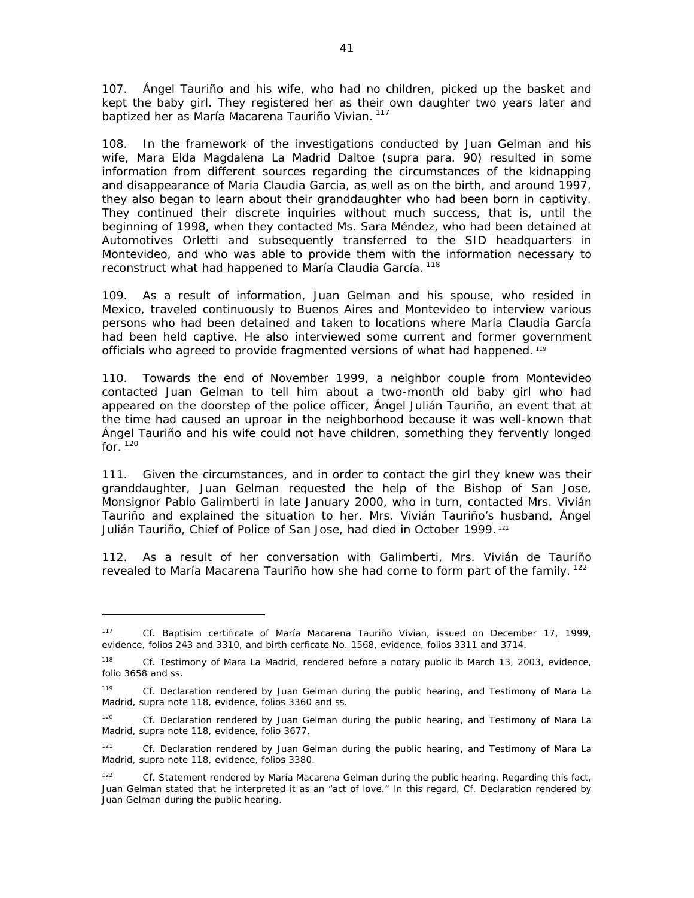107. Ángel Tauriño and his wife, who had no children, picked up the basket and kept the baby girl. They registered her as their own daughter two years later and baptized her as María Macarena Tauriño Vivian. [117]

108. In the framework of the investigations conducted by Juan Gelman and his wife, Mara Elda Magdalena La Madrid Daltoe (supra para. 90) resulted in some information from different sources regarding the circumstances of the kidnapping and disappearance of Maria Claudia Garcia, as well as on the birth, and around 1997, they also began to learn about their granddaughter who had been born in captivity. They continued their discrete inquiries without much success, that is, until the beginning of 1998, when they contacted Ms. Sara Méndez, who had been detained at Automotives Orletti and subsequently transferred to the SID headquarters in Montevideo, and who was able to provide them with the information necessary to reconstruct what had happened to María Claudia García. [118]

109. As a result of information, Juan Gelman and his spouse, who resided in Mexico, traveled continuously to Buenos Aires and Montevideo to interview various persons who had been detained and taken to locations where María Claudia García had been held captive. He also interviewed some current and former government officials who agreed to provide fragmented versions of what had happened. [119]

110. Towards the end of November 1999, a neighbor couple from Montevideo contacted Juan Gelman to tell him about a two-month old baby girl who had appeared on the doorstep of the police officer, Ángel Julián Tauriño, an event that at the time had caused an uproar in the neighborhood because it was well-known that Ángel Tauriño and his wife could not have children, something they fervently longed for. [120]

111. Given the circumstances, and in order to contact the girl they knew was their granddaughter, Juan Gelman requested the help of the Bishop of San Jose, Monsignor Pablo Galimberti in late January 2000, who in turn, contacted Mrs. Vivián Tauriño and explained the situation to her. Mrs. Vivián Tauriño's husband, Ángel Julián Tauriño, Chief of Police of San Jose, had died in October 1999. [121]

112. As a result of her conversation with Galimberti, Mrs. Vivián de Tauriño revealed to María Macarena Tauriño how she had come to form part of the family. [122]

---

[117] Cf. Baptisim certificate of María Macarena Tauriño Vivian, issued on December 17, 1999, evidence, folios 243 and 3310, and birth cerficate No. 1568, evidence, folios 3311 and 3714.

[118] Cf. Testimony of Mara La Madrid, rendered before a notary public ib March 13, 2003, evidence, folio 3658 and ss.

[119] Cf. Declaration rendered by Juan Gelman during the public hearing, and Testimony of Mara La Madrid, supra note 118, evidence, folios 3360 and ss.

[120] Cf. Declaration rendered by Juan Gelman during the public hearing, and Testimony of Mara La Madrid, supra note 118, evidence, folio 3677.

[121] Cf. Declaration rendered by Juan Gelman during the public hearing, and Testimony of Mara La Madrid, supra note 118, evidence, folios 3380.

[122] Cf. Statement rendered by María Macarena Gelman during the public hearing. Regarding this fact, Juan Gelman stated that he interpreted it as an "act of love." In this regard, Cf. Declaration rendered by Juan Gelman during the public hearing.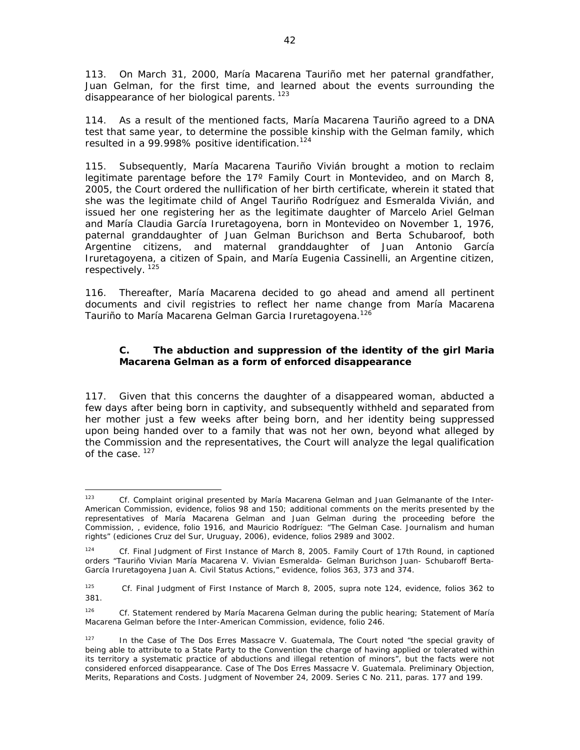113. On March 31, 2000, María Macarena Tauriño met her paternal grandfather, Juan Gelman, for the first time, and learned about the events surrounding the disappearance of her biological parents. [123]

114. As a result of the mentioned facts, María Macarena Tauriño agreed to a DNA test that same year, to determine the possible kinship with the Gelman family, which resulted in a 99.998% positive identification.[124]

115. Subsequently, María Macarena Tauriño Vivián brought a motion to reclaim legitimate parentage before the 17º Family Court in Montevideo, and on March 8, 2005, the Court ordered the nullification of her birth certificate, wherein it stated that she was the legitimate child of Angel Tauriño Rodríguez and Esmeralda Vivián, and issued her one registering her as the legitimate daughter of Marcelo Ariel Gelman and María Claudia García Iruretagoyena, born in Montevideo on November 1, 1976, paternal granddaughter of Juan Gelman Burichson and Berta Schubaroof, both Argentine citizens, and maternal granddaughter of Juan Antonio García Iruretagoyena, a citizen of Spain, and María Eugenia Cassinelli, an Argentine citizen, respectively. [125]

116. Thereafter, María Macarena decided to go ahead and amend all pertinent documents and civil registries to reflect her name change from María Macarena Tauriño to María Macarena Gelman Garcia Iruretagoyena.[126]

### C. The abduction and suppression of the identity of the girl Maria Macarena Gelman as a form of enforced disappearance

117. Given that this concerns the daughter of a disappeared woman, abducted a few days after being born in captivity, and subsequently withheld and separated from her mother just a few weeks after being born, and her identity being suppressed upon being handed over to a family that was not her own, beyond what alleged by the Commission and the representatives, the Court will analyze the legal qualification of the case. [127]

---

[123] Cf. Complaint original presented by María Macarena Gelman and Juan Gelmanante of the Inter-American Commission, evidence, folios 98 and 150; additional comments on the merits presented by the representatives of María Macarena Gelman and Juan Gelman during the proceeding before the Commission, , evidence, folio 1916, and Mauricio Rodríguez: "The Gelman Case. Journalism and human rights" (ediciones Cruz del Sur, Uruguay, 2006), evidence, folios 2989 and 3002.

[124] Cf. Final Judgment of First Instance of March 8, 2005. Family Court of 17th Round, in captioned orders "Tauriño Vivian María Macarena V. Vivian Esmeralda- Gelman Burichson Juan- Schubaroff Berta- García Iruretagoyena Juan A. Civil Status Actions," evidence, folios 363, 373 and 374.

[125] Cf. Final Judgment of First Instance of March 8, 2005, supra note 124, evidence, folios 362 to 381.

[126] Cf. Statement rendered by María Macarena Gelman during the public hearing; Statement of María Macarena Gelman before the Inter-American Commission, evidence, folio 246.

[127] In the Case of The Dos Erres Massacre V. Guatemala, The Court noted "the special gravity of being able to attribute to a State Party to the Convention the charge of having applied or tolerated within its territory a systematic practice of abductions and illegal retention of minors", but the facts were not considered enforced disappearance. Case of The Dos Erres Massacre V. Guatemala. Preliminary Objection, Merits, Reparations and Costs. Judgment of November 24, 2009. Series C No. 211, paras. 177 and 199.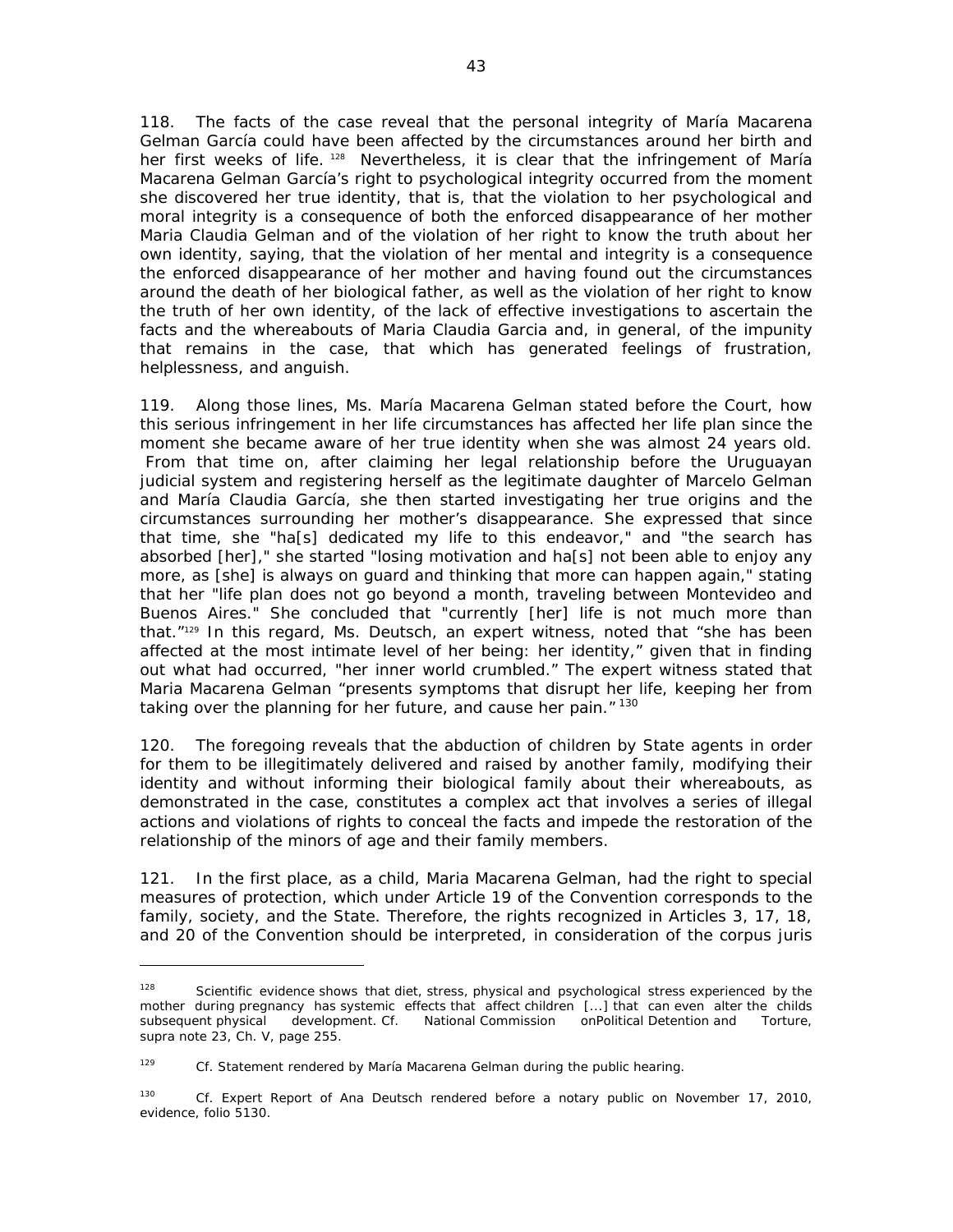118. The facts of the case reveal that the personal integrity of María Macarena Gelman García could have been affected by the circumstances around her birth and her first weeks of life. [128] Nevertheless, it is clear that the infringement of María Macarena Gelman García's right to psychological integrity occurred from the moment she discovered her true identity, that is, that the violation to her psychological and moral integrity is a consequence of both the enforced disappearance of her mother Maria Claudia Gelman and of the violation of her right to know the truth about her own identity, saying, that the violation of her mental and integrity is a consequence the enforced disappearance of her mother and having found out the circumstances around the death of her biological father, as well as the violation of her right to know the truth of her own identity, of the lack of effective investigations to ascertain the facts and the whereabouts of Maria Claudia Garcia and, in general, of the impunity that remains in the case, that which has generated feelings of frustration, helplessness, and anguish.

119. Along those lines, Ms. María Macarena Gelman stated before the Court, how this serious infringement in her life circumstances has affected her life plan since the moment she became aware of her true identity when she was almost 24 years old. From that time on, after claiming her legal relationship before the Uruguayan judicial system and registering herself as the legitimate daughter of Marcelo Gelman and María Claudia García, she then started investigating her true origins and the circumstances surrounding her mother's disappearance. She expressed that since that time, she "ha[s] dedicated my life to this endeavor," and "the search has absorbed [her]," she started "losing motivation and ha[s] not been able to enjoy any more, as [she] is always on guard and thinking that more can happen again," stating that her "life plan does not go beyond a month, traveling between Montevideo and Buenos Aires." She concluded that "currently [her] life is not much more than that."[129] In this regard, Ms. Deutsch, an expert witness, noted that "she has been affected at the most intimate level of her being: her identity," given that in finding out what had occurred, "her inner world crumbled." The expert witness stated that Maria Macarena Gelman "presents symptoms that disrupt her life, keeping her from taking over the planning for her future, and cause her pain." [130]

120. The foregoing reveals that the abduction of children by State agents in order for them to be illegitimately delivered and raised by another family, modifying their identity and without informing their biological family about their whereabouts, as demonstrated in the case, constitutes a complex act that involves a series of illegal actions and violations of rights to conceal the facts and impede the restoration of the relationship of the minors of age and their family members.

121. In the first place, as a child, Maria Macarena Gelman, had the right to special measures of protection, which under Article 19 of the Convention corresponds to the family, society, and the State. Therefore, the rights recognized in Articles 3, 17, 18, and 20 of the Convention should be interpreted, in consideration of the corpus juris

---

[128] Scientific evidence shows that diet, stress, physical and psychological stress experienced by the mother during pregnancy has systemic effects that affect children [...] that can even alter the childs subsequent physical development. *Cf.* National Commission onPolitical Detention and Torture, *supra* note 23, Ch. V, page 255.

[129] *Cf.* Statement rendered by María Macarena Gelman during the public hearing.

[130] *Cf.* Expert Report of Ana Deutsch rendered before a notary public on November 17, 2010, evidence, folio 5130.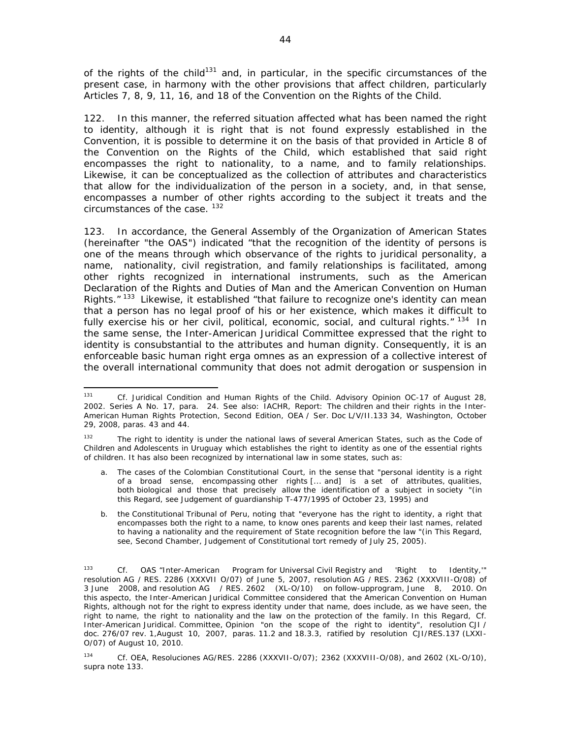of the rights of the child[131] and, in particular, in the specific circumstances of the present case, in harmony with the other provisions that affect children, particularly Articles 7, 8, 9, 11, 16, and 18 of the Convention on the Rights of the Child.

122. In this manner, the referred situation affected what has been named the right to identity, although it is right that is not found expressly established in the Convention, it is possible to determine it on the basis of that provided in Article 8 of the Convention on the Rights of the Child, which established that said right encompasses the right to nationality, to a name, and to family relationships. Likewise, it can be conceptualized as the collection of attributes and characteristics that allow for the individualization of the person in a society, and, in that sense, encompasses a number of other rights according to the subject it treats and the circumstances of the case. [132]

123. In accordance, the General Assembly of the Organization of American States (hereinafter "the OAS") indicated "that the recognition of the identity of persons is one of the means through which observance of the rights to juridical personality, a name, nationality, civil registration, and family relationships is facilitated, among other rights recognized in international instruments, such as the American Declaration of the Rights and Duties of Man and the American Convention on Human Rights." [133] Likewise, it established "that failure to recognize one's identity can mean that a person has no legal proof of his or her existence, which makes it difficult to fully exercise his or her civil, political, economic, social, and cultural rights." [134] In the same sense, the Inter-American Juridical Committee expressed that the right to identity is consubstantial to the attributes and human dignity. Consequently, it is an enforceable basic human right erga omnes as an expression of a collective interest of the overall international community that does not admit derogation or suspension in

---

[131] Cf. *Juridical Condition and Human Rights of the Child*. Advisory Opinion OC-17 of August 28, 2002. Series A No. 17, para. 24. See also: IACHR, Report: The children and their rights in the Inter-American Human Rights Protection, Second Edition, OEA / Ser. Doc L/V/II.133 34, Washington, October 29, 2008, paras. 43 and 44.

[132] The right to identity is under the national laws of several American States, such as the Code of Children and Adolescents in Uruguay which establishes the right to identity as one of the essential rights of children. It has also been recognized by international law in some states, such as:

a. The cases of the Colombian Constitutional Court, in the sense that "personal identity is a right of a broad sense, encompassing other rights [... and] is a set of attributes, qualities, both biological and those that precisely allow the identification of a subject in society "(in this Regard, see Judgement of guardianship T-477/1995 of October 23, 1995) and

b. the Constitutional Tribunal of Peru, noting that "everyone has the right to identity, a right that encompasses both the right to a name, to know ones parents and keep their last names, related to having a nationality and the requirement of State recognition before the law "(in This Regard, see, Second Chamber, Judgement of Constitutional tort remedy of July 25, 2005).

[133] Cf. OAS "Inter-American Program for Universal Civil Registry and 'Right to Identity,'" resolution AG / RES. 2286 (XXXVII O/07) of June 5, 2007, resolution AG / RES. 2362 (XXXVIII-O/08) of 3 June 2008, and resolution AG / RES. 2602 (XL-O/10) on follow-upprogram, June 8, 2010. On this aspecto, the Inter-American Juridical Committee considered that the American Convention on Human Rights, although not for the right to express identity under that name, does include, as we have seen, the right to name, the right to nationality and the law on the protection of the family. In this Regard, Cf. Inter-American Juridical. Committee, Opinion "on the scope of the right to identity", resolution CJI / doc. 276/07 rev. 1,August 10, 2007, paras. 11.2 and 18.3.3, ratified by resolution CJI/RES.137 (LXXI-O/07) of August 10, 2010.

[134] Cf. OEA, Resoluciones AG/RES. 2286 (XXXVII-O/07); 2362 (XXXVIII-O/08), and 2602 (XL-O/10), supra note 133.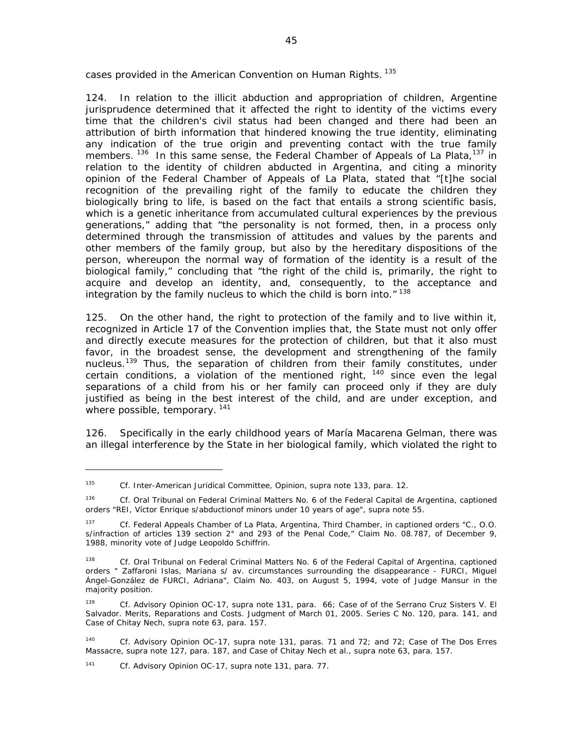cases provided in the American Convention on Human Rights. [135]

124. In relation to the illicit abduction and appropriation of children, Argentine jurisprudence determined that it affected the right to identity of the victims every time that the children's civil status had been changed and there had been an attribution of birth information that hindered knowing the true identity, eliminating any indication of the true origin and preventing contact with the true family members. [136] In this same sense, the Federal Chamber of Appeals of La Plata,[137] in relation to the identity of children abducted in Argentina, and citing a minority opinion of the Federal Chamber of Appeals of La Plata, stated that "[t]he social recognition of the prevailing right of the family to educate the children they biologically bring to life, is based on the fact that entails a strong scientific basis, which is a genetic inheritance from accumulated cultural experiences by the previous generations," adding that "the personality is not formed, then, in a process only determined through the transmission of attitudes and values by the parents and other members of the family group, but also by the hereditary dispositions of the person, whereupon the normal way of formation of the identity is a result of the biological family," concluding that "the right of the child is, primarily, the right to acquire and develop an identity, and, consequently, to the acceptance and integration by the family nucleus to which the child is born into." [138]

125. On the other hand, the right to protection of the family and to live within it, recognized in Article 17 of the Convention implies that, the State must not only offer and directly execute measures for the protection of children, but that it also must favor, in the broadest sense, the development and strengthening of the family nucleus.[139] Thus, the separation of children from their family constitutes, under certain conditions, a violation of the mentioned right, [140] since even the legal separations of a child from his or her family can proceed only if they are duly justified as being in the best interest of the child, and are under exception, and where possible, temporary. [141]

126. Specifically in the early childhood years of María Macarena Gelman, there was an illegal interference by the State in her biological family, which violated the right to

---

[135] Cf. Inter-American Juridical Committee, Opinion, supra note 133, para. 12.

[136] Cf. Oral Tribunal on Federal Criminal Matters No. 6 of the Federal Capital de Argentina, captioned orders "REI, Víctor Enrique s/abductionof minors under 10 years of age", supra note 55.

[137] Cf. Federal Appeals Chamber of La Plata, Argentina, Third Chamber, in captioned orders "C., O.O. s/infraction of articles 139 section 2° and 293 of the Penal Code," Claim No. 08.787, of December 9, 1988, minority vote of Judge Leopoldo Schiffrin.

[138] Cf. Oral Tribunal on Federal Criminal Matters No. 6 of the Federal Capital of Argentina, captioned orders " Zaffaroni Islas, Mariana s/ av. circumstances surrounding the disappearance - FURCI, Miguel Ángel-González de FURCI, Adriana", Claim No. 403, on August 5, 1994, vote of Judge Mansur in the majority position.

[139] Cf. Advisory Opinion OC-17, supra note 131, para. 66; Case of of the Serrano Cruz Sisters V. El Salvador. Merits, Reparations and Costs. Judgment of March 01, 2005. Series C No. 120, para. 141, and Case of Chitay Nech, supra note 63, para. 157.

[140] Cf. Advisory Opinion OC-17, supra note 131, paras. 71 and 72; and 72; Case of The Dos Erres Massacre, supra note 127, para. 187, and Case of Chitay Nech et al., supra note 63, para. 157.

[141] Cf. Advisory Opinion OC-17, supra note 131, para. 77.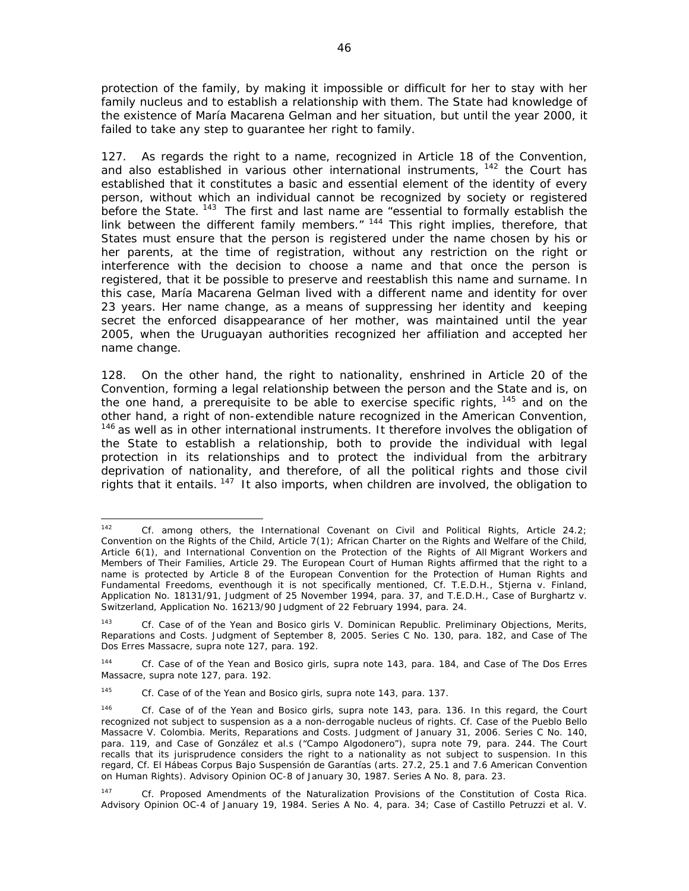protection of the family, by making it impossible or difficult for her to stay with her family nucleus and to establish a relationship with them. The State had knowledge of the existence of María Macarena Gelman and her situation, but until the year 2000, it failed to take any step to guarantee her right to family.

127. As regards the right to a name, recognized in Article 18 of the Convention, and also established in various other international instruments, [142] the Court has established that it constitutes a basic and essential element of the identity of every person, without which an individual cannot be recognized by society or registered before the State. [143] The first and last name are "essential to formally establish the link between the different family members." [144] This right implies, therefore, that States must ensure that the person is registered under the name chosen by his or her parents, at the time of registration, without any restriction on the right or interference with the decision to choose a name and that once the person is registered, that it be possible to preserve and reestablish this name and surname. In this case, María Macarena Gelman lived with a different name and identity for over 23 years. Her name change, as a means of suppressing her identity and keeping secret the enforced disappearance of her mother, was maintained until the year 2005, when the Uruguayan authorities recognized her affiliation and accepted her name change.

128. On the other hand, the right to nationality, enshrined in Article 20 of the Convention, forming a legal relationship between the person and the State and is, on the one hand, a prerequisite to be able to exercise specific rights, [145] and on the other hand, a right of non-extendible nature recognized in the American Convention, [146] as well as in other international instruments. It therefore involves the obligation of the State to establish a relationship, both to provide the individual with legal protection in its relationships and to protect the individual from the arbitrary deprivation of nationality, and therefore, of all the political rights and those civil rights that it entails. [147] It also imports, when children are involved, the obligation to

---

[142] Cf. among others, the International Covenant on Civil and Political Rights, Article 24.2; Convention on the Rights of the Child, Article 7(1); African Charter on the Rights and Welfare of the Child, Article 6(1), and International Convention on the Protection of the Rights of All Migrant Workers and Members of Their Families, Article 29. The European Court of Human Rights affirmed that the right to a name is protected by Article 8 of the European Convention for the Protection of Human Rights and Fundamental Freedoms, eventhough it is not specifically mentioned, Cf. T.E.D.H., Stjerna v. Finland, Application No. 18131/91, Judgment of 25 November 1994, para. 37, and T.E.D.H., Case of Burghartz v. Switzerland, Application No. 16213/90 Judgment of 22 February 1994, para. 24.

[143] Cf. Case of of the Yean and Bosico girls V. Dominican Republic. Preliminary Objections, Merits, Reparations and Costs. Judgment of September 8, 2005. Series C No. 130, para. 182, and Case of The Dos Erres Massacre, supra note 127, para. 192.

[144] Cf. Case of of the Yean and Bosico girls, supra note 143, para. 184, and Case of The Dos Erres Massacre, supra note 127, para. 192.

[145] Cf. Case of of the Yean and Bosico girls, supra note 143, para. 137.

[146] Cf. Case of of the Yean and Bosico girls, supra note 143, para. 136. In this regard, the Court recognized not subject to suspension as a a non-derrogable nucleus of rights. Cf. Case of the Pueblo Bello Massacre V. Colombia. Merits, Reparations and Costs. Judgment of January 31, 2006. Series C No. 140, para. 119, and Case of González et al.s ("Campo Algodonero"), supra note 79, para. 244. The Court recalls that its jurisprudence considers the right to a nationality as not subject to suspension. In this regard, Cf. El Hábeas Corpus Bajo Suspensión de Garantías (arts. 27.2, 25.1 and 7.6 American Convention on Human Rights). Advisory Opinion OC-8 of January 30, 1987. Series A No. 8, para. 23.

[147] Cf. Proposed Amendments of the Naturalization Provisions of the Constitution of Costa Rica. Advisory Opinion OC-4 of January 19, 1984. Series A No. 4, para. 34; Case of Castillo Petruzzi et al. V.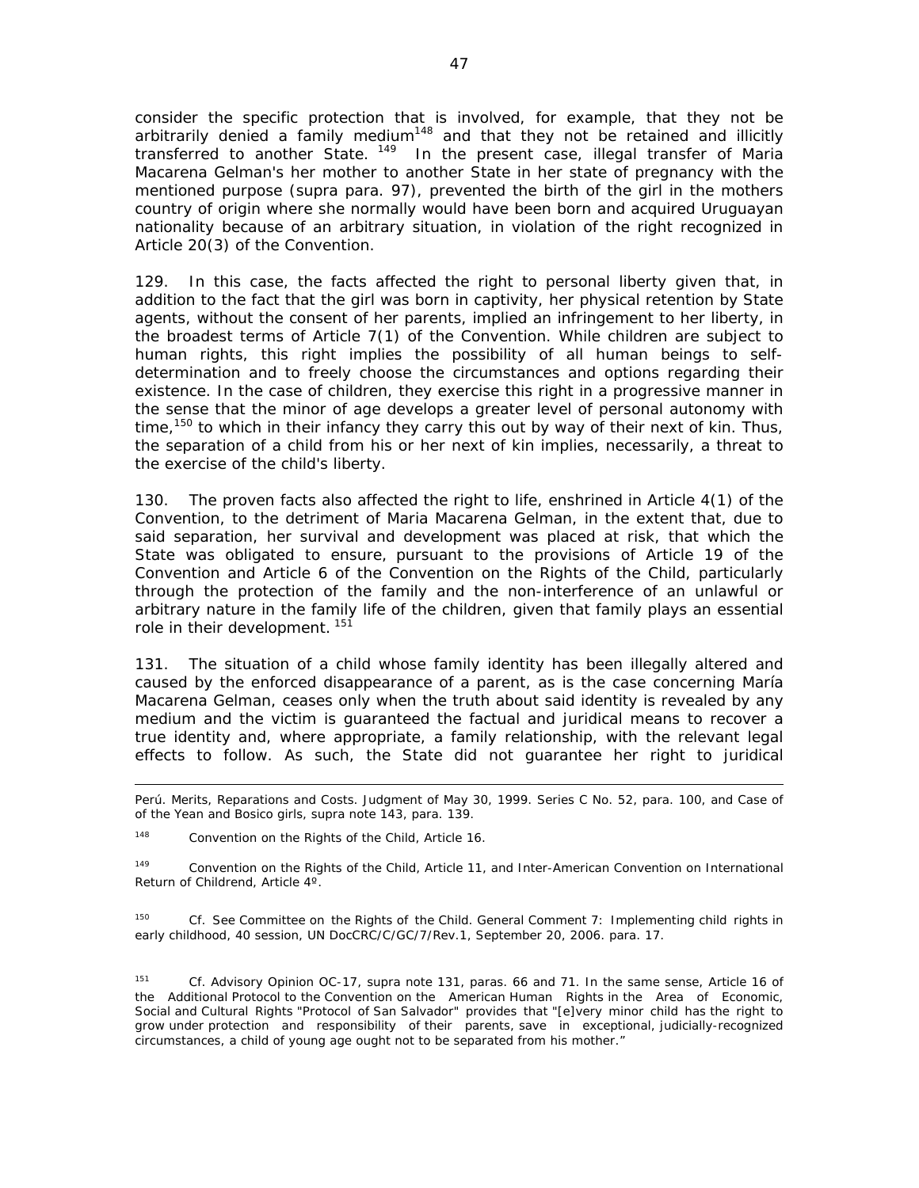consider the specific protection that is involved, for example, that they not be arbitrarily denied a family medium[148] and that they not be retained and illicitly transferred to another State. [149] In the present case, illegal transfer of Maria Macarena Gelman's her mother to another State in her state of pregnancy with the mentioned purpose (supra para. 97), prevented the birth of the girl in the mothers country of origin where she normally would have been born and acquired Uruguayan nationality because of an arbitrary situation, in violation of the right recognized in Article 20(3) of the Convention.

129. In this case, the facts affected the right to personal liberty given that, in addition to the fact that the girl was born in captivity, her physical retention by State agents, without the consent of her parents, implied an infringement to her liberty, in the broadest terms of Article 7(1) of the Convention. While children are subject to human rights, this right implies the possibility of all human beings to self-determination and to freely choose the circumstances and options regarding their existence. In the case of children, they exercise this right in a progressive manner in the sense that the minor of age develops a greater level of personal autonomy with time,[150] to which in their infancy they carry this out by way of their next of kin. Thus, the separation of a child from his or her next of kin implies, necessarily, a threat to the exercise of the child's liberty.

130. The proven facts also affected the right to life, enshrined in Article 4(1) of the Convention, to the detriment of Maria Macarena Gelman, in the extent that, due to said separation, her survival and development was placed at risk, that which the State was obligated to ensure, pursuant to the provisions of Article 19 of the Convention and Article 6 of the Convention on the Rights of the Child, particularly through the protection of the family and the non-interference of an unlawful or arbitrary nature in the family life of the children, given that family plays an essential role in their development. [151]

131. The situation of a child whose family identity has been illegally altered and caused by the enforced disappearance of a parent, as is the case concerning María Macarena Gelman, ceases only when the truth about said identity is revealed by any medium and the victim is guaranteed the factual and juridical means to recover a true identity and, where appropriate, a family relationship, with the relevant legal effects to follow. As such, the State did not guarantee her right to juridical

---

Perú. Merits, Reparations and Costs. Judgment of May 30, 1999. Series C No. 52, para. 100, and Case of of the Yean and Bosico girls, supra note 143, para. 139.

[148] Convention on the Rights of the Child, Article 16.

[149] Convention on the Rights of the Child, Article 11, and Inter-American Convention on International Return of Childrend, Article 4º.

[150] Cf. See Committee on the Rights of the Child. General Comment 7: Implementing child rights in early childhood, 40 session, UN DocCRC/C/GC/7/Rev.1, September 20, 2006. para. 17.

[151] Cf. Advisory Opinion OC-17, supra note 131, paras. 66 and 71. In the same sense, Article 16 of the Additional Protocol to the Convention on the American Human Rights in the Area of Economic, Social and Cultural Rights "Protocol of San Salvador" provides that "[e]very minor child has the right to grow under protection and responsibility of their parents, save in exceptional, judicially-recognized circumstances, a child of young age ought not to be separated from his mother."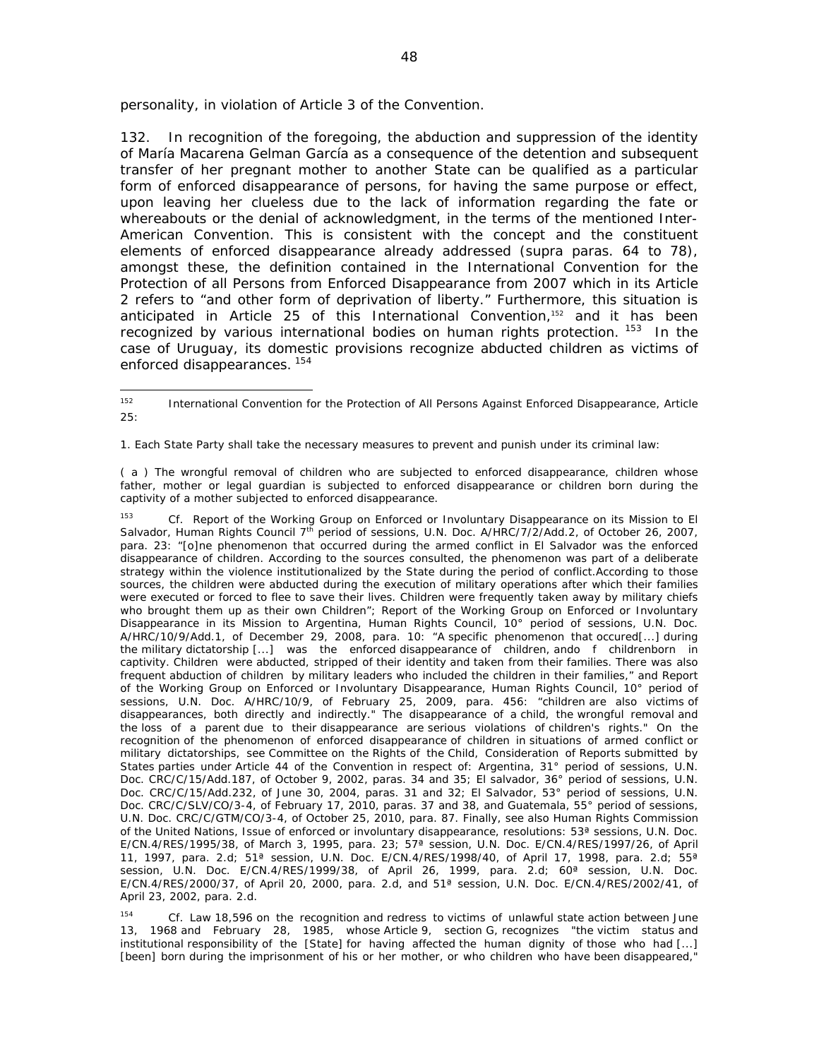personality, in violation of Article 3 of the Convention.

132. In recognition of the foregoing, the abduction and suppression of the identity of María Macarena Gelman García as a consequence of the detention and subsequent transfer of her pregnant mother to another State can be qualified as a particular form of enforced disappearance of persons, for having the same purpose or effect, upon leaving her clueless due to the lack of information regarding the fate or whereabouts or the denial of acknowledgment, in the terms of the mentioned Inter-American Convention. This is consistent with the concept and the constituent elements of enforced disappearance already addressed (supra paras. 64 to 78), amongst these, the definition contained in the International Convention for the Protection of all Persons from Enforced Disappearance from 2007 which in its Article 2 refers to "and other form of deprivation of liberty." Furthermore, this situation is anticipated in Article 25 of this International Convention,[152] and it has been recognized by various international bodies on human rights protection. [153] In the case of Uruguay, its domestic provisions recognize abducted children as victims of enforced disappearances. [154]

---

[152] International Convention for the Protection of All Persons Against Enforced Disappearance, Article 25:

1. Each State Party shall take the necessary measures to prevent and punish under its criminal law:

( a ) The wrongful removal of children who are subjected to enforced disappearance, children whose father, mother or legal guardian is subjected to enforced disappearance or children born during the captivity of a mother subjected to enforced disappearance.

[153] *Cf.* Report of the Working Group on Enforced or Involuntary Disappearance on its Mission to El Salvador, Human Rights Council 7th period of sessions, U.N. Doc. A/HRC/7/2/Add.2, of October 26, 2007, para. 23: "[o]ne phenomenon that occurred during the armed conflict in El Salvador was the enforced disappearance of children. According to the sources consulted, the phenomenon was part of a deliberate strategy within the violence institutionalized by the State during the period of conflict.According to those sources, the children were abducted during the execution of military operations after which their families were executed or forced to flee to save their lives. Children were frequently taken away by military chiefs who brought them up as their own Children"; Report of the Working Group on Enforced or Involuntary Disappearance in its Mission to Argentina, Human Rights Council, 10° period of sessions, U.N. Doc. A/HRC/10/9/Add.1, of December 29, 2008, para. 10: "A specific phenomenon that occured[...] during the military dictatorship [...] was the enforced disappearance of children, ando f childrenborn in captivity. Children were abducted, stripped of their identity and taken from their families. There was also frequent abduction of children by military leaders who included the children in their families," and Report of the Working Group on Enforced or Involuntary Disappearance, Human Rights Council, 10° period of sessions, U.N. Doc. A/HRC/10/9, of February 25, 2009, para. 456: "children are also victims of disappearances, both directly and indirectly." The disappearance of a child, the wrongful removal and the loss of a parent due to their disappearance are serious violations of children's rights." On the recognition of the phenomenon of enforced disappearance of children in situations of armed conflict or military dictatorships, see Committee on the Rights of the Child, Consideration of Reports submitted by States parties under Article 44 of the Convention in respect of: Argentina, 31° period of sessions, U.N. Doc. CRC/C/15/Add.187, of October 9, 2002, paras. 34 and 35; El salvador, 36° period of sessions, U.N. Doc. CRC/C/15/Add.232, of June 30, 2004, paras. 31 and 32; El Salvador, 53° period of sessions, U.N. Doc. CRC/C/SLV/CO/3-4, of February 17, 2010, paras. 37 and 38, and Guatemala, 55° period of sessions, U.N. Doc. CRC/C/GTM/CO/3-4, of October 25, 2010, para. 87. Finally, see also Human Rights Commission of the United Nations, Issue of enforced or involuntary disappearance, resolutions: 53ª sessions, U.N. Doc. E/CN.4/RES/1995/38, of March 3, 1995, para. 23; 57ª session, U.N. Doc. E/CN.4/RES/1997/26, of April 11, 1997, para. 2.d; 51ª session, U.N. Doc. E/CN.4/RES/1998/40, of April 17, 1998, para. 2.d; 55ª session, U.N. Doc. E/CN.4/RES/1999/38, of April 26, 1999, para. 2.d; 60ª session, U.N. Doc. E/CN.4/RES/2000/37, of April 20, 2000, para. 2.d, and 51ª session, U.N. Doc. E/CN.4/RES/2002/41, of April 23, 2002, para. 2.d.

[154] *Cf.* Law 18,596 on the recognition and redress to victims of unlawful state action between June 13, 1968 and February 28, 1985, whose Article 9, section G, recognizes "the victim status and institutional responsibility of the [State] for having affected the human dignity of those who had [...] [been] born during the imprisonment of his or her mother, or who children who have been disappeared,"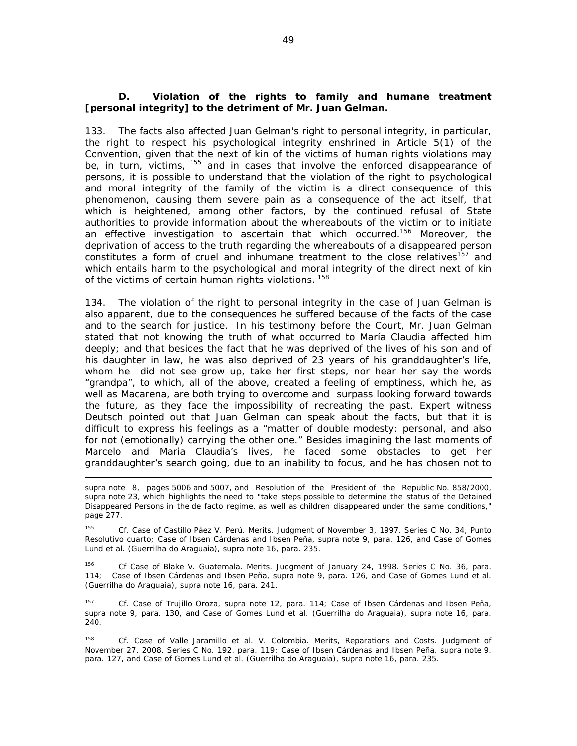### D. Violation of the rights to family and humane treatment [personal integrity] to the detriment of Mr. Juan Gelman.

133. The facts also affected Juan Gelman's right to personal integrity, in particular, the right to respect his psychological integrity enshrined in Article 5(1) of the Convention, given that the next of kin of the victims of human rights violations may be, in turn, victims, [155] and in cases that involve the enforced disappearance of persons, it is possible to understand that the violation of the right to psychological and moral integrity of the family of the victim is a direct consequence of this phenomenon, causing them severe pain as a consequence of the act itself, that which is heightened, among other factors, by the continued refusal of State authorities to provide information about the whereabouts of the victim or to initiate an effective investigation to ascertain that which occurred.[156] Moreover, the deprivation of access to the truth regarding the whereabouts of a disappeared person constitutes a form of cruel and inhumane treatment to the close relatives[157] and which entails harm to the psychological and moral integrity of the direct next of kin of the victims of certain human rights violations. [158]

134. The violation of the right to personal integrity in the case of Juan Gelman is also apparent, due to the consequences he suffered because of the facts of the case and to the search for justice. In his testimony before the Court, Mr. Juan Gelman stated that not knowing the truth of what occurred to María Claudia affected him deeply; and that besides the fact that he was deprived of the lives of his son and of his daughter in law, he was also deprived of 23 years of his granddaughter's life, whom he did not see grow up, take her first steps, nor hear her say the words "grandpa", to which, all of the above, created a feeling of emptiness, which he, as well as Macarena, are both trying to overcome and surpass looking forward towards the future, as they face the impossibility of recreating the past. Expert witness Deutsch pointed out that Juan Gelman can speak about the facts, but that it is difficult to express his feelings as a "matter of double modesty: personal, and also for not (emotionally) carrying the other one." Besides imagining the last moments of Marcelo and Maria Claudia's lives, he faced some obstacles to get her granddaughter's search going, due to an inability to focus, and he has chosen not to

---

*supra* note 8, pages 5006 and 5007, and Resolution of the President of the Republic No. 858/2000, *supra* note 23, which highlights the need to "take steps possible to determine the status of the Detained Disappeared Persons in the de facto regime, as well as children disappeared under the same conditions," page 277.

[155] *Cf. Case of Castillo Páez V. Perú. Merits.* Judgment of November 3, 1997. Series C No. 34, Punto Resolutivo cuarto; *Case of Ibsen Cárdenas and Ibsen Peña, supra* note 9, para. 126, and *Case of Gomes Lund et al. (Guerrilha do Araguaia), supra* note 16, para. 235.

[156] *Cf Case of Blake V. Guatemala. Merits.* Judgment of January 24, 1998. Series C No. 36, para. 114; *Case of Ibsen Cárdenas and Ibsen Peña, supra* note 9, para. 126, and *Case of Gomes Lund et al. (Guerrilha do Araguaia), supra* note 16, para. 241.

[157] *Cf. Case of Trujillo Oroza, supra* note 12, para. 114; *Case of Ibsen Cárdenas and Ibsen Peña, supra* note 9, para. 130, and *Case of Gomes Lund et al. (Guerrilha do Araguaia), supra* note 16, para. 240.

[158] *Cf. Case of Valle Jaramillo et al. V. Colombia. Merits, Reparations and Costs.* Judgment of November 27, 2008. Series C No. 192, para. 119; *Case of Ibsen Cárdenas and Ibsen Peña, supra* note 9, para. 127, and *Case of Gomes Lund et al. (Guerrilha do Araguaia), supra* note 16, para. 235.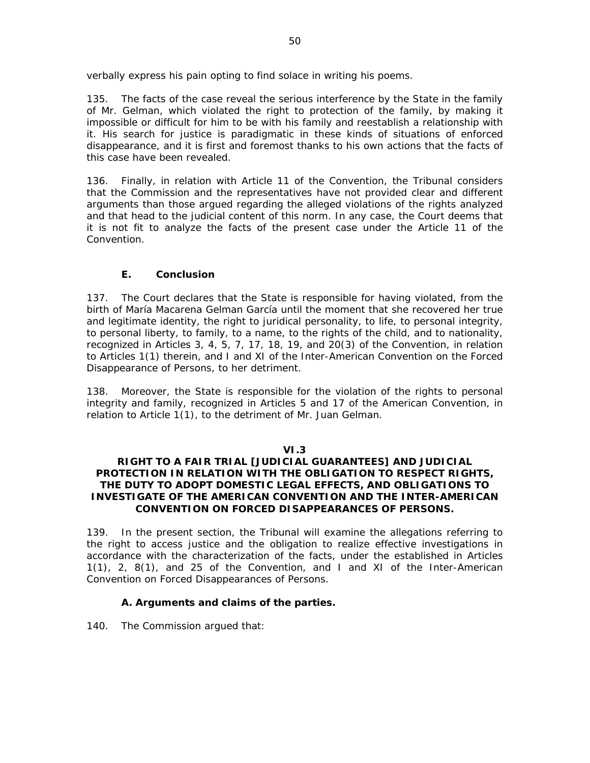verbally express his pain opting to find solace in writing his poems.

135. The facts of the case reveal the serious interference by the State in the family of Mr. Gelman, which violated the right to protection of the family, by making it impossible or difficult for him to be with his family and reestablish a relationship with it. His search for justice is paradigmatic in these kinds of situations of enforced disappearance, and it is first and foremost thanks to his own actions that the facts of this case have been revealed.

136. Finally, in relation with Article 11 of the Convention, the Tribunal considers that the Commission and the representatives have not provided clear and different arguments than those argued regarding the alleged violations of the rights analyzed and that head to the judicial content of this norm. In any case, the Court deems that it is not fit to analyze the facts of the present case under the Article 11 of the Convention.

### E. Conclusion

137. The Court declares that the State is responsible for having violated, from the birth of María Macarena Gelman García until the moment that she recovered her true and legitimate identity, the right to juridical personality, to life, to personal integrity, to personal liberty, to family, to a name, to the rights of the child, and to nationality, recognized in Articles 3, 4, 5, 7, 17, 18, 19, and 20(3) of the Convention, in relation to Articles 1(1) therein, and I and XI of the Inter-American Convention on the Forced Disappearance of Persons, to her detriment.

138. Moreover, the State is responsible for the violation of the rights to personal integrity and family, recognized in Articles 5 and 17 of the American Convention, in relation to Article 1(1), to the detriment of Mr. Juan Gelman.

## VI.3
## RIGHT TO A FAIR TRIAL [JUDICIAL GUARANTEES] AND JUDICIAL PROTECTION IN RELATION WITH THE OBLIGATION TO RESPECT RIGHTS, THE DUTY TO ADOPT DOMESTIC LEGAL EFFECTS, AND OBLIGATIONS TO INVESTIGATE OF THE AMERICAN CONVENTION AND THE INTER-AMERICAN CONVENTION ON FORCED DISAPPEARANCES OF PERSONS.

139. In the present section, the Tribunal will examine the allegations referring to the right to access justice and the obligation to realize effective investigations in accordance with the characterization of the facts, under the established in Articles 1(1), 2, 8(1), and 25 of the Convention, and I and XI of the Inter-American Convention on Forced Disappearances of Persons.

### A. Arguments and claims of the parties.

140. The Commission argued that: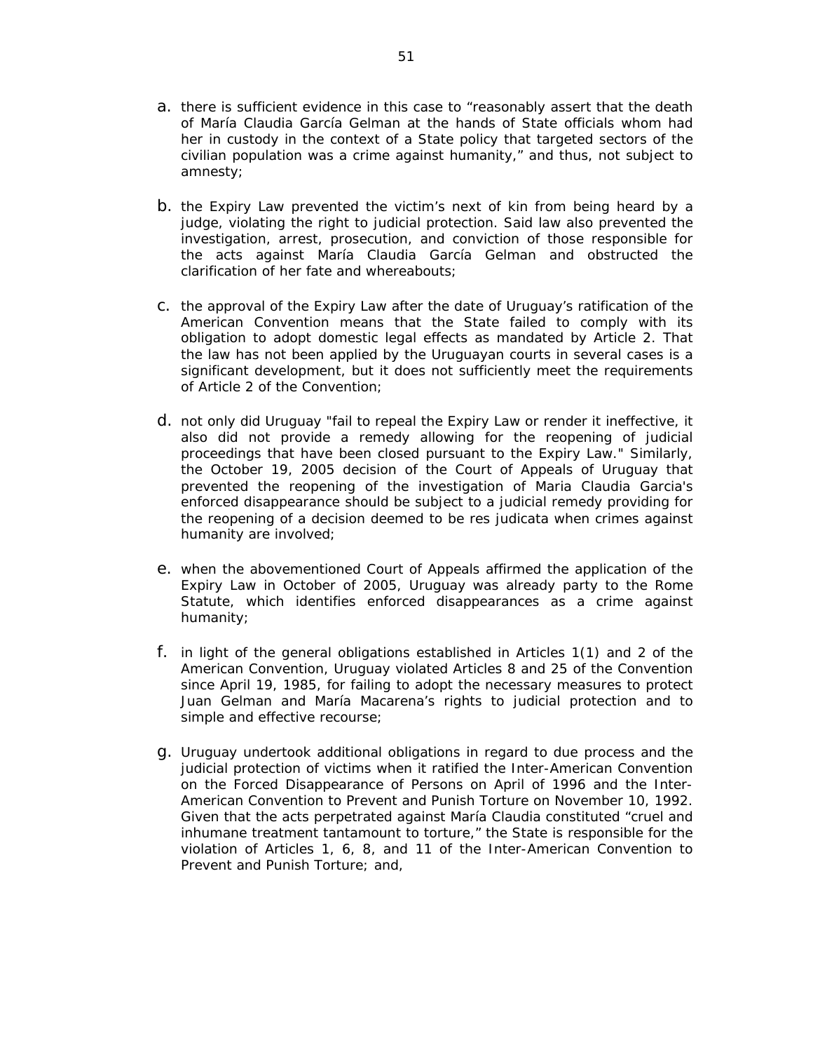a. there is sufficient evidence in this case to "reasonably assert that the death of María Claudia García Gelman at the hands of State officials whom had her in custody in the context of a State policy that targeted sectors of the civilian population was a crime against humanity," and thus, not subject to amnesty;

b. the Expiry Law prevented the victim's next of kin from being heard by a judge, violating the right to judicial protection. Said law also prevented the investigation, arrest, prosecution, and conviction of those responsible for the acts against María Claudia García Gelman and obstructed the clarification of her fate and whereabouts;

c. the approval of the Expiry Law after the date of Uruguay's ratification of the American Convention means that the State failed to comply with its obligation to adopt domestic legal effects as mandated by Article 2. That the law has not been applied by the Uruguayan courts in several cases is a significant development, but it does not sufficiently meet the requirements of Article 2 of the Convention;

d. not only did Uruguay "fail to repeal the Expiry Law or render it ineffective, it also did not provide a remedy allowing for the reopening of judicial proceedings that have been closed pursuant to the Expiry Law." Similarly, the October 19, 2005 decision of the Court of Appeals of Uruguay that prevented the reopening of the investigation of Maria Claudia Garcia's enforced disappearance should be subject to a judicial remedy providing for the reopening of a decision deemed to be res judicata when crimes against humanity are involved;

e. when the abovementioned Court of Appeals affirmed the application of the Expiry Law in October of 2005, Uruguay was already party to the Rome Statute, which identifies enforced disappearances as a crime against humanity;

f. in light of the general obligations established in Articles 1(1) and 2 of the American Convention, Uruguay violated Articles 8 and 25 of the Convention since April 19, 1985, for failing to adopt the necessary measures to protect Juan Gelman and María Macarena's rights to judicial protection and to simple and effective recourse;

g. Uruguay undertook additional obligations in regard to due process and the judicial protection of victims when it ratified the Inter-American Convention on the Forced Disappearance of Persons on April of 1996 and the Inter-American Convention to Prevent and Punish Torture on November 10, 1992. Given that the acts perpetrated against María Claudia constituted "cruel and inhumane treatment tantamount to torture," the State is responsible for the violation of Articles 1, 6, 8, and 11 of the Inter-American Convention to Prevent and Punish Torture; and,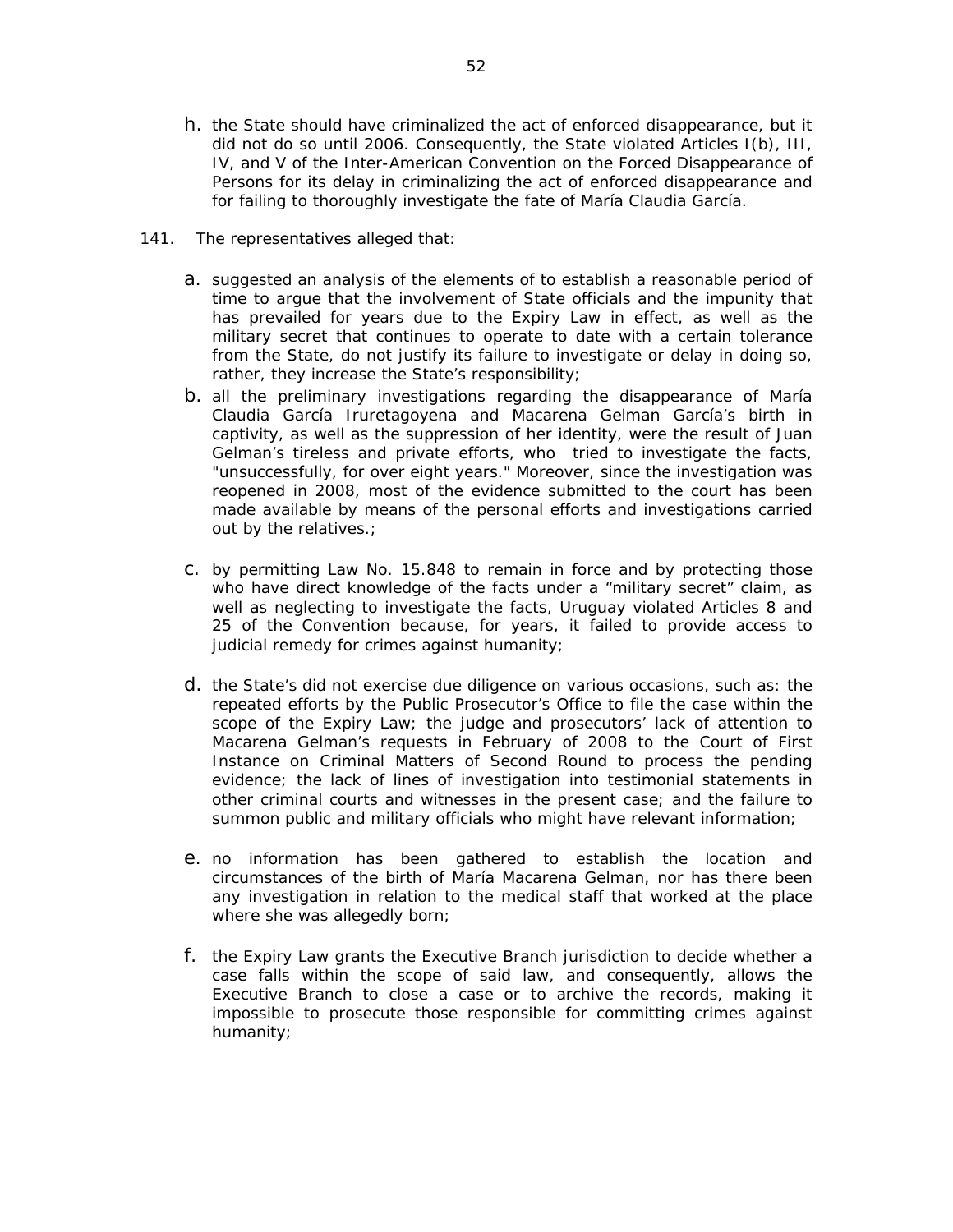h. the State should have criminalized the act of enforced disappearance, but it did not do so until 2006. Consequently, the State violated Articles I(b), III, IV, and V of the Inter-American Convention on the Forced Disappearance of Persons for its delay in criminalizing the act of enforced disappearance and for failing to thoroughly investigate the fate of María Claudia García.

141. The representatives alleged that:

a. suggested an analysis of the elements of to establish a reasonable period of time to argue that the involvement of State officials and the impunity that has prevailed for years due to the Expiry Law in effect, as well as the military secret that continues to operate to date with a certain tolerance from the State, do not justify its failure to investigate or delay in doing so, rather, they increase the State's responsibility;

b. all the preliminary investigations regarding the disappearance of María Claudia García Iruretagoyena and Macarena Gelman García's birth in captivity, as well as the suppression of her identity, were the result of Juan Gelman's tireless and private efforts, who tried to investigate the facts, "unsuccessfully, for over eight years." Moreover, since the investigation was reopened in 2008, most of the evidence submitted to the court has been made available by means of the personal efforts and investigations carried out by the relatives.;

c. by permitting Law No. 15.848 to remain in force and by protecting those who have direct knowledge of the facts under a "military secret" claim, as well as neglecting to investigate the facts, Uruguay violated Articles 8 and 25 of the Convention because, for years, it failed to provide access to judicial remedy for crimes against humanity;

d. the State's did not exercise due diligence on various occasions, such as: the repeated efforts by the Public Prosecutor's Office to file the case within the scope of the Expiry Law; the judge and prosecutors' lack of attention to Macarena Gelman's requests in February of 2008 to the Court of First Instance on Criminal Matters of Second Round to process the pending evidence; the lack of lines of investigation into testimonial statements in other criminal courts and witnesses in the present case; and the failure to summon public and military officials who might have relevant information;

e. no information has been gathered to establish the location and circumstances of the birth of María Macarena Gelman, nor has there been any investigation in relation to the medical staff that worked at the place where she was allegedly born;

f. the Expiry Law grants the Executive Branch jurisdiction to decide whether a case falls within the scope of said law, and consequently, allows the Executive Branch to close a case or to archive the records, making it impossible to prosecute those responsible for committing crimes against humanity;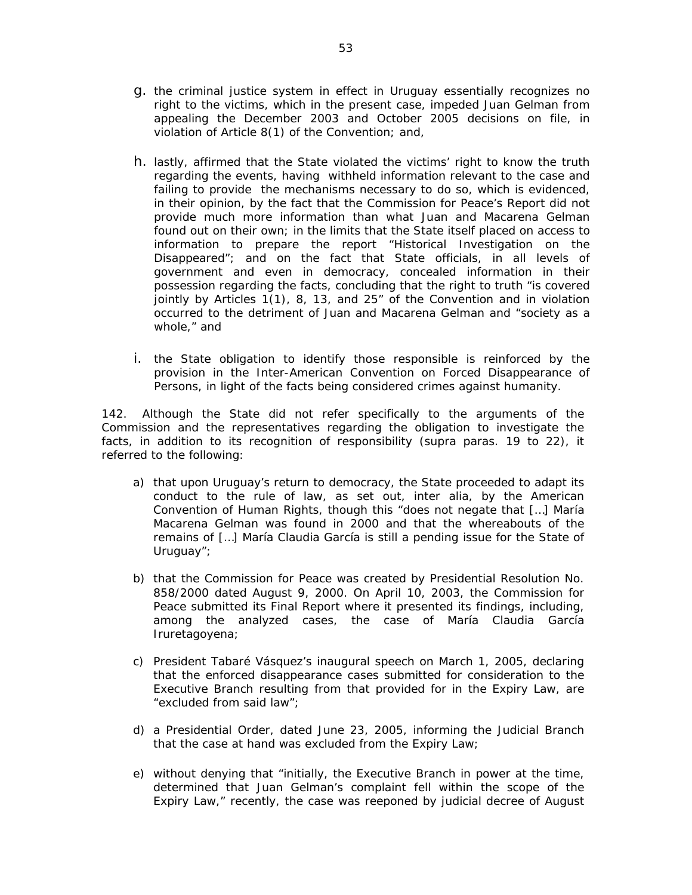g. the criminal justice system in effect in Uruguay essentially recognizes no right to the victims, which in the present case, impeded Juan Gelman from appealing the December 2003 and October 2005 decisions on file, in violation of Article 8(1) of the Convention; and,

h. lastly, affirmed that the State violated the victims' right to know the truth regarding the events, having withheld information relevant to the case and failing to provide the mechanisms necessary to do so, which is evidenced, in their opinion, by the fact that the Commission for Peace's Report did not provide much more information than what Juan and Macarena Gelman found out on their own; in the limits that the State itself placed on access to information to prepare the report "Historical Investigation on the Disappeared"; and on the fact that State officials, in all levels of government and even in democracy, concealed information in their possession regarding the facts, concluding that the right to truth "is covered jointly by Articles 1(1), 8, 13, and 25" of the Convention and in violation occurred to the detriment of Juan and Macarena Gelman and "society as a whole," and

i. the State obligation to identify those responsible is reinforced by the provision in the Inter-American Convention on Forced Disappearance of Persons, in light of the facts being considered crimes against humanity.

142. Although the State did not refer specifically to the arguments of the Commission and the representatives regarding the obligation to investigate the facts, in addition to its recognition of responsibility (supra paras. 19 to 22), it referred to the following:

a) that upon Uruguay's return to democracy, the State proceeded to adapt its conduct to the rule of law, as set out, inter alia, by the American Convention of Human Rights, though this "does not negate that […] María Macarena Gelman was found in 2000 and that the whereabouts of the remains of […] María Claudia García is still a pending issue for the State of Uruguay";

b) that the Commission for Peace was created by Presidential Resolution No. 858/2000 dated August 9, 2000. On April 10, 2003, the Commission for Peace submitted its Final Report where it presented its findings, including, among the analyzed cases, the case of María Claudia García Iruretagoyena;

c) President Tabaré Vásquez's inaugural speech on March 1, 2005, declaring that the enforced disappearance cases submitted for consideration to the Executive Branch resulting from that provided for in the Expiry Law, are "excluded from said law";

d) a Presidential Order, dated June 23, 2005, informing the Judicial Branch that the case at hand was excluded from the Expiry Law;

e) without denying that "initially, the Executive Branch in power at the time, determined that Juan Gelman's complaint fell within the scope of the Expiry Law," recently, the case was reopened by judicial decree of August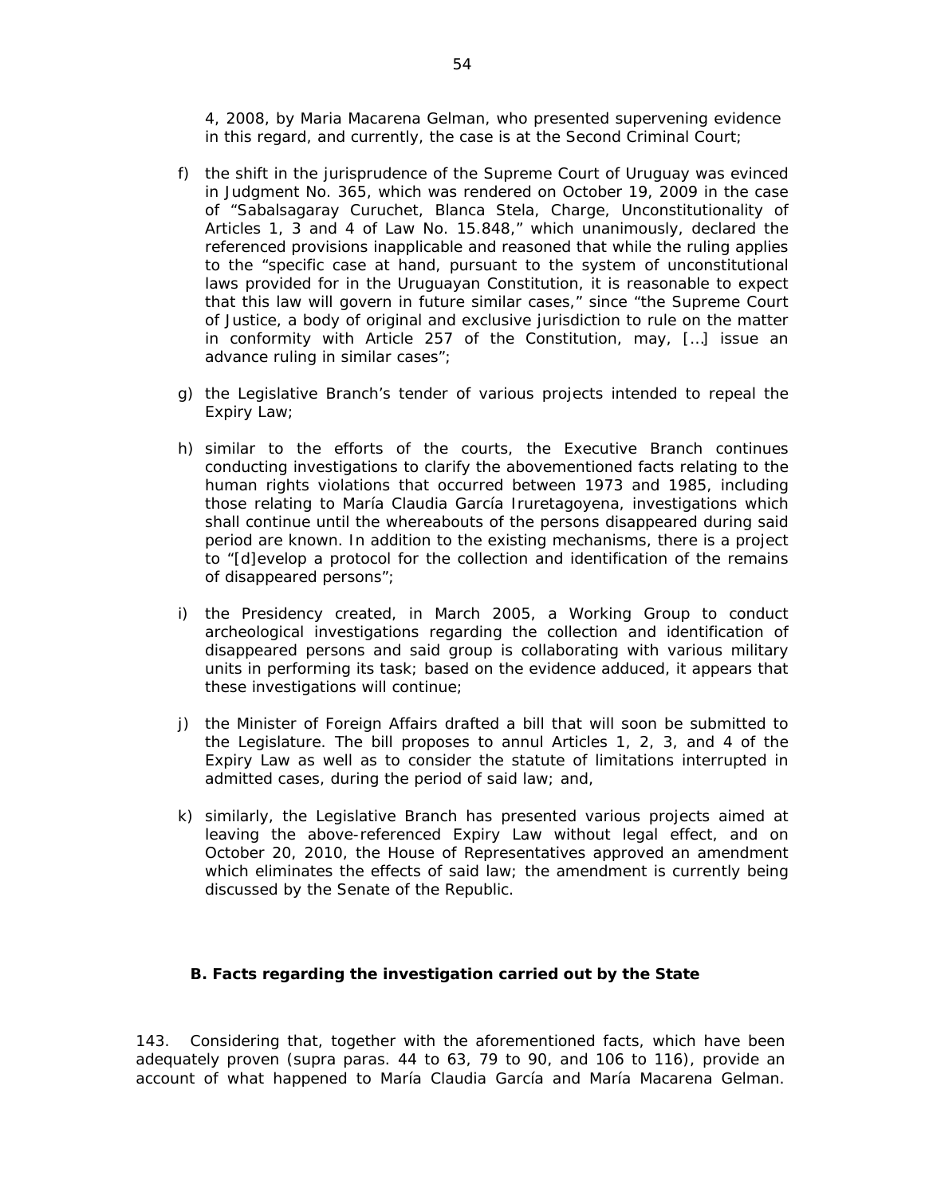4, 2008, by Maria Macarena Gelman, who presented supervening evidence in this regard, and currently, the case is at the Second Criminal Court;

f) the shift in the jurisprudence of the Supreme Court of Uruguay was evinced in Judgment No. 365, which was rendered on October 19, 2009 in the case of "Sabalsagaray Curuchet, Blanca Stela, Charge, Unconstitutionality of Articles 1, 3 and 4 of Law No. 15.848," which unanimously, declared the referenced provisions inapplicable and reasoned that while the ruling applies to the "specific case at hand, pursuant to the system of unconstitutional laws provided for in the Uruguayan Constitution, it is reasonable to expect that this law will govern in future similar cases," since "the Supreme Court of Justice, a body of original and exclusive jurisdiction to rule on the matter in conformity with Article 257 of the Constitution, may, […] issue an advance ruling in similar cases";

g) the Legislative Branch's tender of various projects intended to repeal the Expiry Law;

h) similar to the efforts of the courts, the Executive Branch continues conducting investigations to clarify the abovementioned facts relating to the human rights violations that occurred between 1973 and 1985, including those relating to María Claudia García Iruretagoyena, investigations which shall continue until the whereabouts of the persons disappeared during said period are known. In addition to the existing mechanisms, there is a project to "[d]evelop a protocol for the collection and identification of the remains of disappeared persons";

i) the Presidency created, in March 2005, a Working Group to conduct archeological investigations regarding the collection and identification of disappeared persons and said group is collaborating with various military units in performing its task; based on the evidence adduced, it appears that these investigations will continue;

j) the Minister of Foreign Affairs drafted a bill that will soon be submitted to the Legislature. The bill proposes to annul Articles 1, 2, 3, and 4 of the Expiry Law as well as to consider the statute of limitations interrupted in admitted cases, during the period of said law; and,

k) similarly, the Legislative Branch has presented various projects aimed at leaving the above-referenced Expiry Law without legal effect, and on October 20, 2010, the House of Representatives approved an amendment which eliminates the effects of said law; the amendment is currently being discussed by the Senate of the Republic.

### B. Facts regarding the investigation carried out by the State

143. Considering that, together with the aforementioned facts, which have been adequately proven (*supra* paras. 44 to 63, 79 to 90, and 106 to 116), provide an account of what happened to María Claudia García and María Macarena Gelman.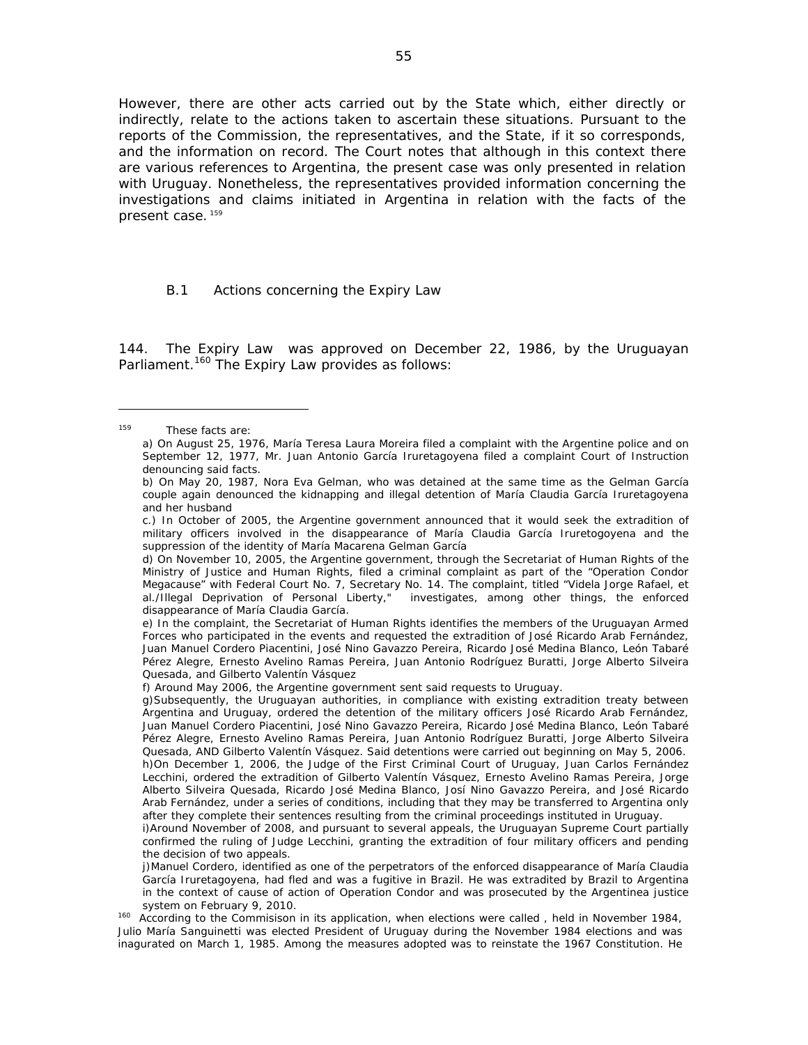However, there are other acts carried out by the State which, either directly or indirectly, relate to the actions taken to ascertain these situations. Pursuant to the reports of the Commission, the representatives, and the State, if it so corresponds, and the information on record. The Court notes that although in this context there are various references to Argentina, the present case was only presented in relation with Uruguay. Nonetheless, the representatives provided information concerning the investigations and claims initiated in Argentina in relation with the facts of the present case.[159]

### B.1 Actions concerning the Expiry Law

144. The Expiry Law was approved on December 22, 1986, by the Uruguayan Parliament.[160] The Expiry Law provides as follows:

---

[159] These facts are:

a) On August 25, 1976, María Teresa Laura Moreira filed a complaint with the Argentine police and on September 12, 1977, Mr. Juan Antonio García Iruretagoyena filed a complaint Court of Instruction denouncing said facts.

b) On May 20, 1987, Nora Eva Gelman, who was detained at the same time as the Gelman García couple again denounced the kidnapping and illegal detention of María Claudia García Iruretagoyena and her husband

c.) In October of 2005, the Argentine government announced that it would seek the extradition of military officers involved in the disappearance of María Claudia García Iruretogoyena and the suppression of the identity of María Macarena Gelman García

d) On November 10, 2005, the Argentine government, through the Secretariat of Human Rights of the Ministry of Justice and Human Rights, filed a criminal complaint as part of the "Operation Condor Megacause" with Federal Court No. 7, Secretary No. 14. The complaint, titled "Videla Jorge Rafael, et al./Illegal Deprivation of Personal Liberty," investigates, among other things, the enforced disappearance of María Claudia García.

e) In the complaint, the Secretariat of Human Rights identifies the members of the Uruguayan Armed Forces who participated in the events and requested the extradition of José Ricardo Arab Fernández, Juan Manuel Cordero Piacentini, José Nino Gavazzo Pereira, Ricardo José Medina Blanco, León Tabaré Pérez Alegre, Ernesto Avelino Ramas Pereira, Juan Antonio Rodríguez Buratti, Jorge Alberto Silveira Quesada, and Gilberto Valentín Vásquez

f) Around May 2006, the Argentine government sent said requests to Uruguay.

g) Subsequently, the Uruguayan authorities, in compliance with existing extradition treaty between Argentina and Uruguay, ordered the detention of the military officers José Ricardo Arab Fernández, Juan Manuel Cordero Piacentini, José Nino Gavazzo Pereira, Ricardo José Medina Blanco, León Tabaré Pérez Alegre, Ernesto Avelino Ramas Pereira, Juan Antonio Rodríguez Buratti, Jorge Alberto Silveira Quesada, AND Gilberto Valentín Vásquez. Said detentions were carried out beginning on May 5, 2006.

h) On December 1, 2006, the Judge of the First Criminal Court of Uruguay, Juan Carlos Fernández Lecchini, ordered the extradition of Gilberto Valentín Vásquez, Ernesto Avelino Ramas Pereira, Jorge Alberto Silveira Quesada, Ricardo José Medina Blanco, Josí Nino Gavazzo Pereira, and José Ricardo Arab Fernández, under a series of conditions, including that they may be transferred to Argentina only after they complete their sentences resulting from the criminal proceedings instituted in Uruguay.

i) Around November of 2008, and pursuant to several appeals, the Uruguayan Supreme Court partially confirmed the ruling of Judge Lecchini, granting the extradition of four military officers and pending the decision of two appeals.

j) Manuel Cordero, identified as one of the perpetrators of the enforced disappearance of María Claudia García Iruretagoyena, had fled and was a fugitive in Brazil. He was extradited by Brazil to Argentina in the context of cause of action of Operation Condor and was prosecuted by the Argentinea justice system on February 9, 2010.

[160] According to the Commisison in its application, when elections were called , held in November 1984, Julio María Sanguinetti was elected President of Uruguay during the November 1984 elections and was inagurated on March 1, 1985. Among the measures adopted was to reinstate the 1967 Constitution. He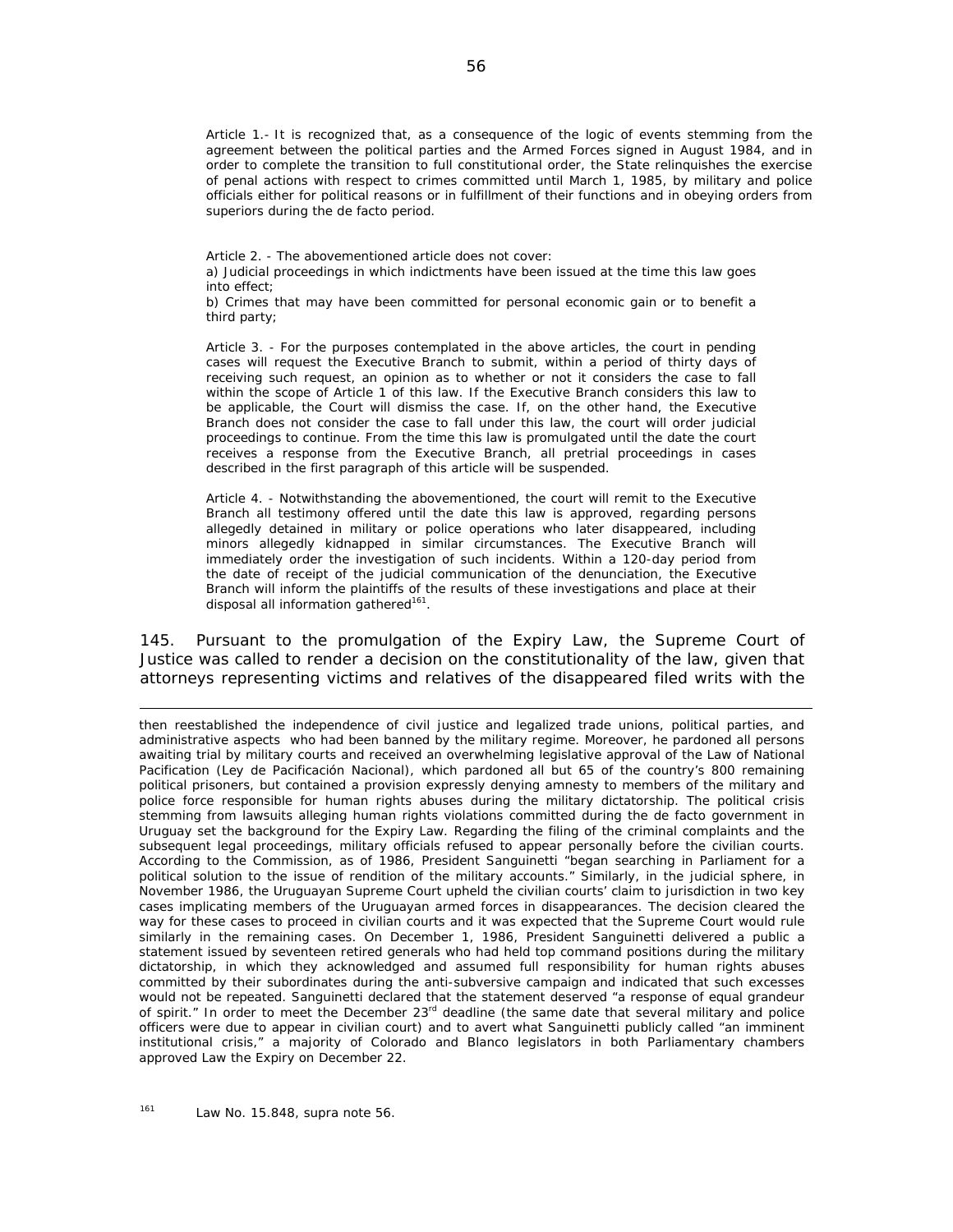Article 1.- It is recognized that, as a consequence of the logic of events stemming from the agreement between the political parties and the Armed Forces signed in August 1984, and in order to complete the transition to full constitutional order, the State relinquishes the exercise of penal actions with respect to crimes committed until March 1, 1985, by military and police officials either for political reasons or in fulfillment of their functions and in obeying orders from superiors during the de facto period.

Article 2. - The abovementioned article does not cover:
a) Judicial proceedings in which indictments have been issued at the time this law goes into effect;
b) Crimes that may have been committed for personal economic gain or to benefit a third party;

Article 3. - For the purposes contemplated in the above articles, the court in pending cases will request the Executive Branch to submit, within a period of thirty days of receiving such request, an opinion as to whether or not it considers the case to fall within the scope of Article 1 of this law. If the Executive Branch considers this law to be applicable, the Court will dismiss the case. If, on the other hand, the Executive Branch does not consider the case to fall under this law, the court will order judicial proceedings to continue. From the time this law is promulgated until the date the court receives a response from the Executive Branch, all pretrial proceedings in cases described in the first paragraph of this article will be suspended.

Article 4. - Notwithstanding the abovementioned, the court will remit to the Executive Branch all testimony offered until the date this law is approved, regarding persons allegedly detained in military or police operations who later disappeared, including minors allegedly kidnapped in similar circumstances. The Executive Branch will immediately order the investigation of such incidents. Within a 120-day period from the date of receipt of the judicial communication of the denunciation, the Executive Branch will inform the plaintiffs of the results of these investigations and place at their disposal all information gathered[161].

145. Pursuant to the promulgation of the Expiry Law, the Supreme Court of Justice was called to render a decision on the constitutionality of the law, given that attorneys representing victims and relatives of the disappeared filed writs with the

---

then reestablished the independence of civil justice and legalized trade unions, political parties, and administrative aspects who had been banned by the military regime. Moreover, he pardoned all persons awaiting trial by military courts and received an overwhelming legislative approval of the Law of National Pacification (Ley de Pacificación Nacional), which pardoned all but 65 of the country's 800 remaining political prisoners, but contained a provision expressly denying amnesty to members of the military and police force responsible for human rights abuses during the military dictatorship. The political crisis stemming from lawsuits alleging human rights violations committed during the de facto government in Uruguay set the background for the Expiry Law. Regarding the filing of the criminal complaints and the subsequent legal proceedings, military officials refused to appear personally before the civilian courts. According to the Commission, as of 1986, President Sanguinetti "began searching in Parliament for a political solution to the issue of rendition of the military accounts." Similarly, in the judicial sphere, in November 1986, the Uruguayan Supreme Court upheld the civilian courts' claim to jurisdiction in two key cases implicating members of the Uruguayan armed forces in disappearances. The decision cleared the way for these cases to proceed in civilian courts and it was expected that the Supreme Court would rule similarly in the remaining cases. On December 1, 1986, President Sanguinetti delivered a public a statement issued by seventeen retired generals who had held top command positions during the military dictatorship, in which they acknowledged and assumed full responsibility for human rights abuses committed by their subordinates during the anti-subversive campaign and indicated that such excesses would not be repeated. Sanguinetti declared that the statement deserved "a response of equal grandeur of spirit." In order to meet the December 23rd deadline (the same date that several military and police officers were due to appear in civilian court) and to avert what Sanguinetti publicly called "an imminent institutional crisis," a majority of Colorado and Blanco legislators in both Parliamentary chambers approved Law the Expiry on December 22.

[161] Law No. 15.848, supra note 56.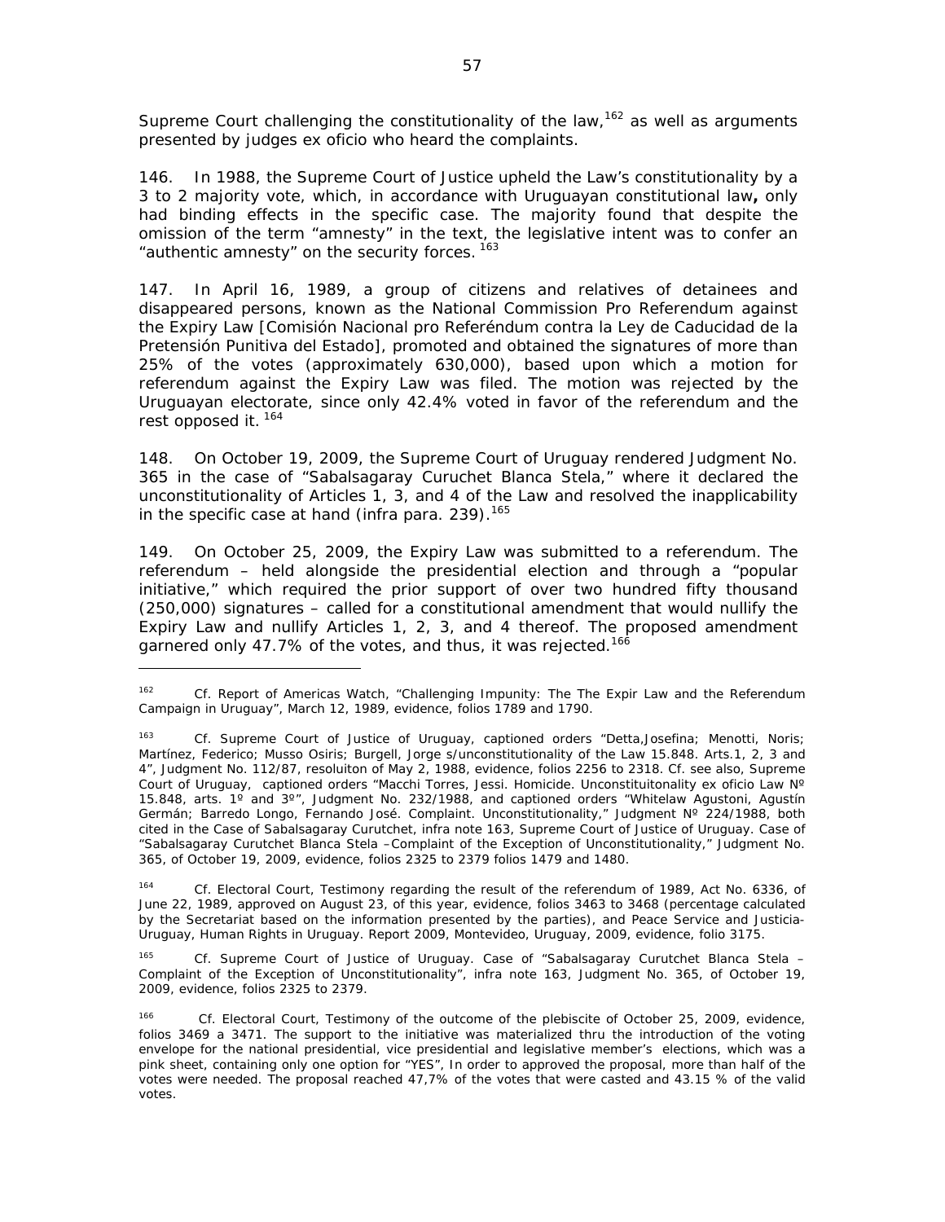Supreme Court challenging the constitutionality of the law,[162] as well as arguments presented by judges ex oficio who heard the complaints.

146. In 1988, the Supreme Court of Justice upheld the Law's constitutionality by a 3 to 2 majority vote, which, in accordance with Uruguayan constitutional law**,** only had binding effects in the specific case. The majority found that despite the omission of the term "amnesty" in the text, the legislative intent was to confer an "authentic amnesty" on the security forces. [163]

147. In April 16, 1989, a group of citizens and relatives of detainees and disappeared persons, known as the National Commission Pro Referendum against the Expiry Law [Comisión Nacional pro Referéndum contra la Ley de Caducidad de la Pretensión Punitiva del Estado], promoted and obtained the signatures of more than 25% of the votes (approximately 630,000), based upon which a motion for referendum against the Expiry Law was filed. The motion was rejected by the Uruguayan electorate, since only 42.4% voted in favor of the referendum and the rest opposed it. [164]

148. On October 19, 2009, the Supreme Court of Uruguay rendered Judgment No. 365 in the case of "Sabalsagaray Curuchet Blanca Stela," where it declared the unconstitutionality of Articles 1, 3, and 4 of the Law and resolved the inapplicability in the specific case at hand (infra para. 239).[165]

149. On October 25, 2009, the Expiry Law was submitted to a referendum. The referendum – held alongside the presidential election and through a "popular initiative," which required the prior support of over two hundred fifty thousand (250,000) signatures – called for a constitutional amendment that would nullify the Expiry Law and nullify Articles 1, 2, 3, and 4 thereof. The proposed amendment garnered only 47.7% of the votes, and thus, it was rejected.[166]

---

[162] Cf. Report of Americas Watch, "Challenging Impunity: The The Expir Law and the Referendum Campaign in Uruguay", March 12, 1989, evidence, folios 1789 and 1790.

[163] Cf. Supreme Court of Justice of Uruguay, captioned orders "Detta,Josefina; Menotti, Noris; Martínez, Federico; Musso Osiris; Burgell, Jorge s/unconstitutionality of the Law 15.848. Arts.1, 2, 3 and 4", Judgment No. 112/87, resoluiton of May 2, 1988, evidence, folios 2256 to 2318. Cf. see also, Supreme Court of Uruguay, captioned orders "Macchi Torres, Jessi. Homicide. Unconstituitonality ex oficio Law Nº 15.848, arts. 1º and 3º", Judgment No. 232/1988, and captioned orders "Whitelaw Agustoni, Agustín Germán; Barredo Longo, Fernando José. Complaint. Unconstitutionality," Judgment Nº 224/1988, both cited in the Case of Sabalsagaray Curutchet, infra note 163, Supreme Court of Justice of Uruguay. Case of "Sabalsagaray Curutchet Blanca Stela –Complaint of the Exception of Unconstitutionality," Judgment No. 365, of October 19, 2009, evidence, folios 2325 to 2379 folios 1479 and 1480.

[164] Cf. Electoral Court, Testimony regarding the result of the referendum of 1989, Act No. 6336, of June 22, 1989, approved on August 23, of this year, evidence, folios 3463 to 3468 (percentage calculated by the Secretariat based on the information presented by the parties), and Peace Service and Justicia-Uruguay, Human Rights in Uruguay. Report 2009, Montevideo, Uruguay, 2009, evidence, folio 3175.

[165] Cf. Supreme Court of Justice of Uruguay. Case of "Sabalsagaray Curutchet Blanca Stela – Complaint of the Exception of Unconstitutionality", infra note 163, Judgment No. 365, of October 19, 2009, evidence, folios 2325 to 2379.

[166] Cf. Electoral Court, Testimony of the outcome of the plebiscite of October 25, 2009, evidence, folios 3469 a 3471. The support to the initiative was materialized thru the introduction of the voting envelope for the national presidential, vice presidential and legislative member's elections, which was a pink sheet, containing only one option for "YES", In order to approved the proposal, more than half of the votes were needed. The proposal reached 47,7% of the votes that were casted and 43.15 % of the valid votes.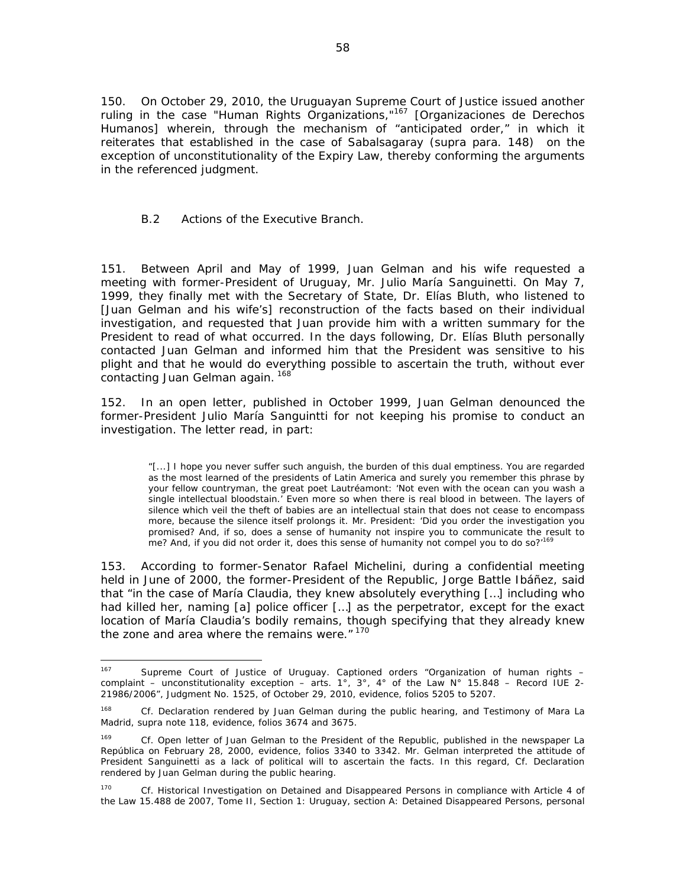150. On October 29, 2010, the Uruguayan Supreme Court of Justice issued another ruling in the case "Human Rights Organizations,"[167] [Organizaciones de Derechos Humanos] wherein, through the mechanism of "anticipated order," in which it reiterates that established in the case of Sabalsagaray (supra para. 148) on the exception of unconstitutionality of the Expiry Law, thereby conforming the arguments in the referenced judgment.

### B.2 Actions of the Executive Branch.

151. Between April and May of 1999, Juan Gelman and his wife requested a meeting with former-President of Uruguay, Mr. Julio María Sanguinetti. On May 7, 1999, they finally met with the Secretary of State, Dr. Elías Bluth, who listened to [Juan Gelman and his wife's] reconstruction of the facts based on their individual investigation, and requested that Juan provide him with a written summary for the President to read of what occurred. In the days following, Dr. Elías Bluth personally contacted Juan Gelman and informed him that the President was sensitive to his plight and that he would do everything possible to ascertain the truth, without ever contacting Juan Gelman again.[168]

152. In an open letter, published in October 1999, Juan Gelman denounced the former-President Julio María Sanguintti for not keeping his promise to conduct an investigation. The letter read, in part:

> "[...] I hope you never suffer such anguish, the burden of this dual emptiness. You are regarded as the most learned of the presidents of Latin America and surely you remember this phrase by your fellow countryman, the great poet Lautréamont: 'Not even with the ocean can you wash a single intellectual bloodstain.' Even more so when there is real blood in between. The layers of silence which veil the theft of babies are an intellectual stain that does not cease to encompass more, because the silence itself prolongs it. Mr. President: 'Did you order the investigation you promised? And, if so, does a sense of humanity not inspire you to communicate the result to me? And, if you did not order it, does this sense of humanity not compel you to do so?'[169]

153. According to former-Senator Rafael Michelini, during a confidential meeting held in June of 2000, the former-President of the Republic, Jorge Battle Ibáñez, said that "in the case of María Claudia, they knew absolutely everything […] including who had killed her, naming [a] police officer […] as the perpetrator, except for the exact location of María Claudia's bodily remains, though specifying that they already knew the zone and area where the remains were."[170]

---

[167] Supreme Court of Justice of Uruguay. Captioned orders "Organization of human rights – complaint – unconstitutionality exception – arts. 1°, 3°, 4° of the Law N° 15.848 – Record IUE 2-21986/2006", Judgment No. 1525, of October 29, 2010, evidence, folios 5205 to 5207.

[168] *Cf.* Declaration rendered by Juan Gelman during the public hearing, and Testimony of Mara La Madrid, *supra* note 118, evidence, folios 3674 and 3675.

[169] *Cf.* Open letter of Juan Gelman to the President of the Republic, published in the newspaper La República on February 28, 2000, evidence, folios 3340 to 3342. Mr. Gelman interpreted the attitude of President Sanguinetti as a lack of political will to ascertain the facts. In this regard, *Cf.* Declaration rendered by Juan Gelman during the public hearing.

[170] *Cf.* Historical Investigation on Detained and Disappeared Persons in compliance with Article 4 of the Law 15.488 de 2007, Tome II, Section 1: Uruguay, section A: Detained Disappeared Persons, personal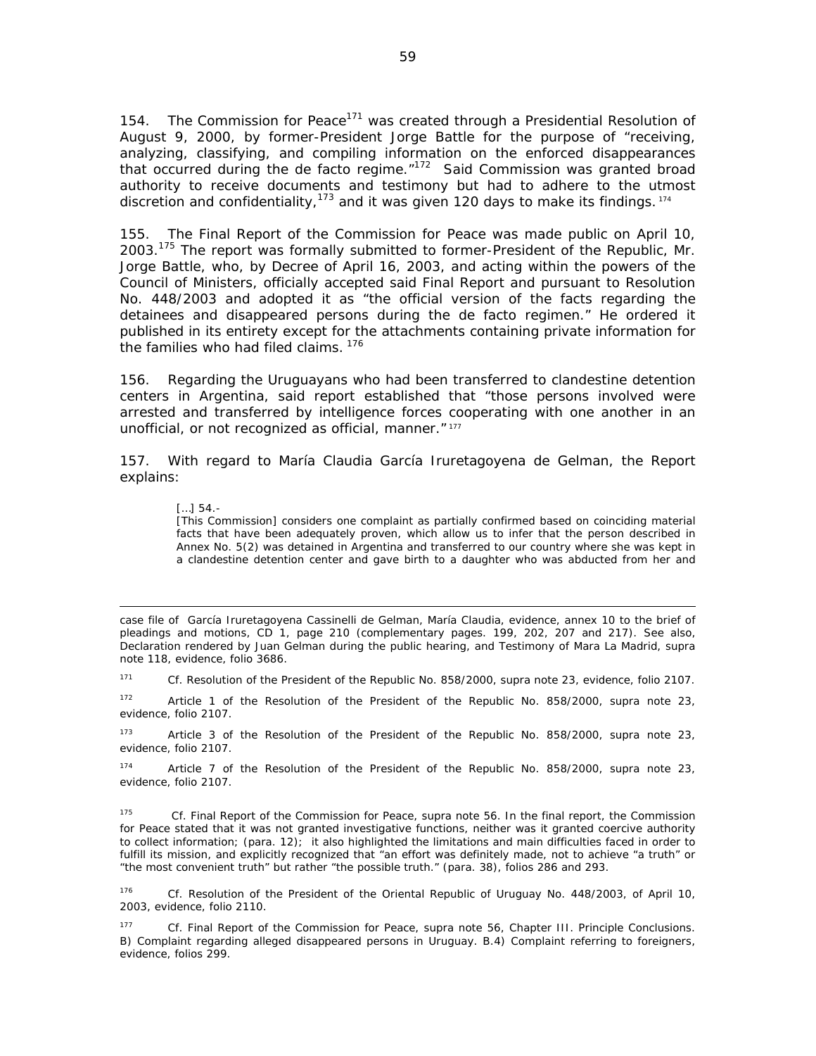154. The Commission for Peace[171] was created through a Presidential Resolution of August 9, 2000, by former-President Jorge Battle for the purpose of "receiving, analyzing, classifying, and compiling information on the enforced disappearances that occurred during the de facto regime."[172] Said Commission was granted broad authority to receive documents and testimony but had to adhere to the utmost discretion and confidentiality,[173] and it was given 120 days to make its findings.[174]

155. The Final Report of the Commission for Peace was made public on April 10, 2003.[175] The report was formally submitted to former-President of the Republic, Mr. Jorge Battle, who, by Decree of April 16, 2003, and acting within the powers of the Council of Ministers, officially accepted said Final Report and pursuant to Resolution No. 448/2003 and adopted it as "the official version of the facts regarding the detainees and disappeared persons during the de facto regimen." He ordered it published in its entirety except for the attachments containing private information for the families who had filed claims.[176]

156. Regarding the Uruguayans who had been transferred to clandestine detention centers in Argentina, said report established that "those persons involved were arrested and transferred by intelligence forces cooperating with one another in an unofficial, or not recognized as official, manner."[177]

157. With regard to María Claudia García Iruretagoyena de Gelman, the Report explains:

> […] 54.-
> [This Commission] considers one complaint as partially confirmed based on coinciding material facts that have been adequately proven, which allow us to infer that the person described in Annex No. 5(2) was detained in Argentina and transferred to our country where she was kept in a clandestine detention center and gave birth to a daughter who was abducted from her and

---

case file of García Iruretagoyena Cassinelli de Gelman, María Claudia, evidence, annex 10 to the brief of pleadings and motions, CD 1, page 210 (complementary pages. 199, 202, 207 and 217). See also, Declaration rendered by Juan Gelman during the public hearing, and Testimony of Mara La Madrid, supra note 118, evidence, folio 3686.

[171] Cf. Resolution of the President of the Republic No. 858/2000, supra note 23, evidence, folio 2107.

[172] Article 1 of the Resolution of the President of the Republic No. 858/2000, supra note 23, evidence, folio 2107.

[173] Article 3 of the Resolution of the President of the Republic No. 858/2000, supra note 23, evidence, folio 2107.

[174] Article 7 of the Resolution of the President of the Republic No. 858/2000, supra note 23, evidence, folio 2107.

[175] Cf. Final Report of the Commission for Peace, supra note 56. In the final report, the Commission for Peace stated that it was not granted investigative functions, neither was it granted coercive authority to collect information; (para. 12); it also highlighted the limitations and main difficulties faced in order to fulfill its mission, and explicitly recognized that "an effort was definitely made, not to achieve "a truth" or "the most convenient truth" but rather "the possible truth." (para. 38), folios 286 and 293.

[176] Cf. Resolution of the President of the Oriental Republic of Uruguay No. 448/2003, of April 10, 2003, evidence, folio 2110.

[177] Cf. Final Report of the Commission for Peace, supra note 56, Chapter III. Principle Conclusions. B) Complaint regarding alleged disappeared persons in Uruguay. B.4) Complaint referring to foreigners, evidence, folios 299.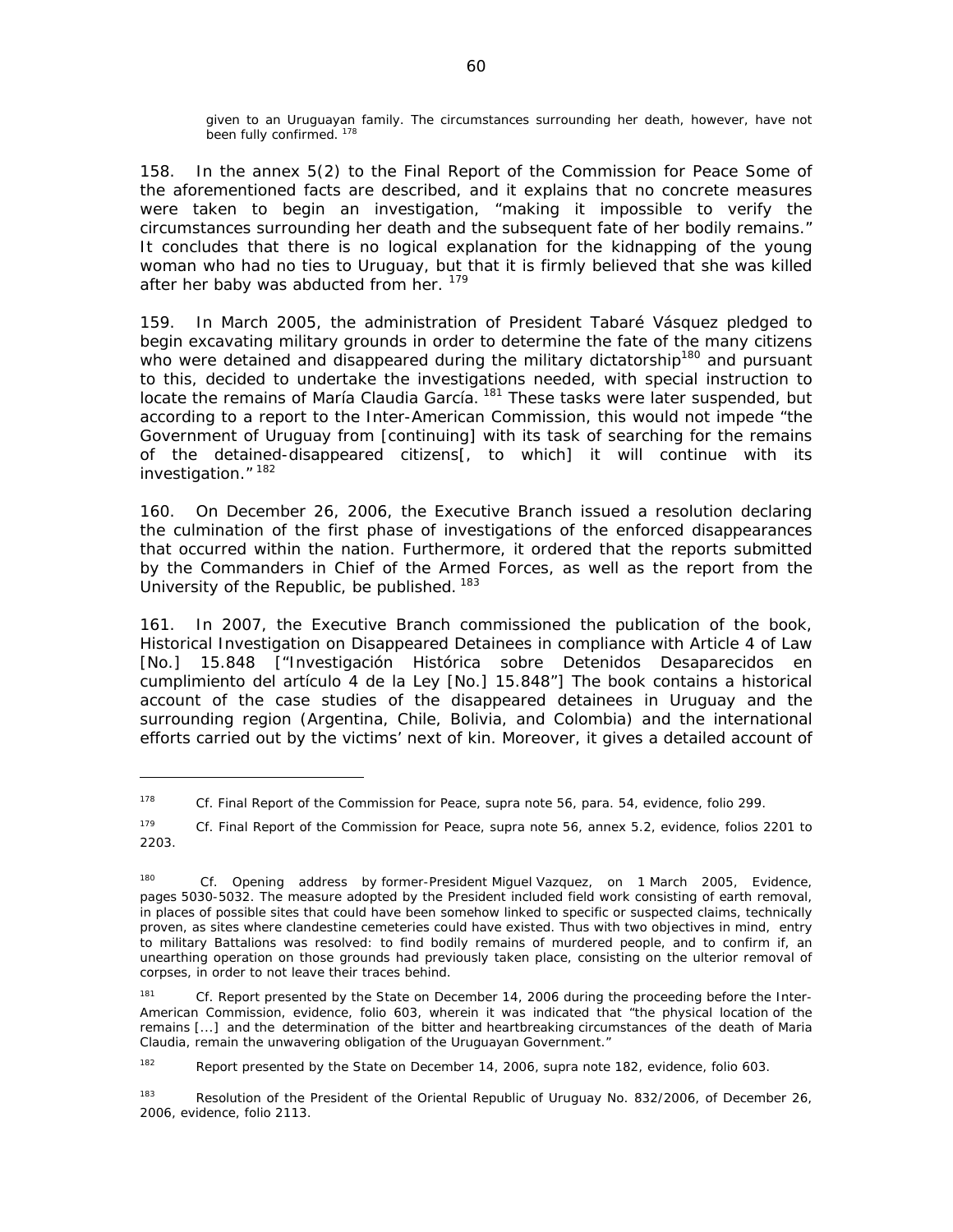given to an Uruguayan family. The circumstances surrounding her death, however, have not been fully confirmed. [178]

158. In the annex 5(2) to the Final Report of the Commission for Peace Some of the aforementioned facts are described, and it explains that no concrete measures were taken to begin an investigation, "making it impossible to verify the circumstances surrounding her death and the subsequent fate of her bodily remains." It concludes that there is no logical explanation for the kidnapping of the young woman who had no ties to Uruguay, but that it is firmly believed that she was killed after her baby was abducted from her. [179]

159. In March 2005, the administration of President Tabaré Vásquez pledged to begin excavating military grounds in order to determine the fate of the many citizens who were detained and disappeared during the military dictatorship[180] and pursuant to this, decided to undertake the investigations needed, with special instruction to locate the remains of María Claudia García. [181] These tasks were later suspended, but according to a report to the Inter-American Commission, this would not impede "the Government of Uruguay from [continuing] with its task of searching for the remains of the detained-disappeared citizens[, to which] it will continue with its investigation." [182]

160. On December 26, 2006, the Executive Branch issued a resolution declaring the culmination of the first phase of investigations of the enforced disappearances that occurred within the nation. Furthermore, it ordered that the reports submitted by the Commanders in Chief of the Armed Forces, as well as the report from the University of the Republic, be published. [183]

161. In 2007, the Executive Branch commissioned the publication of the book, Historical Investigation on Disappeared Detainees in compliance with Article 4 of Law [No.] 15.848 ["Investigación Histórica sobre Detenidos Desaparecidos en cumplimiento del artículo 4 de la Ley [No.] 15.848"] The book contains a historical account of the case studies of the disappeared detainees in Uruguay and the surrounding region (Argentina, Chile, Bolivia, and Colombia) and the international efforts carried out by the victims' next of kin. Moreover, it gives a detailed account of

---

[178] Cf. Final Report of the Commission for Peace, supra note 56, para. 54, evidence, folio 299.

[179] Cf. Final Report of the Commission for Peace, supra note 56, annex 5.2, evidence, folios 2201 to 2203.

[180] Cf. Opening address by former-President Miguel Vazquez, on 1 March 2005, Evidence, pages 5030-5032. The measure adopted by the President included field work consisting of earth removal, in places of possible sites that could have been somehow linked to specific or suspected claims, technically proven, as sites where clandestine cemeteries could have existed. Thus with two objectives in mind, entry to military Battalions was resolved: to find bodily remains of murdered people, and to confirm if, an unearthing operation on those grounds had previously taken place, consisting on the ulterior removal of corpses, in order to not leave their traces behind.

[181] Cf. Report presented by the State on December 14, 2006 during the proceeding before the Inter-American Commission, evidence, folio 603, wherein it was indicated that "the physical location of the remains [...] and the determination of the bitter and heartbreaking circumstances of the death of Maria Claudia, remain the unwavering obligation of the Uruguayan Government."

[182] Report presented by the State on December 14, 2006, supra note 182, evidence, folio 603.

[183] Resolution of the President of the Oriental Republic of Uruguay No. 832/2006, of December 26, 2006, evidence, folio 2113.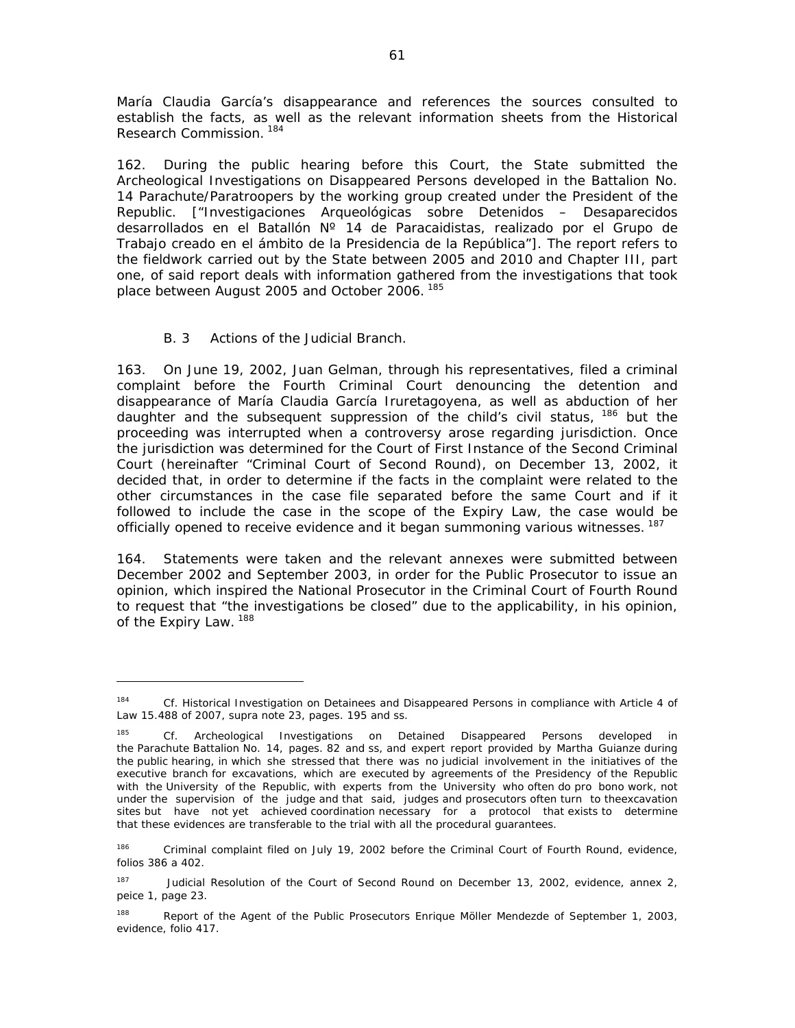María Claudia García's disappearance and references the sources consulted to establish the facts, as well as the relevant information sheets from the Historical Research Commission.[184]

162. During the public hearing before this Court, the State submitted the Archeological Investigations on Disappeared Persons developed in the Battalion No. 14 Parachute/Paratroopers by the working group created under the President of the Republic. ["Investigaciones Arqueológicas sobre Detenidos – Desaparecidos desarrollados en el Batallón Nº 14 de Paracaidistas, realizado por el Grupo de Trabajo creado en el ámbito de la Presidencia de la República"]. The report refers to the fieldwork carried out by the State between 2005 and 2010 and Chapter III, part one, of said report deals with information gathered from the investigations that took place between August 2005 and October 2006.[185]

### B. 3 Actions of the Judicial Branch.

163. On June 19, 2002, Juan Gelman, through his representatives, filed a criminal complaint before the Fourth Criminal Court denouncing the detention and disappearance of María Claudia García Iruretagoyena, as well as abduction of her daughter and the subsequent suppression of the child's civil status,[186] but the proceeding was interrupted when a controversy arose regarding jurisdiction. Once the jurisdiction was determined for the Court of First Instance of the Second Criminal Court (hereinafter "Criminal Court of Second Round), on December 13, 2002, it decided that, in order to determine if the facts in the complaint were related to the other circumstances in the case file separated before the same Court and if it followed to include the case in the scope of the Expiry Law, the case would be officially opened to receive evidence and it began summoning various witnesses.[187]

164. Statements were taken and the relevant annexes were submitted between December 2002 and September 2003, in order for the Public Prosecutor to issue an opinion, which inspired the National Prosecutor in the Criminal Court of Fourth Round to request that "the investigations be closed" due to the applicability, in his opinion, of the Expiry Law.[188]

---

[184] Cf. Historical Investigation on Detainees and Disappeared Persons in compliance with Article 4 of Law 15.488 of 2007, supra note 23, pages. 195 and ss.

[185] Cf. Archeological Investigations on Detained Disappeared Persons developed in the Parachute Battalion No. 14, pages. 82 and ss, and expert report provided by Martha Guianze during the public hearing, in which she stressed that there was no judicial involvement in the initiatives of the executive branch for excavations, which are executed by agreements of the Presidency of the Republic with the University of the Republic, with experts from the University who often do pro bono work, not under the supervision of the judge and that said, judges and prosecutors often turn to theexcavation sites but have not yet achieved coordination necessary for a protocol that exists to determine that these evidences are transferable to the trial with all the procedural guarantees.

[186] Criminal complaint filed on July 19, 2002 before the Criminal Court of Fourth Round, evidence, folios 386 a 402.

[187] Judicial Resolution of the Court of Second Round on December 13, 2002, evidence, annex 2, peice 1, page 23.

[188] Report of the Agent of the Public Prosecutors Enrique Möller Mendezde of September 1, 2003, evidence, folio 417.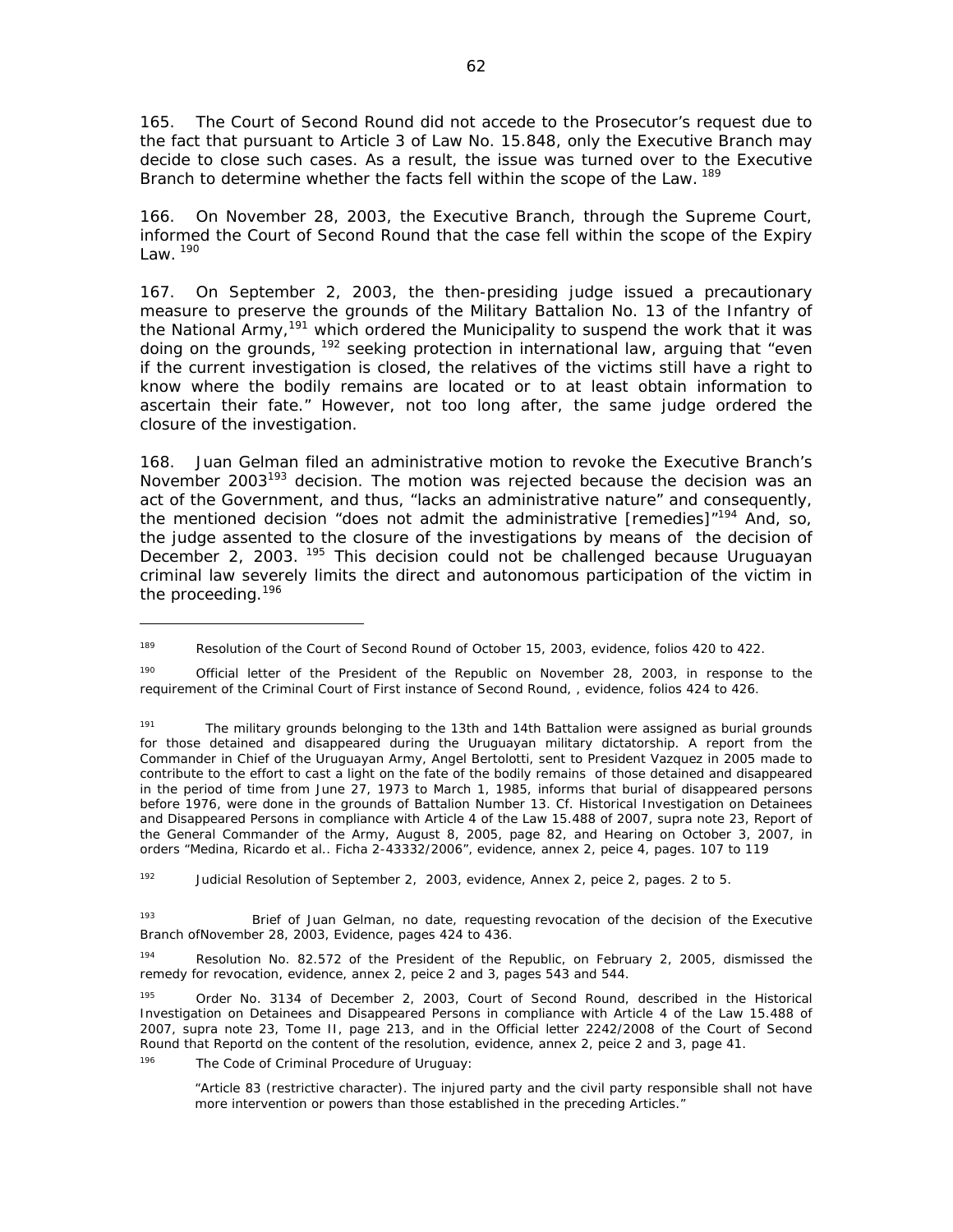165. The Court of Second Round did not accede to the Prosecutor's request due to the fact that pursuant to Article 3 of Law No. 15.848, only the Executive Branch may decide to close such cases. As a result, the issue was turned over to the Executive Branch to determine whether the facts fell within the scope of the Law. [189]

166. On November 28, 2003, the Executive Branch, through the Supreme Court, informed the Court of Second Round that the case fell within the scope of the Expiry Law. [190]

167. On September 2, 2003, the then-presiding judge issued a precautionary measure to preserve the grounds of the Military Battalion No. 13 of the Infantry of the National Army,[191] which ordered the Municipality to suspend the work that it was doing on the grounds, [192] seeking protection in international law, arguing that "even if the current investigation is closed, the relatives of the victims still have a right to know where the bodily remains are located or to at least obtain information to ascertain their fate." However, not too long after, the same judge ordered the closure of the investigation.

168. Juan Gelman filed an administrative motion to revoke the Executive Branch's November 2003[193] decision. The motion was rejected because the decision was an act of the Government, and thus, "lacks an administrative nature" and consequently, the mentioned decision "does not admit the administrative [remedies]"[194] And, so, the judge assented to the closure of the investigations by means of the decision of December 2, 2003. [195] This decision could not be challenged because Uruguayan criminal law severely limits the direct and autonomous participation of the victim in the proceeding.[196]

---

[189] Resolution of the Court of Second Round of October 15, 2003, evidence, folios 420 to 422.

[190] Official letter of the President of the Republic on November 28, 2003, in response to the requirement of the Criminal Court of First instance of Second Round, , evidence, folios 424 to 426.

[191] The military grounds belonging to the 13th and 14th Battalion were assigned as burial grounds for those detained and disappeared during the Uruguayan military dictatorship. A report from the Commander in Chief of the Uruguayan Army, Angel Bertolotti, sent to President Vazquez in 2005 made to contribute to the effort to cast a light on the fate of the bodily remains of those detained and disappeared in the period of time from June 27, 1973 to March 1, 1985, informs that burial of disappeared persons before 1976, were done in the grounds of Battalion Number 13. Cf. Historical Investigation on Detainees and Disappeared Persons in compliance with Article 4 of the Law 15.488 of 2007, supra note 23, Report of the General Commander of the Army, August 8, 2005, page 82, and Hearing on October 3, 2007, in orders "Medina, Ricardo et al.. Ficha 2-43332/2006", evidence, annex 2, peice 4, pages. 107 to 119

[192] Judicial Resolution of September 2, 2003, evidence, Annex 2, peice 2, pages. 2 to 5.

[193] Brief of Juan Gelman, no date, requesting revocation of the decision of the Executive Branch ofNovember 28, 2003, Evidence, pages 424 to 436.

[194] Resolution No. 82.572 of the President of the Republic, on February 2, 2005, dismissed the remedy for revocation, evidence, annex 2, peice 2 and 3, pages 543 and 544.

[195] Order No. 3134 of December 2, 2003, Court of Second Round, described in the Historical Investigation on Detainees and Disappeared Persons in compliance with Article 4 of the Law 15.488 of 2007, supra note 23, Tome II, page 213, and in the Official letter 2242/2008 of the Court of Second Round that Reportd on the content of the resolution, evidence, annex 2, peice 2 and 3, page 41.

[196] The Code of Criminal Procedure of Uruguay:

> "Article 83 (restrictive character). The injured party and the civil party responsible shall not have more intervention or powers than those established in the preceding Articles."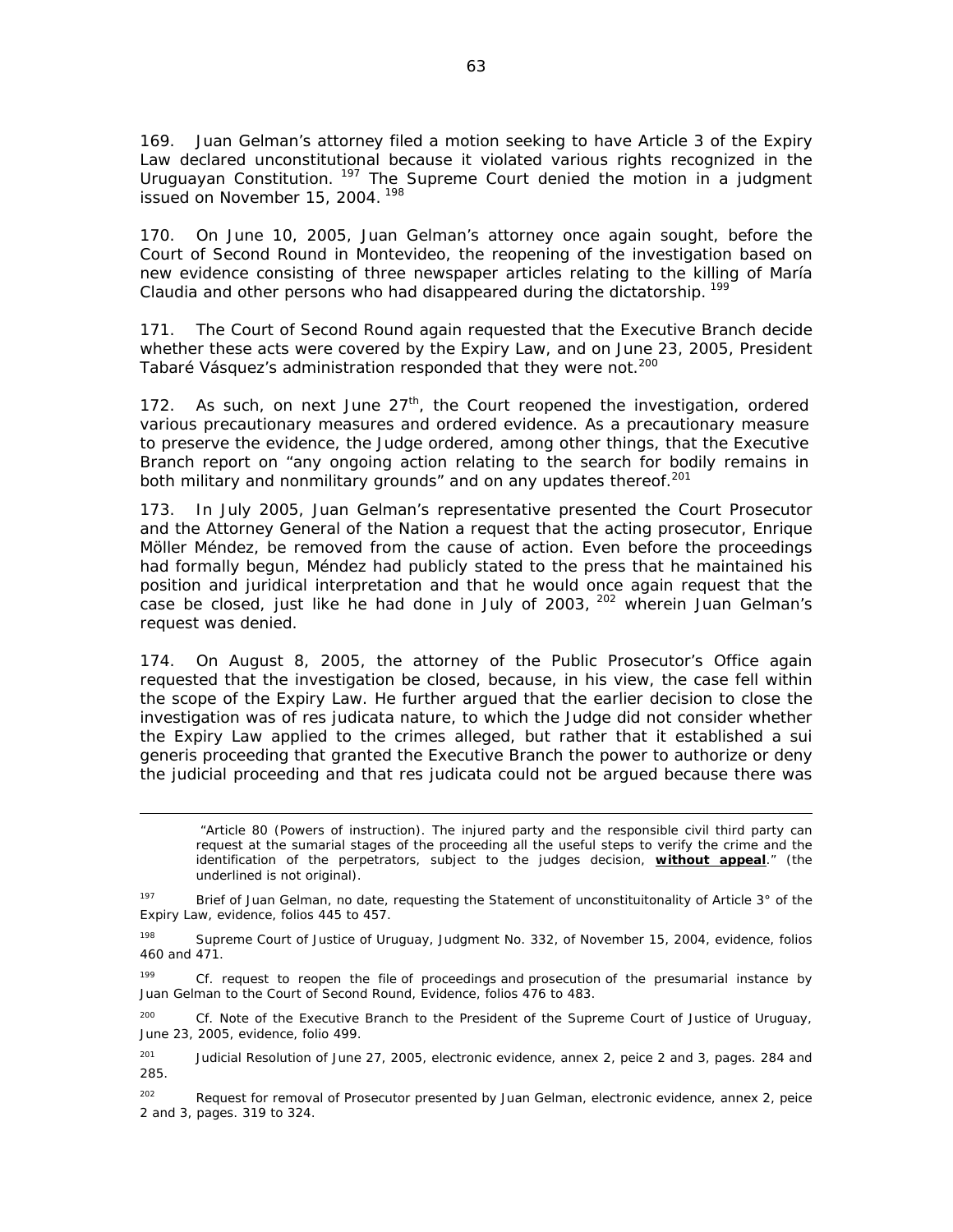169. Juan Gelman's attorney filed a motion seeking to have Article 3 of the Expiry Law declared unconstitutional because it violated various rights recognized in the Uruguayan Constitution. [197] The Supreme Court denied the motion in a judgment issued on November 15, 2004. [198]

170. On June 10, 2005, Juan Gelman's attorney once again sought, before the Court of Second Round in Montevideo, the reopening of the investigation based on new evidence consisting of three newspaper articles relating to the killing of María Claudia and other persons who had disappeared during the dictatorship. [199]

171. The Court of Second Round again requested that the Executive Branch decide whether these acts were covered by the Expiry Law, and on June 23, 2005, President Tabaré Vásquez's administration responded that they were not.[200]

172. As such, on next June 27th, the Court reopened the investigation, ordered various precautionary measures and ordered evidence. As a precautionary measure to preserve the evidence, the Judge ordered, among other things, that the Executive Branch report on "any ongoing action relating to the search for bodily remains in both military and nonmilitary grounds" and on any updates thereof.[201]

173. In July 2005, Juan Gelman's representative presented the Court Prosecutor and the Attorney General of the Nation a request that the acting prosecutor, Enrique Möller Méndez, be removed from the cause of action. Even before the proceedings had formally begun, Méndez had publicly stated to the press that he maintained his position and juridical interpretation and that he would once again request that the case be closed, just like he had done in July of 2003, [202] wherein Juan Gelman's request was denied.

174. On August 8, 2005, the attorney of the Public Prosecutor's Office again requested that the investigation be closed, because, in his view, the case fell within the scope of the Expiry Law. He further argued that the earlier decision to close the investigation was of res judicata nature, to which the Judge did not consider whether the Expiry Law applied to the crimes alleged, but rather that it established a sui generis proceeding that granted the Executive Branch the power to authorize or deny the judicial proceeding and that res judicata could not be argued because there was

---

"Article 80 (Powers of instruction). The injured party and the responsible civil third party can request at the sumarial stages of the proceeding all the useful steps to verify the crime and the identification of the perpetrators, subject to the judges decision, **without appeal**." (the underlined is not original).

[197] Brief of Juan Gelman, no date, requesting the Statement of unconstituitonality of Article 3° of the Expiry Law, evidence, folios 445 to 457.

[198] Supreme Court of Justice of Uruguay, Judgment No. 332, of November 15, 2004, evidence, folios 460 and 471.

[199] Cf. request to reopen the file of proceedings and prosecution of the presumarial instance by Juan Gelman to the Court of Second Round, Evidence, folios 476 to 483.

[200] Cf. Note of the Executive Branch to the President of the Supreme Court of Justice of Uruguay, June 23, 2005, evidence, folio 499.

[201] Judicial Resolution of June 27, 2005, electronic evidence, annex 2, peice 2 and 3, pages. 284 and 285.

[202] Request for removal of Prosecutor presented by Juan Gelman, electronic evidence, annex 2, peice 2 and 3, pages. 319 to 324.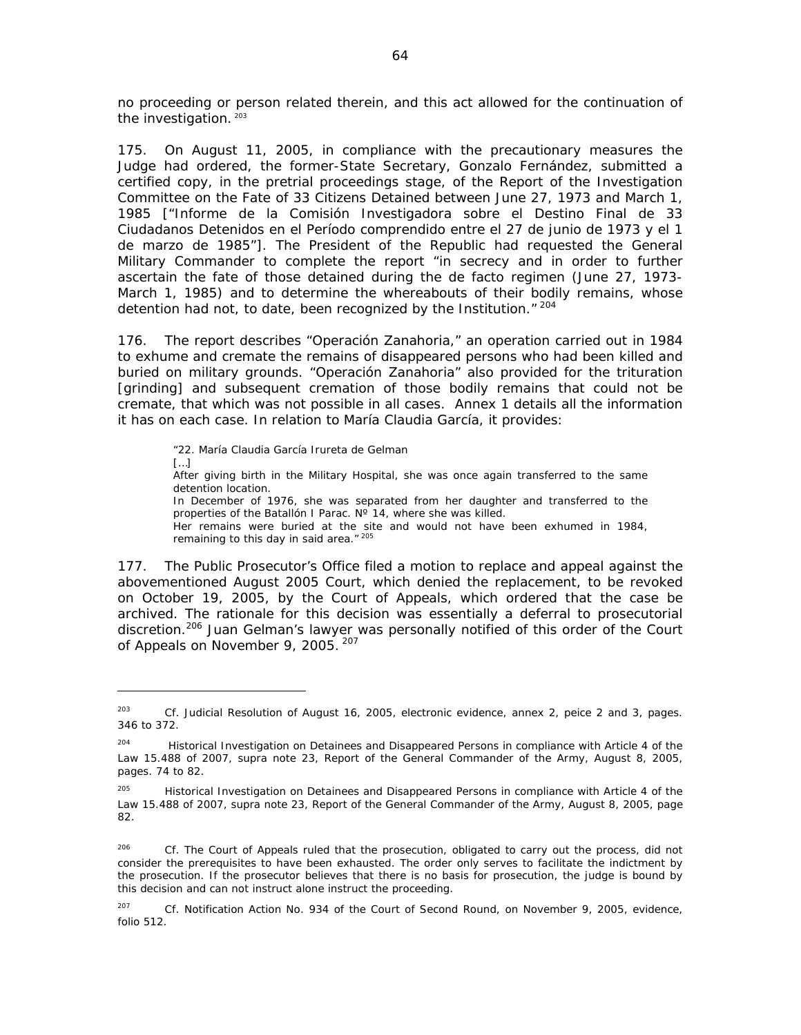no proceeding or person related therein, and this act allowed for the continuation of the investigation.[203]

175. On August 11, 2005, in compliance with the precautionary measures the Judge had ordered, the former-State Secretary, Gonzalo Fernández, submitted a certified copy, in the pretrial proceedings stage, of the Report of the Investigation Committee on the Fate of 33 Citizens Detained between June 27, 1973 and March 1, 1985 ["Informe de la Comisión Investigadora sobre el Destino Final de 33 Ciudadanos Detenidos en el Período comprendido entre el 27 de junio de 1973 y el 1 de marzo de 1985"]. The President of the Republic had requested the General Military Commander to complete the report "in secrecy and in order to further ascertain the fate of those detained during the de facto regimen (June 27, 1973-March 1, 1985) and to determine the whereabouts of their bodily remains, whose detention had not, to date, been recognized by the Institution."[204]

176. The report describes "Operación Zanahoria," an operation carried out in 1984 to exhume and cremate the remains of disappeared persons who had been killed and buried on military grounds. "Operación Zanahoria" also provided for the trituration [grinding] and subsequent cremation of those bodily remains that could not be cremate, that which was not possible in all cases. Annex 1 details all the information it has on each case. In relation to María Claudia García, it provides:

> "22. María Claudia García Irureta de Gelman
> […]
> After giving birth in the Military Hospital, she was once again transferred to the same detention location.
> In December of 1976, she was separated from her daughter and transferred to the properties of the Batallón I Parac. Nº 14, where she was killed.
> Her remains were buried at the site and would not have been exhumed in 1984, remaining to this day in said area."[205]

177. The Public Prosecutor's Office filed a motion to replace and appeal against the abovementioned August 2005 Court, which denied the replacement, to be revoked on October 19, 2005, by the Court of Appeals, which ordered that the case be archived. The rationale for this decision was essentially a deferral to prosecutorial discretion.[206] Juan Gelman's lawyer was personally notified of this order of the Court of Appeals on November 9, 2005.[207]

---

[203] Cf. Judicial Resolution of August 16, 2005, electronic evidence, annex 2, peice 2 and 3, pages. 346 to 372.

[204] Historical Investigation on Detainees and Disappeared Persons in compliance with Article 4 of the Law 15.488 of 2007, supra note 23, Report of the General Commander of the Army, August 8, 2005, pages. 74 to 82.

[205] Historical Investigation on Detainees and Disappeared Persons in compliance with Article 4 of the Law 15.488 of 2007, supra note 23, Report of the General Commander of the Army, August 8, 2005, page 82.

[206] Cf. The Court of Appeals ruled that the prosecution, obligated to carry out the process, did not consider the prerequisites to have been exhausted. The order only serves to facilitate the indictment by the prosecution. If the prosecutor believes that there is no basis for prosecution, the judge is bound by this decision and can not instruct alone instruct the proceeding.

[207] Cf. Notification Action No. 934 of the Court of Second Round, on November 9, 2005, evidence, folio 512.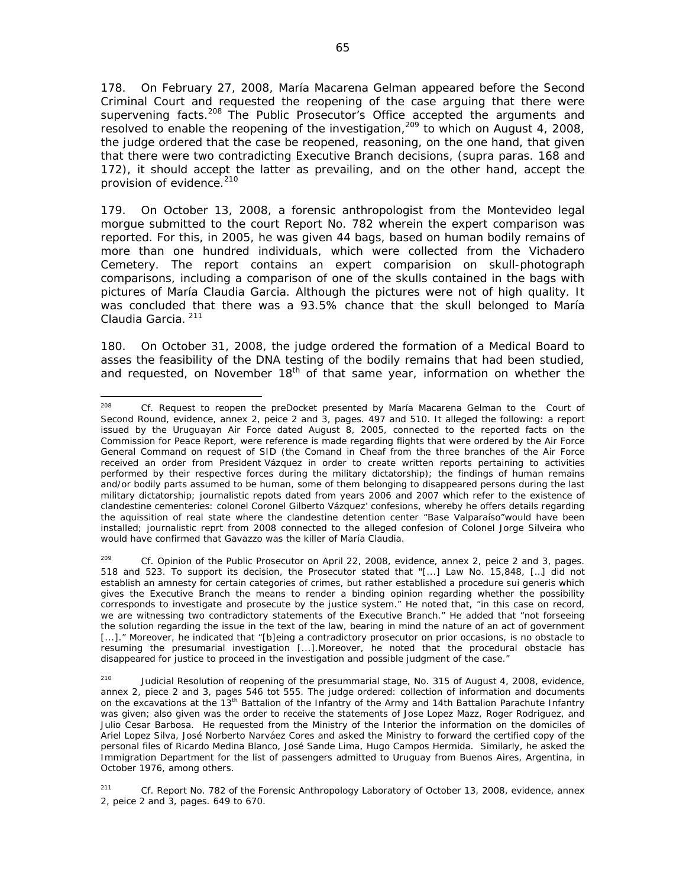178. On February 27, 2008, María Macarena Gelman appeared before the Second Criminal Court and requested the reopening of the case arguing that there were supervening facts.[208] The Public Prosecutor's Office accepted the arguments and resolved to enable the reopening of the investigation,[209] to which on August 4, 2008, the judge ordered that the case be reopened, reasoning, on the one hand, that given that there were two contradicting Executive Branch decisions, (*supra* paras. 168 and 172), it should accept the latter as prevailing, and on the other hand, accept the provision of evidence.[210]

179. On October 13, 2008, a forensic anthropologist from the Montevideo legal morgue submitted to the court Report No. 782 wherein the expert comparison was reported. For this, in 2005, he was given 44 bags, based on human bodily remains of more than one hundred individuals, which were collected from the Vichadero Cemetery. The report contains an expert comparision on skull-photograph comparisons, including a comparison of one of the skulls contained in the bags with pictures of María Claudia Garcia. Although the pictures were not of high quality. It was concluded that there was a 93.5% chance that the skull belonged to María Claudia Garcia.[211]

180. On October 31, 2008, the judge ordered the formation of a Medical Board to asses the feasibility of the DNA testing of the bodily remains that had been studied, and requested, on November 18th of that same year, information on whether the

---

[208] *Cf.* Request to reopen the preDocket presented by María Macarena Gelman to the Court of Second Round, evidence, annex 2, peice 2 and 3, pages. 497 and 510. It alleged the following: a report issued by the Uruguayan Air Force dated August 8, 2005, connected to the reported facts on the Commission for Peace Report, were reference is made regarding flights that were ordered by the Air Force General Command on request of SID (the Comand in Cheaf from the three branches of the Air Force received an order from President Vázquez in order to create written reports pertaining to activities performed by their respective forces during the military dictatorship); the findings of human remains and/or bodily parts assumed to be human, some of them belonging to disappeared persons during the last military dictatorship; journalistic repots dated from years 2006 and 2007 which refer to the existence of clandestine cementeries: colonel Coronel Gilberto Vázquez' confesions, whereby he offers details regarding the aquissition of real state where the clandestine detention center "Base Valparaíso"would have been installed; journalistic reprt from 2008 connected to the alleged confesion of Colonel Jorge Silveira who would have confirmed that Gavazzo was the killer of María Claudia.

[209] *Cf.* Opinion of the Public Prosecutor on April 22, 2008, evidence, annex 2, peice 2 and 3, pages. 518 and 523. To support its decision, the Prosecutor stated that "[...] Law No. 15,848, […] did not establish an amnesty for certain categories of crimes, but rather established a procedure sui generis which gives the Executive Branch the means to render a binding opinion regarding whether the possibility corresponds to investigate and prosecute by the justice system." He noted that, "in this case on record, we are witnessing two contradictory statements of the Executive Branch." He added that "not forseeing the solution regarding the issue in the text of the law, bearing in mind the nature of an act of government [...]." Moreover, he indicated that "[b]eing a contradictory prosecutor on prior occasions, is no obstacle to resuming the presumarial investigation [...].Moreover, he noted that the procedural obstacle has disappeared for justice to proceed in the investigation and possible judgment of the case."

[210] Judicial Resolution of reopening of the presummarial stage, No. 315 of August 4, 2008, evidence, annex 2, piece 2 and 3, pages 546 tot 555. The judge ordered: collection of information and documents on the excavations at the 13th Battalion of the Infantry of the Army and 14th Battalion Parachute Infantry was given; also given was the order to receive the statements of Jose Lopez Mazz, Roger Rodriguez, and Julio Cesar Barbosa. He requested from the Ministry of the Interior the information on the domiciles of Ariel Lopez Silva, José Norberto Narváez Cores and asked the Ministry to forward the certified copy of the personal files of Ricardo Medina Blanco, José Sande Lima, Hugo Campos Hermida. Similarly, he asked the Immigration Department for the list of passengers admitted to Uruguay from Buenos Aires, Argentina, in October 1976, among others.

[211] *Cf.* Report No. 782 of the Forensic Anthropology Laboratory of October 13, 2008, evidence, annex 2, peice 2 and 3, pages. 649 to 670.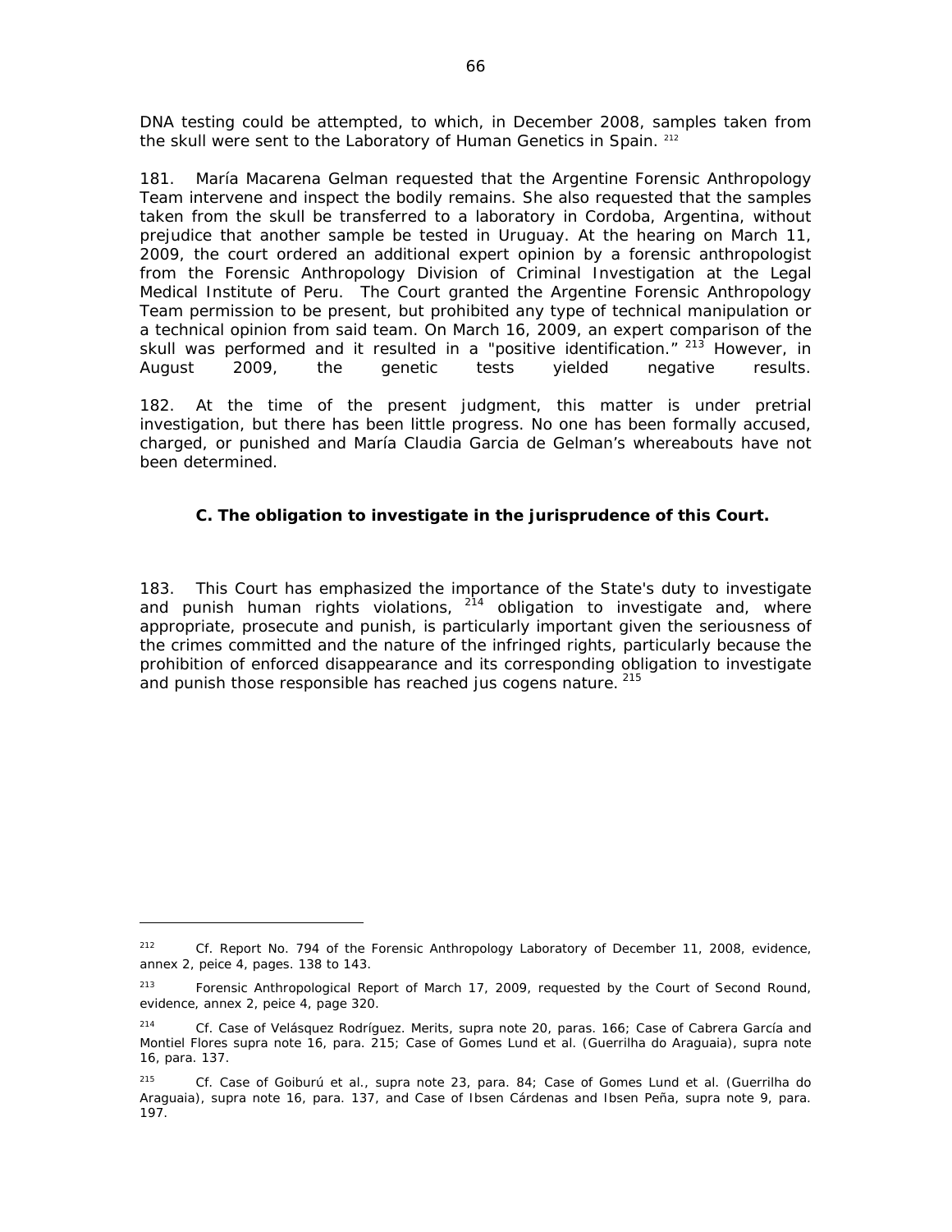DNA testing could be attempted, to which, in December 2008, samples taken from the skull were sent to the Laboratory of Human Genetics in Spain. [212]

181. María Macarena Gelman requested that the Argentine Forensic Anthropology Team intervene and inspect the bodily remains. She also requested that the samples taken from the skull be transferred to a laboratory in Cordoba, Argentina, without prejudice that another sample be tested in Uruguay. At the hearing on March 11, 2009, the court ordered an additional expert opinion by a forensic anthropologist from the Forensic Anthropology Division of Criminal Investigation at the Legal Medical Institute of Peru. The Court granted the Argentine Forensic Anthropology Team permission to be present, but prohibited any type of technical manipulation or a technical opinion from said team. On March 16, 2009, an expert comparison of the skull was performed and it resulted in a "positive identification." [213] However, in August 2009, the genetic tests yielded negative results.

182. At the time of the present judgment, this matter is under pretrial investigation, but there has been little progress. No one has been formally accused, charged, or punished and María Claudia Garcia de Gelman's whereabouts have not been determined.

### C. The obligation to investigate in the jurisprudence of this Court.

183. This Court has emphasized the importance of the State's duty to investigate and punish human rights violations, [214] obligation to investigate and, where appropriate, prosecute and punish, is particularly important given the seriousness of the crimes committed and the nature of the infringed rights, particularly because the prohibition of enforced disappearance and its corresponding obligation to investigate and punish those responsible has reached jus cogens nature. [215]

---

[212] Cf. Report No. 794 of the Forensic Anthropology Laboratory of December 11, 2008, evidence, annex 2, peice 4, pages. 138 to 143.

[213] Forensic Anthropological Report of March 17, 2009, requested by the Court of Second Round, evidence, annex 2, peice 4, page 320.

[214] Cf. Case of Velásquez Rodríguez. Merits, supra note 20, paras. 166; Case of Cabrera García and Montiel Flores supra note 16, para. 215; Case of Gomes Lund et al. (Guerrilha do Araguaia), supra note 16, para. 137.

[215] Cf. Case of Goiburú et al., supra note 23, para. 84; Case of Gomes Lund et al. (Guerrilha do Araguaia), supra note 16, para. 137, and Case of Ibsen Cárdenas and Ibsen Peña, supra note 9, para. 197.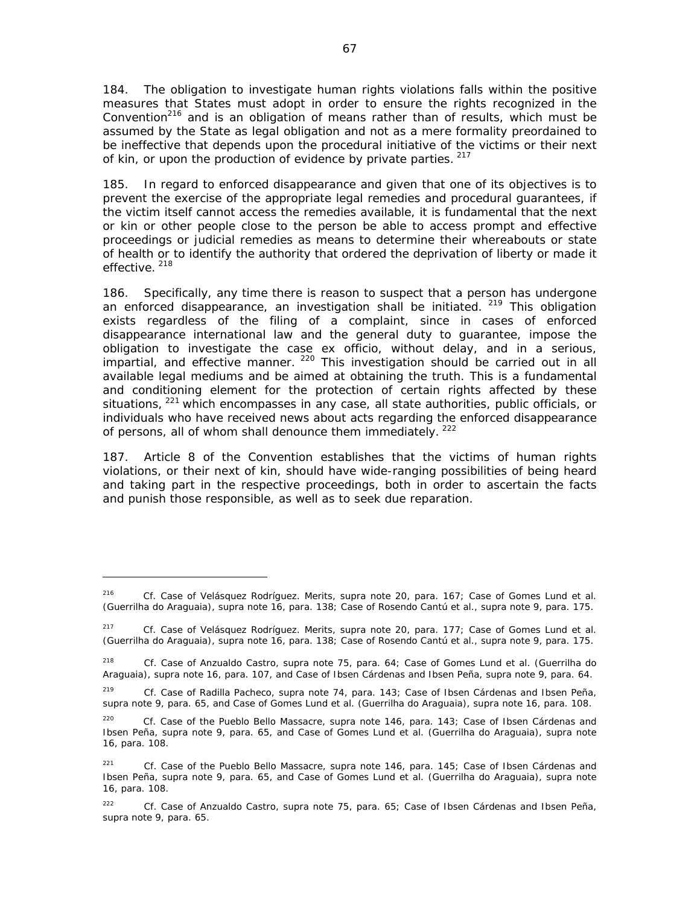184. The obligation to investigate human rights violations falls within the positive measures that States must adopt in order to ensure the rights recognized in the Convention[216] and is an obligation of means rather than of results, which must be assumed by the State as legal obligation and not as a mere formality preordained to be ineffective that depends upon the procedural initiative of the victims or their next of kin, or upon the production of evidence by private parties. [217]

185. In regard to enforced disappearance and given that one of its objectives is to prevent the exercise of the appropriate legal remedies and procedural guarantees, if the victim itself cannot access the remedies available, it is fundamental that the next or kin or other people close to the person be able to access prompt and effective proceedings or judicial remedies as means to determine their whereabouts or state of health or to identify the authority that ordered the deprivation of liberty or made it effective. [218]

186. Specifically, any time there is reason to suspect that a person has undergone an enforced disappearance, an investigation shall be initiated. [219] This obligation exists regardless of the filing of a complaint, since in cases of enforced disappearance international law and the general duty to guarantee, impose the obligation to investigate the case ex officio, without delay, and in a serious, impartial, and effective manner. [220] This investigation should be carried out in all available legal mediums and be aimed at obtaining the truth. This is a fundamental and conditioning element for the protection of certain rights affected by these situations, [221] which encompasses in any case, all state authorities, public officials, or individuals who have received news about acts regarding the enforced disappearance of persons, all of whom shall denounce them immediately. [222]

187. Article 8 of the Convention establishes that the victims of human rights violations, or their next of kin, should have wide-ranging possibilities of being heard and taking part in the respective proceedings, both in order to ascertain the facts and punish those responsible, as well as to seek due reparation.

---

[216] *Cf. Case of Velásquez Rodríguez. Merits, supra* note 20, para. 167; *Case of Gomes Lund et al. (Guerrilha do Araguaia), supra* note 16, para. 138; *Case of Rosendo Cantú et al., supra* note 9, para. 175.

[217] *Cf. Case of Velásquez Rodríguez. Merits, supra* note 20, para. 177; *Case of Gomes Lund et al. (Guerrilha do Araguaia), supra* note 16, para. 138; *Case of Rosendo Cantú et al., supra* note 9, para. 175.

[218] *Cf. Case of Anzualdo Castro, supra* note 75, para. 64; *Case of Gomes Lund et al. (Guerrilha do Araguaia), supra* note 16, para. 107, and *Case of Ibsen Cárdenas and Ibsen Peña, supra* note 9, para. 64.

[219] *Cf. Case of Radilla Pacheco, supra* note 74, para. 143; *Case of Ibsen Cárdenas and Ibsen Peña, supra* note 9, para. 65, and *Case of Gomes Lund et al. (Guerrilha do Araguaia), supra* note 16, para. 108.

[220] *Cf. Case of the Pueblo Bello Massacre, supra* note 146, para. 143; *Case of Ibsen Cárdenas and Ibsen Peña, supra* note 9, para. 65, and *Case of Gomes Lund et al. (Guerrilha do Araguaia), supra* note 16, para. 108.

[221] *Cf. Case of the Pueblo Bello Massacre, supra* note 146, para. 145; *Case of Ibsen Cárdenas and Ibsen Peña, supra* note 9, para. 65, and *Case of Gomes Lund et al. (Guerrilha do Araguaia), supra* note 16, para. 108.

[222] *Cf. Case of Anzualdo Castro, supra* note 75, para. 65; *Case of Ibsen Cárdenas and Ibsen Peña, supra* note 9, para. 65.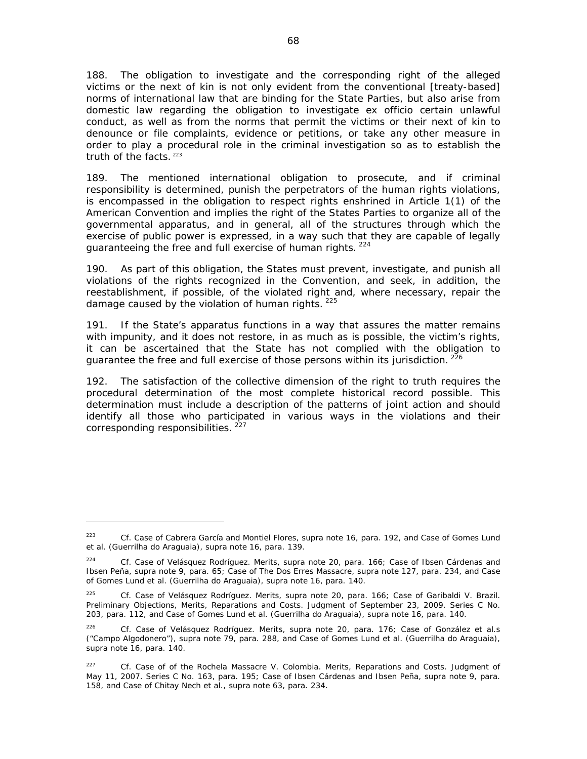188. The obligation to investigate and the corresponding right of the alleged victims or the next of kin is not only evident from the conventional [treaty-based] norms of international law that are binding for the State Parties, but also arise from domestic law regarding the obligation to investigate ex officio certain unlawful conduct, as well as from the norms that permit the victims or their next of kin to denounce or file complaints, evidence or petitions, or take any other measure in order to play a procedural role in the criminal investigation so as to establish the truth of the facts. [223]

189. The mentioned international obligation to prosecute, and if criminal responsibility is determined, punish the perpetrators of the human rights violations, is encompassed in the obligation to respect rights enshrined in Article 1(1) of the American Convention and implies the right of the States Parties to organize all of the governmental apparatus, and in general, all of the structures through which the exercise of public power is expressed, in a way such that they are capable of legally guaranteeing the free and full exercise of human rights. [224]

190. As part of this obligation, the States must prevent, investigate, and punish all violations of the rights recognized in the Convention, and seek, in addition, the reestablishment, if possible, of the violated right and, where necessary, repair the damage caused by the violation of human rights. [225]

191. If the State's apparatus functions in a way that assures the matter remains with impunity, and it does not restore, in as much as is possible, the victim's rights, it can be ascertained that the State has not complied with the obligation to guarantee the free and full exercise of those persons within its jurisdiction. [226]

192. The satisfaction of the collective dimension of the right to truth requires the procedural determination of the most complete historical record possible. This determination must include a description of the patterns of joint action and should identify all those who participated in various ways in the violations and their corresponding responsibilities. [227]

---

[223] *Cf. Case of Cabrera García and Montiel Flores, supra* note 16, para. 192, and *Case of Gomes Lund et al. (Guerrilha do Araguaia), supra* note 16, para. 139.

[224] *Cf. Case of Velásquez Rodríguez. Merits, supra* note 20, para. 166; *Case of Ibsen Cárdenas and Ibsen Peña, supra* note 9, para. 65; *Case of The Dos Erres Massacre, supra* note 127, para. 234, and *Case of Gomes Lund et al. (Guerrilha do Araguaia), supra* note 16, para. 140.

[225] *Cf. Case of Velásquez Rodríguez. Merits, supra* note 20, para. 166; *Case of Garibaldi V. Brazil. Preliminary Objections, Merits, Reparations and Costs.* Judgment of September 23, 2009. Series C No. 203, para. 112, and *Case of Gomes Lund et al. (Guerrilha do Araguaia), supra* note 16, para. 140.

[226] *Cf. Case of Velásquez Rodríguez. Merits, supra* note 20, para. 176; *Case of González et al.s ("Campo Algodonero"), supra* note 79, para. 288, and *Case of Gomes Lund et al. (Guerrilha do Araguaia), supra* note 16, para. 140.

[227] *Cf. Case of of of the Rochela Massacre V. Colombia. Merits, Reparations and Costs.* Judgment of May 11, 2007. Series C No. 163, para. 195; *Case of Ibsen Cárdenas and Ibsen Peña, supra* note 9, para. 158, and *Case of Chitay Nech et al., supra* note 63, para. 234.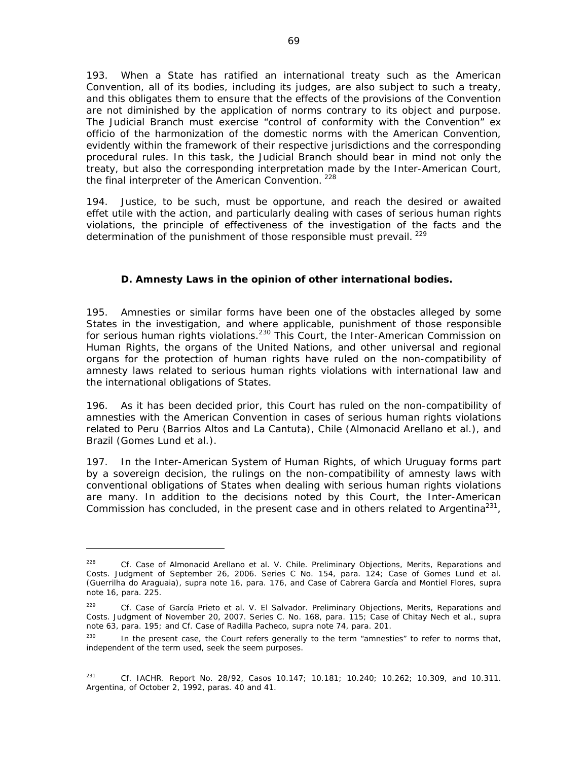193. When a State has ratified an international treaty such as the American Convention, all of its bodies, including its judges, are also subject to such a treaty, and this obligates them to ensure that the effects of the provisions of the Convention are not diminished by the application of norms contrary to its object and purpose. The Judicial Branch must exercise "control of conformity with the Convention" *ex officio* of the harmonization of the domestic norms with the American Convention, evidently within the framework of their respective jurisdictions and the corresponding procedural rules. In this task, the Judicial Branch should bear in mind not only the treaty, but also the corresponding interpretation made by the Inter-American Court, the final interpreter of the American Convention. [228]

194. Justice, to be such, must be opportune, and reach the desired or awaited *effet utile* with the action, and particularly dealing with cases of serious human rights violations, the principle of effectiveness of the investigation of the facts and the determination of the punishment of those responsible must prevail. [229]

### D. Amnesty Laws in the opinion of other international bodies.

195. Amnesties or similar forms have been one of the obstacles alleged by some States in the investigation, and where applicable, punishment of those responsible for serious human rights violations.[230] This Court, the Inter-American Commission on Human Rights, the organs of the United Nations, and other universal and regional organs for the protection of human rights have ruled on the non-compatibility of amnesty laws related to serious human rights violations with international law and the international obligations of States.

196. As it has been decided prior, this Court has ruled on the non-compatibility of amnesties with the American Convention in cases of serious human rights violations related to Peru (Barrios Altos and La Cantuta), Chile (Almonacid Arellano et al.), and Brazil (Gomes Lund et al.).

197. In the Inter-American System of Human Rights, of which Uruguay forms part by a sovereign decision, the rulings on the non-compatibility of amnesty laws with conventional obligations of States when dealing with serious human rights violations are many. In addition to the decisions noted by this Court, the Inter-American Commission has concluded, in the present case and in others related to Argentina[231],

---

[228] *Cf. Case of Almonacid Arellano et al. V. Chile. Preliminary Objections, Merits, Reparations and Costs.* Judgment of September 26, 2006. Series C No. 154, para. 124; *Case of Gomes Lund et al. (Guerrilha do Araguaia), supra* note 16, para. 176, and *Case of Cabrera García and Montiel Flores, supra* note 16, para. 225.

[229] *Cf. Case of García Prieto et al. V. El Salvador. Preliminary Objections, Merits, Reparations and Costs.* Judgment of November 20, 2007. Series C. No. 168, para. 115; *Case of Chitay Nech et al., supra* note 63, para. 195; and *Cf. Case of Radilla Pacheco, supra* note 74, para. 201.

[230] In the present case, the Court refers generally to the term "amnesties" to refer to norms that, independent of the term used, seek the seem purposes.

[231] *Cf.* IACHR. Report No. 28/92, Casos 10.147; 10.181; 10.240; 10.262; 10.309, and 10.311. Argentina, of October 2, 1992, paras. 40 and 41.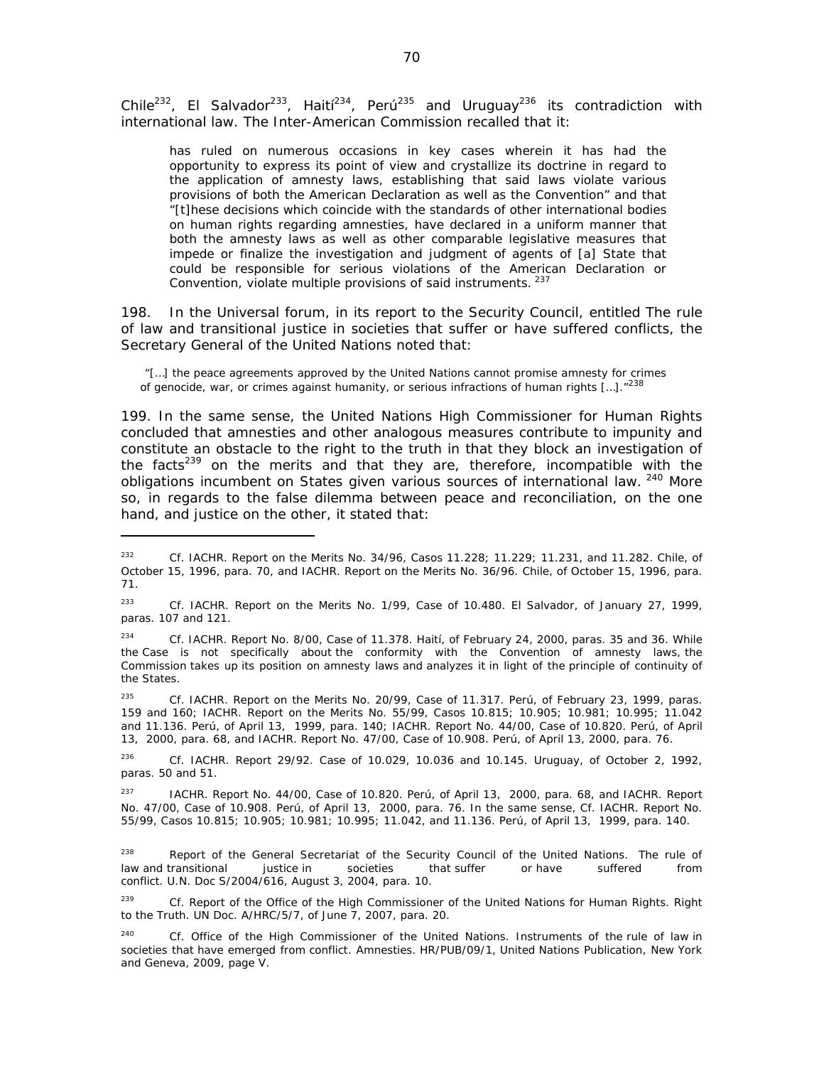Chile[232], El Salvador[233], Haití[234], Perú[235] and Uruguay[236] its contradiction with international law. The Inter-American Commission recalled that it:

> has ruled on numerous occasions in key cases wherein it has had the opportunity to express its point of view and crystallize its doctrine in regard to the application of amnesty laws, establishing that said laws violate various provisions of both the American Declaration as well as the Convention" and that "[t]hese decisions which coincide with the standards of other international bodies on human rights regarding amnesties, have declared in a uniform manner that both the amnesty laws as well as other comparable legislative measures that impede or finalize the investigation and judgment of agents of [a] State that could be responsible for serious violations of the American Declaration or Convention, violate multiple provisions of said instruments. [237]

198. In the Universal forum, in its report to the Security Council, entitled The rule of law and transitional justice in societies that suffer or have suffered conflicts, the Secretary General of the United Nations noted that:

> "[…] the peace agreements approved by the United Nations cannot promise amnesty for crimes of genocide, war, or crimes against humanity, or serious infractions of human rights […]."[238]

199. In the same sense, the United Nations High Commissioner for Human Rights concluded that amnesties and other analogous measures contribute to impunity and constitute an obstacle to the right to the truth in that they block an investigation of the facts[239] on the merits and that they are, therefore, incompatible with the obligations incumbent on States given various sources of international law. [240] More so, in regards to the false dilemma between peace and reconciliation, on the one hand, and justice on the other, it stated that:

---

[232] Cf. IACHR. Report on the Merits No. 34/96, Casos 11.228; 11.229; 11.231, and 11.282. Chile, of October 15, 1996, para. 70, and IACHR. Report on the Merits No. 36/96. Chile, of October 15, 1996, para. 71.

[233] Cf. IACHR. Report on the Merits No. 1/99, Case of 10.480. El Salvador, of January 27, 1999, paras. 107 and 121.

[234] Cf. IACHR. Report No. 8/00, Case of 11.378. Haití, of February 24, 2000, paras. 35 and 36. While the Case is not specifically about the conformity with the Convention of amnesty laws, the Commission takes up its position on amnesty laws and analyzes it in light of the principle of continuity of the States.

[235] Cf. IACHR. Report on the Merits No. 20/99, Case of 11.317. Perú, of February 23, 1999, paras. 159 and 160; IACHR. Report on the Merits No. 55/99, Casos 10.815; 10.905; 10.981; 10.995; 11.042 and 11.136. Perú, of April 13, 1999, para. 140; IACHR. Report No. 44/00, Case of 10.820. Perú, of April 13, 2000, para. 68, and IACHR. Report No. 47/00, Case of 10.908. Perú, of April 13, 2000, para. 76.

[236] Cf. IACHR. Report 29/92. Case of 10.029, 10.036 and 10.145. Uruguay, of October 2, 1992, paras. 50 and 51.

[237] IACHR. Report No. 44/00, Case of 10.820. Perú, of April 13, 2000, para. 68, and IACHR. Report No. 47/00, Case of 10.908. Perú, of April 13, 2000, para. 76. In the same sense, Cf. IACHR. Report No. 55/99, Casos 10.815; 10.905; 10.981; 10.995; 11.042, and 11.136. Perú, of April 13, 1999, para. 140.

[238] Report of the General Secretariat of the Security Council of the United Nations. The rule of law and transitional justice in societies that suffer or have suffered from conflict. U.N. Doc S/2004/616, August 3, 2004, para. 10.

[239] Cf. Report of the Office of the High Commissioner of the United Nations for Human Rights. Right to the Truth. UN Doc. A/HRC/5/7, of June 7, 2007, para. 20.

[240] Cf. Office of the High Commissioner of the United Nations. Instruments of the rule of law in societies that have emerged from conflict. Amnesties. HR/PUB/09/1, United Nations Publication, New York and Geneva, 2009, page V.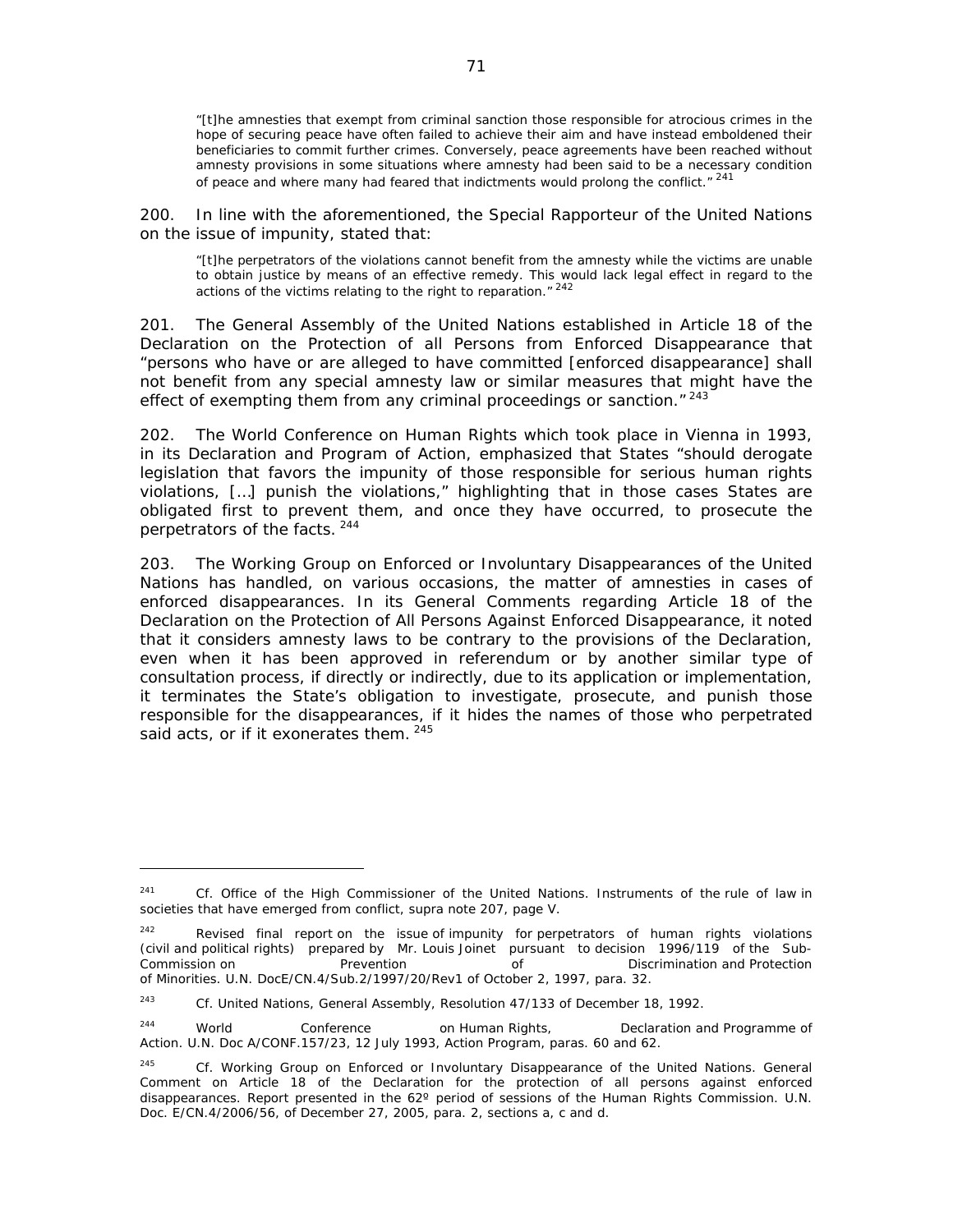> "[t]he amnesties that exempt from criminal sanction those responsible for atrocious crimes in the hope of securing peace have often failed to achieve their aim and have instead emboldened their beneficiaries to commit further crimes. Conversely, peace agreements have been reached without amnesty provisions in some situations where amnesty had been said to be a necessary condition of peace and where many had feared that indictments would prolong the conflict." [241]

200. In line with the aforementioned, the Special Rapporteur of the United Nations on the issue of impunity, stated that:

> "[t]he perpetrators of the violations cannot benefit from the amnesty while the victims are unable to obtain justice by means of an effective remedy. This would lack legal effect in regard to the actions of the victims relating to the right to reparation." [242]

201. The General Assembly of the United Nations established in Article 18 of the Declaration on the Protection of all Persons from Enforced Disappearance that "persons who have or are alleged to have committed [enforced disappearance] shall not benefit from any special amnesty law or similar measures that might have the effect of exempting them from any criminal proceedings or sanction." [243]

202. The World Conference on Human Rights which took place in Vienna in 1993, in its Declaration and Program of Action, emphasized that States "should derogate legislation that favors the impunity of those responsible for serious human rights violations, […] punish the violations," highlighting that in those cases States are obligated first to prevent them, and once they have occurred, to prosecute the perpetrators of the facts. [244]

203. The Working Group on Enforced or Involuntary Disappearances of the United Nations has handled, on various occasions, the matter of amnesties in cases of enforced disappearances. In its General Comments regarding Article 18 of the Declaration on the Protection of All Persons Against Enforced Disappearance, it noted that it considers amnesty laws to be contrary to the provisions of the Declaration, even when it has been approved in referendum or by another similar type of consultation process, if directly or indirectly, due to its application or implementation, it terminates the State's obligation to investigate, prosecute, and punish those responsible for the disappearances, if it hides the names of those who perpetrated said acts, or if it exonerates them. [245]

---

[241] Cf. Office of the High Commissioner of the United Nations. *Instruments of the rule of law in societies that have emerged from conflict*, supra note 207, page V.

[242] Revised final report on the issue of impunity for perpetrators of human rights violations (civil and political rights) prepared by Mr. Louis Joinet pursuant to decision 1996/119 of the Sub-Commission on Prevention of Discrimination and Protection of Minorities. U.N. DocE/CN.4/Sub.2/1997/20/Rev1 of October 2, 1997, para. 32.

[243] Cf. United Nations, General Assembly, Resolution 47/133 of December 18, 1992.

[244] World Conference on Human Rights, Declaration and Programme of Action. U.N. Doc A/CONF.157/23, 12 July 1993, Action Program, paras. 60 and 62.

[245] Cf. Working Group on Enforced or Involuntary Disappearance of the United Nations. General Comment on Article 18 of the Declaration for the protection of all persons against enforced disappearances. Report presented in the 62º period of sessions of the Human Rights Commission. U.N. Doc. E/CN.4/2006/56, of December 27, 2005, para. 2, sections a, c and d.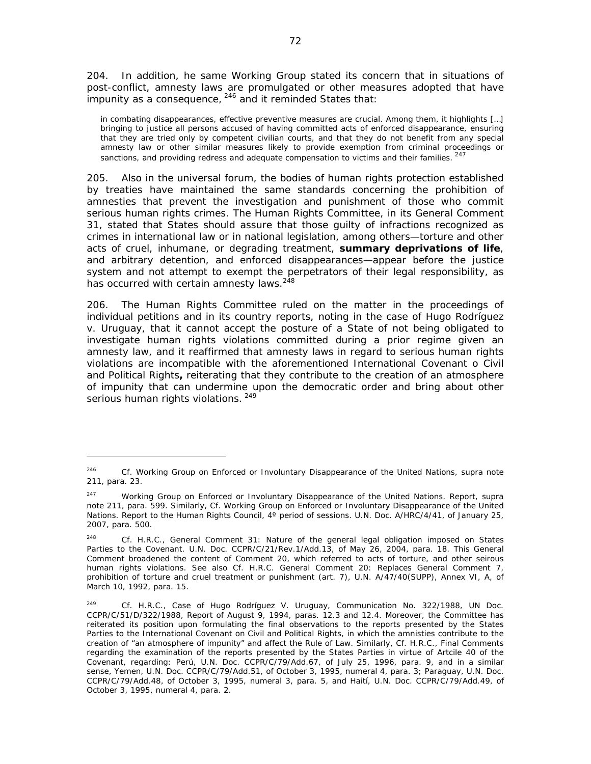204. In addition, he same Working Group stated its concern that in situations of post-conflict, amnesty laws are promulgated or other measures adopted that have impunity as a consequence, [246] and it reminded States that:

> in combating disappearances, effective preventive measures are crucial. Among them, it highlights [...] bringing to justice all persons accused of having committed acts of enforced disappearance, ensuring that they are tried only by competent civilian courts, and that they do not benefit from any special amnesty law or other similar measures likely to provide exemption from criminal proceedings or sanctions, and providing redress and adequate compensation to victims and their families. [247]

205. Also in the universal forum, the bodies of human rights protection established by treaties have maintained the same standards concerning the prohibition of amnesties that prevent the investigation and punishment of those who commit serious human rights crimes. The Human Rights Committee, in its General Comment 31, stated that States should assure that those guilty of infractions recognized as crimes in international law or in national legislation, among others—torture and other acts of cruel, inhumane, or degrading treatment, **summary deprivations of life**, and arbitrary detention, and enforced disappearances—appear before the justice system and not attempt to exempt the perpetrators of their legal responsibility, as has occurred with certain amnesty laws.[248]

206. The Human Rights Committee ruled on the matter in the proceedings of individual petitions and in its country reports, noting in the case of Hugo Rodríguez v. Uruguay, that it cannot accept the posture of a State of not being obligated to investigate human rights violations committed during a prior regime given an amnesty law, and it reaffirmed that amnesty laws in regard to serious human rights violations are incompatible with the aforementioned International Covenant o Civil and Political Rights**,** reiterating that they contribute to the creation of an atmosphere of impunity that can undermine upon the democratic order and bring about other serious human rights violations. [249]

---

[246] Cf. Working Group on Enforced or Involuntary Disappearance of the United Nations, supra note 211, para. 23.

[247] Working Group on Enforced or Involuntary Disappearance of the United Nations. Report, supra note 211, para. 599. Similarly, Cf. Working Group on Enforced or Involuntary Disappearance of the United Nations. Report to the Human Rights Council, 4º period of sessions. U.N. Doc. A/HRC/4/41, of January 25, 2007, para. 500.

[248] Cf. H.R.C., General Comment 31: Nature of the general legal obligation imposed on States Parties to the Covenant. U.N. Doc. CCPR/C/21/Rev.1/Add.13, of May 26, 2004, para. 18. This General Comment broadened the content of Comment 20, which referred to acts of torture, and other seirous human rights violations. See also Cf. H.R.C. General Comment 20: Replaces General Comment 7, prohibition of torture and cruel treatment or punishment (art. 7), U.N. A/47/40(SUPP), Annex VI, A, of March 10, 1992, para. 15.

[249] Cf. H.R.C., Case of Hugo Rodríguez V. Uruguay, Communication No. 322/1988, UN Doc. CCPR/C/51/D/322/1988, Report of August 9, 1994, paras. 12.3 and 12.4. Moreover, the Committee has reiterated its position upon formulating the final observations to the reports presented by the States Parties to the International Covenant on Civil and Political Rights, in which the amnisties contribute to the creation of "an atmosphere of impunity" and affect the Rule of Law. Similarly, Cf. H.R.C., Final Comments regarding the examination of the reports presented by the States Parties in virtue of Artcile 40 of the Covenant, regarding: Perú, U.N. Doc. CCPR/C/79/Add.67, of July 25, 1996, para. 9, and in a similar sense, Yemen, U.N. Doc. CCPR/C/79/Add.51, of October 3, 1995, numeral 4, para. 3; Paraguay, U.N. Doc. CCPR/C/79/Add.48, of October 3, 1995, numeral 3, para. 5, and Haití, U.N. Doc. CCPR/C/79/Add.49, of October 3, 1995, numeral 4, para. 2.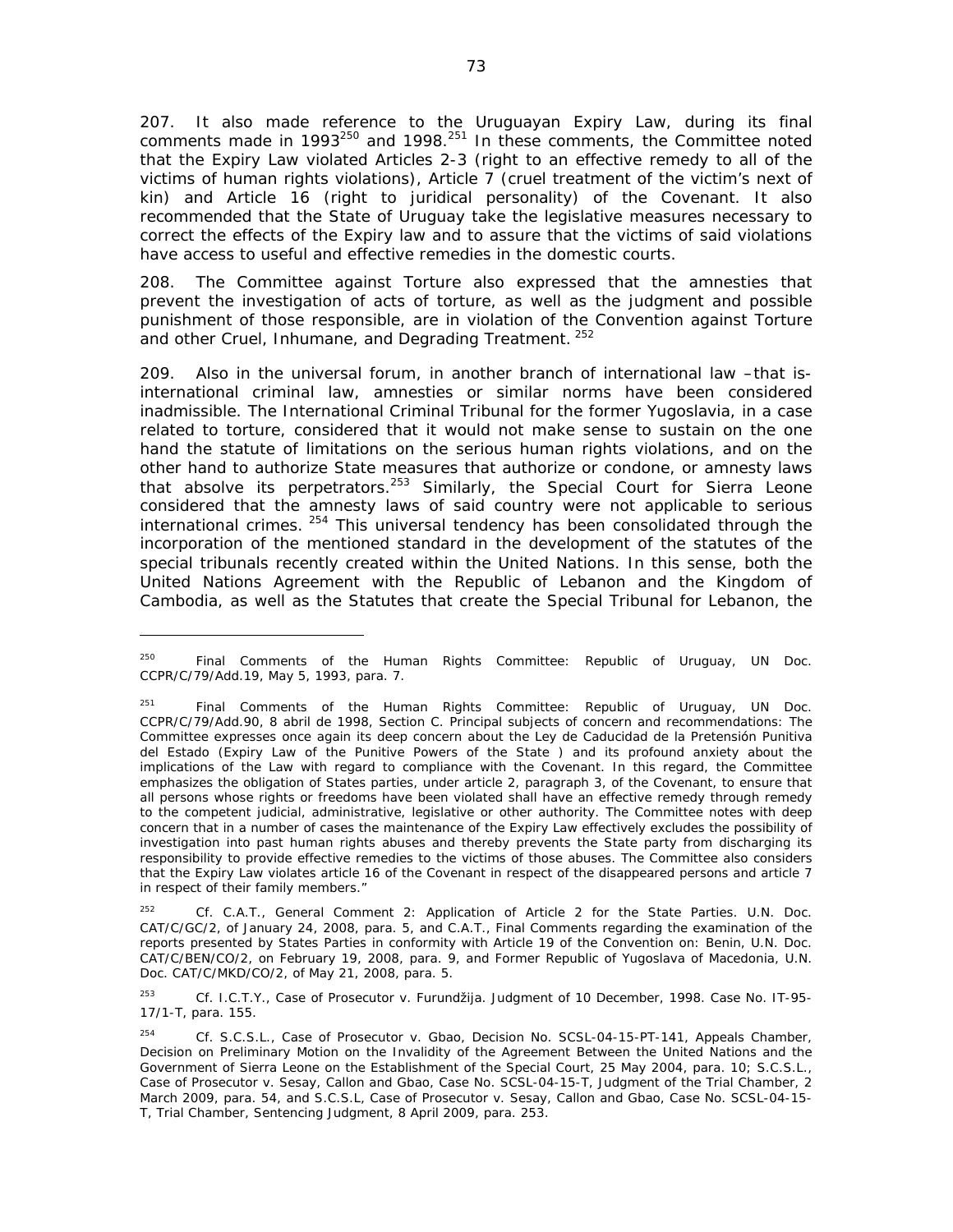207. It also made reference to the Uruguayan Expiry Law, during its final comments made in 1993[250] and 1998.[251] In these comments, the Committee noted that the Expiry Law violated Articles 2-3 (right to an effective remedy to all of the victims of human rights violations), Article 7 (cruel treatment of the victim's next of kin) and Article 16 (right to juridical personality) of the Covenant. It also recommended that the State of Uruguay take the legislative measures necessary to correct the effects of the Expiry law and to assure that the victims of said violations have access to useful and effective remedies in the domestic courts.

208. The Committee against Torture also expressed that the amnesties that prevent the investigation of acts of torture, as well as the judgment and possible punishment of those responsible, are in violation of the Convention against Torture and other Cruel, Inhumane, and Degrading Treatment. [252]

209. Also in the universal forum, in another branch of international law –that is- international criminal law, amnesties or similar norms have been considered inadmissible. The International Criminal Tribunal for the former Yugoslavia, in a case related to torture, considered that it would not make sense to sustain on the one hand the statute of limitations on the serious human rights violations, and on the other hand to authorize State measures that authorize or condone, or amnesty laws that absolve its perpetrators.[253] Similarly, the Special Court for Sierra Leone considered that the amnesty laws of said country were not applicable to serious international crimes. [254] This universal tendency has been consolidated through the incorporation of the mentioned standard in the development of the statutes of the special tribunals recently created within the United Nations. In this sense, both the United Nations Agreement with the Republic of Lebanon and the Kingdom of Cambodia, as well as the Statutes that create the Special Tribunal for Lebanon, the

---

[250] Final Comments of the Human Rights Committee: Republic of Uruguay, UN Doc. CCPR/C/79/Add.19, May 5, 1993, para. 7.

[251] Final Comments of the Human Rights Committee: Republic of Uruguay, UN Doc. CCPR/C/79/Add.90, 8 abril de 1998, Section C. Principal subjects of concern and recommendations: The Committee expresses once again its deep concern about the Ley de Caducidad de la Pretensión Punitiva del Estado (Expiry Law of the Punitive Powers of the State ) and its profound anxiety about the implications of the Law with regard to compliance with the Covenant. In this regard, the Committee emphasizes the obligation of States parties, under article 2, paragraph 3, of the Covenant, to ensure that all persons whose rights or freedoms have been violated shall have an effective remedy through remedy to the competent judicial, administrative, legislative or other authority. The Committee notes with deep concern that in a number of cases the maintenance of the Expiry Law effectively excludes the possibility of investigation into past human rights abuses and thereby prevents the State party from discharging its responsibility to provide effective remedies to the victims of those abuses. The Committee also considers that the Expiry Law violates article 16 of the Covenant in respect of the disappeared persons and article 7 in respect of their family members."

[252] Cf. C.A.T., General Comment 2: Application of Article 2 for the State Parties. U.N. Doc. CAT/C/GC/2, of January 24, 2008, para. 5, and C.A.T., Final Comments regarding the examination of the reports presented by States Parties in conformity with Article 19 of the Convention on: Benin, U.N. Doc. CAT/C/BEN/CO/2, on February 19, 2008, para. 9, and Former Republic of Yugoslava of Macedonia, U.N. Doc. CAT/C/MKD/CO/2, of May 21, 2008, para. 5.

[253] Cf. I.C.T.Y., Case of Prosecutor v. Furundžija. Judgment of 10 December, 1998. Case No. IT-95-17/1-T, para. 155.

[254] Cf. S.C.S.L., Case of Prosecutor v. Gbao, Decision No. SCSL-04-15-PT-141, Appeals Chamber, Decision on Preliminary Motion on the Invalidity of the Agreement Between the United Nations and the Government of Sierra Leone on the Establishment of the Special Court, 25 May 2004, para. 10; S.C.S.L., Case of Prosecutor v. Sesay, Callon and Gbao, Case No. SCSL-04-15-T, Judgment of the Trial Chamber, 2 March 2009, para. 54, and S.C.S.L, Case of Prosecutor v. Sesay, Callon and Gbao, Case No. SCSL-04-15-T, Trial Chamber, Sentencing Judgment, 8 April 2009, para. 253.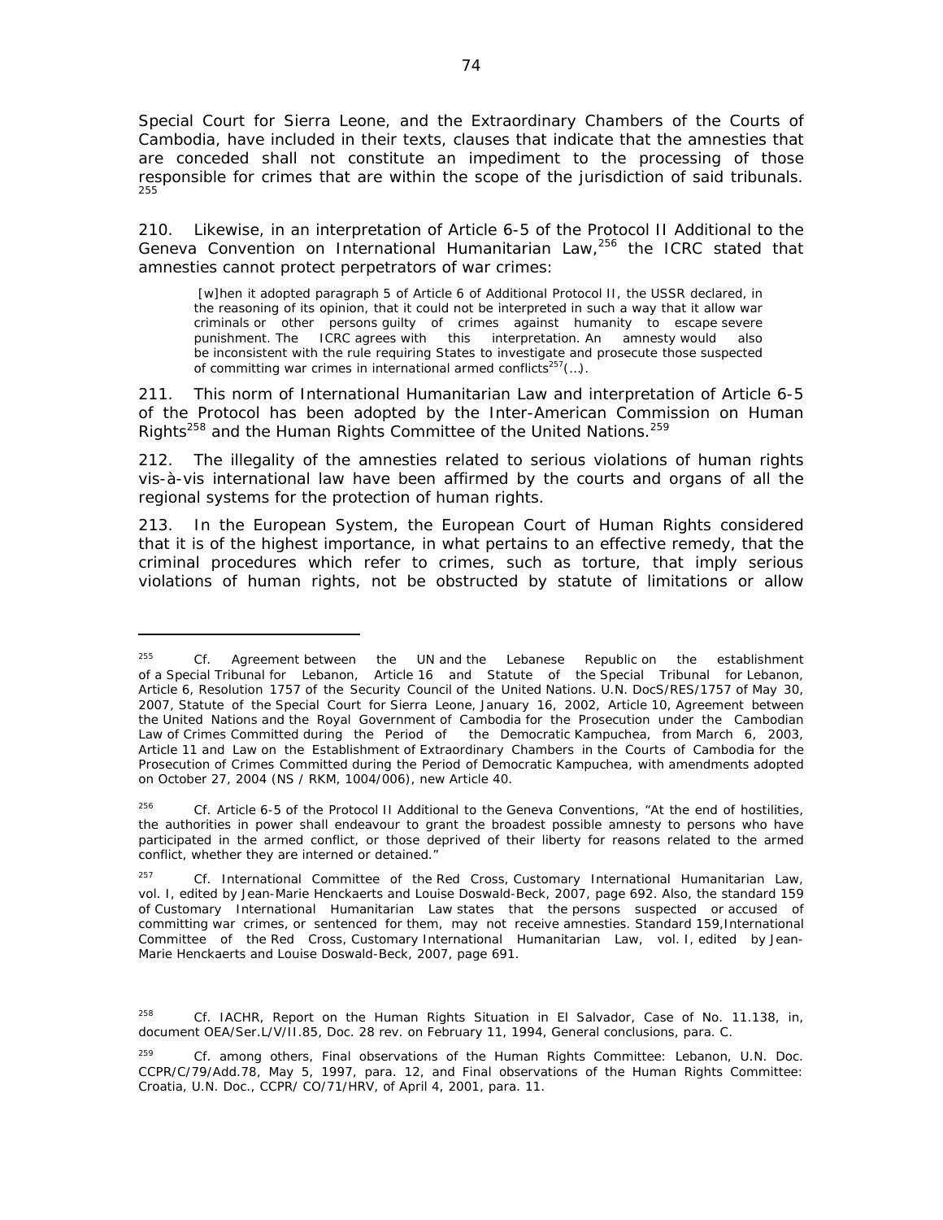Special Court for Sierra Leone, and the Extraordinary Chambers of the Courts of Cambodia, have included in their texts, clauses that indicate that the amnesties that are conceded shall not constitute an impediment to the processing of those responsible for crimes that are within the scope of the jurisdiction of said tribunals.[255]

210. Likewise, in an interpretation of Article 6-5 of the Protocol II Additional to the Geneva Convention on International Humanitarian Law,[256] the ICRC stated that amnesties cannot protect perpetrators of war crimes:

> [w]hen it adopted paragraph 5 of Article 6 of Additional Protocol II, the USSR declared, in the reasoning of its opinion, that it could not be interpreted in such a way that it allow war criminals or other persons guilty of crimes against humanity to escape severe punishment. The ICRC agrees with this interpretation. An amnesty would also be inconsistent with the rule requiring States to investigate and prosecute those suspected of committing war crimes in international armed conflicts[257](…).

211. This norm of International Humanitarian Law and interpretation of Article 6-5 of the Protocol has been adopted by the Inter-American Commission on Human Rights[258] and the Human Rights Committee of the United Nations.[259]

212. The illegality of the amnesties related to serious violations of human rights vis-à-vis international law have been affirmed by the courts and organs of all the regional systems for the protection of human rights.

213. In the European System, the European Court of Human Rights considered that it is of the highest importance, in what pertains to an effective remedy, that the criminal procedures which refer to crimes, such as torture, that imply serious violations of human rights, not be obstructed by statute of limitations or allow

---

[255] Cf. Agreement between the UN and the Lebanese Republic on the establishment of a Special Tribunal for Lebanon, Article 16 and Statute of the Special Tribunal for Lebanon, Article 6, Resolution 1757 of the Security Council of the United Nations. U.N. DocS/RES/1757 of May 30, 2007, Statute of the Special Court for Sierra Leone, January 16, 2002, Article 10, Agreement between the United Nations and the Royal Government of Cambodia for the Prosecution under the Cambodian Law of Crimes Committed during the Period of the Democratic Kampuchea, from March 6, 2003, Article 11 and Law on the Establishment of Extraordinary Chambers in the Courts of Cambodia for the Prosecution of Crimes Committed during the Period of Democratic Kampuchea, with amendments adopted on October 27, 2004 (NS / RKM, 1004/006), new Article 40.

[256] Cf. Article 6-5 of the Protocol II Additional to the Geneva Conventions, "At the end of hostilities, the authorities in power shall endeavour to grant the broadest possible amnesty to persons who have participated in the armed conflict, or those deprived of their liberty for reasons related to the armed conflict, whether they are interned or detained."

[257] Cf. International Committee of the Red Cross, *Customary International Humanitarian Law*, vol. I, edited by Jean-Marie Henckaerts and Louise Doswald-Beck, 2007, page 692. Also, the standard 159 of *Customary International Humanitarian Law* states that the persons suspected or accused of committing war crimes, or sentenced for them, may not receive amnesties. Standard 159, International Committee of the Red Cross, *Customary International Humanitarian Law*, vol. I, edited by Jean-Marie Henckaerts and Louise Doswald-Beck, 2007, page 691.

[258] Cf. IACHR, Report on the Human Rights Situation in El Salvador, Case of No. 11.138, in, document OEA/Ser.L/V/II.85, Doc. 28 rev. on February 11, 1994, General conclusions, para. C.

[259] Cf. among others, Final observations of the Human Rights Committee: Lebanon, U.N. Doc. CCPR/C/79/Add.78, May 5, 1997, para. 12, and Final observations of the Human Rights Committee: Croatia, U.N. Doc., CCPR/ CO/71/HRV, of April 4, 2001, para. 11.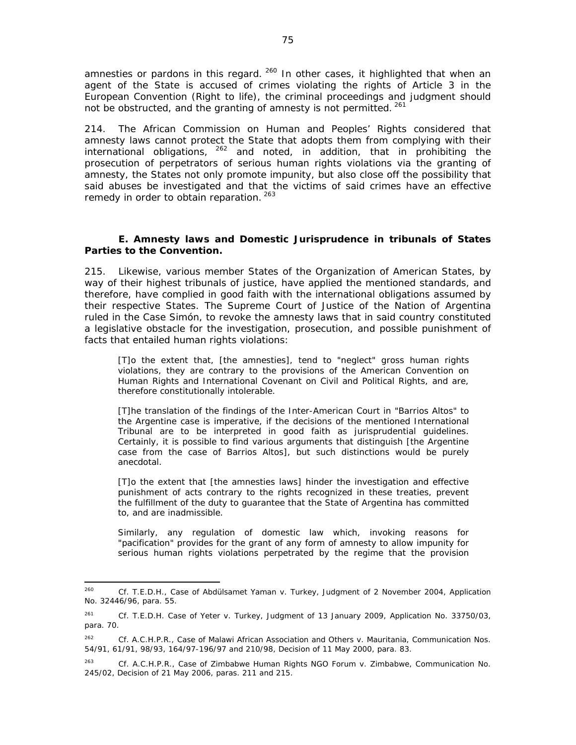amnesties or pardons in this regard. [260] In other cases, it highlighted that when an agent of the State is accused of crimes violating the rights of Article 3 in the European Convention (Right to life), the criminal proceedings and judgment should not be obstructed, and the granting of amnesty is not permitted. [261]

214. The African Commission on Human and Peoples' Rights considered that amnesty laws cannot protect the State that adopts them from complying with their international obligations, [262] and noted, in addition, that in prohibiting the prosecution of perpetrators of serious human rights violations via the granting of amnesty, the States not only promote impunity, but also close off the possibility that said abuses be investigated and that the victims of said crimes have an effective remedy in order to obtain reparation. [263]

**E. Amnesty laws and Domestic Jurisprudence in tribunals of States Parties to the Convention.**

215. Likewise, various member States of the Organization of American States, by way of their highest tribunals of justice, have applied the mentioned standards, and therefore, have complied in good faith with the international obligations assumed by their respective States. The Supreme Court of Justice of the Nation of Argentina ruled in the Case Simón, to revoke the amnesty laws that in said country constituted a legislative obstacle for the investigation, prosecution, and possible punishment of facts that entailed human rights violations:

> [T]o the extent that, [the amnesties], tend to "neglect" gross human rights violations, they are contrary to the provisions of the American Convention on Human Rights and International Covenant on Civil and Political Rights, and are, therefore constitutionally intolerable.
>
> [T]he translation of the findings of the Inter-American Court in "Barrios Altos" to the Argentine case is imperative, if the decisions of the mentioned International Tribunal are to be interpreted in good faith as jurisprudential guidelines. Certainly, it is possible to find various arguments that distinguish [the Argentine case from the case of Barrios Altos], but such distinctions would be purely anecdotal.
>
> [T]o the extent that [the amnesties laws] hinder the investigation and effective punishment of acts contrary to the rights recognized in these treaties, prevent the fulfillment of the duty to guarantee that the State of Argentina has committed to, and are inadmissible.
>
> Similarly, any regulation of domestic law which, invoking reasons for "pacification" provides for the grant of any form of amnesty to allow impunity for serious human rights violations perpetrated by the regime that the provision

---

[260] Cf. T.E.D.H., Case of Abdülsamet Yaman v. Turkey, Judgment of 2 November 2004, Application No. 32446/96, para. 55.

[261] Cf. T.E.D.H. Case of Yeter v. Turkey, Judgment of 13 January 2009, Application No. 33750/03, para. 70.

[262] Cf. A.C.H.P.R., Case of Malawi African Association and Others v. Mauritania, Communication Nos. 54/91, 61/91, 98/93, 164/97-196/97 and 210/98, Decision of 11 May 2000, para. 83.

[263] Cf. A.C.H.P.R., Case of Zimbabwe Human Rights NGO Forum v. Zimbabwe, Communication No. 245/02, Decision of 21 May 2006, paras. 211 and 215.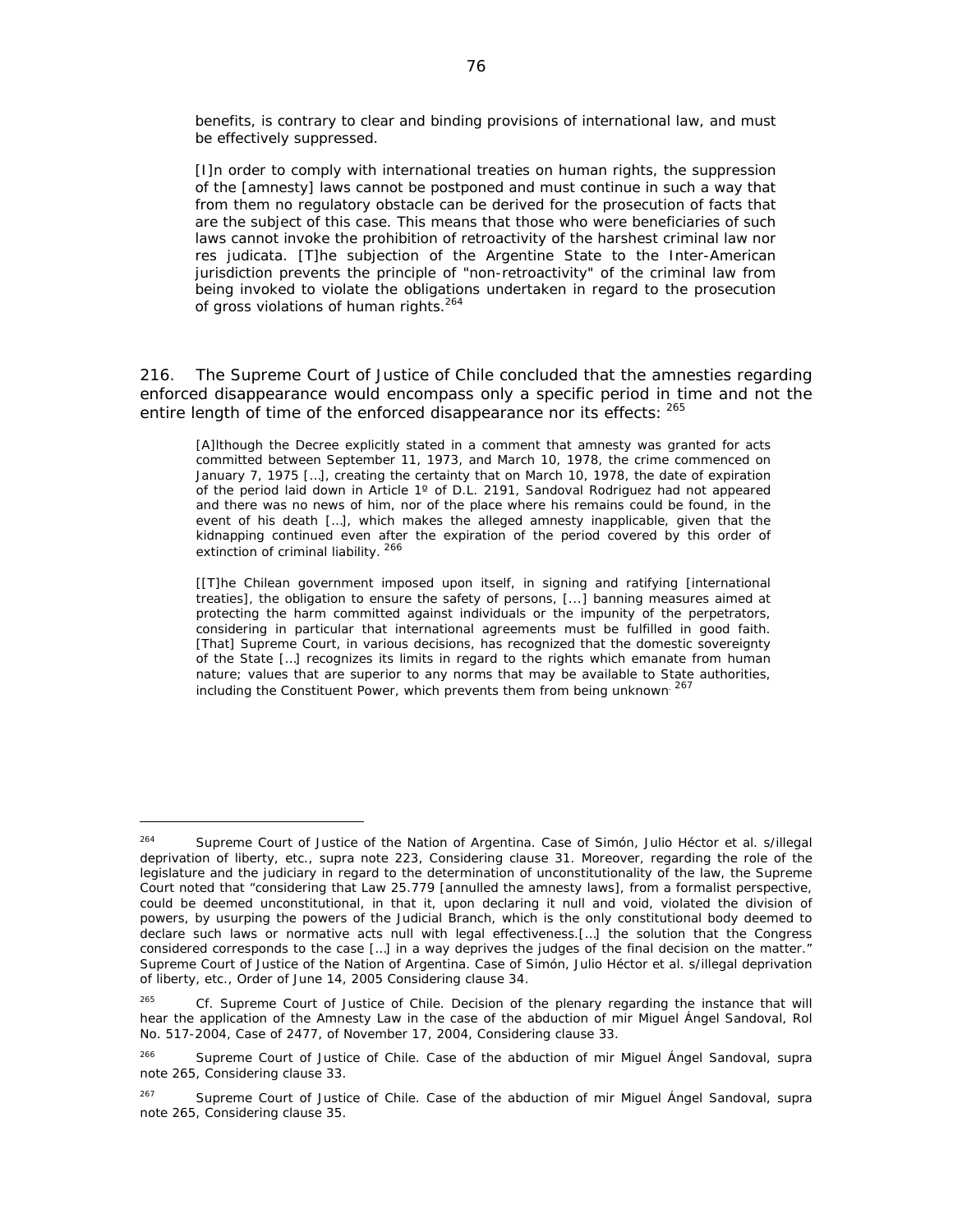> benefits, is contrary to clear and binding provisions of international law, and must be effectively suppressed.
>
> [I]n order to comply with international treaties on human rights, the suppression of the [amnesty] laws cannot be postponed and must continue in such a way that from them no regulatory obstacle can be derived for the prosecution of facts that are the subject of this case. This means that those who were beneficiaries of such laws cannot invoke the prohibition of retroactivity of the harshest criminal law nor res judicata. [T]he subjection of the Argentine State to the Inter-American jurisdiction prevents the principle of "non-retroactivity" of the criminal law from being invoked to violate the obligations undertaken in regard to the prosecution of gross violations of human rights.[264]

216. The Supreme Court of Justice of Chile concluded that the amnesties regarding enforced disappearance would encompass only a specific period in time and not the entire length of time of the enforced disappearance nor its effects: [265]

> [A]lthough the Decree explicitly stated in a comment that amnesty was granted for acts committed between September 11, 1973, and March 10, 1978, the crime commenced on January 7, 1975 […], creating the certainty that on March 10, 1978, the date of expiration of the period laid down in Article 1º of D.L. 2191, Sandoval Rodriguez had not appeared and there was no news of him, nor of the place where his remains could be found, in the event of his death […], which makes the alleged amnesty inapplicable, given that the kidnapping continued even after the expiration of the period covered by this order of extinction of criminal liability. [266]
>
> [[T]he Chilean government imposed upon itself, in signing and ratifying [international treaties], the obligation to ensure the safety of persons, [...] banning measures aimed at protecting the harm committed against individuals or the impunity of the perpetrators, considering in particular that international agreements must be fulfilled in good faith. [That] Supreme Court, in various decisions, has recognized that the domestic sovereignty of the State […] recognizes its limits in regard to the rights which emanate from human nature; values that are superior to any norms that may be available to State authorities, including the Constituent Power, which prevents them from being unknown. [267]

---

[264] Supreme Court of Justice of the Nation of Argentina. Case of Simón, Julio Héctor et al. s/illegal deprivation of liberty, etc., supra note 223, Considering clause 31. Moreover, regarding the role of the legislature and the judiciary in regard to the determination of unconstitutionality of the law, the Supreme Court noted that "considering that Law 25.779 [annulled the amnesty laws], from a formalist perspective, could be deemed unconstitutional, in that it, upon declaring it null and void, violated the division of powers, by usurping the powers of the Judicial Branch, which is the only constitutional body deemed to declare such laws or normative acts null with legal effectiveness.[…] the solution that the Congress considered corresponds to the case […] in a way deprives the judges of the final decision on the matter." Supreme Court of Justice of the Nation of Argentina. Case of Simón, Julio Héctor et al. s/illegal deprivation of liberty, etc., Order of June 14, 2005 Considering clause 34.

[265] Cf. Supreme Court of Justice of Chile. Decision of the plenary regarding the instance that will hear the application of the Amnesty Law in the case of the abduction of mir Miguel Ángel Sandoval, Rol No. 517-2004, Case of 2477, of November 17, 2004, Considering clause 33.

[266] Supreme Court of Justice of Chile. Case of the abduction of mir Miguel Ángel Sandoval, supra note 265, Considering clause 33.

[267] Supreme Court of Justice of Chile. Case of the abduction of mir Miguel Ángel Sandoval, supra note 265, Considering clause 35.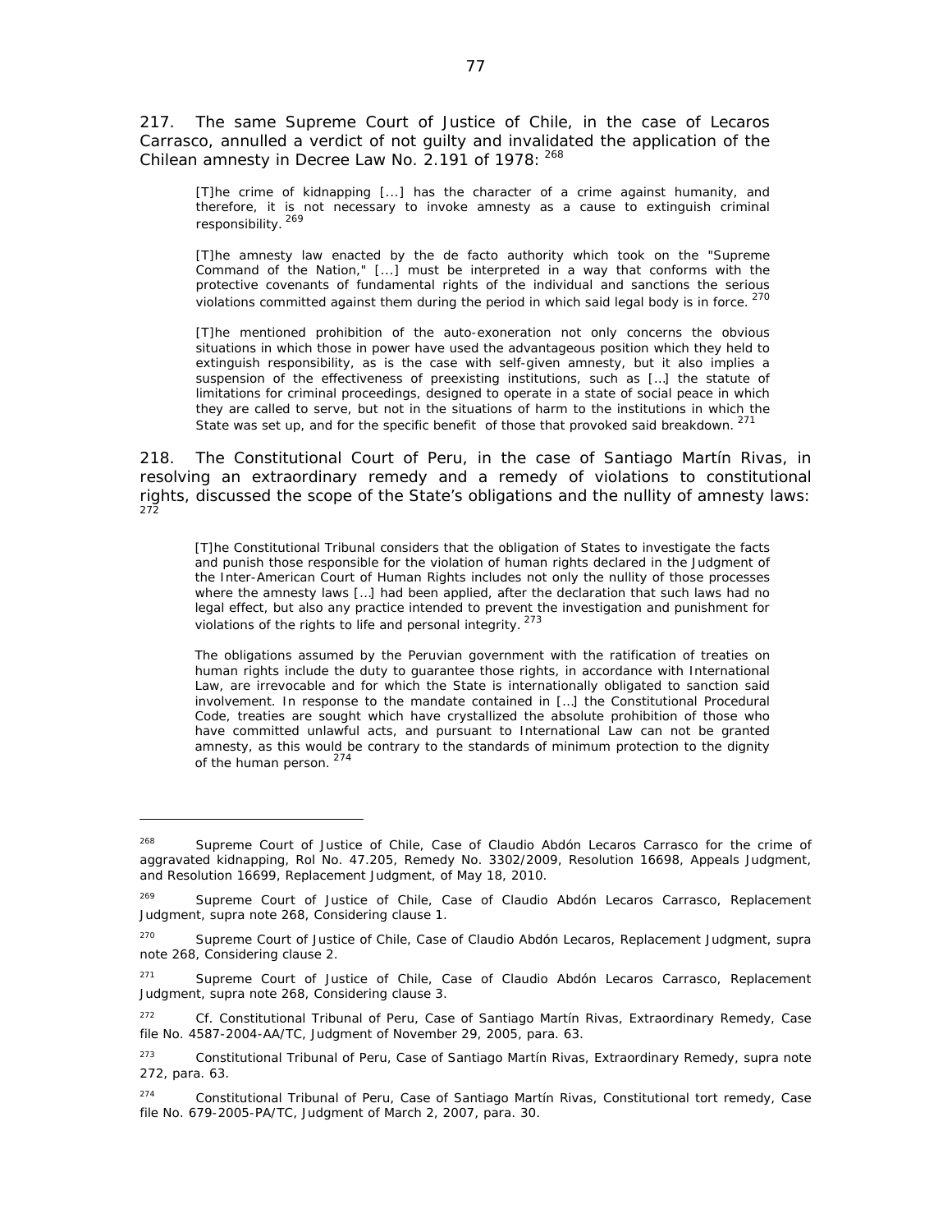217. The same Supreme Court of Justice of Chile, in the case of Lecaros Carrasco, annulled a verdict of not guilty and invalidated the application of the Chilean amnesty in Decree Law No. 2.191 of 1978: [268]

> [T]he crime of kidnapping [...] has the character of a crime against humanity, and therefore, it is not necessary to invoke amnesty as a cause to extinguish criminal responsibility. [269]
>
> [T]he amnesty law enacted by the de facto authority which took on the "Supreme Command of the Nation," [...] must be interpreted in a way that conforms with the protective covenants of fundamental rights of the individual and sanctions the serious violations committed against them during the period in which said legal body is in force. [270]
>
> [T]he mentioned prohibition of the auto-exoneration not only concerns the obvious situations in which those in power have used the advantageous position which they held to extinguish responsibility, as is the case with self-given amnesty, but it also implies a suspension of the effectiveness of preexisting institutions, such as […] the statute of limitations for criminal proceedings, designed to operate in a state of social peace in which they are called to serve, but not in the situations of harm to the institutions in which the State was set up, and for the specific benefit of those that provoked said breakdown. [271]

218. The Constitutional Court of Peru, in the case of Santiago Martín Rivas, in resolving an extraordinary remedy and a remedy of violations to constitutional rights, discussed the scope of the State's obligations and the nullity of amnesty laws: [272]

> [T]he Constitutional Tribunal considers that the obligation of States to investigate the facts and punish those responsible for the violation of human rights declared in the Judgment of the Inter-American Court of Human Rights includes not only the nullity of those processes where the amnesty laws […] had been applied, after the declaration that such laws had no legal effect, but also any practice intended to prevent the investigation and punishment for violations of the rights to life and personal integrity. [273]
>
> The obligations assumed by the Peruvian government with the ratification of treaties on human rights include the duty to guarantee those rights, in accordance with International Law, are irrevocable and for which the State is internationally obligated to sanction said involvement. In response to the mandate contained in […] the Constitutional Procedural Code, treaties are sought which have crystallized the absolute prohibition of those who have committed unlawful acts, and pursuant to International Law can not be granted amnesty, as this would be contrary to the standards of minimum protection to the dignity of the human person. [274]

---

[268] Supreme Court of Justice of Chile, Case of Claudio Abdón Lecaros Carrasco for the crime of aggravated kidnapping, Rol No. 47.205, Remedy No. 3302/2009, Resolution 16698, Appeals Judgment, and Resolution 16699, Replacement Judgment, of May 18, 2010.

[269] Supreme Court of Justice of Chile, Case of Claudio Abdón Lecaros Carrasco, Replacement Judgment, supra note 268, Considering clause 1.

[270] Supreme Court of Justice of Chile, Case of Claudio Abdón Lecaros, Replacement Judgment, supra note 268, Considering clause 2.

[271] Supreme Court of Justice of Chile, Case of Claudio Abdón Lecaros Carrasco, Replacement Judgment, supra note 268, Considering clause 3.

[272] Cf. Constitutional Tribunal of Peru, Case of Santiago Martín Rivas, Extraordinary Remedy, Case file No. 4587-2004-AA/TC, Judgment of November 29, 2005, para. 63.

[273] Constitutional Tribunal of Peru, Case of Santiago Martín Rivas, Extraordinary Remedy, supra note 272, para. 63.

[274] Constitutional Tribunal of Peru, Case of Santiago Martín Rivas, Constitutional tort remedy, Case file No. 679-2005-PA/TC, Judgment of March 2, 2007, para. 30.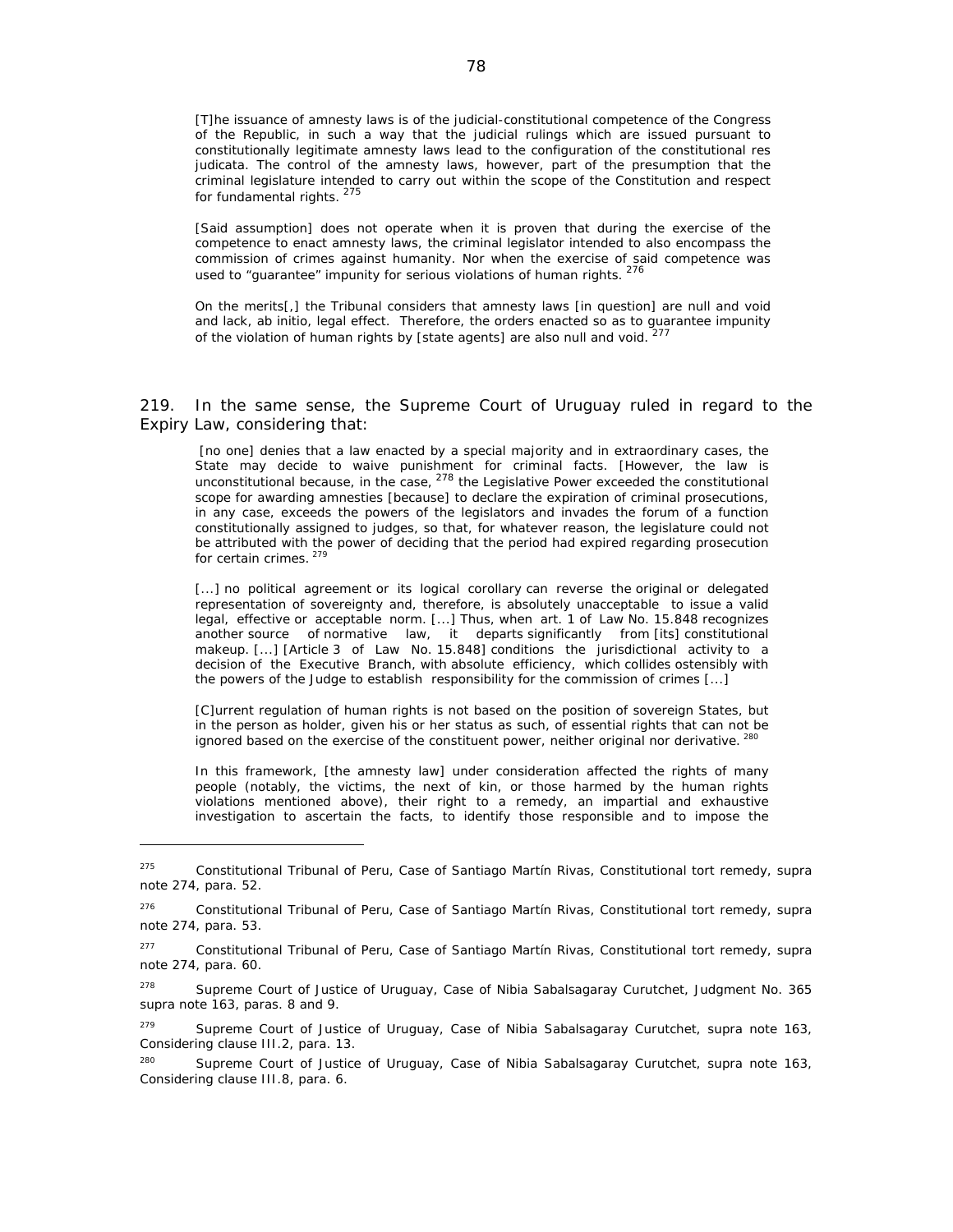> [T]he issuance of amnesty laws is of the judicial-constitutional competence of the Congress of the Republic, in such a way that the judicial rulings which are issued pursuant to constitutionally legitimate amnesty laws lead to the configuration of the constitutional res judicata. The control of the amnesty laws, however, part of the presumption that the criminal legislature intended to carry out within the scope of the Constitution and respect for fundamental rights. [275]
>
> [Said assumption] does not operate when it is proven that during the exercise of the competence to enact amnesty laws, the criminal legislator intended to also encompass the commission of crimes against humanity. Nor when the exercise of said competence was used to "guarantee" impunity for serious violations of human rights. [276]
>
> On the merits[,] the Tribunal considers that amnesty laws [in question] are null and void and lack, ab initio, legal effect. Therefore, the orders enacted so as to guarantee impunity of the violation of human rights by [state agents] are also null and void. [277]

219. In the same sense, the Supreme Court of Uruguay ruled in regard to the Expiry Law, considering that:

> [no one] denies that a law enacted by a special majority and in extraordinary cases, the State may decide to waive punishment for criminal facts. [However, the law is unconstitutional because, in the case, [278] the Legislative Power exceeded the constitutional scope for awarding amnesties [because] to declare the expiration of criminal prosecutions, in any case, exceeds the powers of the legislators and invades the forum of a function constitutionally assigned to judges, so that, for whatever reason, the legislature could not be attributed with the power of deciding that the period had expired regarding prosecution for certain crimes. [279]
>
> [...] no political agreement or its logical corollary can reverse the original or delegated representation of sovereignty and, therefore, is absolutely unacceptable to issue a valid legal, effective or acceptable norm. [...] Thus, when art. 1 of Law No. 15.848 recognizes another source of normative law, it departs significantly from [its] constitutional makeup. [...] [Article 3 of Law No. 15.848] conditions the jurisdictional activity to a decision of the Executive Branch, with absolute efficiency, which collides ostensibly with the powers of the Judge to establish responsibility for the commission of crimes [...]
>
> [C]urrent regulation of human rights is not based on the position of sovereign States, but in the person as holder, given his or her status as such, of essential rights that can not be ignored based on the exercise of the constituent power, neither original nor derivative. [280]
>
> In this framework, [the amnesty law] under consideration affected the rights of many people (notably, the victims, the next of kin, or those harmed by the human rights violations mentioned above), their right to a remedy, an impartial and exhaustive investigation to ascertain the facts, to identify those responsible and to impose the

---

[275] Constitutional Tribunal of Peru, Case of Santiago Martín Rivas, Constitutional tort remedy, supra note 274, para. 52.

[276] Constitutional Tribunal of Peru, Case of Santiago Martín Rivas, Constitutional tort remedy, supra note 274, para. 53.

[277] Constitutional Tribunal of Peru, Case of Santiago Martín Rivas, Constitutional tort remedy, supra note 274, para. 60.

[278] Supreme Court of Justice of Uruguay, Case of Nibia Sabalsagaray Curutchet, Judgment No. 365 supra note 163, paras. 8 and 9.

[279] Supreme Court of Justice of Uruguay, Case of Nibia Sabalsagaray Curutchet, supra note 163, Considering clause III.2, para. 13.

[280] Supreme Court of Justice of Uruguay, Case of Nibia Sabalsagaray Curutchet, supra note 163, Considering clause III.8, para. 6.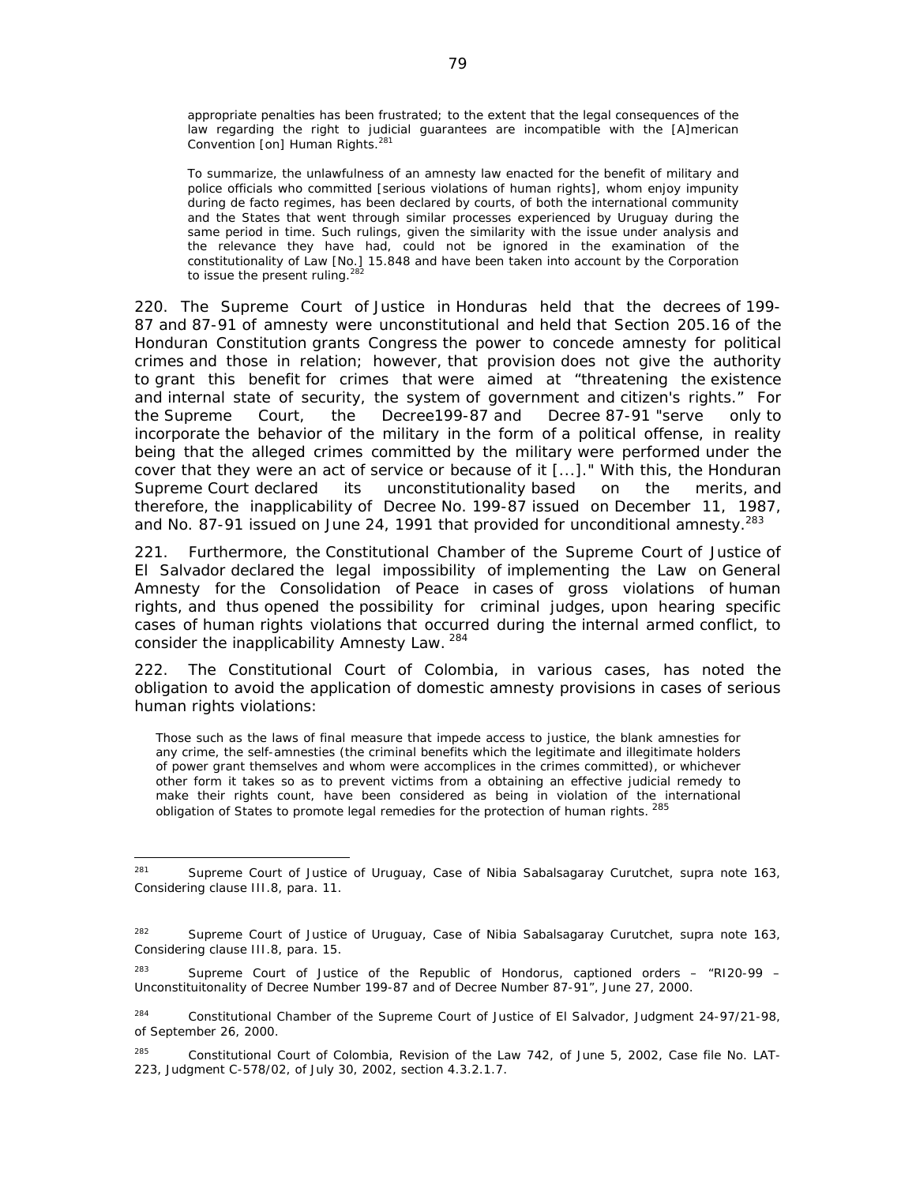> appropriate penalties has been frustrated; to the extent that the legal consequences of the law regarding the right to judicial guarantees are incompatible with the [A]merican Convention [on] Human Rights.[281]
>
> To summarize, the unlawfulness of an amnesty law enacted for the benefit of military and police officials who committed [serious violations of human rights], whom enjoy impunity during de facto regimes, has been declared by courts, of both the international community and the States that went through similar processes experienced by Uruguay during the same period in time. Such rulings, given the similarity with the issue under analysis and the relevance they have had, could not be ignored in the examination of the constitutionality of Law [No.] 15.848 and have been taken into account by the Corporation to issue the present ruling.[282]

220. The Supreme Court of Justice in Honduras held that the decrees of 199-87 and 87-91 of amnesty were unconstitutional and held that Section 205.16 of the Honduran Constitution grants Congress the power to concede amnesty for political crimes and those in relation; however, that provision does not give the authority to grant this benefit for crimes that were aimed at "threatening the existence and internal state of security, the system of government and citizen's rights." For the Supreme Court, the Decree199-87 and Decree 87-91 "serve only to incorporate the behavior of the military in the form of a political offense, in reality being that the alleged crimes committed by the military were performed under the cover that they were an act of service or because of it [...]." With this, the Honduran Supreme Court declared its unconstitutionality based on the merits, and therefore, the inapplicability of Decree No. 199-87 issued on December 11, 1987, and No. 87-91 issued on June 24, 1991 that provided for unconditional amnesty.[283]

221. Furthermore, the Constitutional Chamber of the Supreme Court of Justice of El Salvador declared the legal impossibility of implementing the Law on General Amnesty for the Consolidation of Peace in cases of gross violations of human rights, and thus opened the possibility for criminal judges, upon hearing specific cases of human rights violations that occurred during the internal armed conflict, to consider the inapplicability Amnesty Law. [284]

222. The Constitutional Court of Colombia, in various cases, has noted the obligation to avoid the application of domestic amnesty provisions in cases of serious human rights violations:

> Those such as the laws of final measure that impede access to justice, the blank amnesties for any crime, the self-amnesties (the criminal benefits which the legitimate and illegitimate holders of power grant themselves and whom were accomplices in the crimes committed), or whichever other form it takes so as to prevent victims from a obtaining an effective judicial remedy to make their rights count, have been considered as being in violation of the international obligation of States to promote legal remedies for the protection of human rights. [285]

---

[281] Supreme Court of Justice of Uruguay, Case of Nibia Sabalsagaray Curutchet, supra note 163, Considering clause III.8, para. 11.

[282] Supreme Court of Justice of Uruguay, Case of Nibia Sabalsagaray Curutchet, supra note 163, Considering clause III.8, para. 15.

[283] Supreme Court of Justice of the Republic of Hondorus, captioned orders – "RI20-99 – Unconstituitonality of Decree Number 199-87 and of Decree Number 87-91", June 27, 2000.

[284] Constitutional Chamber of the Supreme Court of Justice of El Salvador, Judgment 24-97/21-98, of September 26, 2000.

[285] Constitutional Court of Colombia, Revision of the Law 742, of June 5, 2002, Case file No. LAT-223, Judgment C-578/02, of July 30, 2002, section 4.3.2.1.7.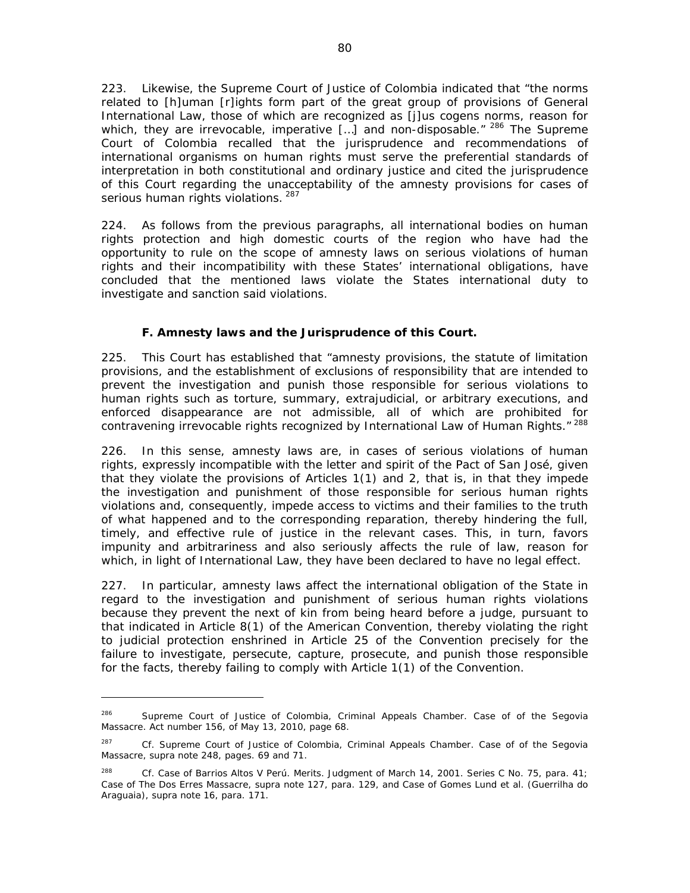223. Likewise, the Supreme Court of Justice of Colombia indicated that "the norms related to [h]uman [r]ights form part of the great group of provisions of General International Law, those of which are recognized as [j]us cogens norms, reason for which, they are irrevocable, imperative […] and non-disposable." [286] The Supreme Court of Colombia recalled that the jurisprudence and recommendations of international organisms on human rights must serve the preferential standards of interpretation in both constitutional and ordinary justice and cited the jurisprudence of this Court regarding the unacceptability of the amnesty provisions for cases of serious human rights violations. [287]

224. As follows from the previous paragraphs, all international bodies on human rights protection and high domestic courts of the region who have had the opportunity to rule on the scope of amnesty laws on serious violations of human rights and their incompatibility with these States' international obligations, have concluded that the mentioned laws violate the States international duty to investigate and sanction said violations.

### F. Amnesty laws and the Jurisprudence of this Court.

225. This Court has established that "amnesty provisions, the statute of limitation provisions, and the establishment of exclusions of responsibility that are intended to prevent the investigation and punish those responsible for serious violations to human rights such as torture, summary, extrajudicial, or arbitrary executions, and enforced disappearance are not admissible, all of which are prohibited for contravening irrevocable rights recognized by International Law of Human Rights." [288]

226. In this sense, amnesty laws are, in cases of serious violations of human rights, expressly incompatible with the letter and spirit of the Pact of San José, given that they violate the provisions of Articles 1(1) and 2, that is, in that they impede the investigation and punishment of those responsible for serious human rights violations and, consequently, impede access to victims and their families to the truth of what happened and to the corresponding reparation, thereby hindering the full, timely, and effective rule of justice in the relevant cases. This, in turn, favors impunity and arbitrariness and also seriously affects the rule of law, reason for which, in light of International Law, they have been declared to have no legal effect.

227. In particular, amnesty laws affect the international obligation of the State in regard to the investigation and punishment of serious human rights violations because they prevent the next of kin from being heard before a judge, pursuant to that indicated in Article 8(1) of the American Convention, thereby violating the right to judicial protection enshrined in Article 25 of the Convention precisely for the failure to investigate, persecute, capture, prosecute, and punish those responsible for the facts, thereby failing to comply with Article 1(1) of the Convention.

---

[286] Supreme Court of Justice of Colombia, Criminal Appeals Chamber. *Case of of the Segovia Massacre*. Act number 156, of May 13, 2010, page 68.

[287] *Cf.* Supreme Court of Justice of Colombia, Criminal Appeals Chamber. *Case of of the Segovia Massacre*, *supra* note 248, pages. 69 and 71.

[288] *Cf. Case of Barrios Altos V Perú. Merits.* Judgment of March 14, 2001. Series C No. 75, para. 41; *Case of The Dos Erres Massacre*, *supra* note 127, para. 129, and *Case of Gomes Lund et al. (Guerrilha do Araguaia)*, *supra* note 16, para. 171.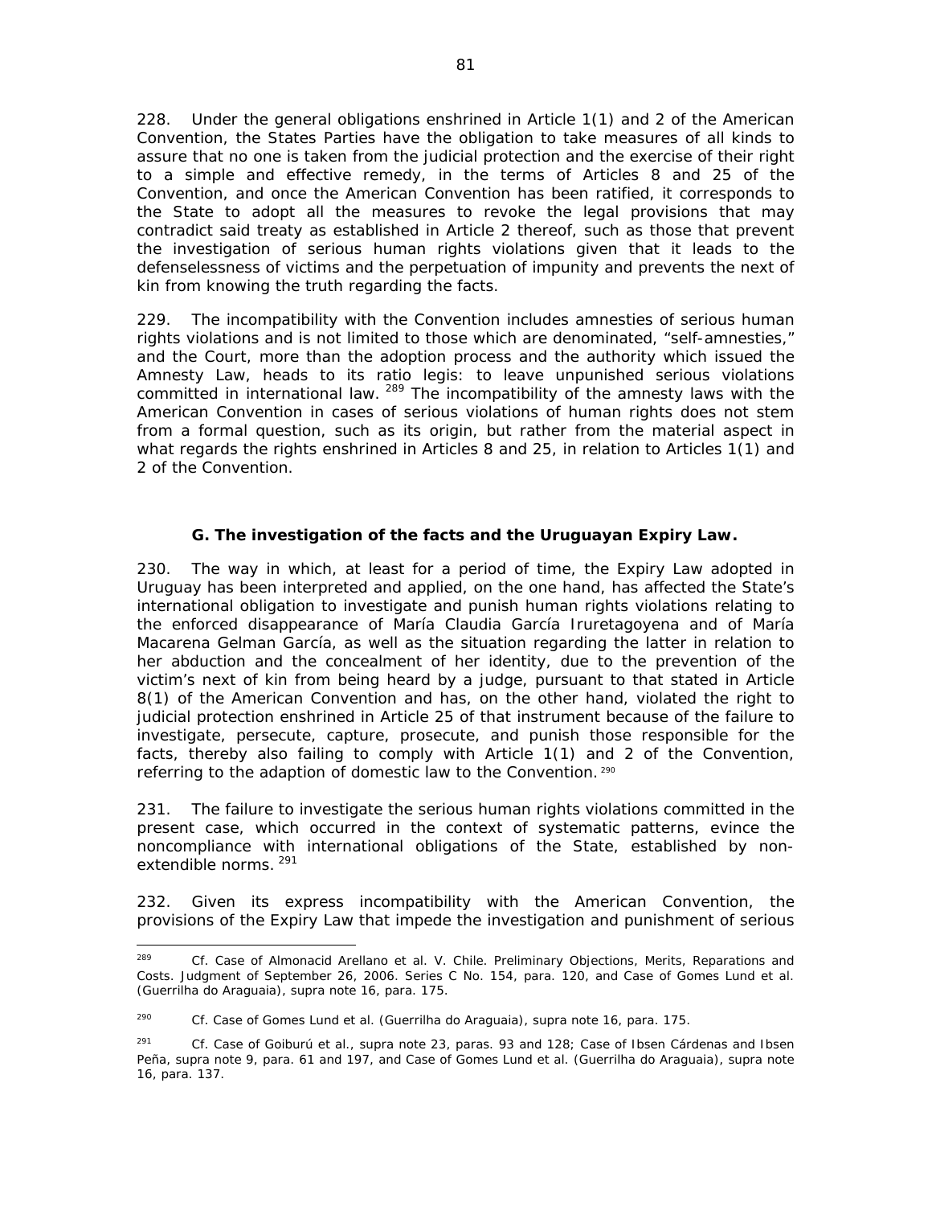228. Under the general obligations enshrined in Article 1(1) and 2 of the American Convention, the States Parties have the obligation to take measures of all kinds to assure that no one is taken from the judicial protection and the exercise of their right to a simple and effective remedy, in the terms of Articles 8 and 25 of the Convention, and once the American Convention has been ratified, it corresponds to the State to adopt all the measures to revoke the legal provisions that may contradict said treaty as established in Article 2 thereof, such as those that prevent the investigation of serious human rights violations given that it leads to the defenselessness of victims and the perpetuation of impunity and prevents the next of kin from knowing the truth regarding the facts.

229. The incompatibility with the Convention includes amnesties of serious human rights violations and is not limited to those which are denominated, "self-amnesties," and the Court, more than the adoption process and the authority which issued the Amnesty Law, heads to its ratio legis: to leave unpunished serious violations committed in international law. [289] The incompatibility of the amnesty laws with the American Convention in cases of serious violations of human rights does not stem from a formal question, such as its origin, but rather from the material aspect in what regards the rights enshrined in Articles 8 and 25, in relation to Articles 1(1) and 2 of the Convention.

### G. The investigation of the facts and the Uruguayan Expiry Law.

230. The way in which, at least for a period of time, the Expiry Law adopted in Uruguay has been interpreted and applied, on the one hand, has affected the State's international obligation to investigate and punish human rights violations relating to the enforced disappearance of María Claudia García Iruretagoyena and of María Macarena Gelman García, as well as the situation regarding the latter in relation to her abduction and the concealment of her identity, due to the prevention of the victim's next of kin from being heard by a judge, pursuant to that stated in Article 8(1) of the American Convention and has, on the other hand, violated the right to judicial protection enshrined in Article 25 of that instrument because of the failure to investigate, persecute, capture, prosecute, and punish those responsible for the facts, thereby also failing to comply with Article 1(1) and 2 of the Convention, referring to the adaption of domestic law to the Convention. [290]

231. The failure to investigate the serious human rights violations committed in the present case, which occurred in the context of systematic patterns, evince the noncompliance with international obligations of the State, established by non-extendible norms. [291]

232. Given its express incompatibility with the American Convention, the provisions of the Expiry Law that impede the investigation and punishment of serious

---

[289] Cf. *Case of Almonacid Arellano et al. V. Chile. Preliminary Objections, Merits, Reparations and Costs.* Judgment of September 26, 2006. Series C No. 154, para. 120, and *Case of Gomes Lund et al. (Guerrilha do Araguaia), supra* note 16, para. 175.

[290] Cf. *Case of Gomes Lund et al. (Guerrilha do Araguaia), supra* note 16, para. 175.

[291] Cf. *Case of Goiburú et al., supra* note 23, paras. 93 and 128; *Case of Ibsen Cárdenas and Ibsen Peña, supra* note 9, para. 61 and 197, and *Case of Gomes Lund et al. (Guerrilha do Araguaia), supra* note 16, para. 137.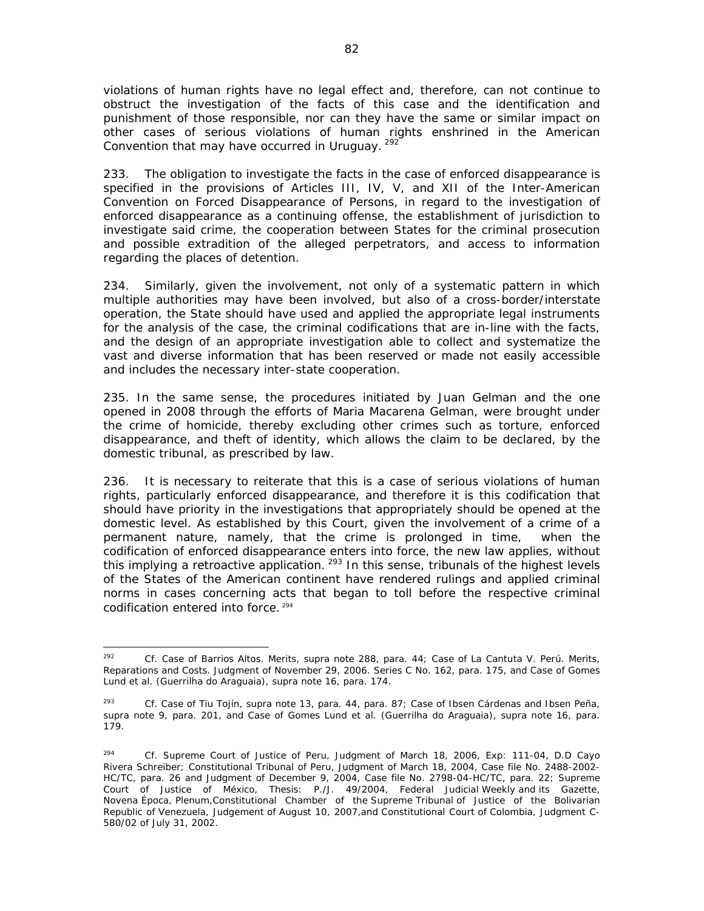violations of human rights have no legal effect and, therefore, can not continue to obstruct the investigation of the facts of this case and the identification and punishment of those responsible, nor can they have the same or similar impact on other cases of serious violations of human rights enshrined in the American Convention that may have occurred in Uruguay. [292]

233. The obligation to investigate the facts in the case of enforced disappearance is specified in the provisions of Articles III, IV, V, and XII of the Inter-American Convention on Forced Disappearance of Persons, in regard to the investigation of enforced disappearance as a continuing offense, the establishment of jurisdiction to investigate said crime, the cooperation between States for the criminal prosecution and possible extradition of the alleged perpetrators, and access to information regarding the places of detention.

234. Similarly, given the involvement, not only of a systematic pattern in which multiple authorities may have been involved, but also of a cross-border/interstate operation, the State should have used and applied the appropriate legal instruments for the analysis of the case, the criminal codifications that are in-line with the facts, and the design of an appropriate investigation able to collect and systematize the vast and diverse information that has been reserved or made not easily accessible and includes the necessary inter-state cooperation.

235. In the same sense, the procedures initiated by Juan Gelman and the one opened in 2008 through the efforts of Maria Macarena Gelman, were brought under the crime of homicide, thereby excluding other crimes such as torture, enforced disappearance, and theft of identity, which allows the claim to be declared, by the domestic tribunal, as prescribed by law.

236. It is necessary to reiterate that this is a case of serious violations of human rights, particularly enforced disappearance, and therefore it is this codification that should have priority in the investigations that appropriately should be opened at the domestic level. As established by this Court, given the involvement of a crime of a permanent nature, namely, that the crime is prolonged in time, when the codification of enforced disappearance enters into force, the new law applies, without this implying a retroactive application. [293] In this sense, tribunals of the highest levels of the States of the American continent have rendered rulings and applied criminal norms in cases concerning acts that began to toll before the respective criminal codification entered into force. [294]

---

[292] Cf. *Case of Barrios Altos. Merits*, supra note 288, para. 44; *Case of La Cantuta V. Perú. Merits, Reparations and Costs*. Judgment of November 29, 2006. Series C No. 162, para. 175, and *Case of Gomes Lund et al. (Guerrilha do Araguaia)*, supra note 16, para. 174.

[293] Cf. *Case of Tiu Tojín*, supra note 13, para. 44, para. 87; *Case of Ibsen Cárdenas and Ibsen Peña*, supra note 9, para. 201, and *Case of Gomes Lund et al. (Guerrilha do Araguaia)*, supra note 16, para. 179.

[294] Cf. Supreme Court of Justice of Peru, Judgment of March 18, 2006, Exp: 111-04, D.D Cayo Rivera Schreiber; Constitutional Tribunal of Peru, Judgment of March 18, 2004, Case file No. 2488-2002-HC/TC, para. 26 and Judgment of December 9, 2004, Case file No. 2798-04-HC/TC, para. 22; Supreme Court of Justice of México, Thesis: P./J. 49/2004, Federal Judicial Weekly and its Gazette, Novena Época, Plenum, Constitutional Chamber of the Supreme Tribunal of Justice of the Bolivarian Republic of Venezuela, Judgement of August 10, 2007, and Constitutional Court of Colombia, Judgment C-580/02 of July 31, 2002.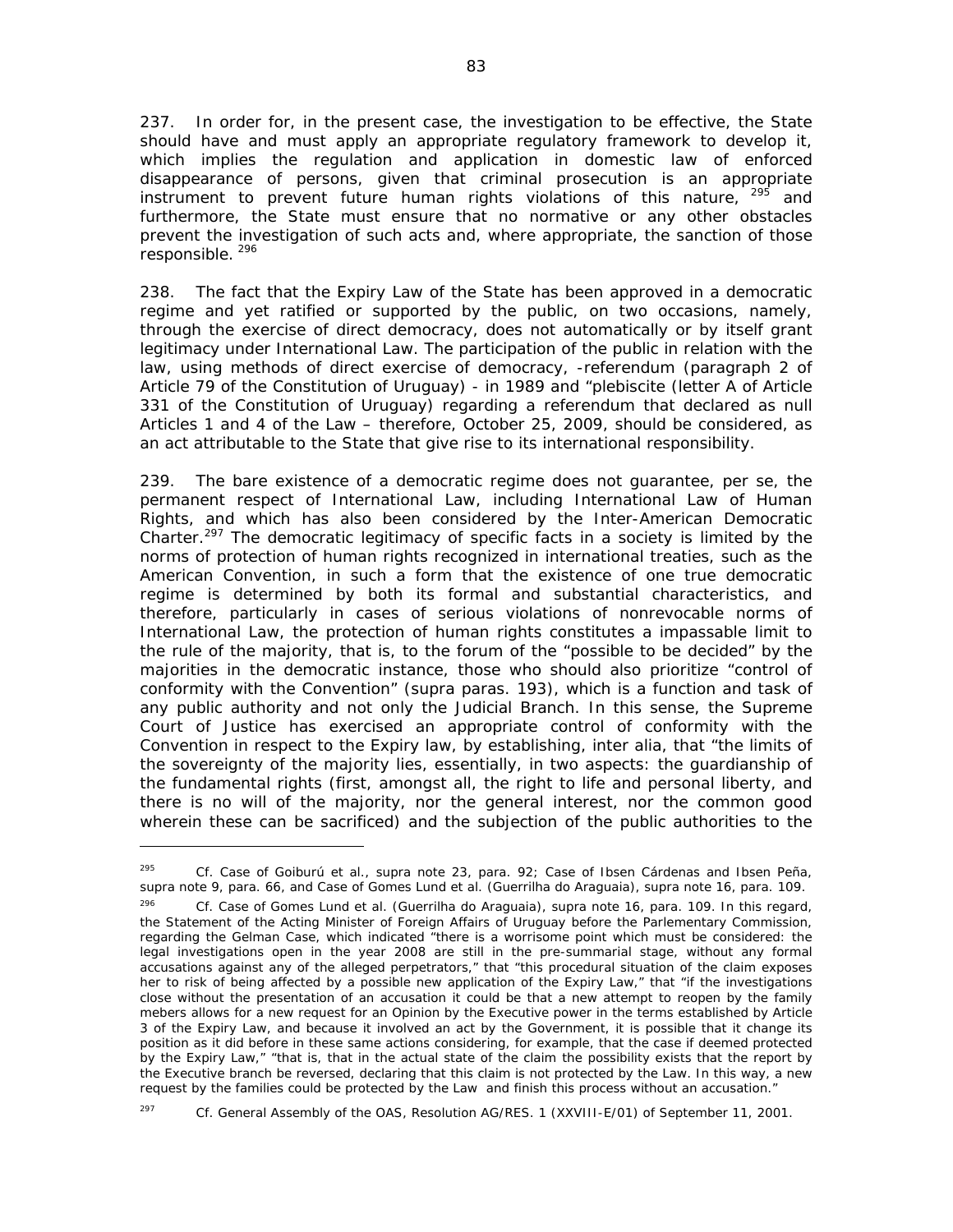237. In order for, in the present case, the investigation to be effective, the State should have and must apply an appropriate regulatory framework to develop it, which implies the regulation and application in domestic law of enforced disappearance of persons, given that criminal prosecution is an appropriate instrument to prevent future human rights violations of this nature, [295] and furthermore, the State must ensure that no normative or any other obstacles prevent the investigation of such acts and, where appropriate, the sanction of those responsible. [296]

238. The fact that the Expiry Law of the State has been approved in a democratic regime and yet ratified or supported by the public, on two occasions, namely, through the exercise of direct democracy, does not automatically or by itself grant legitimacy under International Law. The participation of the public in relation with the law, using methods of direct exercise of democracy, -referendum (paragraph 2 of Article 79 of the Constitution of Uruguay) - in 1989 and "plebiscite (letter A of Article 331 of the Constitution of Uruguay) regarding a referendum that declared as null Articles 1 and 4 of the Law – therefore, October 25, 2009, should be considered, as an act attributable to the State that give rise to its international responsibility.

239. The bare existence of a democratic regime does not guarantee, per se, the permanent respect of International Law, including International Law of Human Rights, and which has also been considered by the Inter-American Democratic Charter.[297] The democratic legitimacy of specific facts in a society is limited by the norms of protection of human rights recognized in international treaties, such as the American Convention, in such a form that the existence of one true democratic regime is determined by both its formal and substantial characteristics, and therefore, particularly in cases of serious violations of nonrevocable norms of International Law, the protection of human rights constitutes a impassable limit to the rule of the majority, that is, to the forum of the "possible to be decided" by the majorities in the democratic instance, those who should also prioritize "control of conformity with the Convention" (supra paras. 193), which is a function and task of any public authority and not only the Judicial Branch. In this sense, the Supreme Court of Justice has exercised an appropriate control of conformity with the Convention in respect to the Expiry law, by establishing, inter alia, that "the limits of the sovereignty of the majority lies, essentially, in two aspects: the guardianship of the fundamental rights (first, amongst all, the right to life and personal liberty, and there is no will of the majority, nor the general interest, nor the common good wherein these can be sacrificed) and the subjection of the public authorities to the

---

[295] *Cf. Case of Goiburú et al., supra* note 23, para. 92; *Case of Ibsen Cárdenas and Ibsen Peña, supra* note 9, para. 66, and *Case of Gomes Lund et al. (Guerrilha do Araguaia), supra* note 16, para. 109.

[296] *Cf. Case of Gomes Lund et al. (Guerrilha do Araguaia), supra* note 16, para. 109. In this regard, the Statement of the Acting Minister of Foreign Affairs of Uruguay before the Parlementary Commission, regarding the Gelman Case, which indicated "there is a worrisome point which must be considered: the legal investigations open in the year 2008 are still in the pre-summarial stage, without any formal accusations against any of the alleged perpetrators," that "this procedural situation of the claim exposes her to risk of being affected by a possible new application of the Expiry Law," that "if the investigations close without the presentation of an accusation it could be that a new attempt to reopen by the family mebers allows for a new request for an Opinion by the Executive power in the terms established by Article 3 of the Expiry Law, and because it involved an act by the Government, it is possible that it change its position as it did before in these same actions considering, for example, that the case if deemed protected by the Expiry Law," "that is, that in the actual state of the claim the possibility exists that the report by the Executive branch be reversed, declaring that this claim is not protected by the Law. In this way, a new request by the families could be protected by the Law and finish this process without an accusation."

[297] *Cf.* General Assembly of the OAS, Resolution AG/RES. 1 (XXVIII-E/01) of September 11, 2001.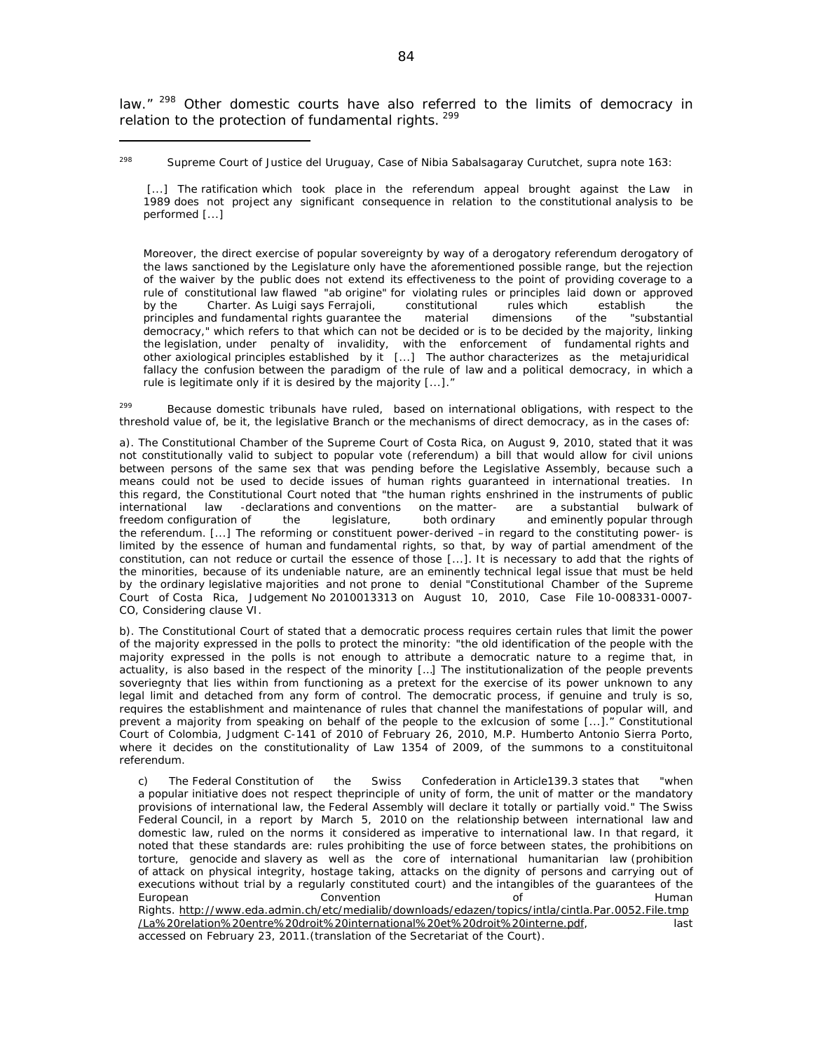law." [298] Other domestic courts have also referred to the limits of democracy in relation to the protection of fundamental rights. [299]

---

[298] Supreme Court of Justice del Uruguay, *Case of Nibia Sabalsagaray Curutchet, supra* note 163:

> [...] The ratification which took place in the referendum appeal brought against the Law in 1989 does not project any significant consequence in relation to the constitutional analysis to be performed [...]
>
> Moreover, the direct exercise of popular sovereignty by way of a derogatory referendum derogatory of the laws sanctioned by the Legislature only have the aforementioned possible range, but the rejection of the waiver by the public does not extend its effectiveness to the point of providing coverage to a rule of constitutional law flawed "ab origine" for violating rules or principles laid down or approved by the Charter. As Luigi says Ferrajoli, constitutional rules which establish the principles and fundamental rights guarantee the material dimensions of the "substantial democracy," which refers to that which can not be decided or is to be decided by the majority, linking the legislation, under penalty of invalidity, with the enforcement of fundamental rights and other axiological principles established by it [...] The author characterizes as the metajuridical fallacy the confusion between the paradigm of the rule of law and a political democracy, in which a rule is legitimate only if it is desired by the majority [...]."

[299] Because domestic tribunals have ruled, based on international obligations, with respect to the threshold value of, be it, the legislative Branch or the mechanisms of direct democracy, as in the cases of:

a). The Constitutional Chamber of the Supreme Court of Costa Rica, on August 9, 2010, stated that it was not constitutionally valid to subject to popular vote (referendum) a bill that would allow for civil unions between persons of the same sex that was pending before the Legislative Assembly, because such a means could not be used to decide issues of human rights guaranteed in international treaties. In this regard, the Constitutional Court noted that "the human rights enshrined in the instruments of public international law -declarations and conventions on the matter- are a substantial bulwark of freedom configuration of the legislature, both ordinary and eminently popular through the referendum. [...] The reforming or constituent power-derived –in regard to the constituting power- is limited by the essence of human and fundamental rights, so that, by way of partial amendment of the constitution, can not reduce or curtail the essence of those [...]. It is necessary to add that the rights of the minorities, because of its undeniable nature, are an eminently technical legal issue that must be held by the ordinary legislative majorities and not prone to denial "Constitutional Chamber of the Supreme Court of Costa Rica, Judgement No 2010013313 on August 10, 2010, Case File 10-008331-0007-CO, Considering clause VI.

b). The Constitutional Court of stated that a democratic process requires certain rules that limit the power of the majority expressed in the polls to protect the minority: "the old identification of the people with the majority expressed in the polls is not enough to attribute a democratic nature to a regime that, in actuality, is also based in the respect of the minority [...] The institutionalization of the people prevents soveriegnty that lies within from functioning as a pretext for the exercise of its power unknown to any legal limit and detached from any form of control. The democratic process, if genuine and truly is so, requires the establishment and maintenance of rules that channel the manifestations of popular will, and prevent a majority from speaking on behalf of the people to the exlcusion of some [...]." Constitutional Court of Colombia, Judgment C-141 of 2010 of February 26, 2010, M.P. Humberto Antonio Sierra Porto, where it decides on the constitutionality of Law 1354 of 2009, of the summons to a constituitonal referendum.

c) The Federal Constitution of the Swiss Confederation in Article139.3 states that "when a popular initiative does not respect theprinciple of unity of form, the unit of matter or the mandatory provisions of international law, the Federal Assembly will declare it totally or partially void." The Swiss Federal Council, in a report by March 5, 2010 on the relationship between international law and domestic law, ruled on the norms it considered as imperative to international law. In that regard, it noted that these standards are: rules prohibiting the use of force between states, the prohibitions on torture, genocide and slavery as well as the core of international humanitarian law (prohibition of attack on physical integrity, hostage taking, attacks on the dignity of persons and carrying out of executions without trial by a regularly constituted court) and the intangibles of the guarantees of the European Convention of Human Rights. http://www.eda.admin.ch/etc/medialib/downloads/edazen/topics/intla/cintla.Par.0052.File.tmp/La%20relation%20entre%20droit%20international%20et%20droit%20interne.pdf, last accessed on February 23, 2011.(translation of the Secretariat of the Court).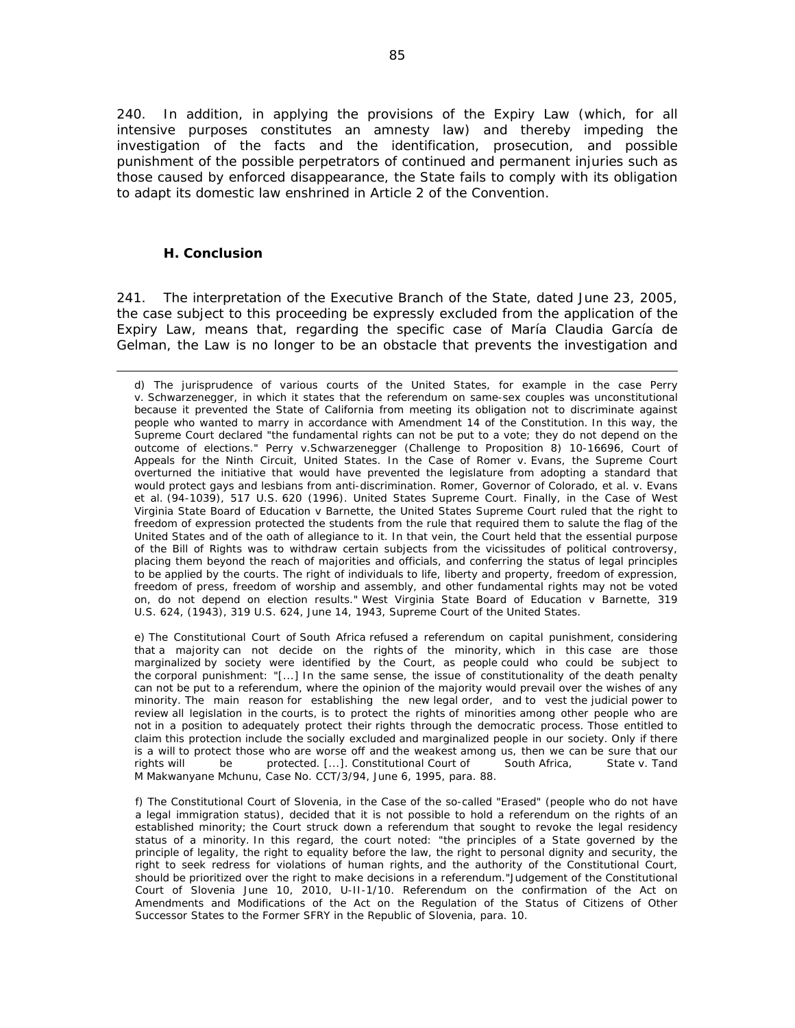240. In addition, in applying the provisions of the Expiry Law (which, for all intensive purposes constitutes an amnesty law) and thereby impeding the investigation of the facts and the identification, prosecution, and possible punishment of the possible perpetrators of continued and permanent injuries such as those caused by enforced disappearance, the State fails to comply with its obligation to adapt its domestic law enshrined in Article 2 of the Convention.

### H. Conclusion

241. The interpretation of the Executive Branch of the State, dated June 23, 2005, the case subject to this proceeding be expressly excluded from the application of the Expiry Law, means that, regarding the specific case of María Claudia García de Gelman, the Law is no longer to be an obstacle that prevents the investigation and

---

d) The jurisprudence of various courts of the United States, for example in the case Perry v. Schwarzenegger, in which it states that the referendum on same-sex couples was unconstitutional because it prevented the State of California from meeting its obligation not to discriminate against people who wanted to marry in accordance with Amendment 14 of the Constitution. In this way, the Supreme Court declared "the fundamental rights can not be put to a vote; they do not depend on the outcome of elections." Perry v.Schwarzenegger (Challenge to Proposition 8) 10-16696, Court of Appeals for the Ninth Circuit, United States. In the Case of Romer v. Evans, the Supreme Court overturned the initiative that would have prevented the legislature from adopting a standard that would protect gays and lesbians from anti-discrimination. Romer, Governor of Colorado, et al. v. Evans et al. (94-1039), 517 U.S. 620 (1996). United States Supreme Court. Finally, in the Case of West Virginia State Board of Education v Barnette, the United States Supreme Court ruled that the right to freedom of expression protected the students from the rule that required them to salute the flag of the United States and of the oath of allegiance to it. In that vein, the Court held that the essential purpose of the Bill of Rights was to withdraw certain subjects from the vicissitudes of political controversy, placing them beyond the reach of majorities and officials, and conferring the status of legal principles to be applied by the courts. The right of individuals to life, liberty and property, freedom of expression, freedom of press, freedom of worship and assembly, and other fundamental rights may not be voted on, do not depend on election results." West Virginia State Board of Education v Barnette, 319 U.S. 624, (1943), 319 U.S. 624, June 14, 1943, Supreme Court of the United States.

e) The Constitutional Court of South Africa refused a referendum on capital punishment, considering that a majority can not decide on the rights of the minority, which in this case are those marginalized by society were identified by the Court, as people could who could be subject to the corporal punishment: "[...] In the same sense, the issue of constitutionality of the death penalty can not be put to a referendum, where the opinion of the majority would prevail over the wishes of any minority. The main reason for establishing the new legal order, and to vest the judicial power to review all legislation in the courts, is to protect the rights of minorities among other people who are not in a position to adequately protect their rights through the democratic process. Those entitled to claim this protection include the socially excluded and marginalized people in our society. Only if there is a will to protect those who are worse off and the weakest among us, then we can be sure that our rights will be protected. [...]. Constitutional Court of South Africa, State v. Tand M Makwanyane Mchunu, Case No. CCT/3/94, June 6, 1995, para. 88.

f) The Constitutional Court of Slovenia, in the Case of the so-called "Erased" (people who do not have a legal immigration status), decided that it is not possible to hold a referendum on the rights of an established minority; the Court struck down a referendum that sought to revoke the legal residency status of a minority. In this regard, the court noted: "the principles of a State governed by the principle of legality, the right to equality before the law, the right to personal dignity and security, the right to seek redress for violations of human rights, and the authority of the Constitutional Court, should be prioritized over the right to make decisions in a referendum."Judgement of the Constitutional Court of Slovenia June 10, 2010, U-II-1/10. Referendum on the confirmation of the Act on Amendments and Modifications of the Act on the Regulation of the Status of Citizens of Other Successor States to the Former SFRY in the Republic of Slovenia, para. 10.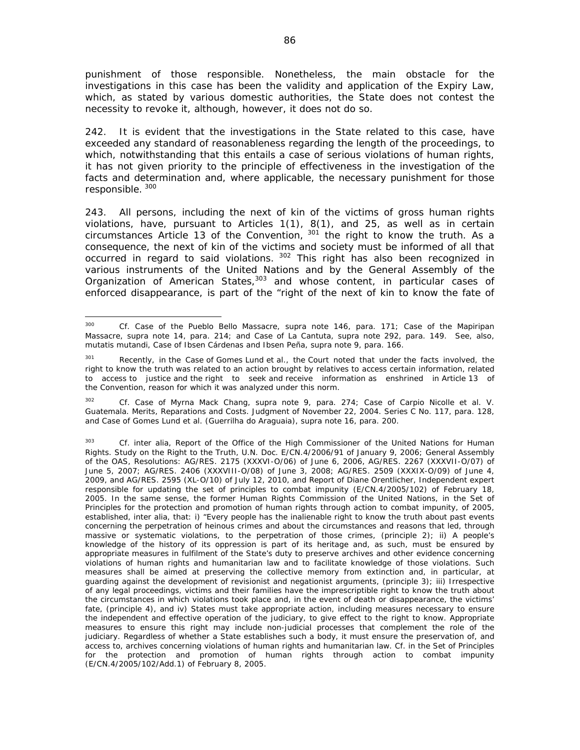punishment of those responsible. Nonetheless, the main obstacle for the investigations in this case has been the validity and application of the Expiry Law, which, as stated by various domestic authorities, the State does not contest the necessity to revoke it, although, however, it does not do so.

242. It is evident that the investigations in the State related to this case, have exceeded any standard of reasonableness regarding the length of the proceedings, to which, notwithstanding that this entails a case of serious violations of human rights, it has not given priority to the principle of effectiveness in the investigation of the facts and determination and, where applicable, the necessary punishment for those responsible. [300]

243. All persons, including the next of kin of the victims of gross human rights violations, have, pursuant to Articles 1(1), 8(1), and 25, as well as in certain circumstances Article 13 of the Convention, [301] the right to know the truth. As a consequence, the next of kin of the victims and society must be informed of all that occurred in regard to said violations. [302] This right has also been recognized in various instruments of the United Nations and by the General Assembly of the Organization of American States,[303] and whose content, in particular cases of enforced disappearance, is part of the "right of the next of kin to know the fate of

---

[300] Cf. *Case of the Pueblo Bello Massacre, supra* note 146, para. 171; *Case of the Mapiripan Massacre, supra* note 14, para. 214; and *Case of La Cantuta, supra* note 292, para. 149. See, also, *mutatis mutandi*, *Case of Ibsen Cárdenas and Ibsen Peña, supra* note 9, para. 166.

[301] Recently, in the *Case of Gomes Lund et al.*, the Court noted that under the facts involved, the right to know the truth was related to an action brought by relatives to access certain information, related to access to justice and the right to seek and receive information as enshrined in Article 13 of the Convention, reason for which it was analyzed under this norm.

[302] Cf. *Case of Myrna Mack Chang, supra* note 9, para. 274; *Case of Carpio Nicolle et al. V. Guatemala. Merits, Reparations and Costs.* Judgment of November 22, 2004. Series C No. 117, para. 128, and *Case of Gomes Lund et al. (Guerrilha do Araguaia), supra* note 16, para. 200.

[303] Cf. *inter alia*, Report of the Office of the High Commissioner of the United Nations for Human Rights. Study on the Right to the Truth, U.N. Doc. E/CN.4/2006/91 of January 9, 2006; General Assembly of the OAS, Resolutions: AG/RES. 2175 (XXXVI-O/06) of June 6, 2006, AG/RES. 2267 (XXXVII-O/07) of June 5, 2007; AG/RES. 2406 (XXXVIII-O/08) of June 3, 2008; AG/RES. 2509 (XXXIX-O/09) of June 4, 2009, and AG/RES. 2595 (XL-O/10) of July 12, 2010, and Report of Diane Orentlicher, Independent expert responsible for updating the set of principles to combat impunity (E/CN.4/2005/102) of February 18, 2005. In the same sense, the former Human Rights Commission of the United Nations, in the Set of Principles for the protection and promotion of human rights through action to combat impunity, of 2005, established, *inter alia*, that: i) "Every people has the inalienable right to know the truth about past events concerning the perpetration of heinous crimes and about the circumstances and reasons that led, through massive or systematic violations, to the perpetration of those crimes, (principle 2); ii) A people's knowledge of the history of its oppression is part of its heritage and, as such, must be ensured by appropriate measures in fulfilment of the State's duty to preserve archives and other evidence concerning violations of human rights and humanitarian law and to facilitate knowledge of those violations. Such measures shall be aimed at preserving the collective memory from extinction and, in particular, at guarding against the development of revisionist and negationist arguments, (principle 3); iii) Irrespective of any legal proceedings, victims and their families have the imprescriptible right to know the truth about the circumstances in which violations took place and, in the event of death or disappearance, the victims' fate, (principle 4), and iv) States must take appropriate action, including measures necessary to ensure the independent and effective operation of the judiciary, to give effect to the right to know. Appropriate measures to ensure this right may include non-judicial processes that complement the role of the judiciary. Regardless of whether a State establishes such a body, it must ensure the preservation of, and access to, archives concerning violations of human rights and humanitarian law. Cf. in the Set of Principles for the protection and promotion of human rights through action to combat impunity (E/CN.4/2005/102/Add.1) of February 8, 2005.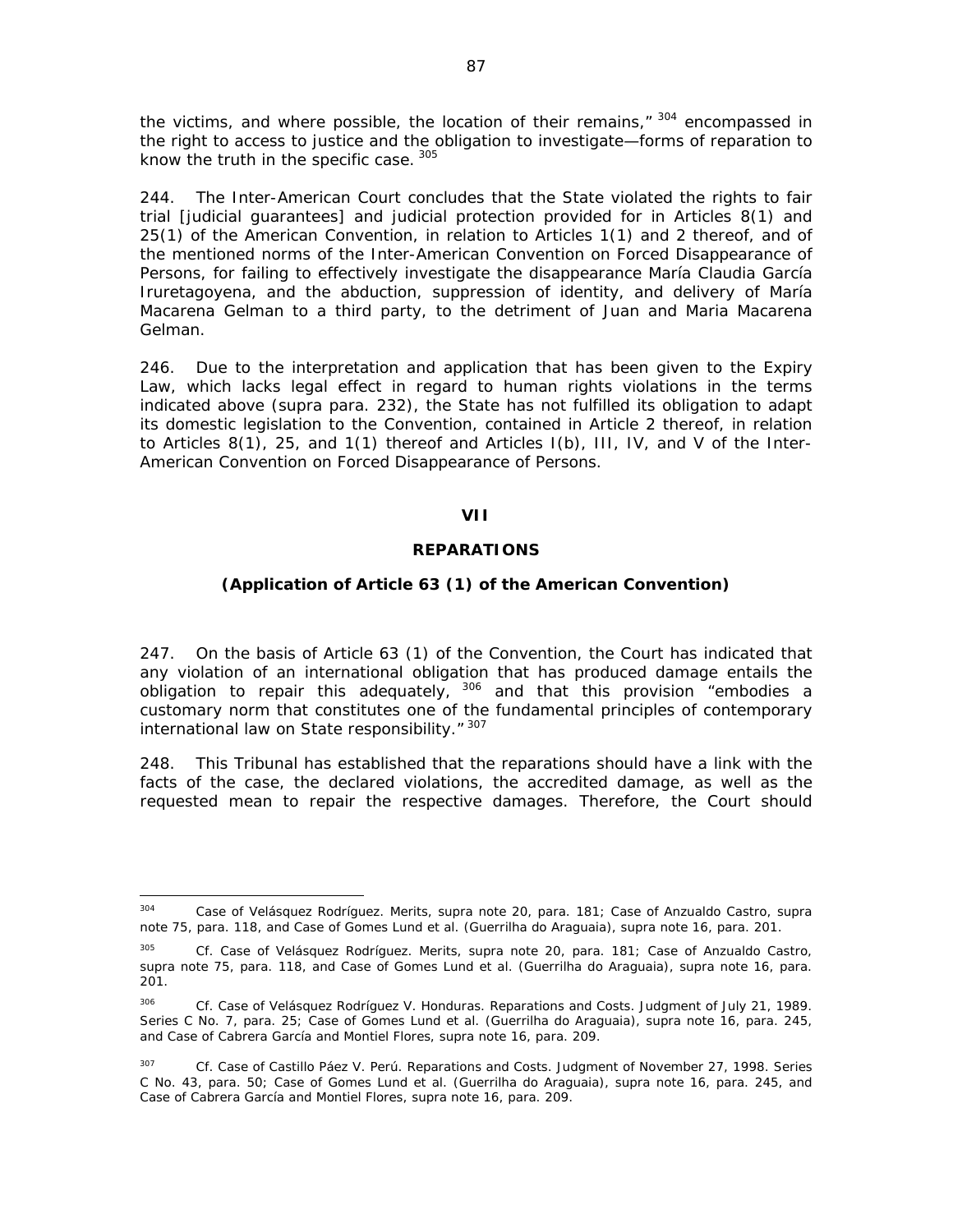the victims, and where possible, the location of their remains,"[304] encompassed in the right to access to justice and the obligation to investigate—forms of reparation to know the truth in the specific case.[305]

244. The Inter-American Court concludes that the State violated the rights to fair trial [judicial guarantees] and judicial protection provided for in Articles 8(1) and 25(1) of the American Convention, in relation to Articles 1(1) and 2 thereof, and of the mentioned norms of the Inter-American Convention on Forced Disappearance of Persons, for failing to effectively investigate the disappearance María Claudia García Iruretagoyena, and the abduction, suppression of identity, and delivery of María Macarena Gelman to a third party, to the detriment of Juan and Maria Macarena Gelman.

246. Due to the interpretation and application that has been given to the Expiry Law, which lacks legal effect in regard to human rights violations in the terms indicated above (supra para. 232), the State has not fulfilled its obligation to adapt its domestic legislation to the Convention, contained in Article 2 thereof, in relation to Articles 8(1), 25, and 1(1) thereof and Articles I(b), III, IV, and V of the Inter-American Convention on Forced Disappearance of Persons.

## VII

## REPARATIONS

### (Application of Article 63 (1) of the American Convention)

247. On the basis of Article 63 (1) of the Convention, the Court has indicated that any violation of an international obligation that has produced damage entails the obligation to repair this adequately,[306] and that this provision "embodies a customary norm that constitutes one of the fundamental principles of contemporary international law on State responsibility."[307]

248. This Tribunal has established that the reparations should have a link with the facts of the case, the declared violations, the accredited damage, as well as the requested mean to repair the respective damages. Therefore, the Court should

---

[304] Case of Velásquez Rodríguez. Merits, supra note 20, para. 181; Case of Anzualdo Castro, supra note 75, para. 118, and Case of Gomes Lund et al. (Guerrilha do Araguaia), supra note 16, para. 201.

[305] Cf. Case of Velásquez Rodríguez. Merits, supra note 20, para. 181; Case of Anzualdo Castro, supra note 75, para. 118, and Case of Gomes Lund et al. (Guerrilha do Araguaia), supra note 16, para. 201.

[306] Cf. Case of Velásquez Rodríguez V. Honduras. Reparations and Costs. Judgment of July 21, 1989. Series C No. 7, para. 25; Case of Gomes Lund et al. (Guerrilha do Araguaia), supra note 16, para. 245, and Case of Cabrera García and Montiel Flores, supra note 16, para. 209.

[307] Cf. Case of Castillo Páez V. Perú. Reparations and Costs. Judgment of November 27, 1998. Series C No. 43, para. 50; Case of Gomes Lund et al. (Guerrilha do Araguaia), supra note 16, para. 245, and Case of Cabrera García and Montiel Flores, supra note 16, para. 209.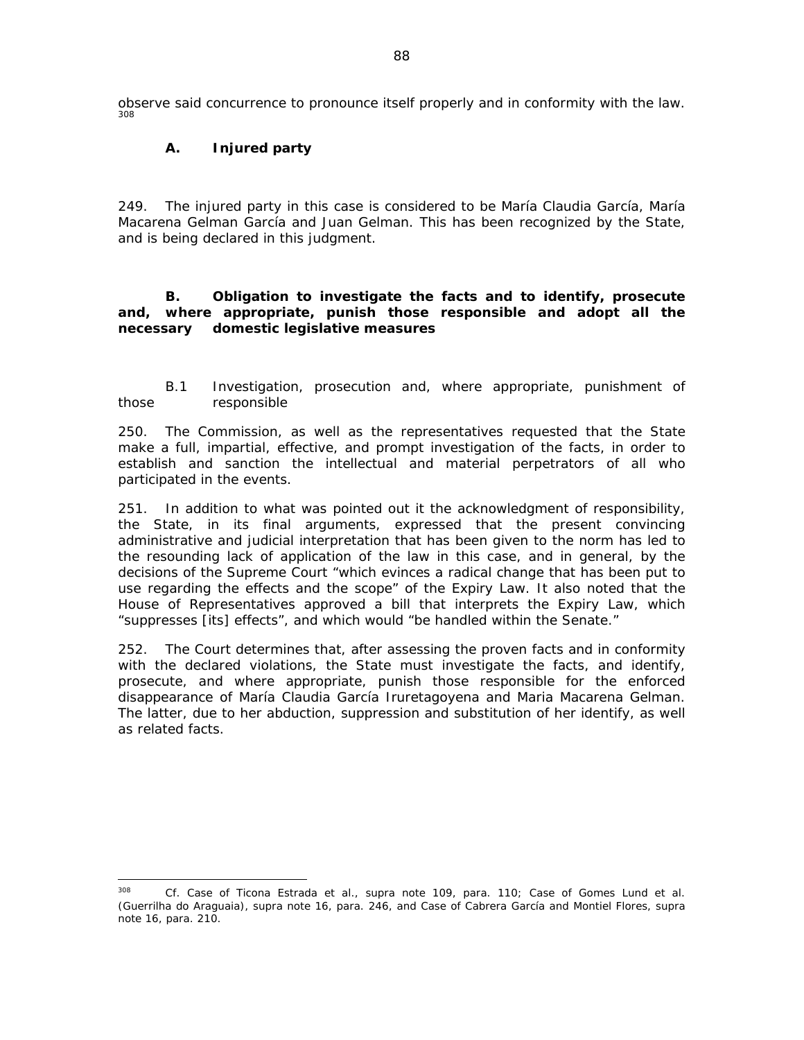observe said concurrence to pronounce itself properly and in conformity with the law.[308]

### A. Injured party

249. The injured party in this case is considered to be María Claudia García, María Macarena Gelman García and Juan Gelman. This has been recognized by the State, and is being declared in this judgment.

### B. Obligation to investigate the facts and to identify, prosecute and, where appropriate, punish those responsible and adopt all the necessary domestic legislative measures

B.1 Investigation, prosecution and, where appropriate, punishment of those responsible

250. The Commission, as well as the representatives requested that the State make a full, impartial, effective, and prompt investigation of the facts, in order to establish and sanction the intellectual and material perpetrators of all who participated in the events.

251. In addition to what was pointed out it the acknowledgment of responsibility, the State, in its final arguments, expressed that the present convincing administrative and judicial interpretation that has been given to the norm has led to the resounding lack of application of the law in this case, and in general, by the decisions of the Supreme Court "which evinces a radical change that has been put to use regarding the effects and the scope" of the Expiry Law. It also noted that the House of Representatives approved a bill that interprets the Expiry Law, which "suppresses [its] effects", and which would "be handled within the Senate."

252. The Court determines that, after assessing the proven facts and in conformity with the declared violations, the State must investigate the facts, and identify, prosecute, and where appropriate, punish those responsible for the enforced disappearance of María Claudia García Iruretagoyena and Maria Macarena Gelman. The latter, due to her abduction, suppression and substitution of her identify, as well as related facts.

---

[308] *Cf. Case of Ticona Estrada et al., supra* note 109, para. 110; *Case of Gomes Lund et al. (Guerrilha do Araguaia), supra* note 16, para. 246, and *Case of Cabrera García and Montiel Flores, supra* note 16, para. 210.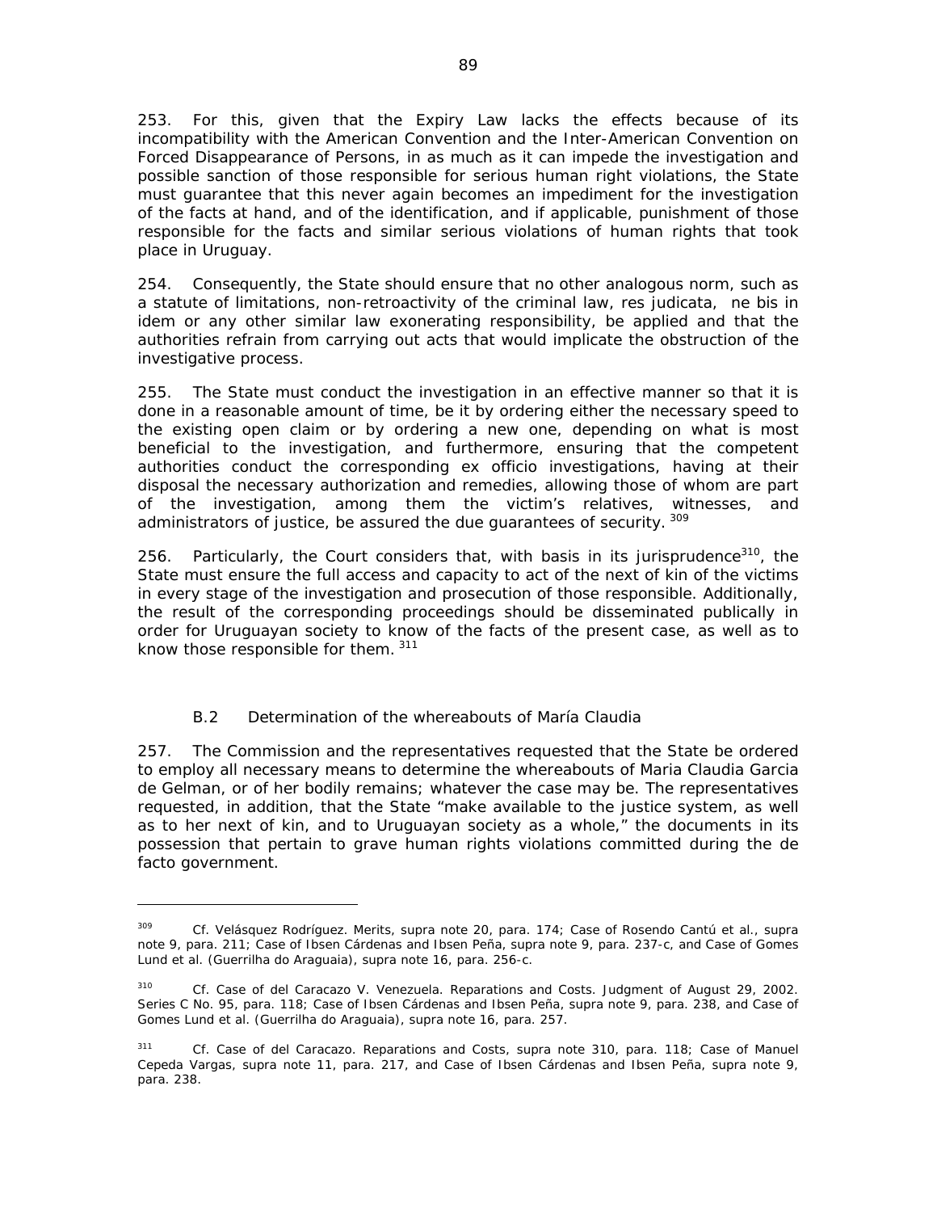253. For this, given that the Expiry Law lacks the effects because of its incompatibility with the American Convention and the Inter-American Convention on Forced Disappearance of Persons, in as much as it can impede the investigation and possible sanction of those responsible for serious human right violations, the State must guarantee that this never again becomes an impediment for the investigation of the facts at hand, and of the identification, and if applicable, punishment of those responsible for the facts and similar serious violations of human rights that took place in Uruguay.

254. Consequently, the State should ensure that no other analogous norm, such as a statute of limitations, non-retroactivity of the criminal law, res judicata, ne bis in idem or any other similar law exonerating responsibility, be applied and that the authorities refrain from carrying out acts that would implicate the obstruction of the investigative process.

255. The State must conduct the investigation in an effective manner so that it is done in a reasonable amount of time, be it by ordering either the necessary speed to the existing open claim or by ordering a new one, depending on what is most beneficial to the investigation, and furthermore, ensuring that the competent authorities conduct the corresponding ex officio investigations, having at their disposal the necessary authorization and remedies, allowing those of whom are part of the investigation, among them the victim's relatives, witnesses, and administrators of justice, be assured the due guarantees of security. [309]

256. Particularly, the Court considers that, with basis in its jurisprudence[310], the State must ensure the full access and capacity to act of the next of kin of the victims in every stage of the investigation and prosecution of those responsible. Additionally, the result of the corresponding proceedings should be disseminated publically in order for Uruguayan society to know of the facts of the present case, as well as to know those responsible for them. [311]

### B.2 Determination of the whereabouts of María Claudia

257. The Commission and the representatives requested that the State be ordered to employ all necessary means to determine the whereabouts of Maria Claudia Garcia de Gelman, or of her bodily remains; whatever the case may be. The representatives requested, in addition, that the State "make available to the justice system, as well as to her next of kin, and to Uruguayan society as a whole," the documents in its possession that pertain to grave human rights violations committed during the de facto government.

---

[309] Cf. Velásquez Rodríguez. Merits, supra note 20, para. 174; Case of Rosendo Cantú et al., supra note 9, para. 211; Case of Ibsen Cárdenas and Ibsen Peña, supra note 9, para. 237-c, and Case of Gomes Lund et al. (Guerrilha do Araguaia), supra note 16, para. 256-c.

[310] Cf. Case of del Caracazo V. Venezuela. Reparations and Costs. Judgment of August 29, 2002. Series C No. 95, para. 118; Case of Ibsen Cárdenas and Ibsen Peña, supra note 9, para. 238, and Case of Gomes Lund et al. (Guerrilha do Araguaia), supra note 16, para. 257.

[311] Cf. Case of del Caracazo. Reparations and Costs, supra note 310, para. 118; Case of Manuel Cepeda Vargas, supra note 11, para. 217, and Case of Ibsen Cárdenas and Ibsen Peña, supra note 9, para. 238.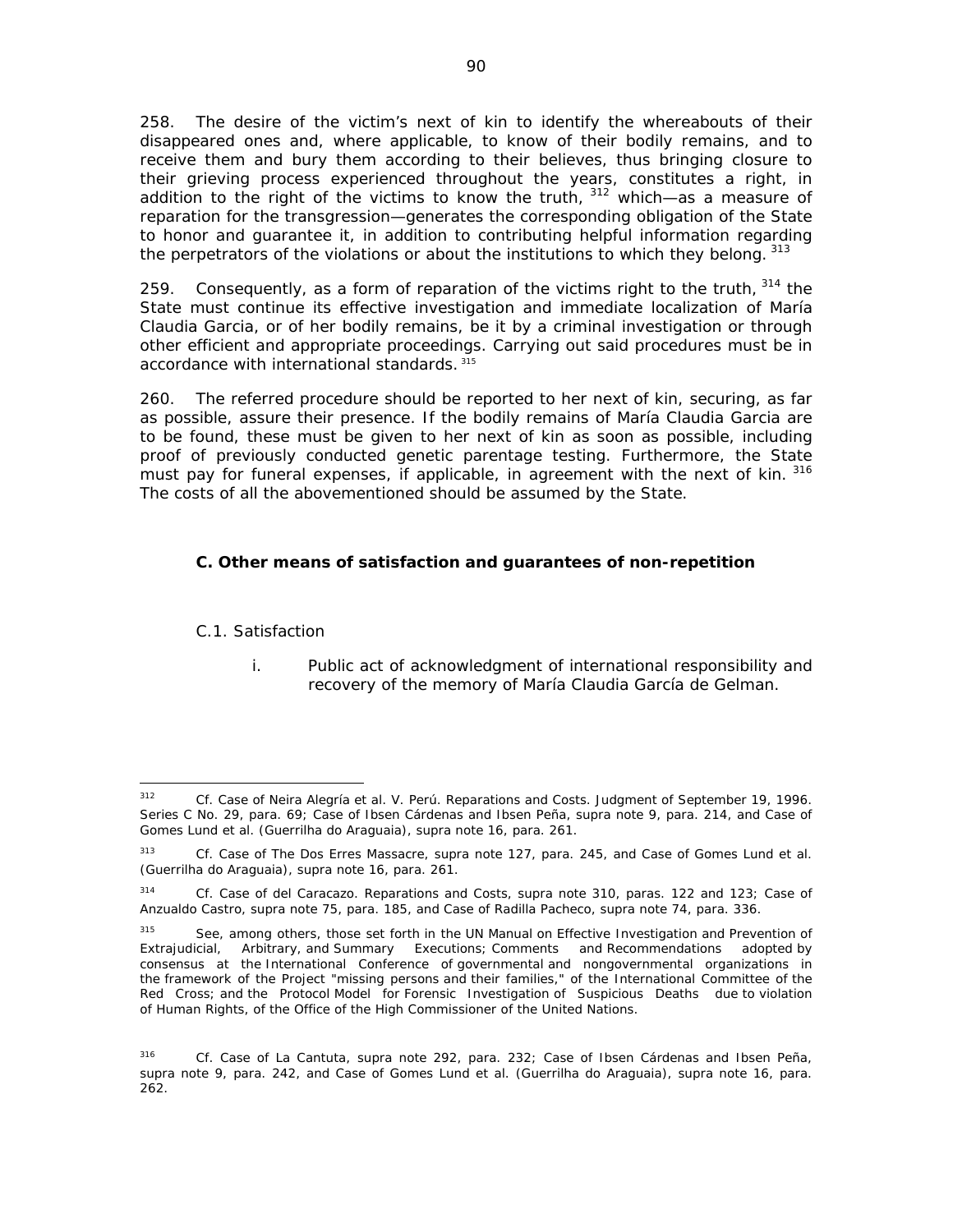258. The desire of the victim's next of kin to identify the whereabouts of their disappeared ones and, where applicable, to know of their bodily remains, and to receive them and bury them according to their believes, thus bringing closure to their grieving process experienced throughout the years, constitutes a right, in addition to the right of the victims to know the truth, [312] which—as a measure of reparation for the transgression—generates the corresponding obligation of the State to honor and guarantee it, in addition to contributing helpful information regarding the perpetrators of the violations or about the institutions to which they belong. [313]

259. Consequently, as a form of reparation of the victims right to the truth, [314] the State must continue its effective investigation and immediate localization of María Claudia Garcia, or of her bodily remains, be it by a criminal investigation or through other efficient and appropriate proceedings. Carrying out said procedures must be in accordance with international standards. [315]

260. The referred procedure should be reported to her next of kin, securing, as far as possible, assure their presence. If the bodily remains of María Claudia Garcia are to be found, these must be given to her next of kin as soon as possible, including proof of previously conducted genetic parentage testing. Furthermore, the State must pay for funeral expenses, if applicable, in agreement with the next of kin. [316] The costs of all the abovementioned should be assumed by the State.

### C. Other means of satisfaction and guarantees of non-repetition

#### C.1. Satisfaction

i. Public act of acknowledgment of international responsibility and recovery of the memory of María Claudia García de Gelman.

---

[312] Cf. Case of Neira Alegría et al. V. Perú. Reparations and Costs. Judgment of September 19, 1996. Series C No. 29, para. 69; Case of Ibsen Cárdenas and Ibsen Peña, supra note 9, para. 214, and Case of Gomes Lund et al. (Guerrilha do Araguaia), supra note 16, para. 261.

[313] Cf. Case of The Dos Erres Massacre, supra note 127, para. 245, and Case of Gomes Lund et al. (Guerrilha do Araguaia), supra note 16, para. 261.

[314] Cf. Case of del Caracazo. Reparations and Costs, supra note 310, paras. 122 and 123; Case of Anzualdo Castro, supra note 75, para. 185, and Case of Radilla Pacheco, supra note 74, para. 336.

[315] See, among others, those set forth in the UN Manual on Effective Investigation and Prevention of Extrajudicial, Arbitrary, and Summary Executions; Comments and Recommendations adopted by consensus at the International Conference of governmental and nongovernmental organizations in the framework of the Project "missing persons and their families," of the International Committee of the Red Cross; and the Protocol Model for Forensic Investigation of Suspicious Deaths due to violation of Human Rights, of the Office of the High Commissioner of the United Nations.

[316] Cf. Case of La Cantuta, supra note 292, para. 232; Case of Ibsen Cárdenas and Ibsen Peña, supra note 9, para. 242, and Case of Gomes Lund et al. (Guerrilha do Araguaia), supra note 16, para. 262.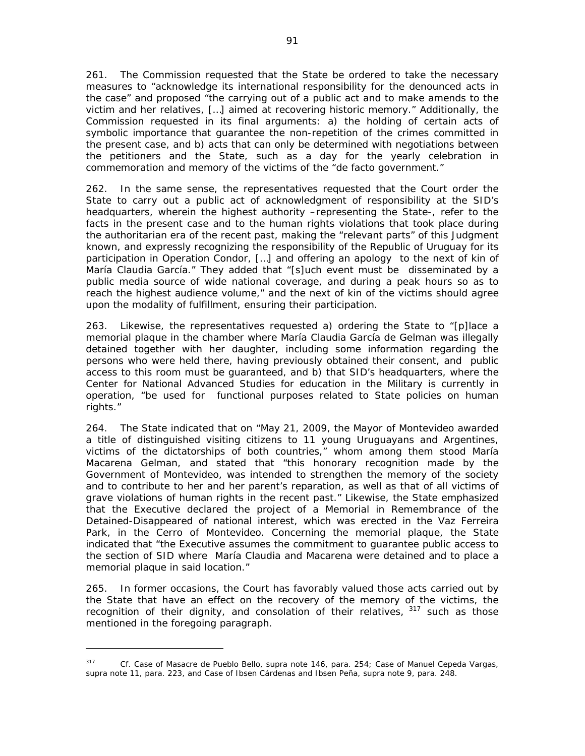261. The Commission requested that the State be ordered to take the necessary measures to "acknowledge its international responsibility for the denounced acts in the case" and proposed "the carrying out of a public act and to make amends to the victim and her relatives, […] aimed at recovering historic memory." Additionally, the Commission requested in its final arguments: a) the holding of certain acts of symbolic importance that guarantee the non-repetition of the crimes committed in the present case, and b) acts that can only be determined with negotiations between the petitioners and the State, such as a day for the yearly celebration in commemoration and memory of the victims of the "de facto government."

262. In the same sense, the representatives requested that the Court order the State to carry out a public act of acknowledgment of responsibility at the SID's headquarters, wherein the highest authority –representing the State-, refer to the facts in the present case and to the human rights violations that took place during the authoritarian era of the recent past, making the "relevant parts" of this Judgment known, and expressly recognizing the responsibility of the Republic of Uruguay for its participation in Operation Condor, […] and offering an apology to the next of kin of María Claudia García." They added that "[s]uch event must be disseminated by a public media source of wide national coverage, and during a peak hours so as to reach the highest audience volume," and the next of kin of the victims should agree upon the modality of fulfillment, ensuring their participation.

263. Likewise, the representatives requested a) ordering the State to "[p]lace a memorial plaque in the chamber where María Claudia García de Gelman was illegally detained together with her daughter, including some information regarding the persons who were held there, having previously obtained their consent, and public access to this room must be guaranteed, and b) that SID's headquarters, where the Center for National Advanced Studies for education in the Military is currently in operation, "be used for functional purposes related to State policies on human rights."

264. The State indicated that on "May 21, 2009, the Mayor of Montevideo awarded a title of distinguished visiting citizens to 11 young Uruguayans and Argentines, victims of the dictatorships of both countries," whom among them stood María Macarena Gelman, and stated that "this honorary recognition made by the Government of Montevideo, was intended to strengthen the memory of the society and to contribute to her and her parent's reparation, as well as that of all victims of grave violations of human rights in the recent past." Likewise, the State emphasized that the Executive declared the project of a Memorial in Remembrance of the Detained-Disappeared of national interest, which was erected in the Vaz Ferreira Park, in the Cerro of Montevideo. Concerning the memorial plaque, the State indicated that "the Executive assumes the commitment to guarantee public access to the section of SID where María Claudia and Macarena were detained and to place a memorial plaque in said location."

265. In former occasions, the Court has favorably valued those acts carried out by the State that have an effect on the recovery of the memory of the victims, the recognition of their dignity, and consolation of their relatives, [317] such as those mentioned in the foregoing paragraph.

---

[317] *Cf. Case of Masacre de Pueblo Bello, supra* note 146, para. 254; *Case of Manuel Cepeda Vargas, supra* note 11, para. 223, and *Case of Ibsen Cárdenas and Ibsen Peña, supra* note 9, para. 248.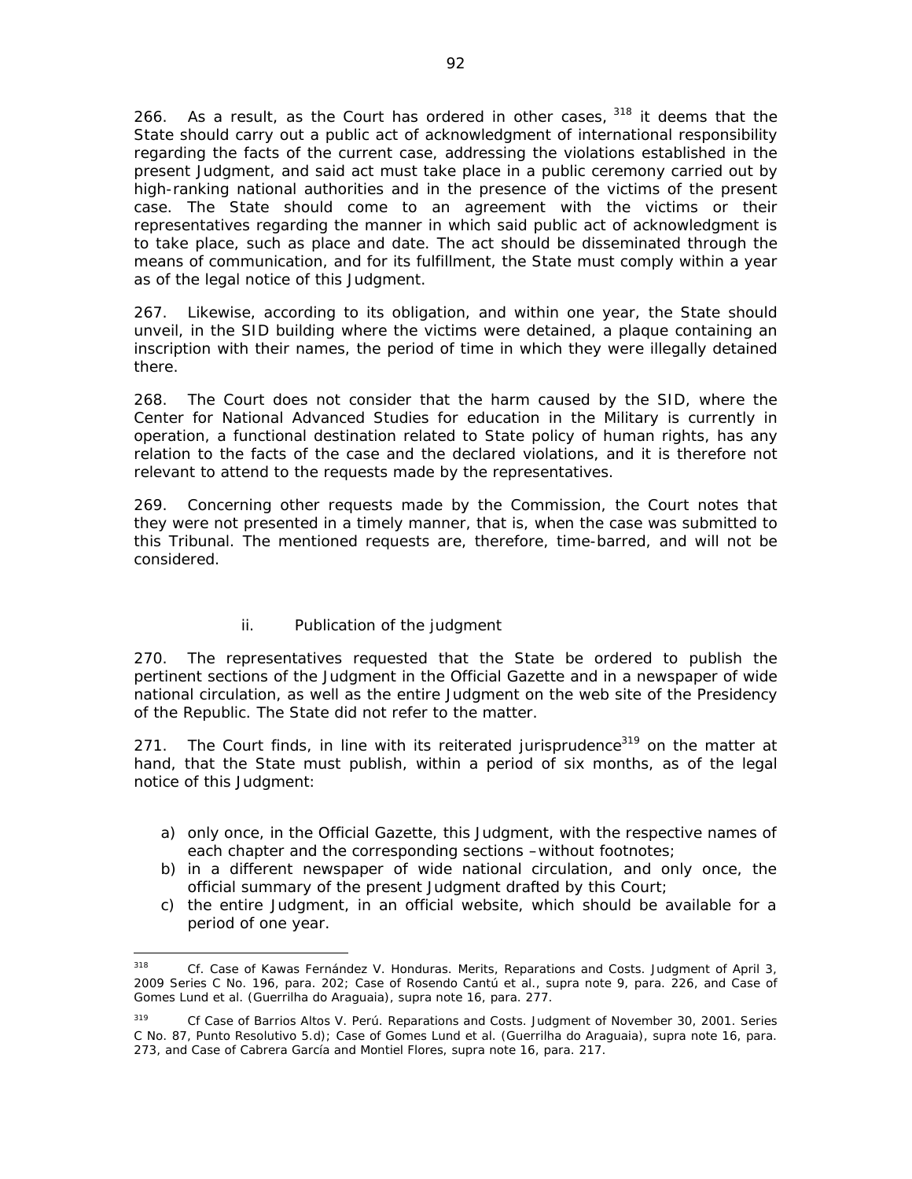266. As a result, as the Court has ordered in other cases, [318] it deems that the State should carry out a public act of acknowledgment of international responsibility regarding the facts of the current case, addressing the violations established in the present Judgment, and said act must take place in a public ceremony carried out by high-ranking national authorities and in the presence of the victims of the present case. The State should come to an agreement with the victims or their representatives regarding the manner in which said public act of acknowledgment is to take place, such as place and date. The act should be disseminated through the means of communication, and for its fulfillment, the State must comply within a year as of the legal notice of this Judgment.

267. Likewise, according to its obligation, and within one year, the State should unveil, in the SID building where the victims were detained, a plaque containing an inscription with their names, the period of time in which they were illegally detained there.

268. The Court does not consider that the harm caused by the SID, where the Center for National Advanced Studies for education in the Military is currently in operation, a functional destination related to State policy of human rights, has any relation to the facts of the case and the declared violations, and it is therefore not relevant to attend to the requests made by the representatives.

269. Concerning other requests made by the Commission, the Court notes that they were not presented in a timely manner, that is, when the case was submitted to this Tribunal. The mentioned requests are, therefore, time-barred, and will not be considered.

### ii. Publication of the judgment

270. The representatives requested that the State be ordered to publish the pertinent sections of the Judgment in the Official Gazette and in a newspaper of wide national circulation, as well as the entire Judgment on the web site of the Presidency of the Republic. The State did not refer to the matter.

271. The Court finds, in line with its reiterated jurisprudence[319] on the matter at hand, that the State must publish, within a period of six months, as of the legal notice of this Judgment:

a) only once, in the Official Gazette, this Judgment, with the respective names of each chapter and the corresponding sections –without footnotes;
b) in a different newspaper of wide national circulation, and only once, the official summary of the present Judgment drafted by this Court;
c) the entire Judgment, in an official website, which should be available for a period of one year.

---

[318] Cf. Case of Kawas Fernández V. Honduras. Merits, Reparations and Costs. Judgment of April 3, 2009 Series C No. 196, para. 202; Case of Rosendo Cantú et al., supra note 9, para. 226, and Case of Gomes Lund et al. (Guerrilha do Araguaia), supra note 16, para. 277.

[319] Cf Case of Barrios Altos V. Perú. Reparations and Costs. Judgment of November 30, 2001. Series C No. 87, Punto Resolutivo 5.d); Case of Gomes Lund et al. (Guerrilha do Araguaia), supra note 16, para. 273, and Case of Cabrera García and Montiel Flores, supra note 16, para. 217.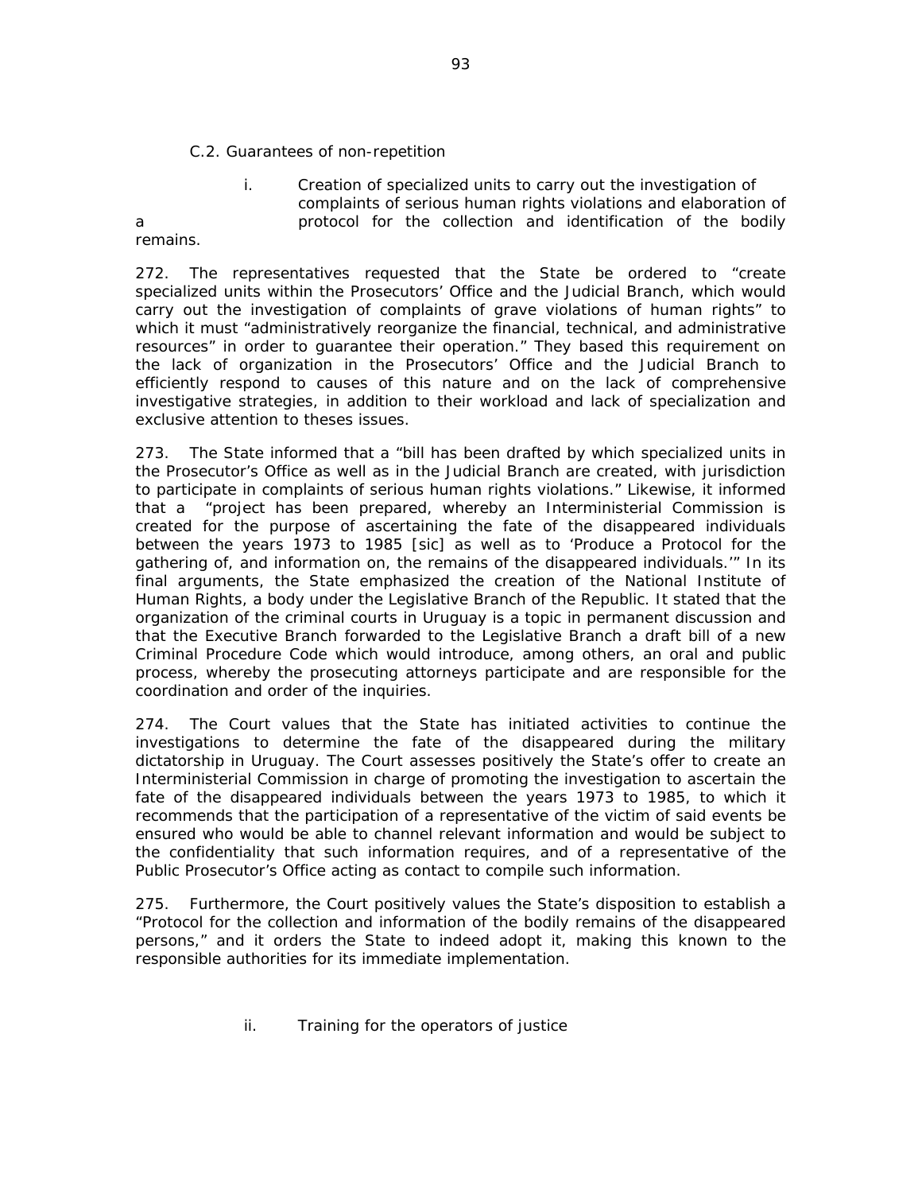### C.2. Guarantees of non-repetition

#### i. Creation of specialized units to carry out the investigation of complaints of serious human rights violations and elaboration of a protocol for the collection and identification of the bodily remains.

272. The representatives requested that the State be ordered to "create specialized units within the Prosecutors' Office and the Judicial Branch, which would carry out the investigation of complaints of grave violations of human rights" to which it must "administratively reorganize the financial, technical, and administrative resources" in order to guarantee their operation." They based this requirement on the lack of organization in the Prosecutors' Office and the Judicial Branch to efficiently respond to causes of this nature and on the lack of comprehensive investigative strategies, in addition to their workload and lack of specialization and exclusive attention to theses issues.

273. The State informed that a "bill has been drafted by which specialized units in the Prosecutor's Office as well as in the Judicial Branch are created, with jurisdiction to participate in complaints of serious human rights violations." Likewise, it informed that a "project has been prepared, whereby an Interministerial Commission is created for the purpose of ascertaining the fate of the disappeared individuals between the years 1973 to 1985 [sic] as well as to 'Produce a Protocol for the gathering of, and information on, the remains of the disappeared individuals.'" In its final arguments, the State emphasized the creation of the National Institute of Human Rights, a body under the Legislative Branch of the Republic. It stated that the organization of the criminal courts in Uruguay is a topic in permanent discussion and that the Executive Branch forwarded to the Legislative Branch a draft bill of a new Criminal Procedure Code which would introduce, among others, an oral and public process, whereby the prosecuting attorneys participate and are responsible for the coordination and order of the inquiries.

274. The Court values that the State has initiated activities to continue the investigations to determine the fate of the disappeared during the military dictatorship in Uruguay. The Court assesses positively the State's offer to create an Interministerial Commission in charge of promoting the investigation to ascertain the fate of the disappeared individuals between the years 1973 to 1985, to which it recommends that the participation of a representative of the victim of said events be ensured who would be able to channel relevant information and would be subject to the confidentiality that such information requires, and of a representative of the Public Prosecutor's Office acting as contact to compile such information.

275. Furthermore, the Court positively values the State's disposition to establish a "Protocol for the collection and information of the bodily remains of the disappeared persons," and it orders the State to indeed adopt it, making this known to the responsible authorities for its immediate implementation.

#### ii. Training for the operators of justice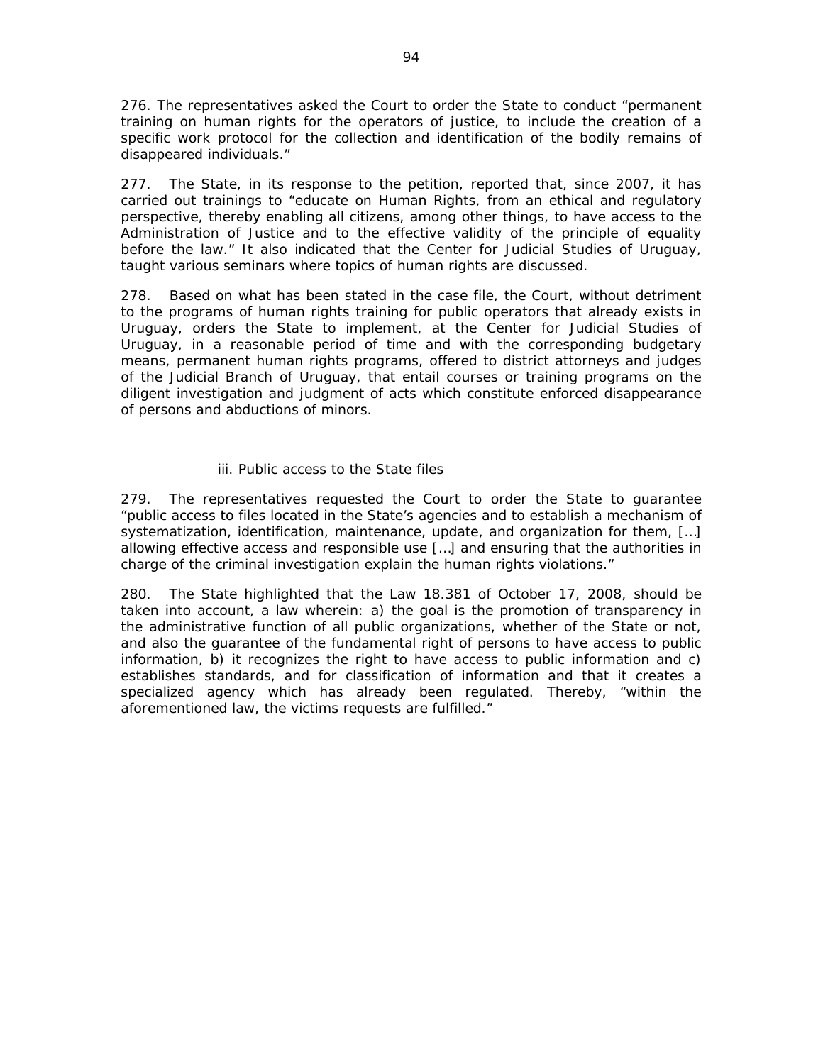276. The representatives asked the Court to order the State to conduct "permanent training on human rights for the operators of justice, to include the creation of a specific work protocol for the collection and identification of the bodily remains of disappeared individuals."

277. The State, in its response to the petition, reported that, since 2007, it has carried out trainings to "educate on Human Rights, from an ethical and regulatory perspective, thereby enabling all citizens, among other things, to have access to the Administration of Justice and to the effective validity of the principle of equality before the law." It also indicated that the Center for Judicial Studies of Uruguay, taught various seminars where topics of human rights are discussed.

278. Based on what has been stated in the case file, the Court, without detriment to the programs of human rights training for public operators that already exists in Uruguay, orders the State to implement, at the Center for Judicial Studies of Uruguay, in a reasonable period of time and with the corresponding budgetary means, permanent human rights programs, offered to district attorneys and judges of the Judicial Branch of Uruguay, that entail courses or training programs on the diligent investigation and judgment of acts which constitute enforced disappearance of persons and abductions of minors.

### iii. Public access to the State files

279. The representatives requested the Court to order the State to guarantee "public access to files located in the State's agencies and to establish a mechanism of systematization, identification, maintenance, update, and organization for them, […] allowing effective access and responsible use […] and ensuring that the authorities in charge of the criminal investigation explain the human rights violations."

280. The State highlighted that the Law 18.381 of October 17, 2008, should be taken into account, a law wherein: a) the goal is the promotion of transparency in the administrative function of all public organizations, whether of the State or not, and also the guarantee of the fundamental right of persons to have access to public information, b) it recognizes the right to have access to public information and c) establishes standards, and for classification of information and that it creates a specialized agency which has already been regulated. Thereby, "within the aforementioned law, the victims requests are fulfilled."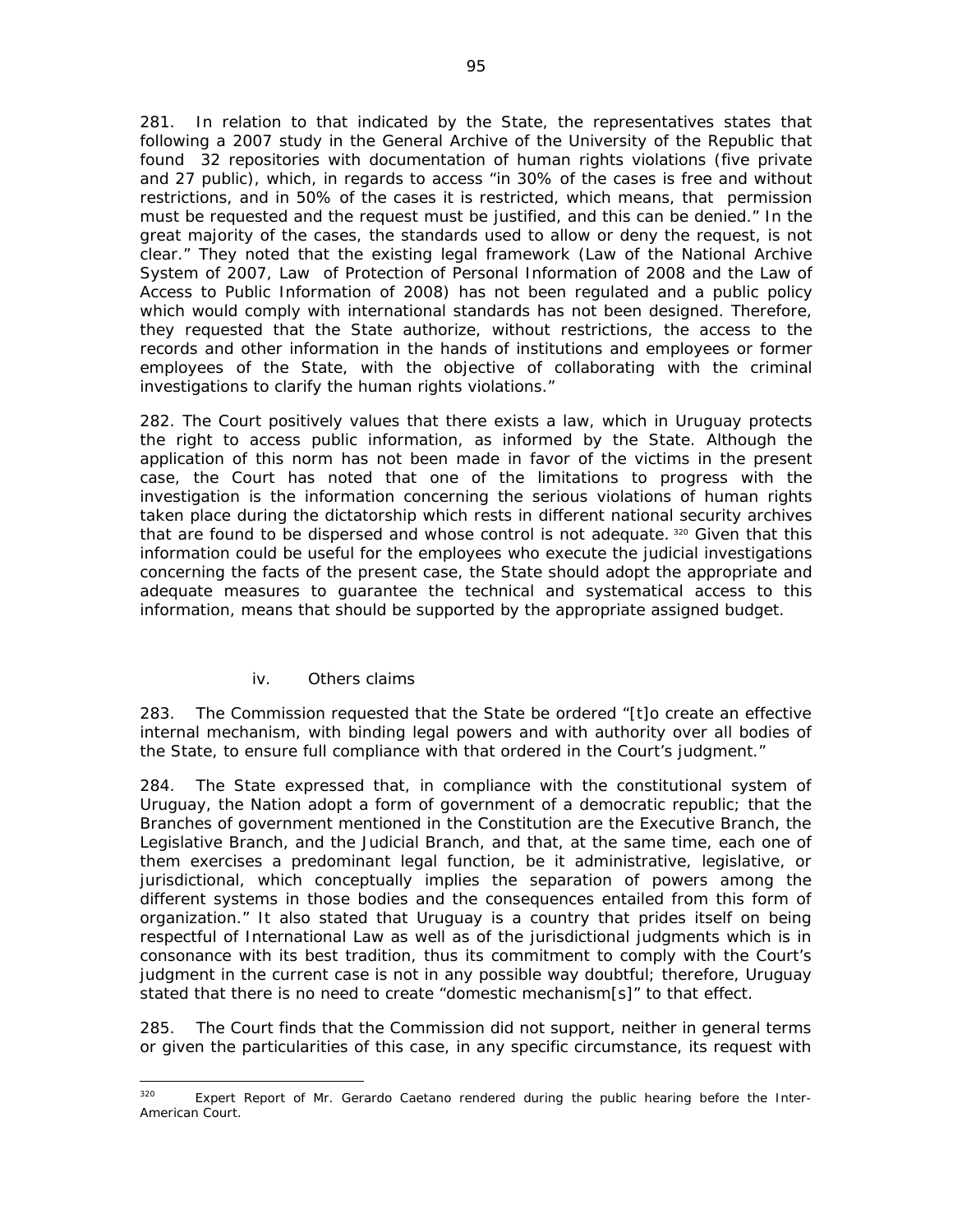281. In relation to that indicated by the State, the representatives states that following a 2007 study in the General Archive of the University of the Republic that found 32 repositories with documentation of human rights violations (five private and 27 public), which, in regards to access "in 30% of the cases is free and without restrictions, and in 50% of the cases it is restricted, which means, that permission must be requested and the request must be justified, and this can be denied." In the great majority of the cases, the standards used to allow or deny the request, is not clear." They noted that the existing legal framework (Law of the National Archive System of 2007, Law of Protection of Personal Information of 2008 and the Law of Access to Public Information of 2008) has not been regulated and a public policy which would comply with international standards has not been designed. Therefore, they requested that the State authorize, without restrictions, the access to the records and other information in the hands of institutions and employees or former employees of the State, with the objective of collaborating with the criminal investigations to clarify the human rights violations."

282. The Court positively values that there exists a law, which in Uruguay protects the right to access public information, as informed by the State. Although the application of this norm has not been made in favor of the victims in the present case, the Court has noted that one of the limitations to progress with the investigation is the information concerning the serious violations of human rights taken place during the dictatorship which rests in different national security archives that are found to be dispersed and whose control is not adequate.[320] Given that this information could be useful for the employees who execute the judicial investigations concerning the facts of the present case, the State should adopt the appropriate and adequate measures to guarantee the technical and systematical access to this information, means that should be supported by the appropriate assigned budget.

#### iv. Others claims

283. The Commission requested that the State be ordered "[t]o create an effective internal mechanism, with binding legal powers and with authority over all bodies of the State, to ensure full compliance with that ordered in the Court's judgment."

284. The State expressed that, in compliance with the constitutional system of Uruguay, the Nation adopt a form of government of a democratic republic; that the Branches of government mentioned in the Constitution are the Executive Branch, the Legislative Branch, and the Judicial Branch, and that, at the same time, each one of them exercises a predominant legal function, be it administrative, legislative, or jurisdictional, which conceptually implies the separation of powers among the different systems in those bodies and the consequences entailed from this form of organization." It also stated that Uruguay is a country that prides itself on being respectful of International Law as well as of the jurisdictional judgments which is in consonance with its best tradition, thus its commitment to comply with the Court's judgment in the current case is not in any possible way doubtful; therefore, Uruguay stated that there is no need to create "domestic mechanism[s]" to that effect.

285. The Court finds that the Commission did not support, neither in general terms or given the particularities of this case, in any specific circumstance, its request with

---

[320] Expert Report of Mr. Gerardo Caetano rendered during the public hearing before the Inter-American Court.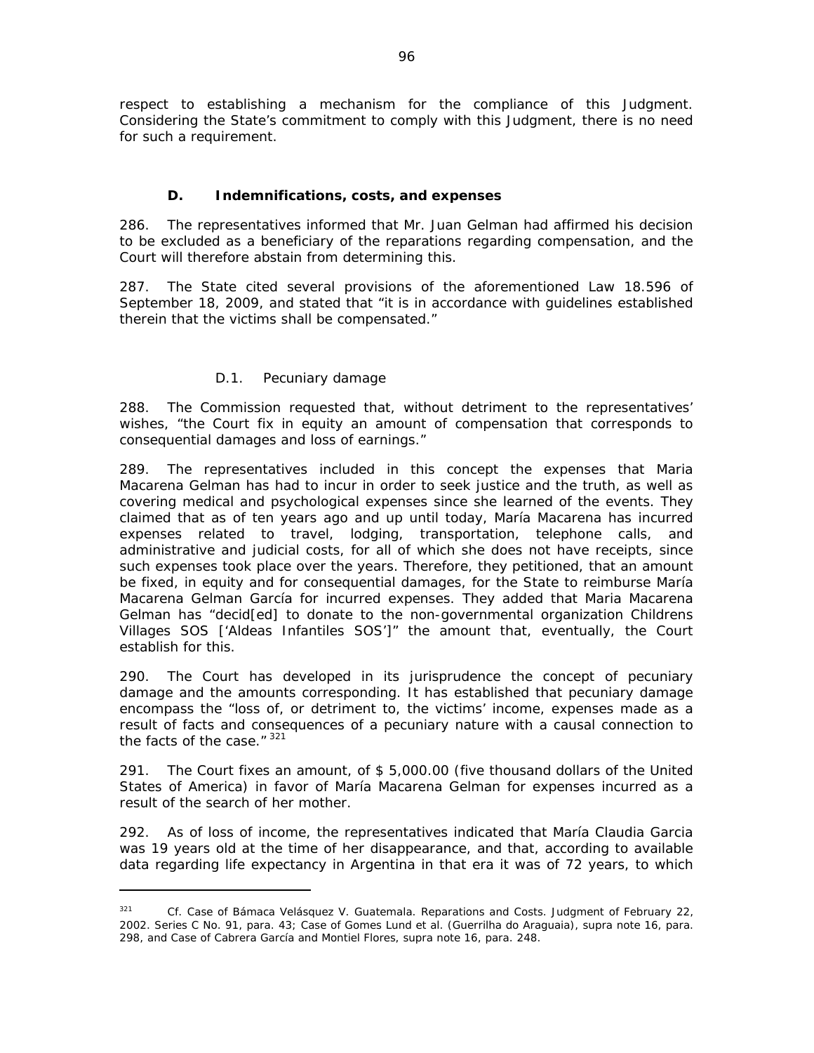respect to establishing a mechanism for the compliance of this Judgment. Considering the State's commitment to comply with this Judgment, there is no need for such a requirement.

### D. Indemnifications, costs, and expenses

286. The representatives informed that Mr. Juan Gelman had affirmed his decision to be excluded as a beneficiary of the reparations regarding compensation, and the Court will therefore abstain from determining this.

287. The State cited several provisions of the aforementioned Law 18.596 of September 18, 2009, and stated that "it is in accordance with guidelines established therein that the victims shall be compensated."

#### D.1. Pecuniary damage

288. The Commission requested that, without detriment to the representatives' wishes, "the Court fix in equity an amount of compensation that corresponds to consequential damages and loss of earnings."

289. The representatives included in this concept the expenses that Maria Macarena Gelman has had to incur in order to seek justice and the truth, as well as covering medical and psychological expenses since she learned of the events. They claimed that as of ten years ago and up until today, María Macarena has incurred expenses related to travel, lodging, transportation, telephone calls, and administrative and judicial costs, for all of which she does not have receipts, since such expenses took place over the years. Therefore, they petitioned, that an amount be fixed, in equity and for consequential damages, for the State to reimburse María Macarena Gelman García for incurred expenses. They added that Maria Macarena Gelman has "decid[ed] to donate to the non-governmental organization Childrens Villages SOS ['Aldeas Infantiles SOS']" the amount that, eventually, the Court establish for this.

290. The Court has developed in its jurisprudence the concept of pecuniary damage and the amounts corresponding. It has established that pecuniary damage encompass the "loss of, or detriment to, the victims' income, expenses made as a result of facts and consequences of a pecuniary nature with a causal connection to the facts of the case."[321]

291. The Court fixes an amount, of $ 5,000.00 (five thousand dollars of the United States of America) in favor of María Macarena Gelman for expenses incurred as a result of the search of her mother.

292. As of loss of income, the representatives indicated that María Claudia Garcia was 19 years old at the time of her disappearance, and that, according to available data regarding life expectancy in Argentina in that era it was of 72 years, to which

---

[321] Cf. *Case of Bámaca Velásquez V. Guatemala. Reparations and Costs.* Judgment of February 22, 2002. Series C No. 91, para. 43; *Case of Gomes Lund et al. (Guerrilha do Araguaia), supra* note 16, para. 298, and *Case of Cabrera García and Montiel Flores, supra* note 16, para. 248.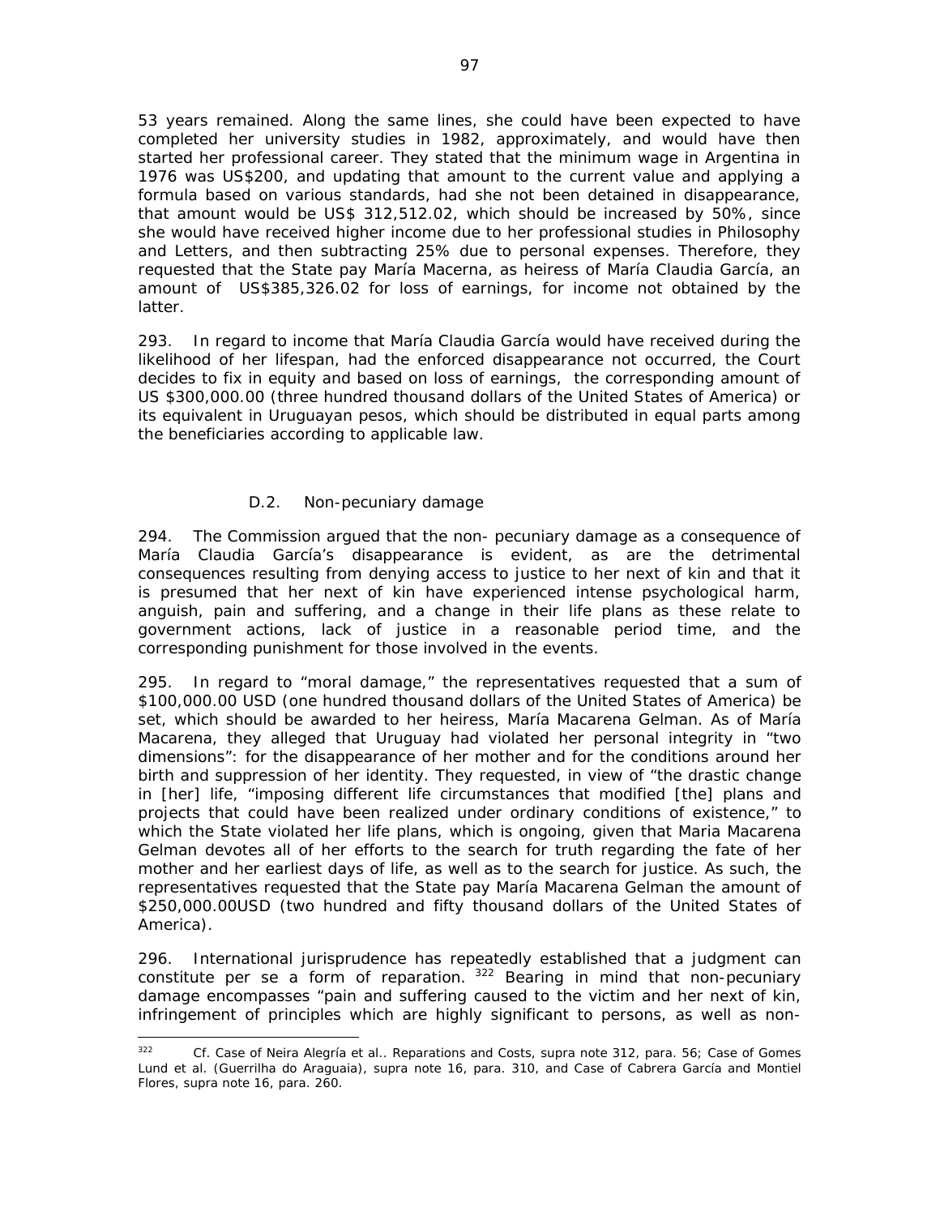53 years remained. Along the same lines, she could have been expected to have completed her university studies in 1982, approximately, and would have then started her professional career. They stated that the minimum wage in Argentina in 1976 was US$200, and updating that amount to the current value and applying a formula based on various standards, had she not been detained in disappearance, that amount would be US$ 312,512.02, which should be increased by 50%, since she would have received higher income due to her professional studies in Philosophy and Letters, and then subtracting 25% due to personal expenses. Therefore, they requested that the State pay María Macerna, as heiress of María Claudia García, an amount of US$385,326.02 for loss of earnings, for income not obtained by the latter.

293. In regard to income that María Claudia García would have received during the likelihood of her lifespan, had the enforced disappearance not occurred, the Court decides to fix in equity and based on loss of earnings, the corresponding amount of US $300,000.00 (three hundred thousand dollars of the United States of America) or its equivalent in Uruguayan pesos, which should be distributed in equal parts among the beneficiaries according to applicable law.

### D.2. Non-pecuniary damage

294. The Commission argued that the non- pecuniary damage as a consequence of María Claudia García's disappearance is evident, as are the detrimental consequences resulting from denying access to justice to her next of kin and that it is presumed that her next of kin have experienced intense psychological harm, anguish, pain and suffering, and a change in their life plans as these relate to government actions, lack of justice in a reasonable period time, and the corresponding punishment for those involved in the events.

295. In regard to "moral damage," the representatives requested that a sum of $100,000.00 USD (one hundred thousand dollars of the United States of America) be set, which should be awarded to her heiress, María Macarena Gelman. As of María Macarena, they alleged that Uruguay had violated her personal integrity in "two dimensions": for the disappearance of her mother and for the conditions around her birth and suppression of her identity. They requested, in view of "the drastic change in [her] life, "imposing different life circumstances that modified [the] plans and projects that could have been realized under ordinary conditions of existence," to which the State violated her life plans, which is ongoing, given that Maria Macarena Gelman devotes all of her efforts to the search for truth regarding the fate of her mother and her earliest days of life, as well as to the search for justice. As such, the representatives requested that the State pay María Macarena Gelman the amount of $250,000.00USD (two hundred and fifty thousand dollars of the United States of America).

296. International jurisprudence has repeatedly established that a judgment can constitute per se a form of reparation. [322] Bearing in mind that non-pecuniary damage encompasses "pain and suffering caused to the victim and her next of kin, infringement of principles which are highly significant to persons, as well as non-

---

[322] Cf. Case of Neira Alegría et al.. Reparations and Costs, supra note 312, para. 56; Case of Gomes Lund et al. (Guerrilha do Araguaia), supra note 16, para. 310, and Case of Cabrera García and Montiel Flores, supra note 16, para. 260.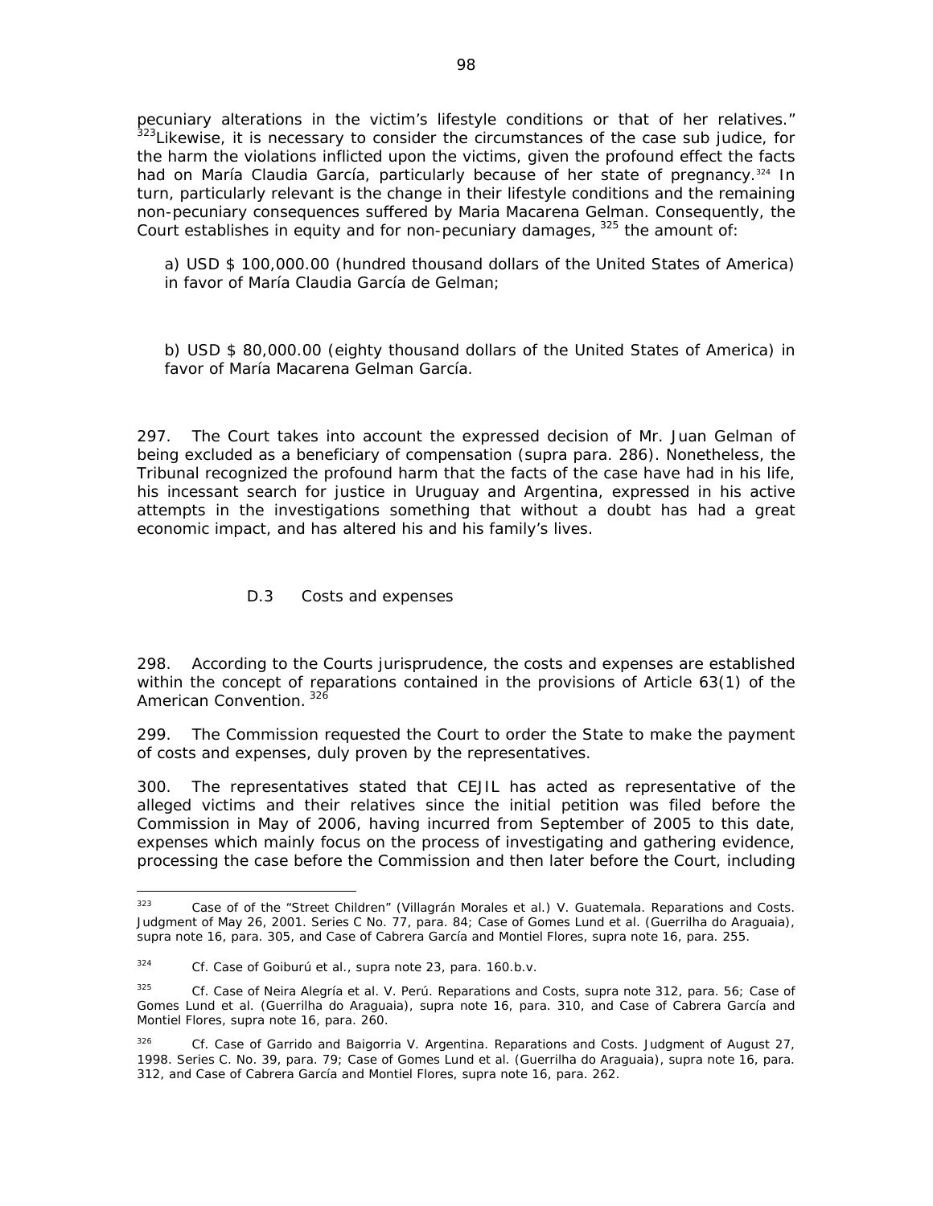pecuniary alterations in the victim's lifestyle conditions or that of her relatives."[323]Likewise, it is necessary to consider the circumstances of the case sub judice, for the harm the violations inflicted upon the victims, given the profound effect the facts had on María Claudia García, particularly because of her state of pregnancy.[324] In turn, particularly relevant is the change in their lifestyle conditions and the remaining non-pecuniary consequences suffered by Maria Macarena Gelman. Consequently, the Court establishes in equity and for non-pecuniary damages, [325] the amount of:

a) USD $ 100,000.00 (hundred thousand dollars of the United States of America) in favor of María Claudia García de Gelman;

b) USD $ 80,000.00 (eighty thousand dollars of the United States of America) in favor of María Macarena Gelman García.

297. The Court takes into account the expressed decision of Mr. Juan Gelman of being excluded as a beneficiary of compensation (supra para. 286). Nonetheless, the Tribunal recognized the profound harm that the facts of the case have had in his life, his incessant search for justice in Uruguay and Argentina, expressed in his active attempts in the investigations something that without a doubt has had a great economic impact, and has altered his and his family's lives.

### D.3 Costs and expenses

298. According to the Courts jurisprudence, the costs and expenses are established within the concept of reparations contained in the provisions of Article 63(1) of the American Convention. [326]

299. The Commission requested the Court to order the State to make the payment of costs and expenses, duly proven by the representatives.

300. The representatives stated that CEJIL has acted as representative of the alleged victims and their relatives since the initial petition was filed before the Commission in May of 2006, having incurred from September of 2005 to this date, expenses which mainly focus on the process of investigating and gathering evidence, processing the case before the Commission and then later before the Court, including

---

[323] Case of of the "Street Children" (Villagrán Morales et al.) V. Guatemala. Reparations and Costs. Judgment of May 26, 2001. Series C No. 77, para. 84; Case of Gomes Lund et al. (Guerrilha do Araguaia), supra note 16, para. 305, and Case of Cabrera García and Montiel Flores, supra note 16, para. 255.

[324] Cf. Case of Goiburú et al., supra note 23, para. 160.b.v.

[325] Cf. Case of Neira Alegría et al. V. Perú. Reparations and Costs, supra note 312, para. 56; Case of Gomes Lund et al. (Guerrilha do Araguaia), supra note 16, para. 310, and Case of Cabrera García and Montiel Flores, supra note 16, para. 260.

[326] Cf. Case of Garrido and Baigorria V. Argentina. Reparations and Costs. Judgment of August 27, 1998. Series C. No. 39, para. 79; Case of Gomes Lund et al. (Guerrilha do Araguaia), supra note 16, para. 312, and Case of Cabrera García and Montiel Flores, supra note 16, para. 262.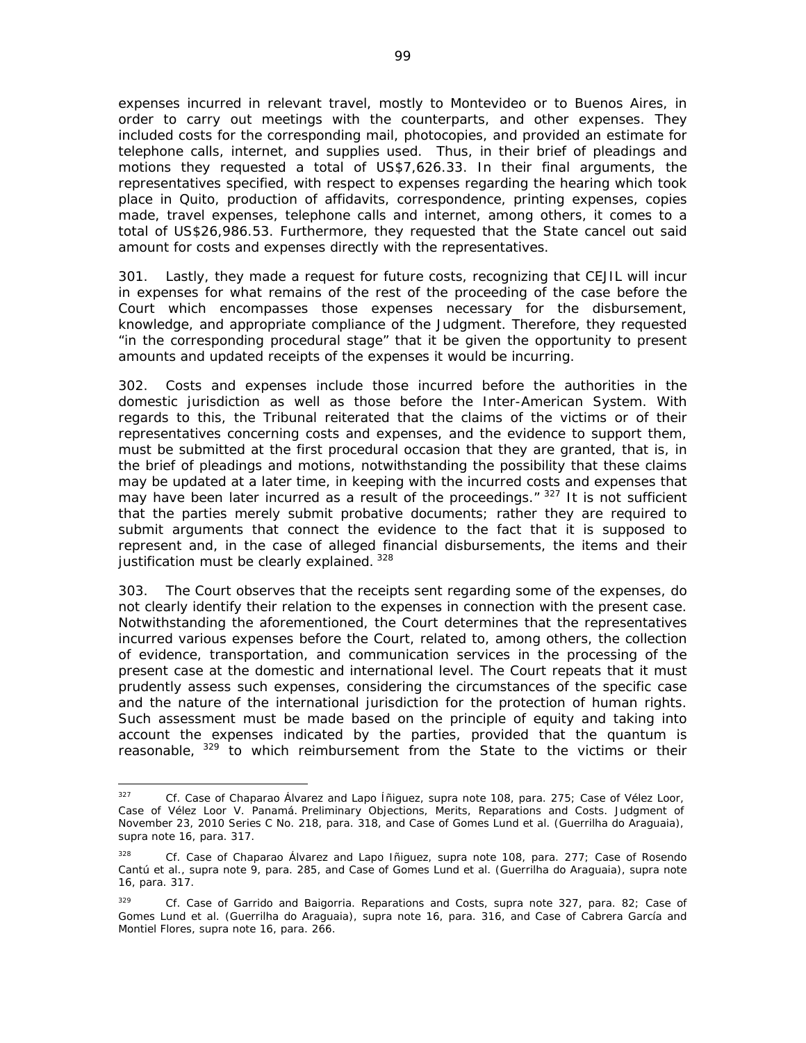expenses incurred in relevant travel, mostly to Montevideo or to Buenos Aires, in order to carry out meetings with the counterparts, and other expenses. They included costs for the corresponding mail, photocopies, and provided an estimate for telephone calls, internet, and supplies used. Thus, in their brief of pleadings and motions they requested a total of US$7,626.33. In their final arguments, the representatives specified, with respect to expenses regarding the hearing which took place in Quito, production of affidavits, correspondence, printing expenses, copies made, travel expenses, telephone calls and internet, among others, it comes to a total of US$26,986.53. Furthermore, they requested that the State cancel out said amount for costs and expenses directly with the representatives.

301. Lastly, they made a request for future costs, recognizing that CEJIL will incur in expenses for what remains of the rest of the proceeding of the case before the Court which encompasses those expenses necessary for the disbursement, knowledge, and appropriate compliance of the Judgment. Therefore, they requested "in the corresponding procedural stage" that it be given the opportunity to present amounts and updated receipts of the expenses it would be incurring.

302. Costs and expenses include those incurred before the authorities in the domestic jurisdiction as well as those before the Inter-American System. With regards to this, the Tribunal reiterated that the claims of the victims or of their representatives concerning costs and expenses, and the evidence to support them, must be submitted at the first procedural occasion that they are granted, that is, in the brief of pleadings and motions, notwithstanding the possibility that these claims may be updated at a later time, in keeping with the incurred costs and expenses that may have been later incurred as a result of the proceedings." [327] It is not sufficient that the parties merely submit probative documents; rather they are required to submit arguments that connect the evidence to the fact that it is supposed to represent and, in the case of alleged financial disbursements, the items and their justification must be clearly explained. [328]

303. The Court observes that the receipts sent regarding some of the expenses, do not clearly identify their relation to the expenses in connection with the present case. Notwithstanding the aforementioned, the Court determines that the representatives incurred various expenses before the Court, related to, among others, the collection of evidence, transportation, and communication services in the processing of the present case at the domestic and international level. The Court repeats that it must prudently assess such expenses, considering the circumstances of the specific case and the nature of the international jurisdiction for the protection of human rights. Such assessment must be made based on the principle of equity and taking into account the expenses indicated by the parties, provided that the quantum is reasonable, [329] to which reimbursement from the State to the victims or their

---

[327] *Cf. Case of Chaparao Álvarez and Lapo Íñiguez, supra* note 108, para. 275; *Case of Vélez Loor, Case of Vélez Loor V. Panamá. Preliminary Objections, Merits, Reparations and Costs.* Judgment of November 23, 2010 Series C No. 218, para. 318, and *Case of Gomes Lund et al. (Guerrilha do Araguaia), supra* note 16, para. 317.

[328] *Cf. Case of Chaparao Álvarez and Lapo Iñiguez, supra* note 108, para. 277; *Case of Rosendo Cantú et al., supra* note 9, para. 285, and *Case of Gomes Lund et al. (Guerrilha do Araguaia), supra* note 16, para. 317.

[329] *Cf. Case of Garrido and Baigorria. Reparations and Costs, supra* note 327, para. 82; *Case of Gomes Lund et al. (Guerrilha do Araguaia), supra* note 16, para. 316, and *Case of Cabrera García and Montiel Flores, supra* note 16, para. 266.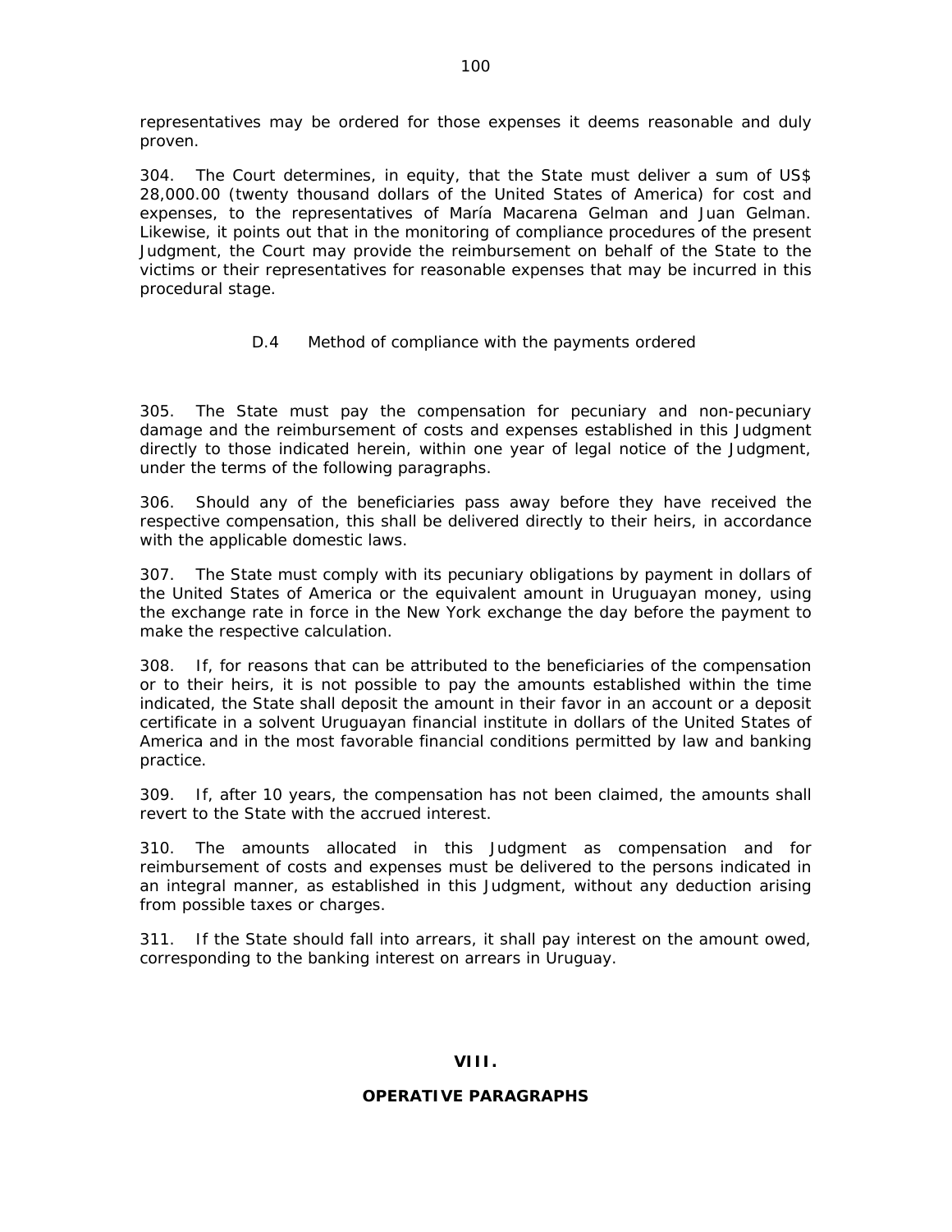representatives may be ordered for those expenses it deems reasonable and duly proven.

304. The Court determines, in equity, that the State must deliver a sum of US$ 28,000.00 (twenty thousand dollars of the United States of America) for cost and expenses, to the representatives of María Macarena Gelman and Juan Gelman. Likewise, it points out that in the monitoring of compliance procedures of the present Judgment, the Court may provide the reimbursement on behalf of the State to the victims or their representatives for reasonable expenses that may be incurred in this procedural stage.

### D.4 Method of compliance with the payments ordered

305. The State must pay the compensation for pecuniary and non-pecuniary damage and the reimbursement of costs and expenses established in this Judgment directly to those indicated herein, within one year of legal notice of the Judgment, under the terms of the following paragraphs.

306. Should any of the beneficiaries pass away before they have received the respective compensation, this shall be delivered directly to their heirs, in accordance with the applicable domestic laws.

307. The State must comply with its pecuniary obligations by payment in dollars of the United States of America or the equivalent amount in Uruguayan money, using the exchange rate in force in the New York exchange the day before the payment to make the respective calculation.

308. If, for reasons that can be attributed to the beneficiaries of the compensation or to their heirs, it is not possible to pay the amounts established within the time indicated, the State shall deposit the amount in their favor in an account or a deposit certificate in a solvent Uruguayan financial institute in dollars of the United States of America and in the most favorable financial conditions permitted by law and banking practice.

309. If, after 10 years, the compensation has not been claimed, the amounts shall revert to the State with the accrued interest.

310. The amounts allocated in this Judgment as compensation and for reimbursement of costs and expenses must be delivered to the persons indicated in an integral manner, as established in this Judgment, without any deduction arising from possible taxes or charges.

311. If the State should fall into arrears, it shall pay interest on the amount owed, corresponding to the banking interest on arrears in Uruguay.

## VIII.

## OPERATIVE PARAGRAPHS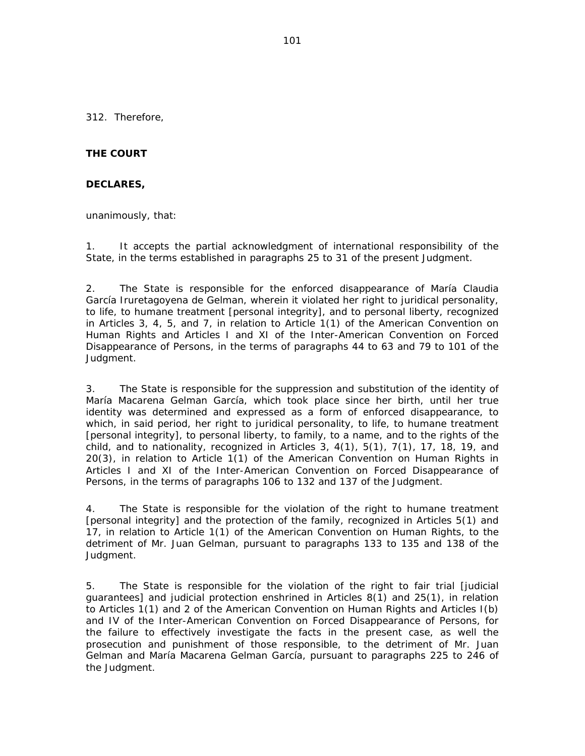312. Therefore,

**THE COURT**

**DECLARES,**

unanimously, that:

1. It accepts the partial acknowledgment of international responsibility of the State, in the terms established in paragraphs 25 to 31 of the present Judgment.

2. The State is responsible for the enforced disappearance of María Claudia García Iruretagoyena de Gelman, wherein it violated her right to juridical personality, to life, to humane treatment [personal integrity], and to personal liberty, recognized in Articles 3, 4, 5, and 7, in relation to Article 1(1) of the American Convention on Human Rights and Articles I and XI of the Inter-American Convention on Forced Disappearance of Persons, in the terms of paragraphs 44 to 63 and 79 to 101 of the Judgment.

3. The State is responsible for the suppression and substitution of the identity of María Macarena Gelman García, which took place since her birth, until her true identity was determined and expressed as a form of enforced disappearance, to which, in said period, her right to juridical personality, to life, to humane treatment [personal integrity], to personal liberty, to family, to a name, and to the rights of the child, and to nationality, recognized in Articles 3, 4(1), 5(1), 7(1), 17, 18, 19, and 20(3), in relation to Article 1(1) of the American Convention on Human Rights in Articles I and XI of the Inter-American Convention on Forced Disappearance of Persons, in the terms of paragraphs 106 to 132 and 137 of the Judgment.

4. The State is responsible for the violation of the right to humane treatment [personal integrity] and the protection of the family, recognized in Articles 5(1) and 17, in relation to Article 1(1) of the American Convention on Human Rights, to the detriment of Mr. Juan Gelman, pursuant to paragraphs 133 to 135 and 138 of the Judgment.

5. The State is responsible for the violation of the right to fair trial [judicial guarantees] and judicial protection enshrined in Articles 8(1) and 25(1), in relation to Articles 1(1) and 2 of the American Convention on Human Rights and Articles I(b) and IV of the Inter-American Convention on Forced Disappearance of Persons, for the failure to effectively investigate the facts in the present case, as well the prosecution and punishment of those responsible, to the detriment of Mr. Juan Gelman and María Macarena Gelman García, pursuant to paragraphs 225 to 246 of the Judgment.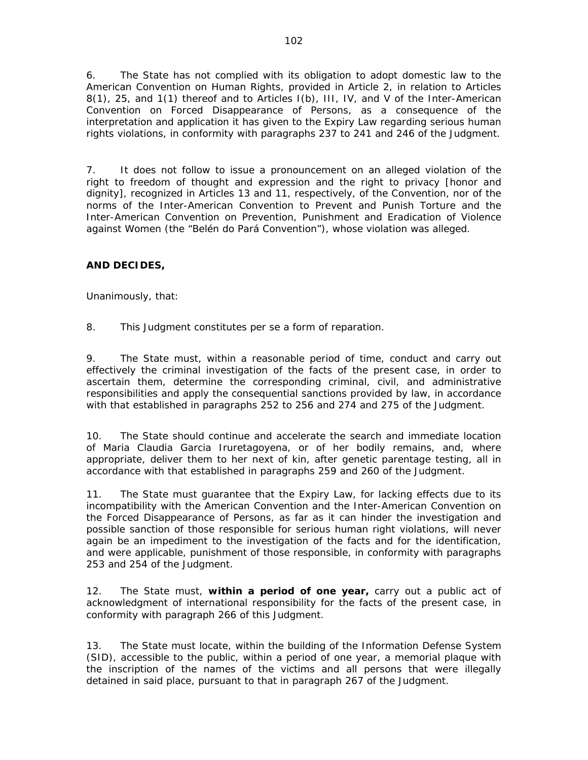6. The State has not complied with its obligation to adopt domestic law to the American Convention on Human Rights, provided in Article 2, in relation to Articles 8(1), 25, and 1(1) thereof and to Articles I(b), III, IV, and V of the Inter-American Convention on Forced Disappearance of Persons, as a consequence of the interpretation and application it has given to the Expiry Law regarding serious human rights violations, in conformity with paragraphs 237 to 241 and 246 of the Judgment.

7. It does not follow to issue a pronouncement on an alleged violation of the right to freedom of thought and expression and the right to privacy [honor and dignity], recognized in Articles 13 and 11, respectively, of the Convention, nor of the norms of the Inter-American Convention to Prevent and Punish Torture and the Inter-American Convention on Prevention, Punishment and Eradication of Violence against Women (the "Belén do Pará Convention"), whose violation was alleged.

**AND DECIDES,**

Unanimously, that:

8. This Judgment constitutes per se a form of reparation.

9. The State must, within a reasonable period of time, conduct and carry out effectively the criminal investigation of the facts of the present case, in order to ascertain them, determine the corresponding criminal, civil, and administrative responsibilities and apply the consequential sanctions provided by law, in accordance with that established in paragraphs 252 to 256 and 274 and 275 of the Judgment.

10. The State should continue and accelerate the search and immediate location of Maria Claudia Garcia Iruretagoyena, or of her bodily remains, and, where appropriate, deliver them to her next of kin, after genetic parentage testing, all in accordance with that established in paragraphs 259 and 260 of the Judgment.

11. The State must guarantee that the Expiry Law, for lacking effects due to its incompatibility with the American Convention and the Inter-American Convention on the Forced Disappearance of Persons, as far as it can hinder the investigation and possible sanction of those responsible for serious human right violations, will never again be an impediment to the investigation of the facts and for the identification, and were applicable, punishment of those responsible, in conformity with paragraphs 253 and 254 of the Judgment.

12. The State must, **within a period of one year,** carry out a public act of acknowledgment of international responsibility for the facts of the present case, in conformity with paragraph 266 of this Judgment.

13. The State must locate, within the building of the Information Defense System (SID), accessible to the public, within a period of one year, a memorial plaque with the inscription of the names of the victims and all persons that were illegally detained in said place, pursuant to that in paragraph 267 of the Judgment.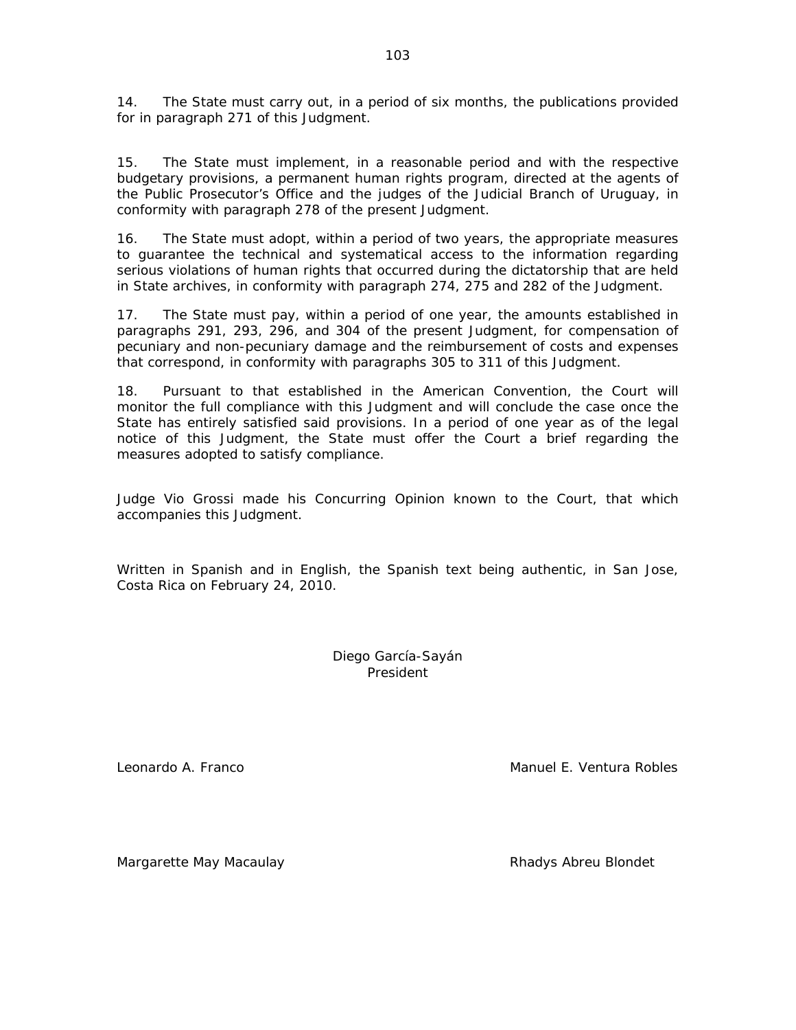14. The State must carry out, in a period of six months, the publications provided for in paragraph 271 of this Judgment.

15. The State must implement, in a reasonable period and with the respective budgetary provisions, a permanent human rights program, directed at the agents of the Public Prosecutor's Office and the judges of the Judicial Branch of Uruguay, in conformity with paragraph 278 of the present Judgment.

16. The State must adopt, within a period of two years, the appropriate measures to guarantee the technical and systematical access to the information regarding serious violations of human rights that occurred during the dictatorship that are held in State archives, in conformity with paragraph 274, 275 and 282 of the Judgment.

17. The State must pay, within a period of one year, the amounts established in paragraphs 291, 293, 296, and 304 of the present Judgment, for compensation of pecuniary and non-pecuniary damage and the reimbursement of costs and expenses that correspond, in conformity with paragraphs 305 to 311 of this Judgment.

18. Pursuant to that established in the American Convention, the Court will monitor the full compliance with this Judgment and will conclude the case once the State has entirely satisfied said provisions. In a period of one year as of the legal notice of this Judgment, the State must offer the Court a brief regarding the measures adopted to satisfy compliance.

Judge Vio Grossi made his Concurring Opinion known to the Court, that which accompanies this Judgment.

Written in Spanish and in English, the Spanish text being authentic, in San Jose, Costa Rica on February 24, 2010.

Diego García-Sayán
President

Leonardo A. Franco

Manuel E. Ventura Robles

Margarette May Macaulay

Rhadys Abreu Blondet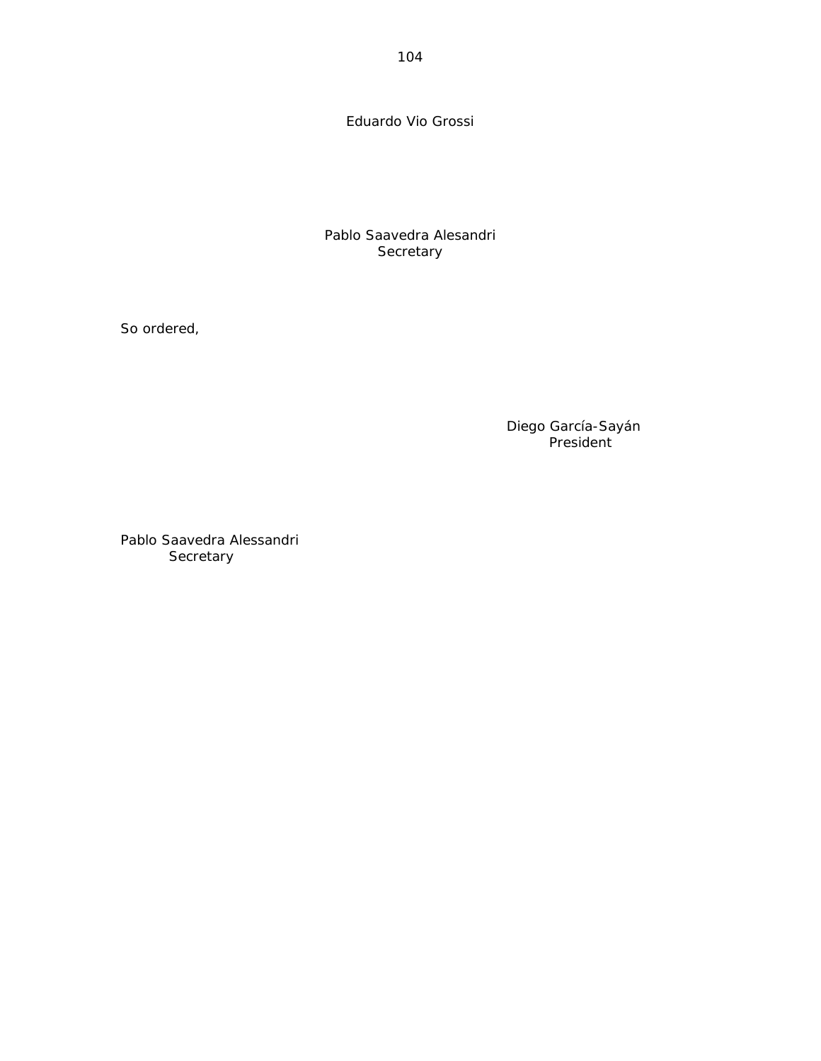Eduardo Vio Grossi

Pablo Saavedra Alesandri
Secretary

So ordered,

Diego García-Sayán
President

Pablo Saavedra Alessandri
Secretary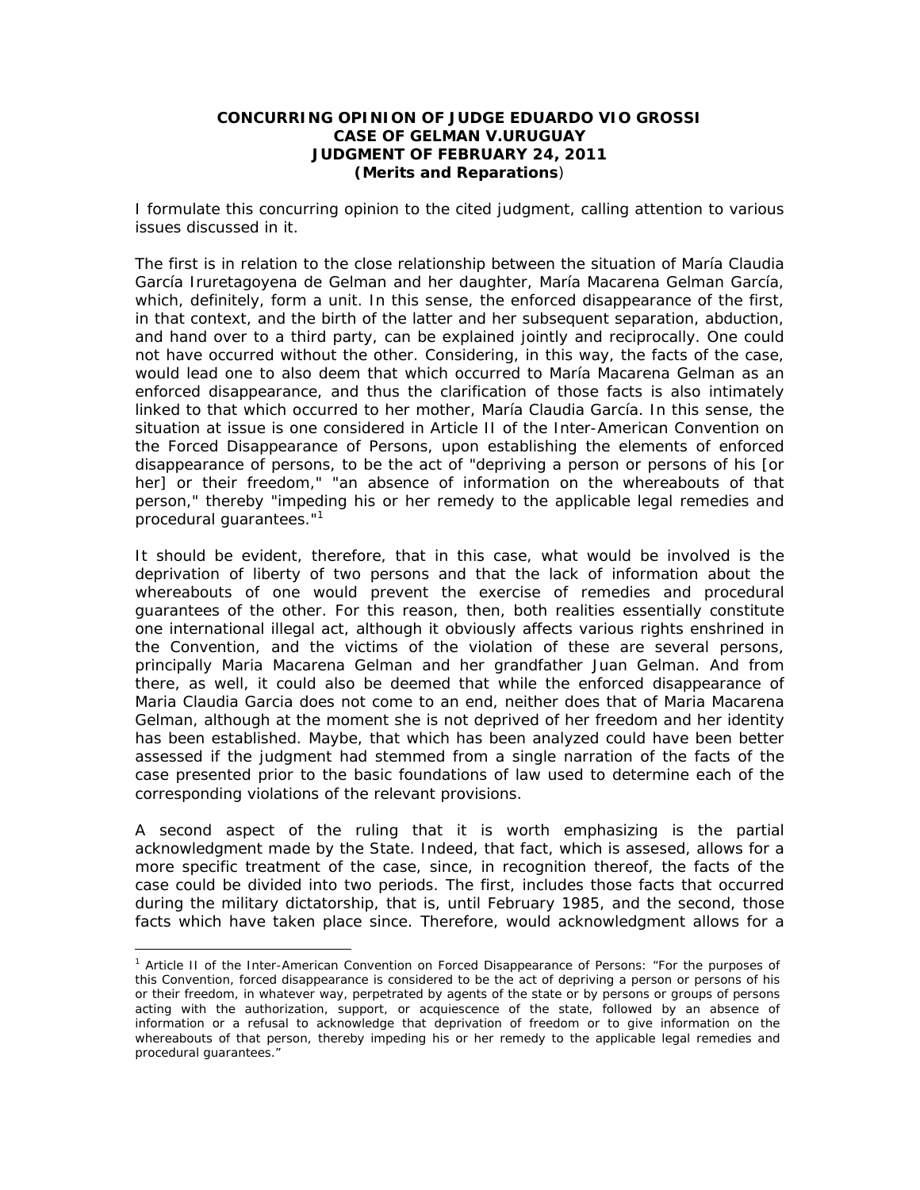**CONCURRING OPINION OF JUDGE EDUARDO VIO GROSSI**
**CASE OF GELMAN V.URUGUAY**
**JUDGMENT OF FEBRUARY 24, 2011**
**(Merits and Reparations)**

I formulate this concurring opinion to the cited judgment, calling attention to various issues discussed in it.

The first is in relation to the close relationship between the situation of María Claudia García Iruretagoyena de Gelman and her daughter, María Macarena Gelman García, which, definitely, form a unit. In this sense, the enforced disappearance of the first, in that context, and the birth of the latter and her subsequent separation, abduction, and hand over to a third party, can be explained jointly and reciprocally. One could not have occurred without the other. Considering, in this way, the facts of the case, would lead one to also deem that which occurred to María Macarena Gelman as an enforced disappearance, and thus the clarification of those facts is also intimately linked to that which occurred to her mother, María Claudia García. In this sense, the situation at issue is one considered in Article II of the Inter-American Convention on the Forced Disappearance of Persons, upon establishing the elements of enforced disappearance of persons, to be the act of "depriving a person or persons of his [or her] or their freedom," "an absence of information on the whereabouts of that person," thereby "impeding his or her remedy to the applicable legal remedies and procedural guarantees."[1]

It should be evident, therefore, that in this case, what would be involved is the deprivation of liberty of two persons and that the lack of information about the whereabouts of one would prevent the exercise of remedies and procedural guarantees of the other. For this reason, then, both realities essentially constitute one international illegal act, although it obviously affects various rights enshrined in the Convention, and the victims of the violation of these are several persons, principally Maria Macarena Gelman and her grandfather Juan Gelman. And from there, as well, it could also be deemed that while the enforced disappearance of Maria Claudia Garcia does not come to an end, neither does that of Maria Macarena Gelman, although at the moment she is not deprived of her freedom and her identity has been established. Maybe, that which has been analyzed could have been better assessed if the judgment had stemmed from a single narration of the facts of the case presented prior to the basic foundations of law used to determine each of the corresponding violations of the relevant provisions.

A second aspect of the ruling that it is worth emphasizing is the partial acknowledgment made by the State. Indeed, that fact, which is assesed, allows for a more specific treatment of the case, since, in recognition thereof, the facts of the case could be divided into two periods. The first, includes those facts that occurred during the military dictatorship, that is, until February 1985, and the second, those facts which have taken place since. Therefore, would acknowledgment allows for a

---

[1] Article II of the Inter-American Convention on Forced Disappearance of Persons: "For the purposes of this Convention, forced disappearance is considered to be the act of depriving a person or persons of his or their freedom, in whatever way, perpetrated by agents of the state or by persons or groups of persons acting with the authorization, support, or acquiescence of the state, followed by an absence of information or a refusal to acknowledge that deprivation of freedom or to give information on the whereabouts of that person, thereby impeding his or her remedy to the applicable legal remedies and procedural guarantees."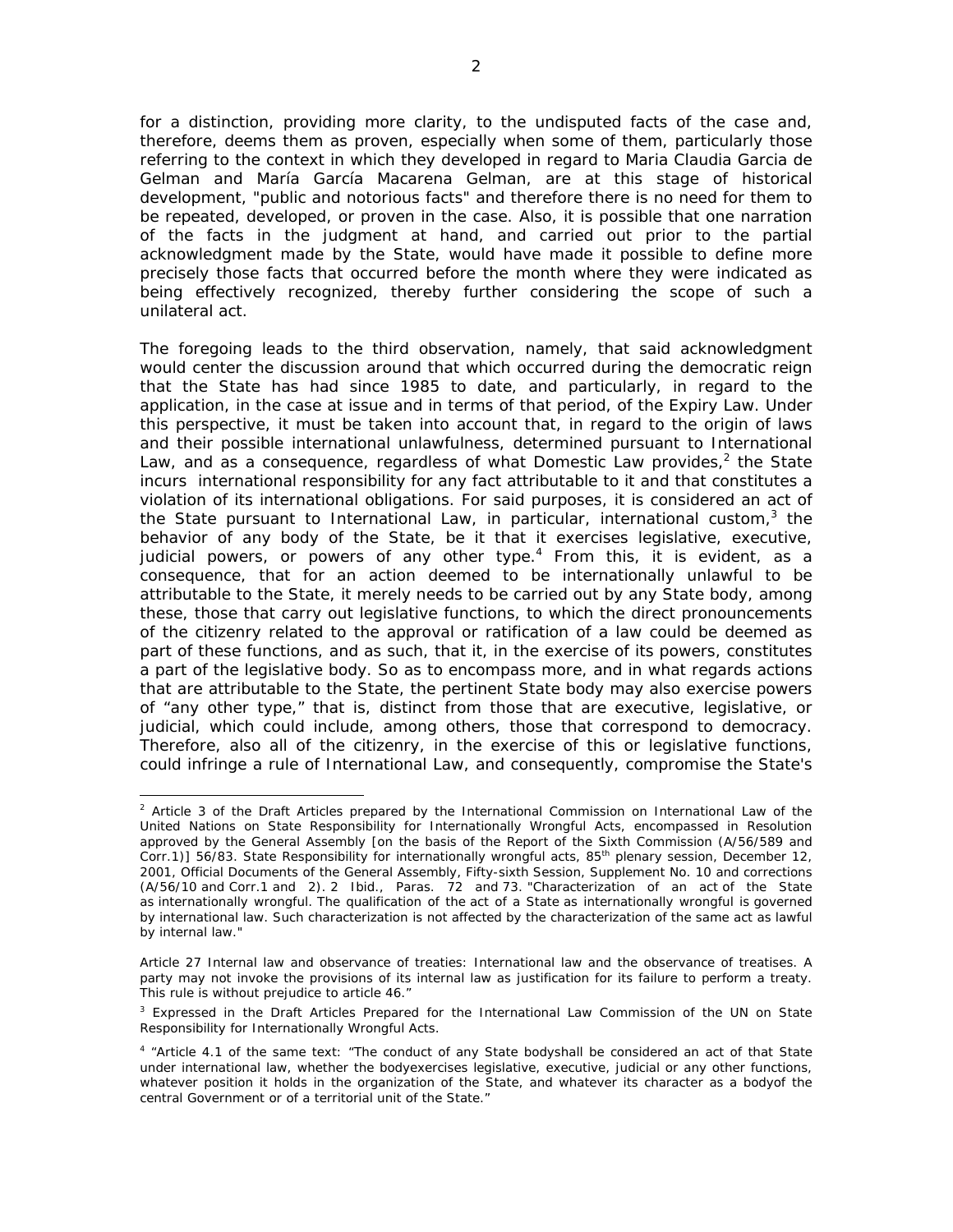for a distinction, providing more clarity, to the undisputed facts of the case and, therefore, deems them as proven, especially when some of them, particularly those referring to the context in which they developed in regard to Maria Claudia Garcia de Gelman and María García Macarena Gelman, are at this stage of historical development, "public and notorious facts" and therefore there is no need for them to be repeated, developed, or proven in the case. Also, it is possible that one narration of the facts in the judgment at hand, and carried out prior to the partial acknowledgment made by the State, would have made it possible to define more precisely those facts that occurred before the month where they were indicated as being effectively recognized, thereby further considering the scope of such a unilateral act.

The foregoing leads to the third observation, namely, that said acknowledgment would center the discussion around that which occurred during the democratic reign that the State has had since 1985 to date, and particularly, in regard to the application, in the case at issue and in terms of that period, of the Expiry Law. Under this perspective, it must be taken into account that, in regard to the origin of laws and their possible international unlawfulness, determined pursuant to International Law, and as a consequence, regardless of what Domestic Law provides,[2] the State incurs international responsibility for any fact attributable to it and that constitutes a violation of its international obligations. For said purposes, it is considered an act of the State pursuant to International Law, in particular, international custom,[3] the behavior of any body of the State, be it that it exercises legislative, executive, judicial powers, or powers of any other type.[4] From this, it is evident, as a consequence, that for an action deemed to be internationally unlawful to be attributable to the State, it merely needs to be carried out by any State body, among these, those that carry out legislative functions, to which the direct pronouncements of the citizenry related to the approval or ratification of a law could be deemed as part of these functions, and as such, that it, in the exercise of its powers, constitutes a part of the legislative body. So as to encompass more, and in what regards actions that are attributable to the State, the pertinent State body may also exercise powers of "any other type," that is, distinct from those that are executive, legislative, or judicial, which could include, among others, those that correspond to democracy. Therefore, also all of the citizenry, in the exercise of this or legislative functions, could infringe a rule of International Law, and consequently, compromise the State's

---

[2] Article 3 of the Draft Articles prepared by the International Commission on International Law of the United Nations on State Responsibility for Internationally Wrongful Acts, encompassed in Resolution approved by the General Assembly [on the basis of the Report of the Sixth Commission (A/56/589 and Corr.1)] 56/83. State Responsibility for internationally wrongful acts, 85th plenary session, December 12, 2001, Official Documents of the General Assembly, Fifty-sixth Session, Supplement No. 10 and corrections (A/56/10 and Corr.1 and 2). 2 Ibid., Paras. 72 and 73. "Characterization of an act of the State as internationally wrongful. The qualification of the act of a State as internationally wrongful is governed by international law. Such characterization is not affected by the characterization of the same act as lawful by internal law."

Article 27 Internal law and observance of treaties: International law and the observance of treatises. A party may not invoke the provisions of its internal law as justification for its failure to perform a treaty. This rule is without prejudice to article 46."

[3] Expressed in the Draft Articles Prepared for the International Law Commission of the UN on State Responsibility for Internationally Wrongful Acts.

[4] "Article 4.1 of the same text: "The conduct of any State bodyshall be considered an act of that State under international law, whether the bodyexercises legislative, executive, judicial or any other functions, whatever position it holds in the organization of the State, and whatever its character as a bodyof the central Government or of a territorial unit of the State."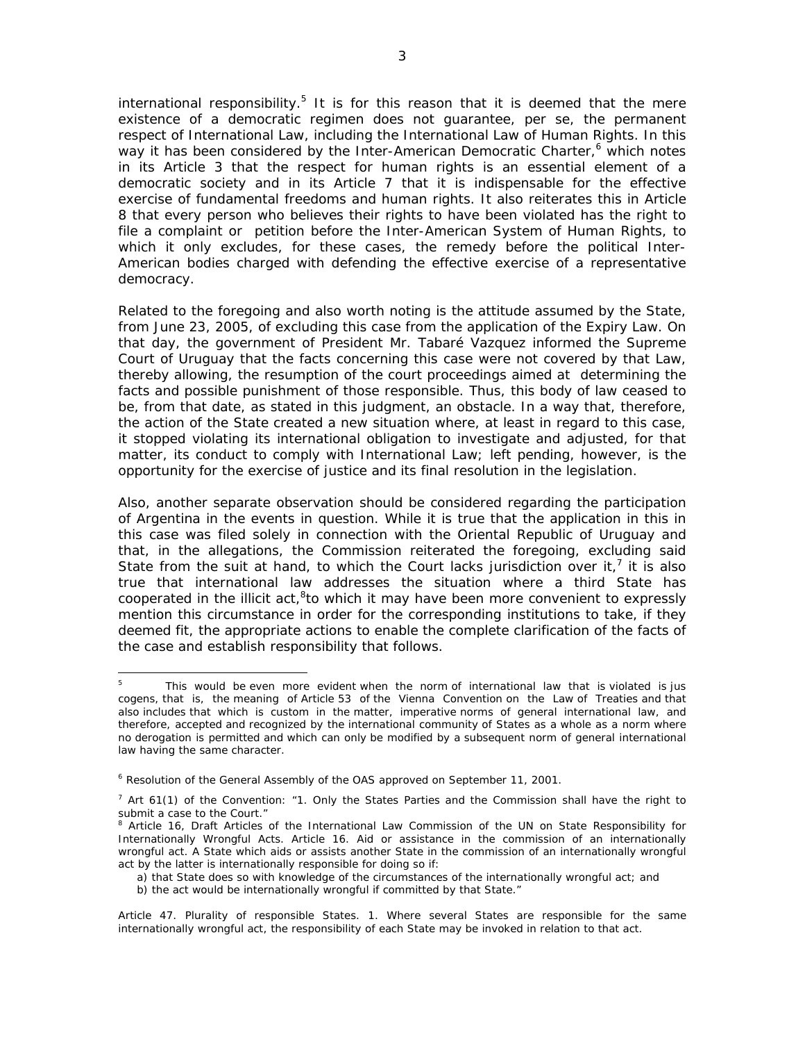international responsibility.[5] It is for this reason that it is deemed that the mere existence of a democratic regimen does not guarantee, per se, the permanent respect of International Law, including the International Law of Human Rights. In this way it has been considered by the Inter-American Democratic Charter,[6] which notes in its Article 3 that the respect for human rights is an essential element of a democratic society and in its Article 7 that it is indispensable for the effective exercise of fundamental freedoms and human rights. It also reiterates this in Article 8 that every person who believes their rights to have been violated has the right to file a complaint or petition before the Inter-American System of Human Rights, to which it only excludes, for these cases, the remedy before the political Inter-American bodies charged with defending the effective exercise of a representative democracy.

Related to the foregoing and also worth noting is the attitude assumed by the State, from June 23, 2005, of excluding this case from the application of the Expiry Law. On that day, the government of President Mr. Tabaré Vazquez informed the Supreme Court of Uruguay that the facts concerning this case were not covered by that Law, thereby allowing, the resumption of the court proceedings aimed at determining the facts and possible punishment of those responsible. Thus, this body of law ceased to be, from that date, as stated in this judgment, an obstacle. In a way that, therefore, the action of the State created a new situation where, at least in regard to this case, it stopped violating its international obligation to investigate and adjusted, for that matter, its conduct to comply with International Law; left pending, however, is the opportunity for the exercise of justice and its final resolution in the legislation.

Also, another separate observation should be considered regarding the participation of Argentina in the events in question. While it is true that the application in this in this case was filed solely in connection with the Oriental Republic of Uruguay and that, in the allegations, the Commission reiterated the foregoing, excluding said State from the suit at hand, to which the Court lacks jurisdiction over it,[7] it is also true that international law addresses the situation where a third State has cooperated in the illicit act,[8]to which it may have been more convenient to expressly mention this circumstance in order for the corresponding institutions to take, if they deemed fit, the appropriate actions to enable the complete clarification of the facts of the case and establish responsibility that follows.

---

[5] This would be even more evident when the norm of international law that is violated is jus cogens, that is, the meaning of Article 53 of the Vienna Convention on the Law of Treaties and that also includes that which is custom in the matter, imperative norms of general international law, and therefore, accepted and recognized by the international community of States as a whole as a norm where no derogation is permitted and which can only be modified by a subsequent norm of general international law having the same character.

[6] Resolution of the General Assembly of the OAS approved on September 11, 2001.

[7] Art 61(1) of the Convention: "1. Only the States Parties and the Commission shall have the right to submit a case to the Court."

[8] Article 16, Draft Articles of the International Law Commission of the UN on State Responsibility for Internationally Wrongful Acts. Article 16. Aid or assistance in the commission of an internationally wrongful act. A State which aids or assists another State in the commission of an internationally wrongful act by the latter is internationally responsible for doing so if:

a) that State does so with knowledge of the circumstances of the internationally wrongful act; and

b) the act would be internationally wrongful if committed by that State."

Article 47. Plurality of responsible States. 1. Where several States are responsible for the same internationally wrongful act, the responsibility of each State may be invoked in relation to that act.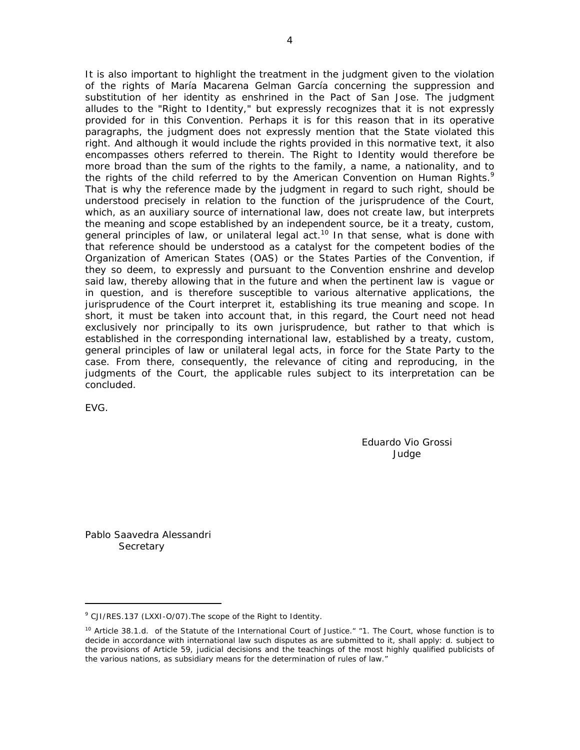It is also important to highlight the treatment in the judgment given to the violation of the rights of María Macarena Gelman García concerning the suppression and substitution of her identity as enshrined in the Pact of San Jose. The judgment alludes to the "Right to Identity," but expressly recognizes that it is not expressly provided for in this Convention. Perhaps it is for this reason that in its operative paragraphs, the judgment does not expressly mention that the State violated this right. And although it would include the rights provided in this normative text, it also encompasses others referred to therein. The Right to Identity would therefore be more broad than the sum of the rights to the family, a name, a nationality, and to the rights of the child referred to by the American Convention on Human Rights.[9] That is why the reference made by the judgment in regard to such right, should be understood precisely in relation to the function of the jurisprudence of the Court, which, as an auxiliary source of international law, does not create law, but interprets the meaning and scope established by an independent source, be it a treaty, custom, general principles of law, or unilateral legal act.[10] In that sense, what is done with that reference should be understood as a catalyst for the competent bodies of the Organization of American States (OAS) or the States Parties of the Convention, if they so deem, to expressly and pursuant to the Convention enshrine and develop said law, thereby allowing that in the future and when the pertinent law is vague or in question, and is therefore susceptible to various alternative applications, the jurisprudence of the Court interpret it, establishing its true meaning and scope. In short, it must be taken into account that, in this regard, the Court need not head exclusively nor principally to its own jurisprudence, but rather to that which is established in the corresponding international law, established by a treaty, custom, general principles of law or unilateral legal acts, in force for the State Party to the case. From there, consequently, the relevance of citing and reproducing, in the judgments of the Court, the applicable rules subject to its interpretation can be concluded.

EVG.

Eduardo Vio Grossi
Judge

Pablo Saavedra Alessandri
Secretary

---

[9] CJI/RES.137 (LXXI-O/07).The scope of the Right to Identity.

[10] Article 38.1.d. of the Statute of the International Court of Justice." "1. The Court, whose function is to decide in accordance with international law such disputes as are submitted to it, shall apply: d. subject to the provisions of Article 59, judicial decisions and the teachings of the most highly qualified publicists of the various nations, as subsidiary means for the determination of rules of law."